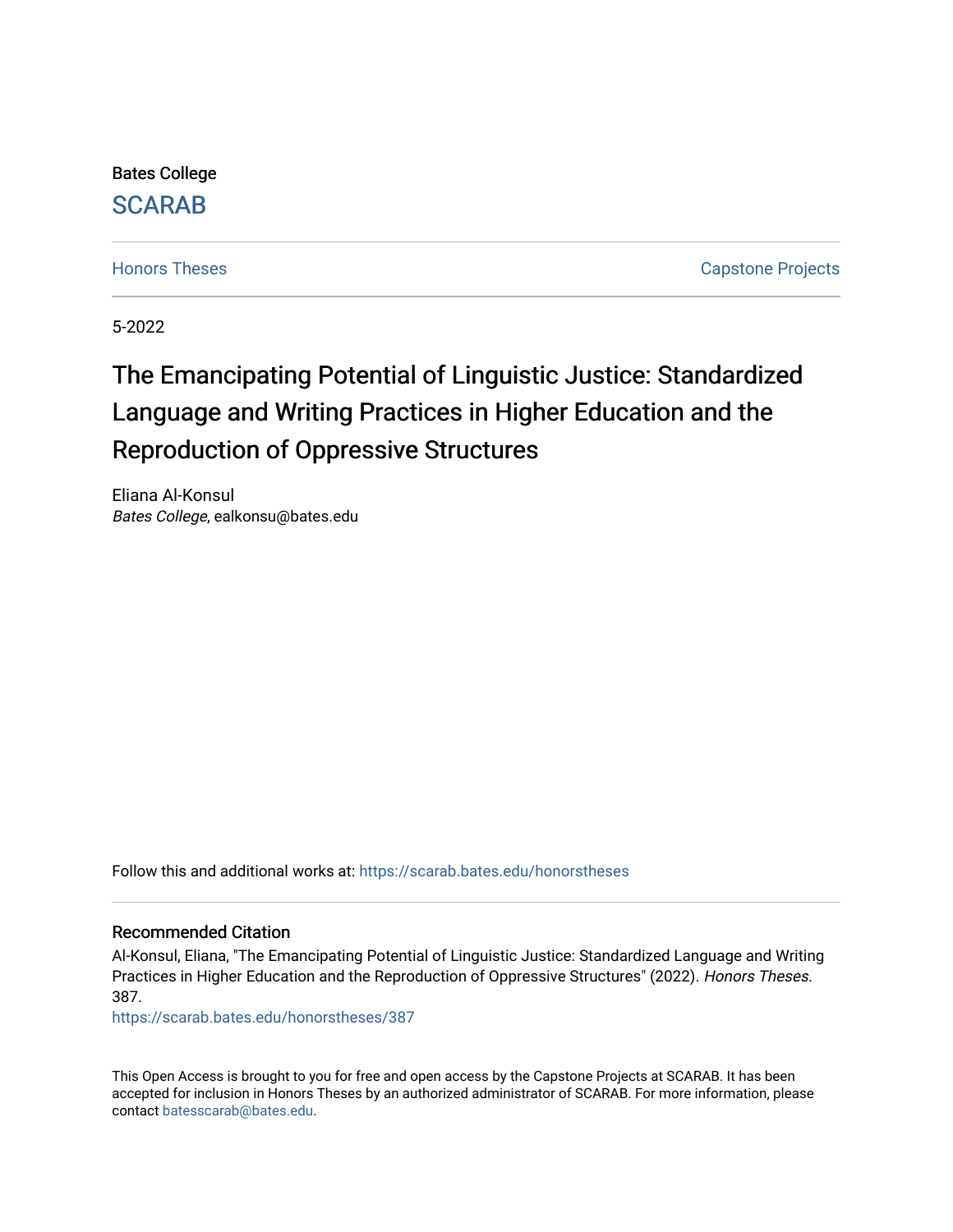Bates College

SCARAB

Honors Theses | Capstone Projects

5-2022

# The Emancipating Potential of Linguistic Justice: Standardized Language and Writing Practices in Higher Education and the Reproduction of Oppressive Structures

Eliana Al-Konsul
*Bates College*, ealkonsu@bates.edu

Follow this and additional works at: https://scarab.bates.edu/honorstheses

## Recommended Citation

Al-Konsul, Eliana, "The Emancipating Potential of Linguistic Justice: Standardized Language and Writing Practices in Higher Education and the Reproduction of Oppressive Structures" (2022). *Honors Theses*. 387.
https://scarab.bates.edu/honorstheses/387

This Open Access is brought to you for free and open access by the Capstone Projects at SCARAB. It has been accepted for inclusion in Honors Theses by an authorized administrator of SCARAB. For more information, please contact batesscarab@bates.edu.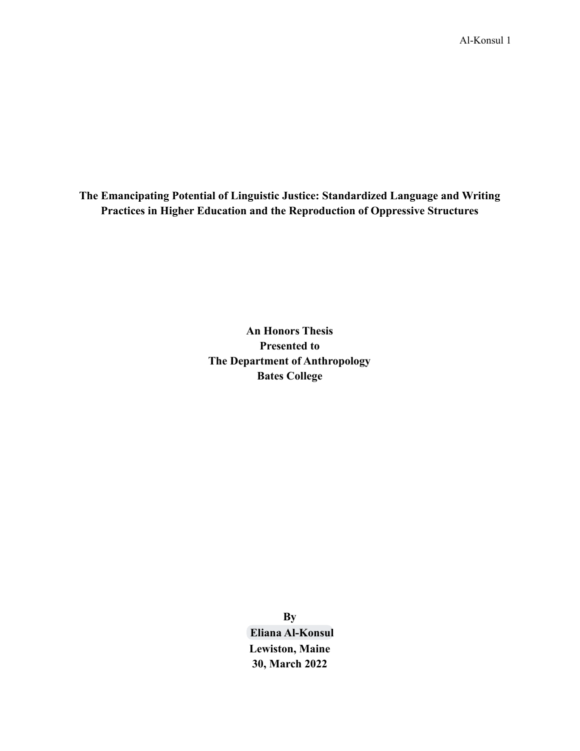# The Emancipating Potential of Linguistic Justice: Standardized Language and Writing Practices in Higher Education and the Reproduction of Oppressive Structures

**An Honors Thesis**
**Presented to**
**The Department of Anthropology**
**Bates College**

**By**
**Eliana Al-Konsul**
**Lewiston, Maine**
**30, March 2022**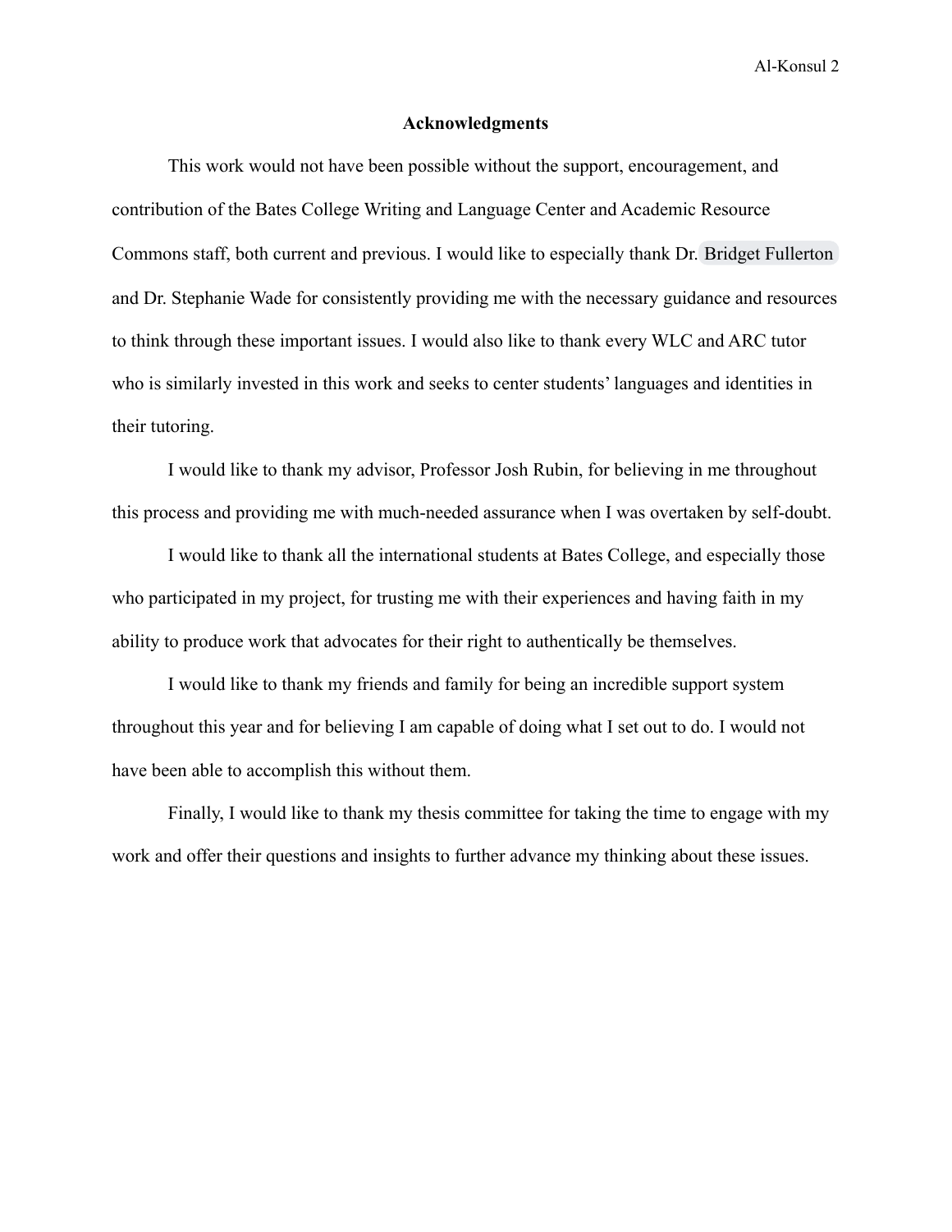# Acknowledgments

This work would not have been possible without the support, encouragement, and contribution of the Bates College Writing and Language Center and Academic Resource Commons staff, both current and previous. I would like to especially thank Dr. Bridget Fullerton and Dr. Stephanie Wade for consistently providing me with the necessary guidance and resources to think through these important issues. I would also like to thank every WLC and ARC tutor who is similarly invested in this work and seeks to center students' languages and identities in their tutoring.

I would like to thank my advisor, Professor Josh Rubin, for believing in me throughout this process and providing me with much-needed assurance when I was overtaken by self-doubt.

I would like to thank all the international students at Bates College, and especially those who participated in my project, for trusting me with their experiences and having faith in my ability to produce work that advocates for their right to authentically be themselves.

I would like to thank my friends and family for being an incredible support system throughout this year and for believing I am capable of doing what I set out to do. I would not have been able to accomplish this without them.

Finally, I would like to thank my thesis committee for taking the time to engage with my work and offer their questions and insights to further advance my thinking about these issues.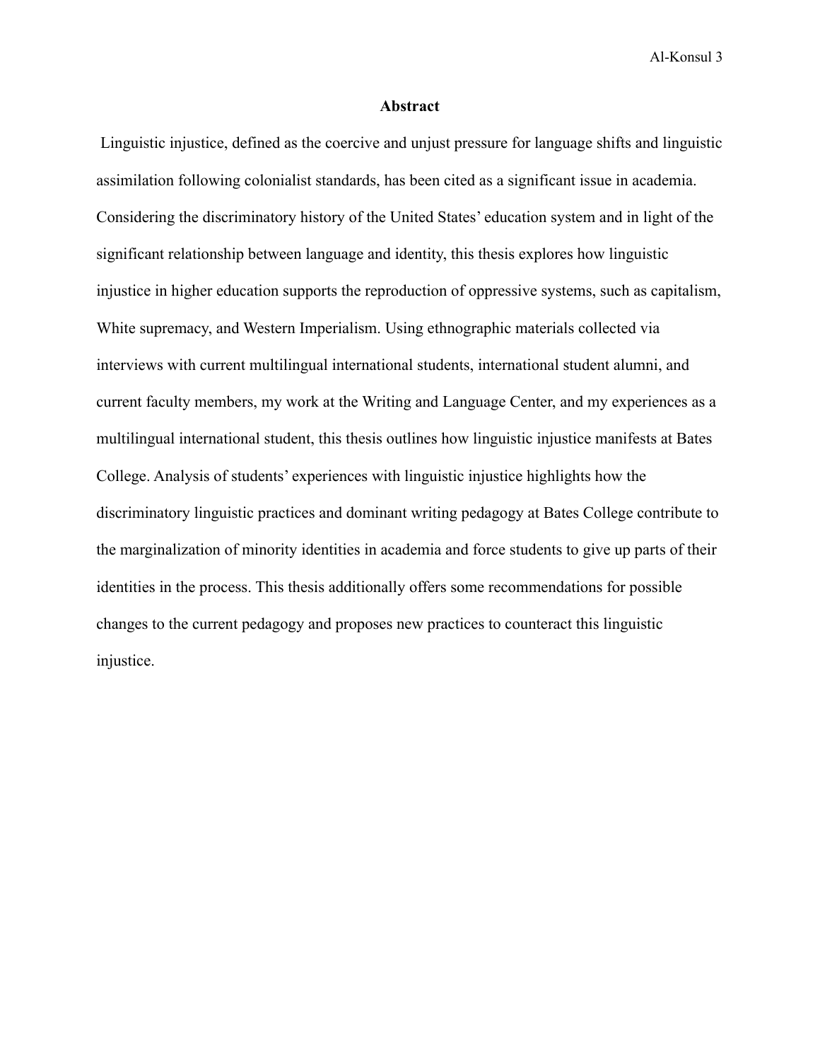# Abstract

Linguistic injustice, defined as the coercive and unjust pressure for language shifts and linguistic assimilation following colonialist standards, has been cited as a significant issue in academia. Considering the discriminatory history of the United States' education system and in light of the significant relationship between language and identity, this thesis explores how linguistic injustice in higher education supports the reproduction of oppressive systems, such as capitalism, White supremacy, and Western Imperialism. Using ethnographic materials collected via interviews with current multilingual international students, international student alumni, and current faculty members, my work at the Writing and Language Center, and my experiences as a multilingual international student, this thesis outlines how linguistic injustice manifests at Bates College. Analysis of students' experiences with linguistic injustice highlights how the discriminatory linguistic practices and dominant writing pedagogy at Bates College contribute to the marginalization of minority identities in academia and force students to give up parts of their identities in the process. This thesis additionally offers some recommendations for possible changes to the current pedagogy and proposes new practices to counteract this linguistic injustice.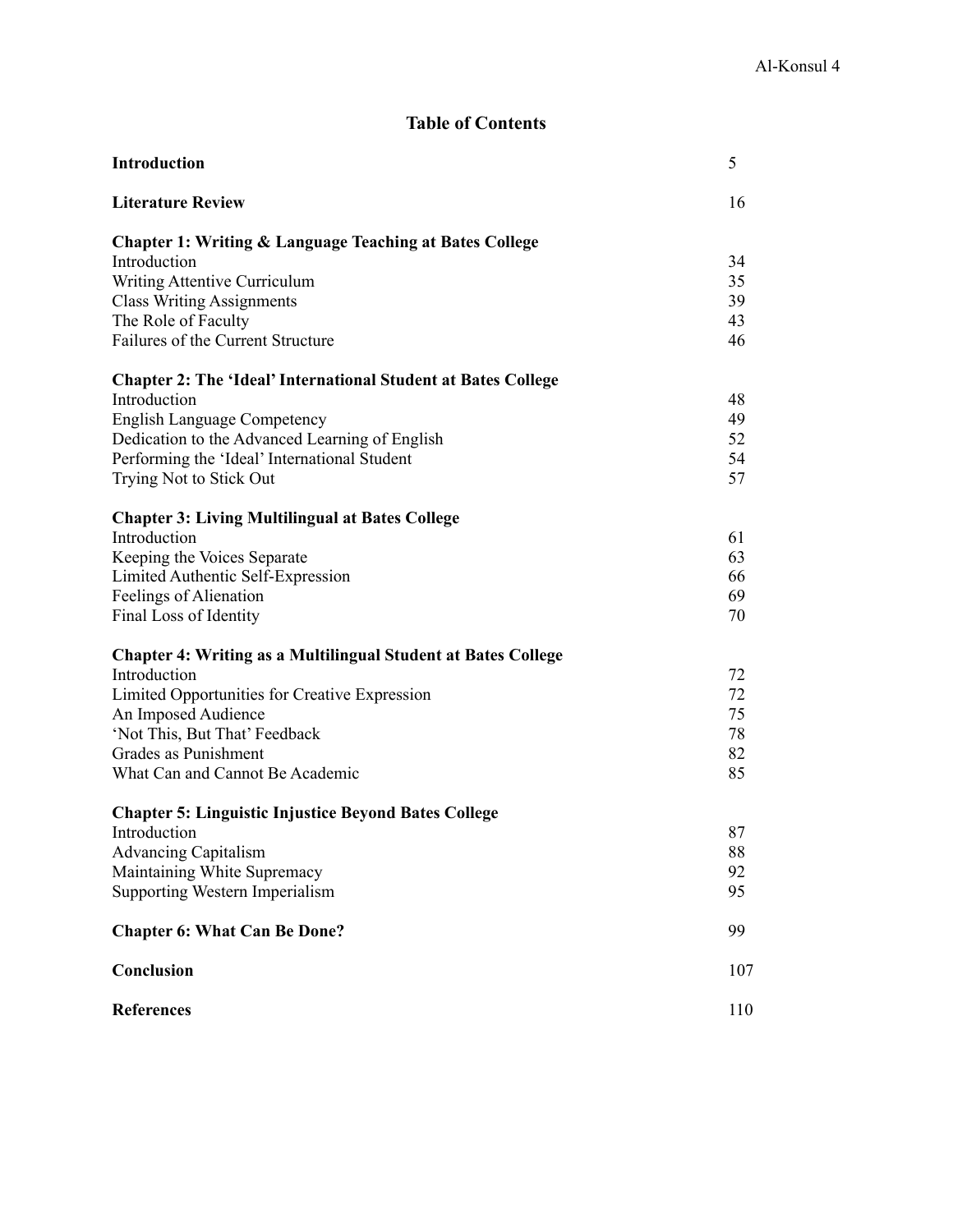# Table of Contents

| | |
|---|---|
| **Introduction** | 5 |
| **Literature Review** | 16 |
| **Chapter 1: Writing & Language Teaching at Bates College** | |
| Introduction | 34 |
| Writing Attentive Curriculum | 35 |
| Class Writing Assignments | 39 |
| The Role of Faculty | 43 |
| Failures of the Current Structure | 46 |
| **Chapter 2: The 'Ideal' International Student at Bates College** | |
| Introduction | 48 |
| English Language Competency | 49 |
| Dedication to the Advanced Learning of English | 52 |
| Performing the 'Ideal' International Student | 54 |
| Trying Not to Stick Out | 57 |
| **Chapter 3: Living Multilingual at Bates College** | |
| Introduction | 61 |
| Keeping the Voices Separate | 63 |
| Limited Authentic Self-Expression | 66 |
| Feelings of Alienation | 69 |
| Final Loss of Identity | 70 |
| **Chapter 4: Writing as a Multilingual Student at Bates College** | |
| Introduction | 72 |
| Limited Opportunities for Creative Expression | 72 |
| An Imposed Audience | 75 |
| 'Not This, But That' Feedback | 78 |
| Grades as Punishment | 82 |
| What Can and Cannot Be Academic | 85 |
| **Chapter 5: Linguistic Injustice Beyond Bates College** | |
| Introduction | 87 |
| Advancing Capitalism | 88 |
| Maintaining White Supremacy | 92 |
| Supporting Western Imperialism | 95 |
| **Chapter 6: What Can Be Done?** | 99 |
| **Conclusion** | 107 |
| **References** | 110 |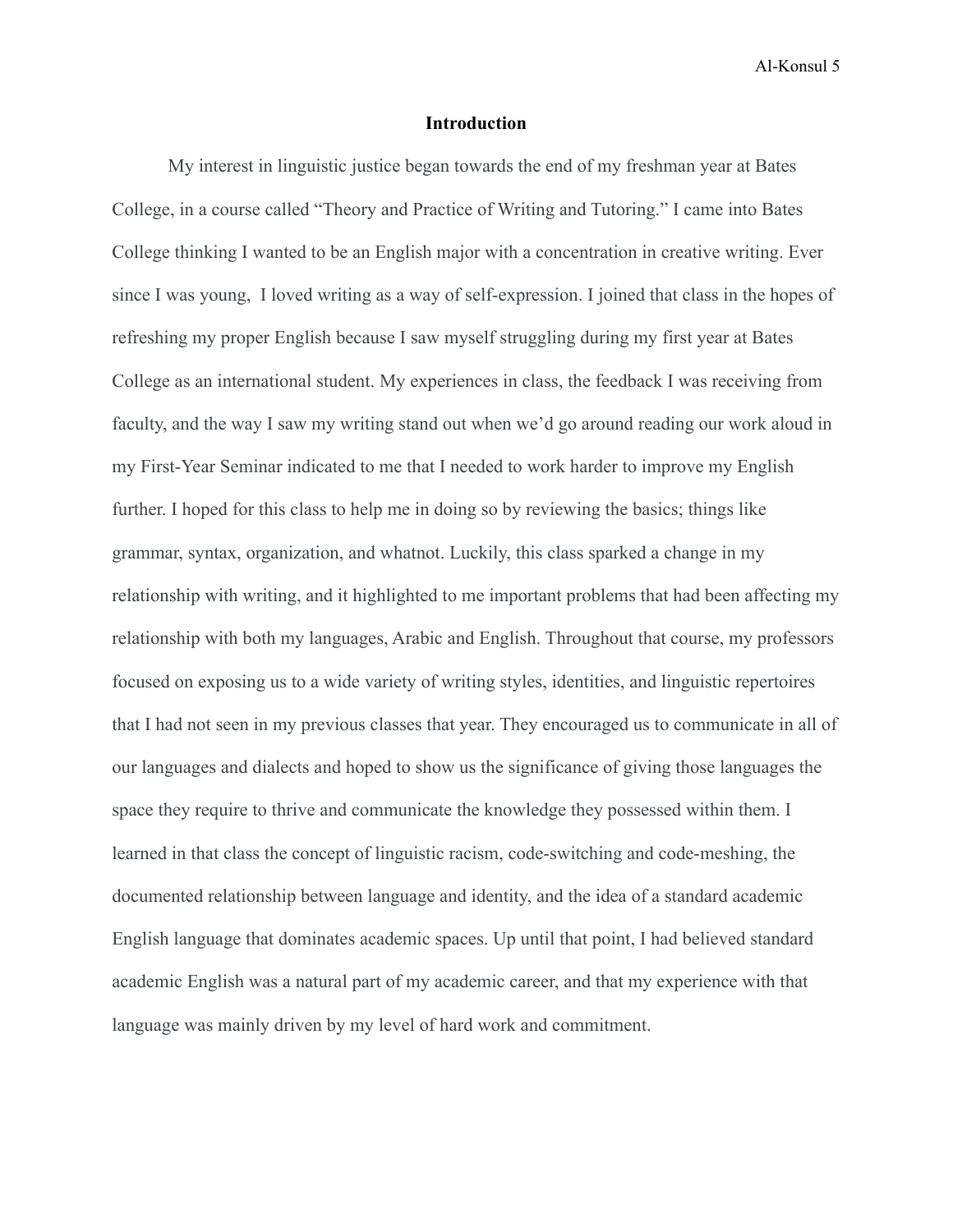## Introduction

My interest in linguistic justice began towards the end of my freshman year at Bates College, in a course called "Theory and Practice of Writing and Tutoring." I came into Bates College thinking I wanted to be an English major with a concentration in creative writing. Ever since I was young, I loved writing as a way of self-expression. I joined that class in the hopes of refreshing my proper English because I saw myself struggling during my first year at Bates College as an international student. My experiences in class, the feedback I was receiving from faculty, and the way I saw my writing stand out when we'd go around reading our work aloud in my First-Year Seminar indicated to me that I needed to work harder to improve my English further. I hoped for this class to help me in doing so by reviewing the basics; things like grammar, syntax, organization, and whatnot. Luckily, this class sparked a change in my relationship with writing, and it highlighted to me important problems that had been affecting my relationship with both my languages, Arabic and English. Throughout that course, my professors focused on exposing us to a wide variety of writing styles, identities, and linguistic repertoires that I had not seen in my previous classes that year. They encouraged us to communicate in all of our languages and dialects and hoped to show us the significance of giving those languages the space they require to thrive and communicate the knowledge they possessed within them. I learned in that class the concept of linguistic racism, code-switching and code-meshing, the documented relationship between language and identity, and the idea of a standard academic English language that dominates academic spaces. Up until that point, I had believed standard academic English was a natural part of my academic career, and that my experience with that language was mainly driven by my level of hard work and commitment.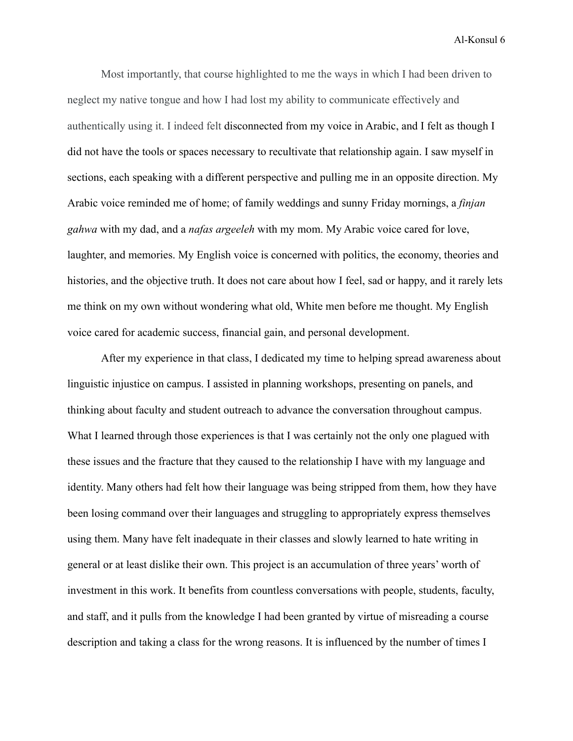Most importantly, that course highlighted to me the ways in which I had been driven to neglect my native tongue and how I had lost my ability to communicate effectively and authentically using it. I indeed felt disconnected from my voice in Arabic, and I felt as though I did not have the tools or spaces necessary to recultivate that relationship again. I saw myself in sections, each speaking with a different perspective and pulling me in an opposite direction. My Arabic voice reminded me of home; of family weddings and sunny Friday mornings, a *finjan gahwa* with my dad, and a *nafas argeeleh* with my mom. My Arabic voice cared for love, laughter, and memories. My English voice is concerned with politics, the economy, theories and histories, and the objective truth. It does not care about how I feel, sad or happy, and it rarely lets me think on my own without wondering what old, White men before me thought. My English voice cared for academic success, financial gain, and personal development.

After my experience in that class, I dedicated my time to helping spread awareness about linguistic injustice on campus. I assisted in planning workshops, presenting on panels, and thinking about faculty and student outreach to advance the conversation throughout campus. What I learned through those experiences is that I was certainly not the only one plagued with these issues and the fracture that they caused to the relationship I have with my language and identity. Many others had felt how their language was being stripped from them, how they have been losing command over their languages and struggling to appropriately express themselves using them. Many have felt inadequate in their classes and slowly learned to hate writing in general or at least dislike their own. This project is an accumulation of three years' worth of investment in this work. It benefits from countless conversations with people, students, faculty, and staff, and it pulls from the knowledge I had been granted by virtue of misreading a course description and taking a class for the wrong reasons. It is influenced by the number of times I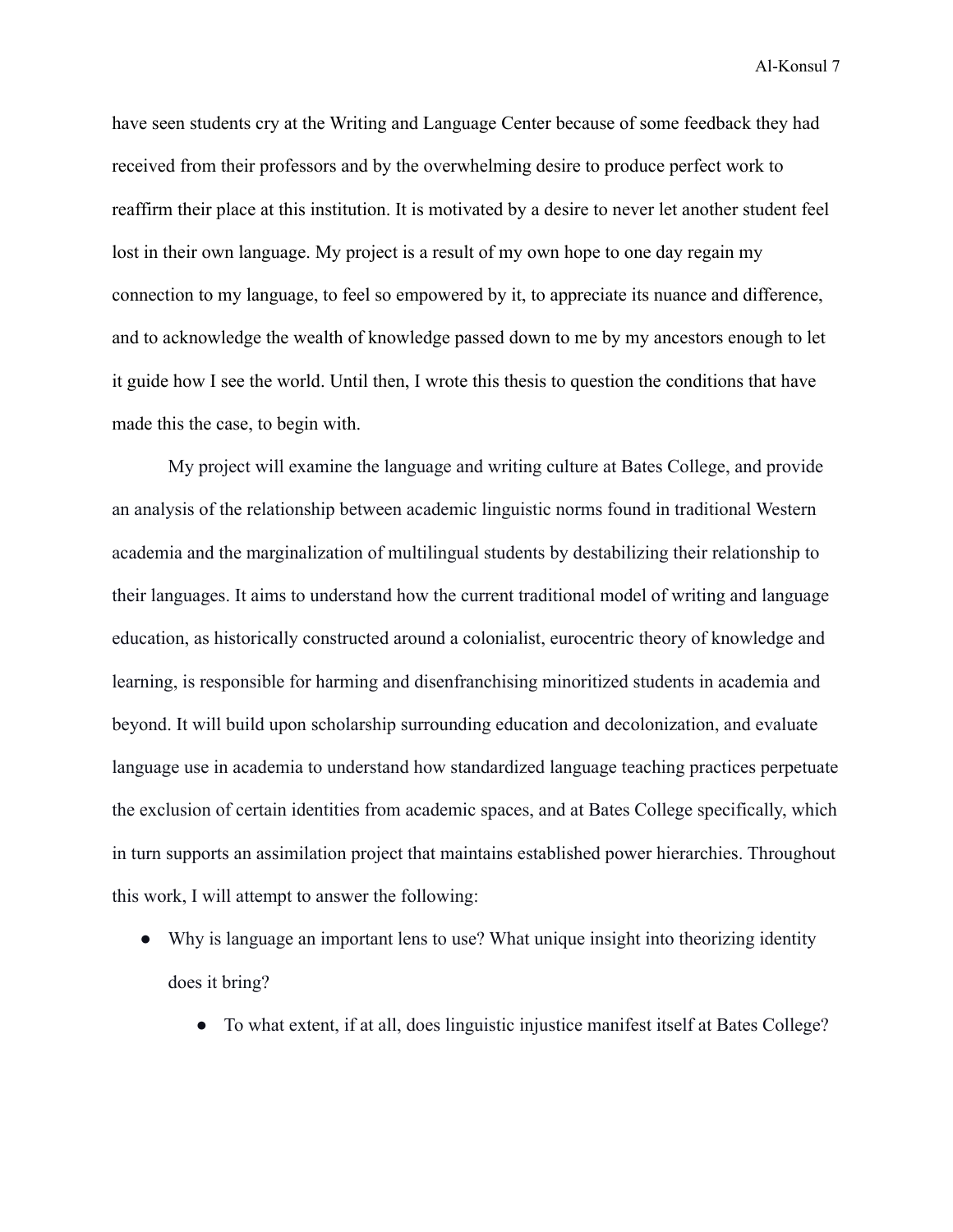have seen students cry at the Writing and Language Center because of some feedback they had received from their professors and by the overwhelming desire to produce perfect work to reaffirm their place at this institution. It is motivated by a desire to never let another student feel lost in their own language. My project is a result of my own hope to one day regain my connection to my language, to feel so empowered by it, to appreciate its nuance and difference, and to acknowledge the wealth of knowledge passed down to me by my ancestors enough to let it guide how I see the world. Until then, I wrote this thesis to question the conditions that have made this the case, to begin with.

My project will examine the language and writing culture at Bates College, and provide an analysis of the relationship between academic linguistic norms found in traditional Western academia and the marginalization of multilingual students by destabilizing their relationship to their languages. It aims to understand how the current traditional model of writing and language education, as historically constructed around a colonialist, eurocentric theory of knowledge and learning, is responsible for harming and disenfranchising minoritized students in academia and beyond. It will build upon scholarship surrounding education and decolonization, and evaluate language use in academia to understand how standardized language teaching practices perpetuate the exclusion of certain identities from academic spaces, and at Bates College specifically, which in turn supports an assimilation project that maintains established power hierarchies. Throughout this work, I will attempt to answer the following:

- Why is language an important lens to use? What unique insight into theorizing identity does it bring?
    - To what extent, if at all, does linguistic injustice manifest itself at Bates College?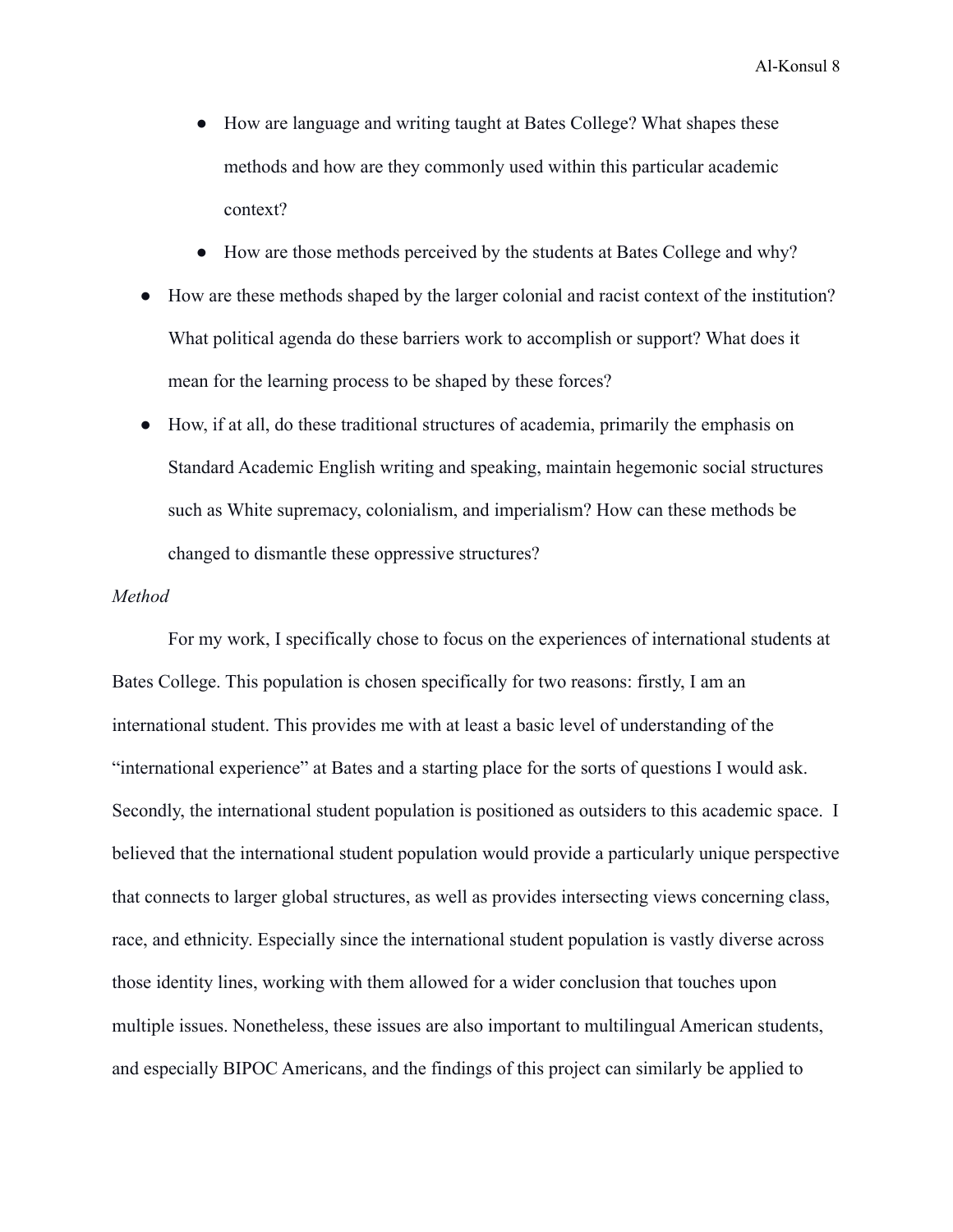- How are language and writing taught at Bates College? What shapes these methods and how are they commonly used within this particular academic context?
  - How are those methods perceived by the students at Bates College and why?
- How are these methods shaped by the larger colonial and racist context of the institution? What political agenda do these barriers work to accomplish or support? What does it mean for the learning process to be shaped by these forces?
- How, if at all, do these traditional structures of academia, primarily the emphasis on Standard Academic English writing and speaking, maintain hegemonic social structures such as White supremacy, colonialism, and imperialism? How can these methods be changed to dismantle these oppressive structures?

*Method*

For my work, I specifically chose to focus on the experiences of international students at Bates College. This population is chosen specifically for two reasons: firstly, I am an international student. This provides me with at least a basic level of understanding of the "international experience" at Bates and a starting place for the sorts of questions I would ask. Secondly, the international student population is positioned as outsiders to this academic space. I believed that the international student population would provide a particularly unique perspective that connects to larger global structures, as well as provides intersecting views concerning class, race, and ethnicity. Especially since the international student population is vastly diverse across those identity lines, working with them allowed for a wider conclusion that touches upon multiple issues. Nonetheless, these issues are also important to multilingual American students, and especially BIPOC Americans, and the findings of this project can similarly be applied to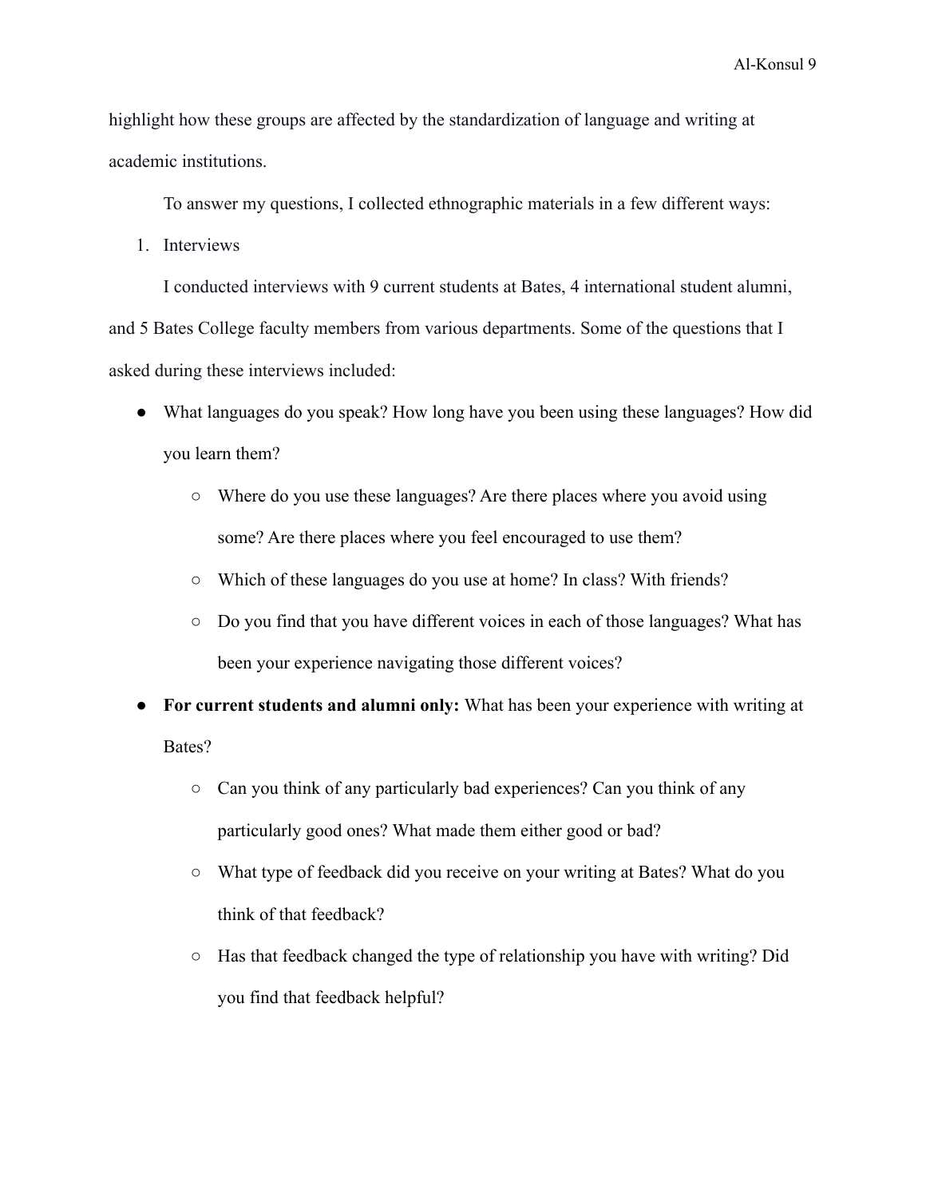highlight how these groups are affected by the standardization of language and writing at academic institutions.

To answer my questions, I collected ethnographic materials in a few different ways:

1. Interviews

I conducted interviews with 9 current students at Bates, 4 international student alumni, and 5 Bates College faculty members from various departments. Some of the questions that I asked during these interviews included:

- What languages do you speak? How long have you been using these languages? How did you learn them?
    - Where do you use these languages? Are there places where you avoid using some? Are there places where you feel encouraged to use them?
    - Which of these languages do you use at home? In class? With friends?
    - Do you find that you have different voices in each of those languages? What has been your experience navigating those different voices?
- **For current students and alumni only:** What has been your experience with writing at Bates?
    - Can you think of any particularly bad experiences? Can you think of any particularly good ones? What made them either good or bad?
    - What type of feedback did you receive on your writing at Bates? What do you think of that feedback?
    - Has that feedback changed the type of relationship you have with writing? Did you find that feedback helpful?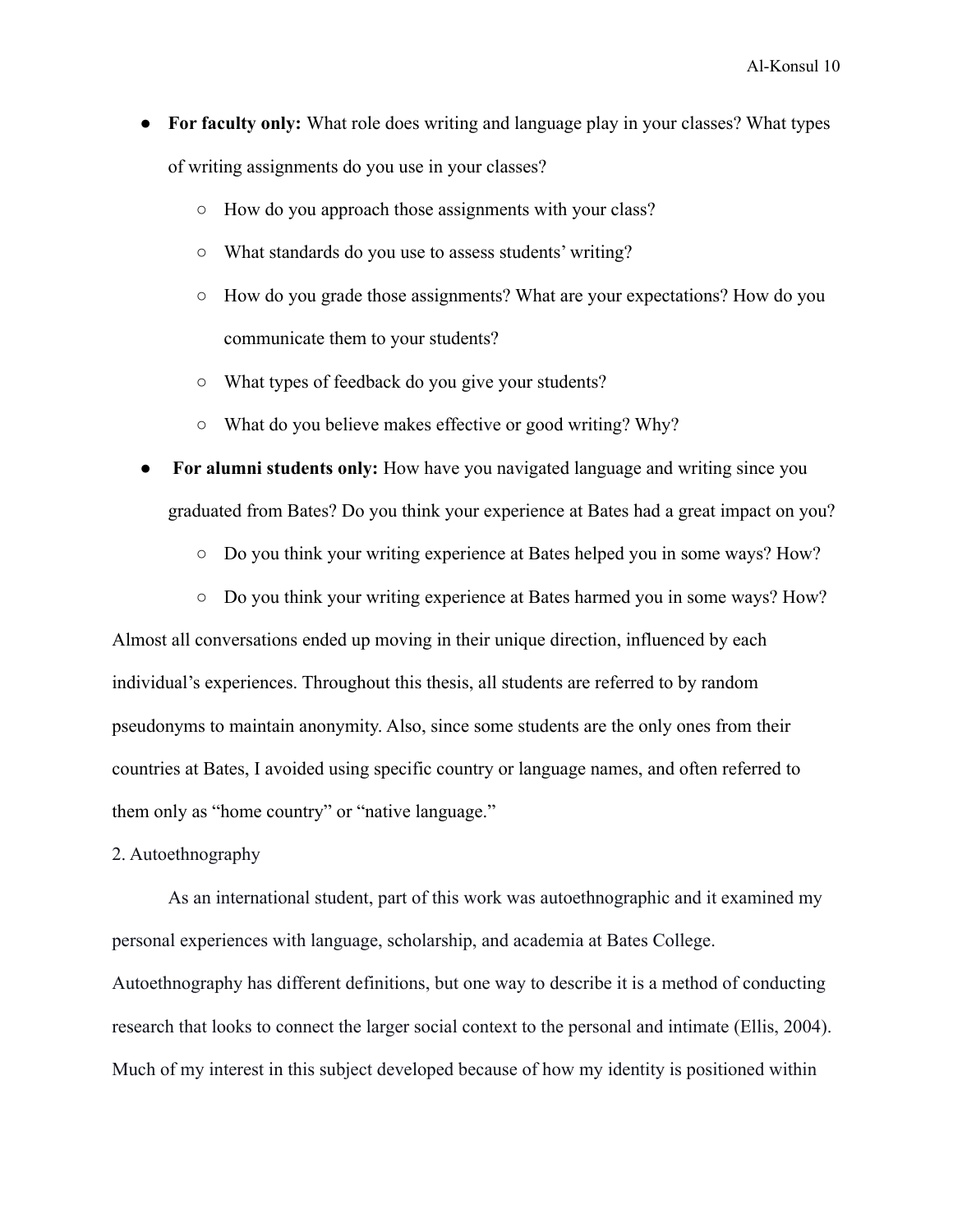- **For faculty only:** What role does writing and language play in your classes? What types of writing assignments do you use in your classes?
    - How do you approach those assignments with your class?
    - What standards do you use to assess students' writing?
    - How do you grade those assignments? What are your expectations? How do you communicate them to your students?
    - What types of feedback do you give your students?
    - What do you believe makes effective or good writing? Why?
- **For alumni students only:** How have you navigated language and writing since you graduated from Bates? Do you think your experience at Bates had a great impact on you?
    - Do you think your writing experience at Bates helped you in some ways? How?
    - Do you think your writing experience at Bates harmed you in some ways? How?

Almost all conversations ended up moving in their unique direction, influenced by each individual's experiences. Throughout this thesis, all students are referred to by random pseudonyms to maintain anonymity. Also, since some students are the only ones from their countries at Bates, I avoided using specific country or language names, and often referred to them only as "home country" or "native language."

2. Autoethnography

As an international student, part of this work was autoethnographic and it examined my personal experiences with language, scholarship, and academia at Bates College. Autoethnography has different definitions, but one way to describe it is a method of conducting research that looks to connect the larger social context to the personal and intimate (Ellis, 2004). Much of my interest in this subject developed because of how my identity is positioned within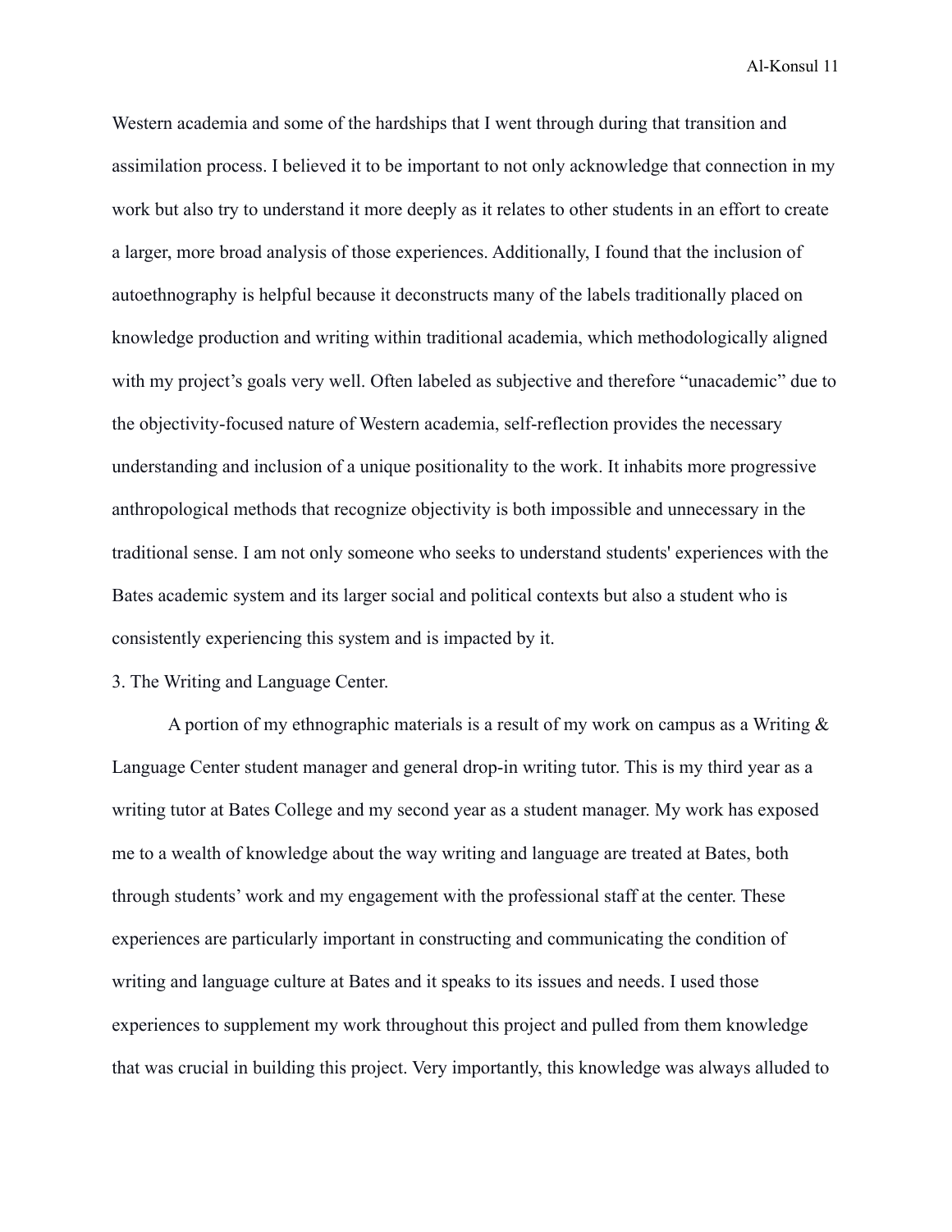Western academia and some of the hardships that I went through during that transition and assimilation process. I believed it to be important to not only acknowledge that connection in my work but also try to understand it more deeply as it relates to other students in an effort to create a larger, more broad analysis of those experiences. Additionally, I found that the inclusion of autoethnography is helpful because it deconstructs many of the labels traditionally placed on knowledge production and writing within traditional academia, which methodologically aligned with my project's goals very well. Often labeled as subjective and therefore "unacademic" due to the objectivity-focused nature of Western academia, self-reflection provides the necessary understanding and inclusion of a unique positionality to the work. It inhabits more progressive anthropological methods that recognize objectivity is both impossible and unnecessary in the traditional sense. I am not only someone who seeks to understand students' experiences with the Bates academic system and its larger social and political contexts but also a student who is consistently experiencing this system and is impacted by it.

3. The Writing and Language Center.

A portion of my ethnographic materials is a result of my work on campus as a Writing & Language Center student manager and general drop-in writing tutor. This is my third year as a writing tutor at Bates College and my second year as a student manager. My work has exposed me to a wealth of knowledge about the way writing and language are treated at Bates, both through students' work and my engagement with the professional staff at the center. These experiences are particularly important in constructing and communicating the condition of writing and language culture at Bates and it speaks to its issues and needs. I used those experiences to supplement my work throughout this project and pulled from them knowledge that was crucial in building this project. Very importantly, this knowledge was always alluded to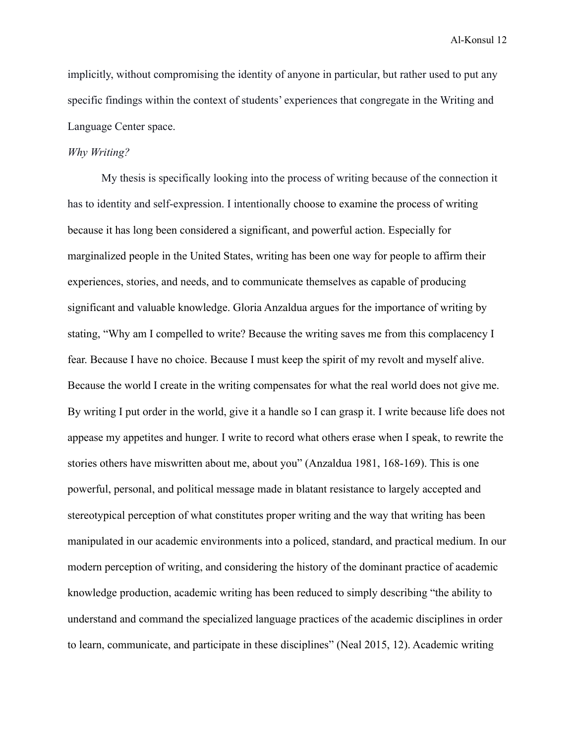implicitly, without compromising the identity of anyone in particular, but rather used to put any specific findings within the context of students' experiences that congregate in the Writing and Language Center space.

*Why Writing?*

My thesis is specifically looking into the process of writing because of the connection it has to identity and self-expression. I intentionally choose to examine the process of writing because it has long been considered a significant, and powerful action. Especially for marginalized people in the United States, writing has been one way for people to affirm their experiences, stories, and needs, and to communicate themselves as capable of producing significant and valuable knowledge. Gloria Anzaldua argues for the importance of writing by stating, "Why am I compelled to write? Because the writing saves me from this complacency I fear. Because I have no choice. Because I must keep the spirit of my revolt and myself alive. Because the world I create in the writing compensates for what the real world does not give me. By writing I put order in the world, give it a handle so I can grasp it. I write because life does not appease my appetites and hunger. I write to record what others erase when I speak, to rewrite the stories others have miswritten about me, about you" (Anzaldua 1981, 168-169). This is one powerful, personal, and political message made in blatant resistance to largely accepted and stereotypical perception of what constitutes proper writing and the way that writing has been manipulated in our academic environments into a policed, standard, and practical medium. In our modern perception of writing, and considering the history of the dominant practice of academic knowledge production, academic writing has been reduced to simply describing "the ability to understand and command the specialized language practices of the academic disciplines in order to learn, communicate, and participate in these disciplines" (Neal 2015, 12). Academic writing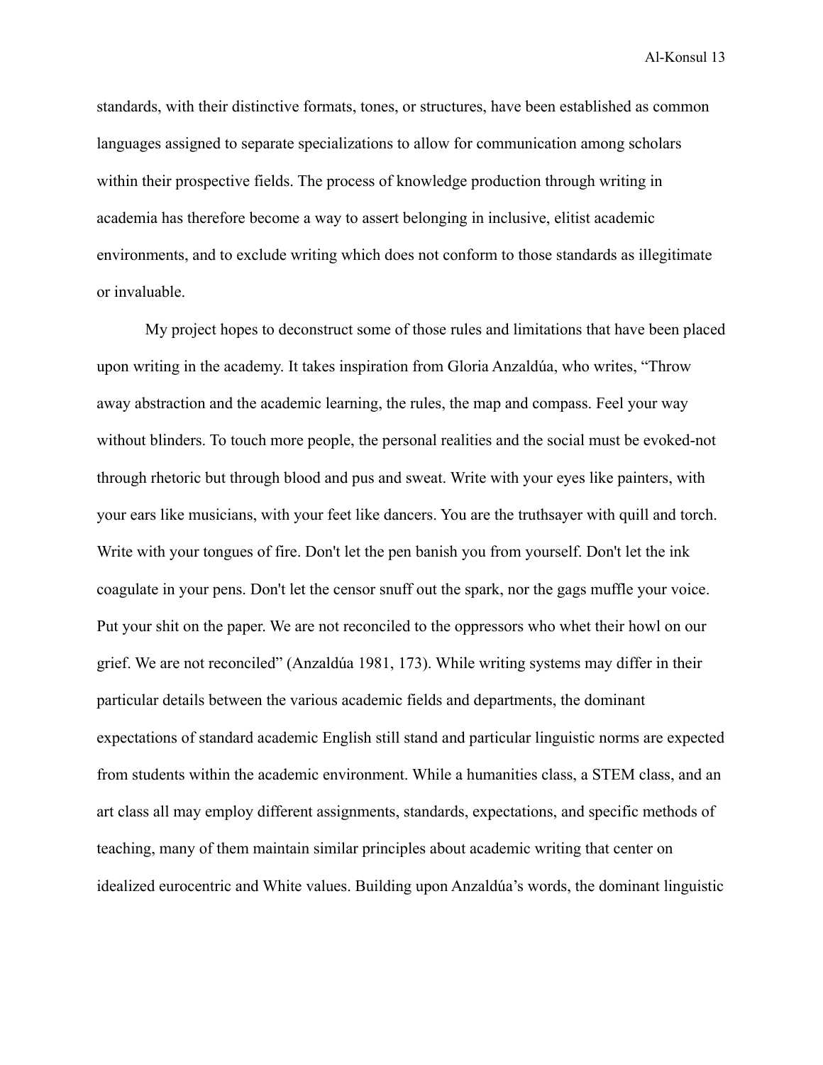standards, with their distinctive formats, tones, or structures, have been established as common languages assigned to separate specializations to allow for communication among scholars within their prospective fields. The process of knowledge production through writing in academia has therefore become a way to assert belonging in inclusive, elitist academic environments, and to exclude writing which does not conform to those standards as illegitimate or invaluable.

My project hopes to deconstruct some of those rules and limitations that have been placed upon writing in the academy. It takes inspiration from Gloria Anzaldúa, who writes, "Throw away abstraction and the academic learning, the rules, the map and compass. Feel your way without blinders. To touch more people, the personal realities and the social must be evoked-not through rhetoric but through blood and pus and sweat. Write with your eyes like painters, with your ears like musicians, with your feet like dancers. You are the truthsayer with quill and torch. Write with your tongues of fire. Don't let the pen banish you from yourself. Don't let the ink coagulate in your pens. Don't let the censor snuff out the spark, nor the gags muffle your voice. Put your shit on the paper. We are not reconciled to the oppressors who whet their howl on our grief. We are not reconciled" (Anzaldúa 1981, 173). While writing systems may differ in their particular details between the various academic fields and departments, the dominant expectations of standard academic English still stand and particular linguistic norms are expected from students within the academic environment. While a humanities class, a STEM class, and an art class all may employ different assignments, standards, expectations, and specific methods of teaching, many of them maintain similar principles about academic writing that center on idealized eurocentric and White values. Building upon Anzaldúa's words, the dominant linguistic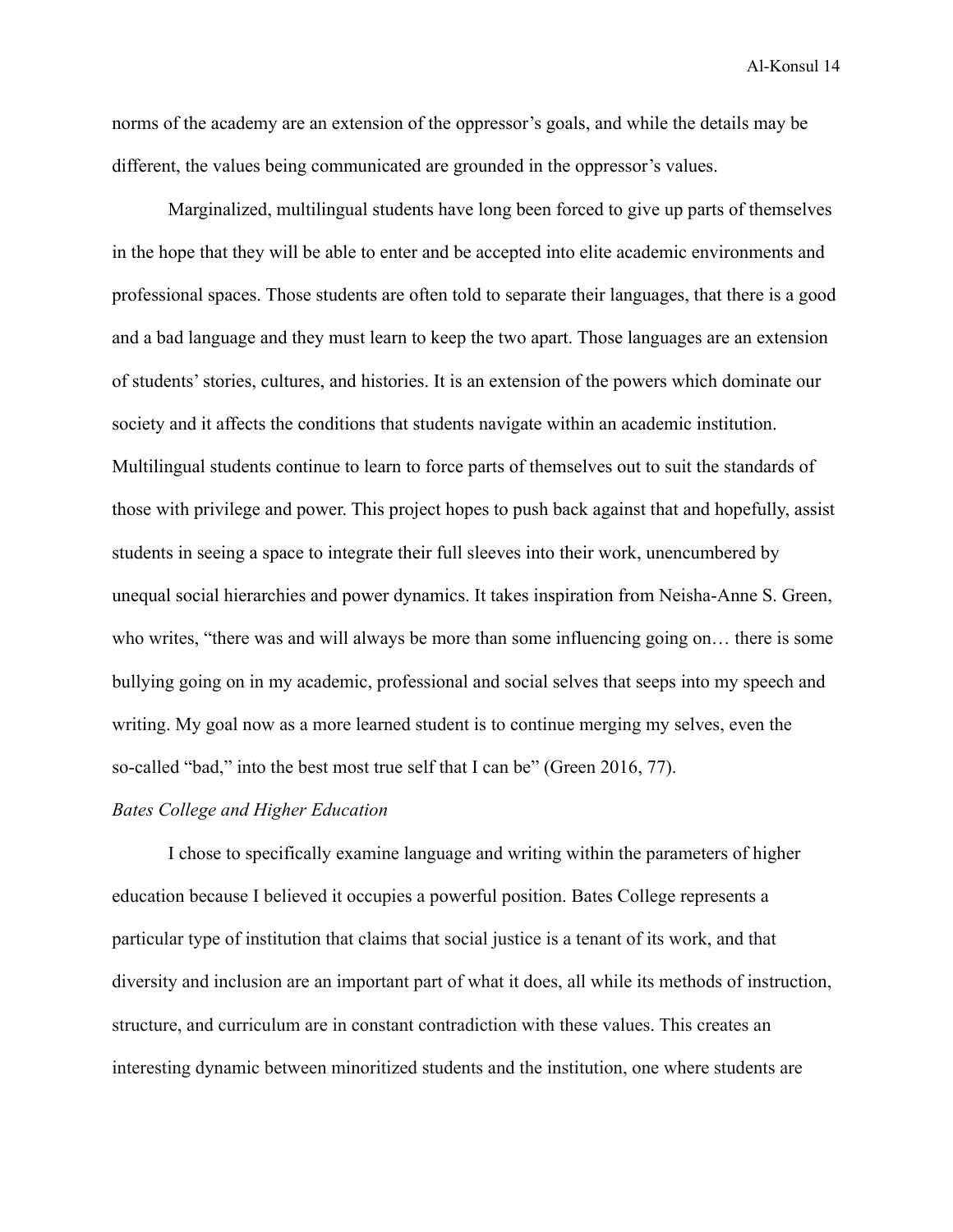norms of the academy are an extension of the oppressor's goals, and while the details may be different, the values being communicated are grounded in the oppressor's values.

Marginalized, multilingual students have long been forced to give up parts of themselves in the hope that they will be able to enter and be accepted into elite academic environments and professional spaces. Those students are often told to separate their languages, that there is a good and a bad language and they must learn to keep the two apart. Those languages are an extension of students' stories, cultures, and histories. It is an extension of the powers which dominate our society and it affects the conditions that students navigate within an academic institution. Multilingual students continue to learn to force parts of themselves out to suit the standards of those with privilege and power. This project hopes to push back against that and hopefully, assist students in seeing a space to integrate their full sleeves into their work, unencumbered by unequal social hierarchies and power dynamics. It takes inspiration from Neisha-Anne S. Green, who writes, "there was and will always be more than some influencing going on… there is some bullying going on in my academic, professional and social selves that seeps into my speech and writing. My goal now as a more learned student is to continue merging my selves, even the so-called "bad," into the best most true self that I can be" (Green 2016, 77).

*Bates College and Higher Education*

I chose to specifically examine language and writing within the parameters of higher education because I believed it occupies a powerful position. Bates College represents a particular type of institution that claims that social justice is a tenant of its work, and that diversity and inclusion are an important part of what it does, all while its methods of instruction, structure, and curriculum are in constant contradiction with these values. This creates an interesting dynamic between minoritized students and the institution, one where students are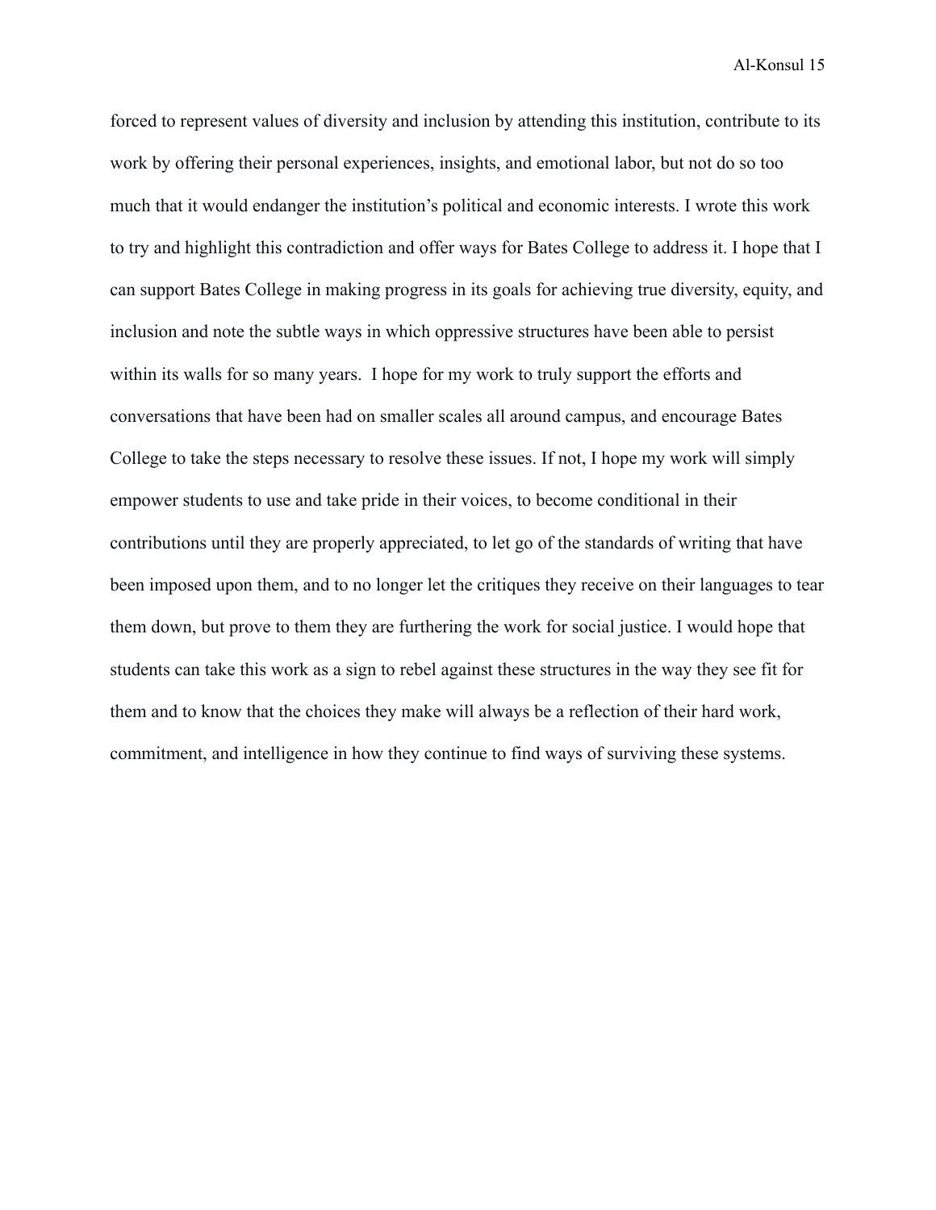forced to represent values of diversity and inclusion by attending this institution, contribute to its work by offering their personal experiences, insights, and emotional labor, but not do so too much that it would endanger the institution's political and economic interests. I wrote this work to try and highlight this contradiction and offer ways for Bates College to address it. I hope that I can support Bates College in making progress in its goals for achieving true diversity, equity, and inclusion and note the subtle ways in which oppressive structures have been able to persist within its walls for so many years. I hope for my work to truly support the efforts and conversations that have been had on smaller scales all around campus, and encourage Bates College to take the steps necessary to resolve these issues. If not, I hope my work will simply empower students to use and take pride in their voices, to become conditional in their contributions until they are properly appreciated, to let go of the standards of writing that have been imposed upon them, and to no longer let the critiques they receive on their languages to tear them down, but prove to them they are furthering the work for social justice. I would hope that students can take this work as a sign to rebel against these structures in the way they see fit for them and to know that the choices they make will always be a reflection of their hard work, commitment, and intelligence in how they continue to find ways of surviving these systems.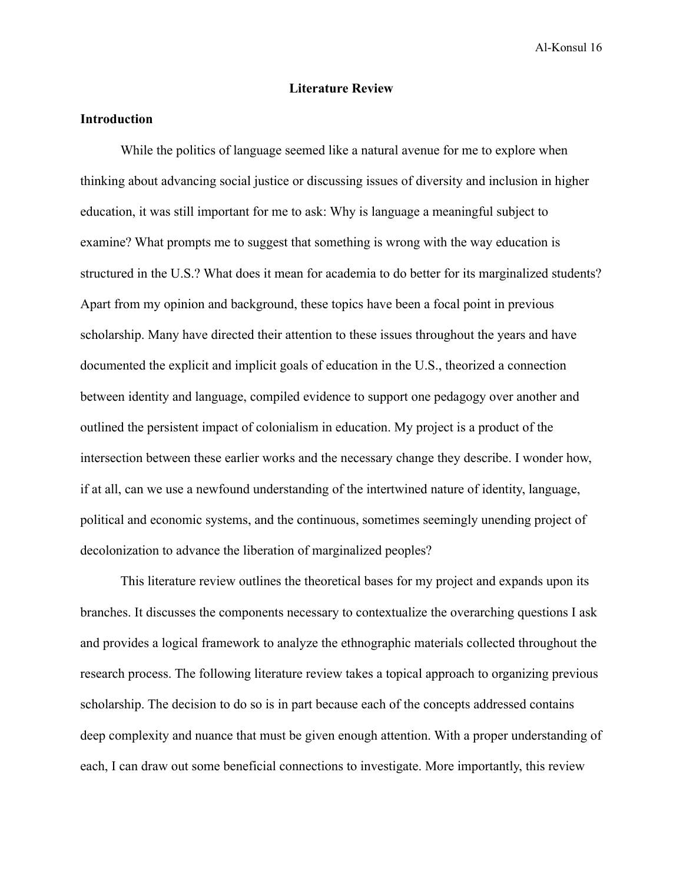# Literature Review

## Introduction

While the politics of language seemed like a natural avenue for me to explore when thinking about advancing social justice or discussing issues of diversity and inclusion in higher education, it was still important for me to ask: Why is language a meaningful subject to examine? What prompts me to suggest that something is wrong with the way education is structured in the U.S.? What does it mean for academia to do better for its marginalized students? Apart from my opinion and background, these topics have been a focal point in previous scholarship. Many have directed their attention to these issues throughout the years and have documented the explicit and implicit goals of education in the U.S., theorized a connection between identity and language, compiled evidence to support one pedagogy over another and outlined the persistent impact of colonialism in education. My project is a product of the intersection between these earlier works and the necessary change they describe. I wonder how, if at all, can we use a newfound understanding of the intertwined nature of identity, language, political and economic systems, and the continuous, sometimes seemingly unending project of decolonization to advance the liberation of marginalized peoples?

This literature review outlines the theoretical bases for my project and expands upon its branches. It discusses the components necessary to contextualize the overarching questions I ask and provides a logical framework to analyze the ethnographic materials collected throughout the research process. The following literature review takes a topical approach to organizing previous scholarship. The decision to do so is in part because each of the concepts addressed contains deep complexity and nuance that must be given enough attention. With a proper understanding of each, I can draw out some beneficial connections to investigate. More importantly, this review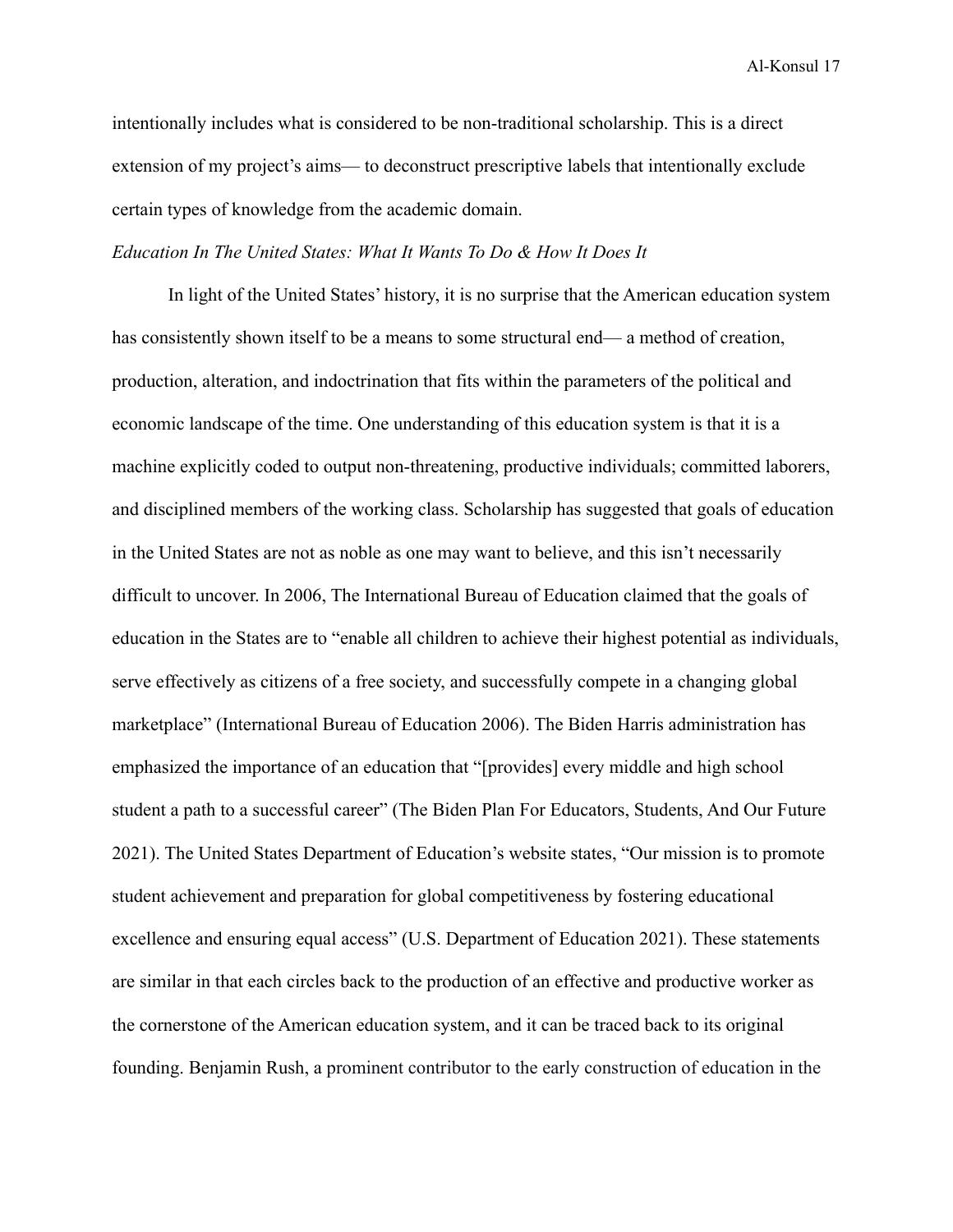intentionally includes what is considered to be non-traditional scholarship. This is a direct extension of my project's aims— to deconstruct prescriptive labels that intentionally exclude certain types of knowledge from the academic domain.

*Education In The United States: What It Wants To Do & How It Does It*

In light of the United States' history, it is no surprise that the American education system has consistently shown itself to be a means to some structural end— a method of creation, production, alteration, and indoctrination that fits within the parameters of the political and economic landscape of the time. One understanding of this education system is that it is a machine explicitly coded to output non-threatening, productive individuals; committed laborers, and disciplined members of the working class. Scholarship has suggested that goals of education in the United States are not as noble as one may want to believe, and this isn't necessarily difficult to uncover. In 2006, The International Bureau of Education claimed that the goals of education in the States are to "enable all children to achieve their highest potential as individuals, serve effectively as citizens of a free society, and successfully compete in a changing global marketplace" (International Bureau of Education 2006). The Biden Harris administration has emphasized the importance of an education that "[provides] every middle and high school student a path to a successful career" (The Biden Plan For Educators, Students, And Our Future 2021). The United States Department of Education's website states, "Our mission is to promote student achievement and preparation for global competitiveness by fostering educational excellence and ensuring equal access" (U.S. Department of Education 2021). These statements are similar in that each circles back to the production of an effective and productive worker as the cornerstone of the American education system, and it can be traced back to its original founding. Benjamin Rush, a prominent contributor to the early construction of education in the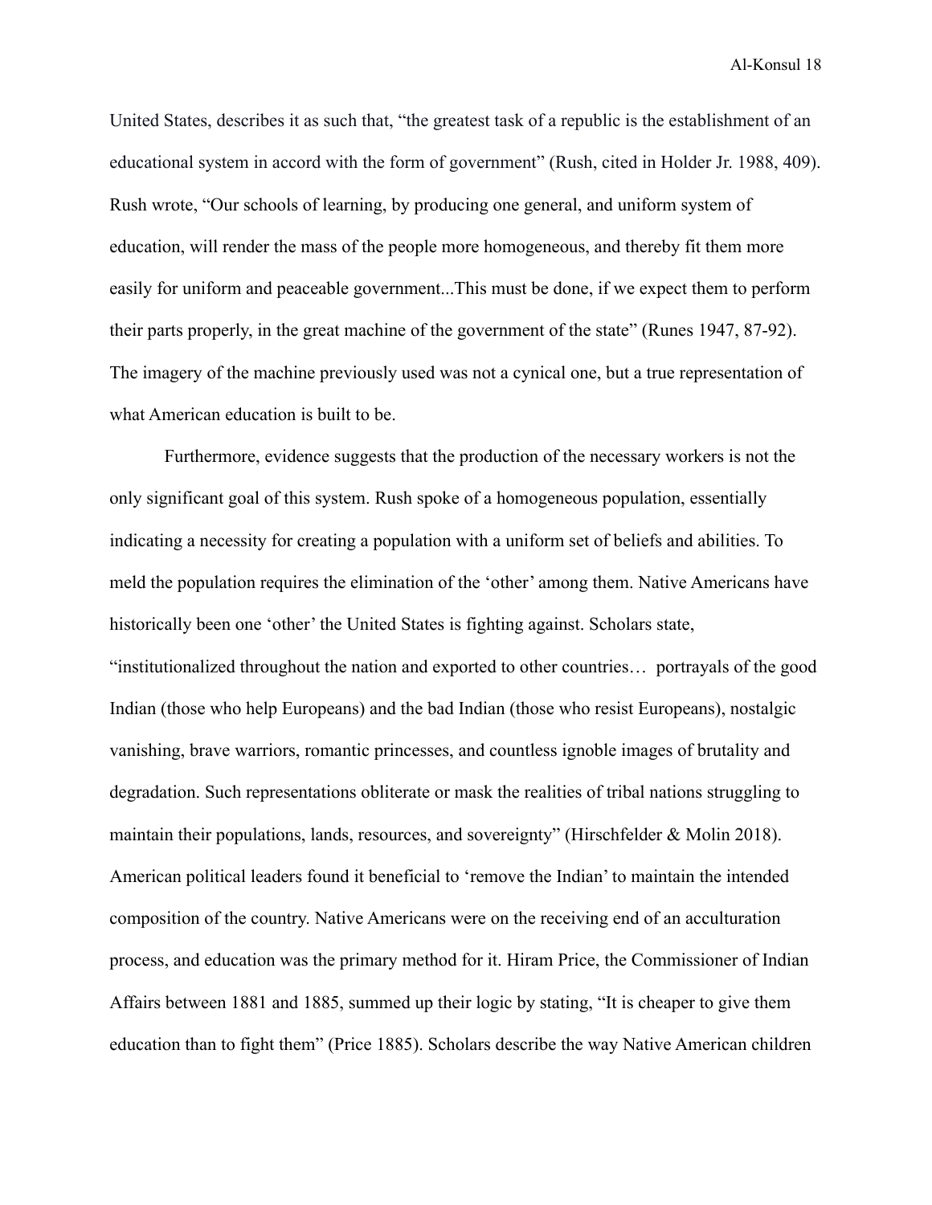United States, describes it as such that, “the greatest task of a republic is the establishment of an educational system in accord with the form of government” (Rush, cited in Holder Jr. 1988, 409). Rush wrote, “Our schools of learning, by producing one general, and uniform system of education, will render the mass of the people more homogeneous, and thereby fit them more easily for uniform and peaceable government...This must be done, if we expect them to perform their parts properly, in the great machine of the government of the state” (Runes 1947, 87-92). The imagery of the machine previously used was not a cynical one, but a true representation of what American education is built to be.

Furthermore, evidence suggests that the production of the necessary workers is not the only significant goal of this system. Rush spoke of a homogeneous population, essentially indicating a necessity for creating a population with a uniform set of beliefs and abilities. To meld the population requires the elimination of the ‘other’ among them. Native Americans have historically been one ‘other’ the United States is fighting against. Scholars state, “institutionalized throughout the nation and exported to other countries… portrayals of the good Indian (those who help Europeans) and the bad Indian (those who resist Europeans), nostalgic vanishing, brave warriors, romantic princesses, and countless ignoble images of brutality and degradation. Such representations obliterate or mask the realities of tribal nations struggling to maintain their populations, lands, resources, and sovereignty” (Hirschfelder & Molin 2018). American political leaders found it beneficial to ‘remove the Indian’ to maintain the intended composition of the country. Native Americans were on the receiving end of an acculturation process, and education was the primary method for it. Hiram Price, the Commissioner of Indian Affairs between 1881 and 1885, summed up their logic by stating, “It is cheaper to give them education than to fight them” (Price 1885). Scholars describe the way Native American children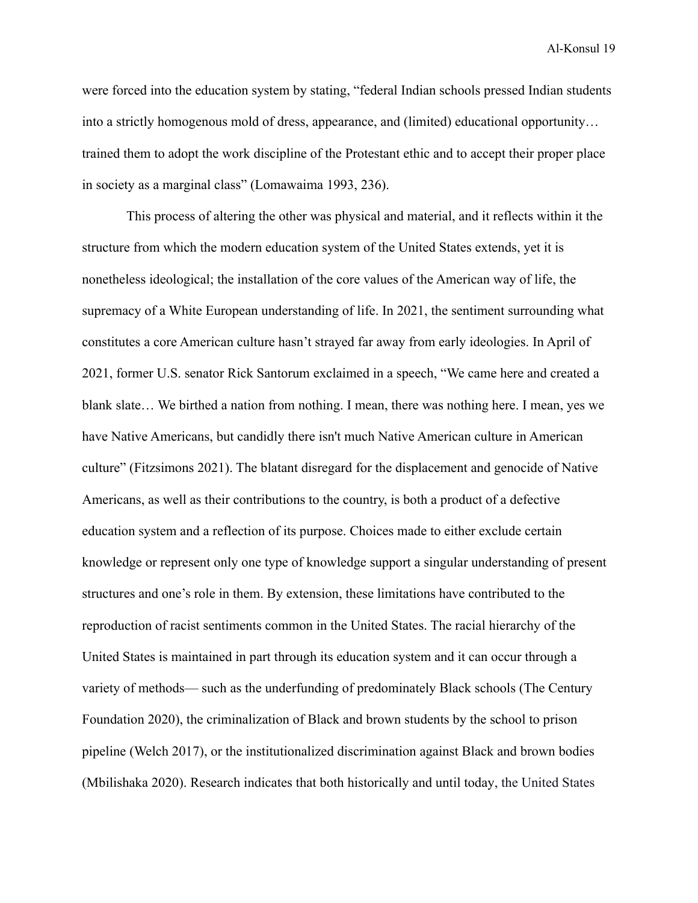were forced into the education system by stating, "federal Indian schools pressed Indian students into a strictly homogenous mold of dress, appearance, and (limited) educational opportunity… trained them to adopt the work discipline of the Protestant ethic and to accept their proper place in society as a marginal class" (Lomawaima 1993, 236).

This process of altering the other was physical and material, and it reflects within it the structure from which the modern education system of the United States extends, yet it is nonetheless ideological; the installation of the core values of the American way of life, the supremacy of a White European understanding of life. In 2021, the sentiment surrounding what constitutes a core American culture hasn't strayed far away from early ideologies. In April of 2021, former U.S. senator Rick Santorum exclaimed in a speech, "We came here and created a blank slate… We birthed a nation from nothing. I mean, there was nothing here. I mean, yes we have Native Americans, but candidly there isn't much Native American culture in American culture" (Fitzsimons 2021). The blatant disregard for the displacement and genocide of Native Americans, as well as their contributions to the country, is both a product of a defective education system and a reflection of its purpose. Choices made to either exclude certain knowledge or represent only one type of knowledge support a singular understanding of present structures and one's role in them. By extension, these limitations have contributed to the reproduction of racist sentiments common in the United States. The racial hierarchy of the United States is maintained in part through its education system and it can occur through a variety of methods— such as the underfunding of predominately Black schools (The Century Foundation 2020), the criminalization of Black and brown students by the school to prison pipeline (Welch 2017), or the institutionalized discrimination against Black and brown bodies (Mbilishaka 2020). Research indicates that both historically and until today, the United States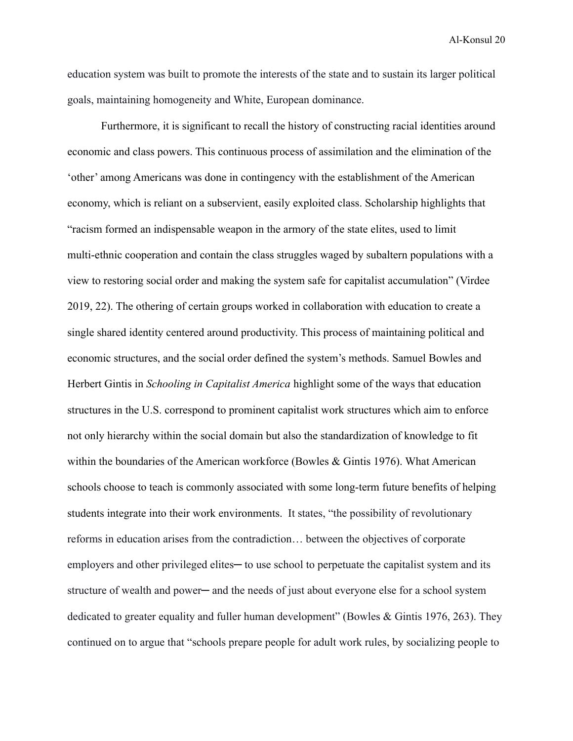education system was built to promote the interests of the state and to sustain its larger political goals, maintaining homogeneity and White, European dominance.

Furthermore, it is significant to recall the history of constructing racial identities around economic and class powers. This continuous process of assimilation and the elimination of the 'other' among Americans was done in contingency with the establishment of the American economy, which is reliant on a subservient, easily exploited class. Scholarship highlights that "racism formed an indispensable weapon in the armory of the state elites, used to limit multi-ethnic cooperation and contain the class struggles waged by subaltern populations with a view to restoring social order and making the system safe for capitalist accumulation" (Virdee 2019, 22). The othering of certain groups worked in collaboration with education to create a single shared identity centered around productivity. This process of maintaining political and economic structures, and the social order defined the system's methods. Samuel Bowles and Herbert Gintis in *Schooling in Capitalist America* highlight some of the ways that education structures in the U.S. correspond to prominent capitalist work structures which aim to enforce not only hierarchy within the social domain but also the standardization of knowledge to fit within the boundaries of the American workforce (Bowles & Gintis 1976). What American schools choose to teach is commonly associated with some long-term future benefits of helping students integrate into their work environments. It states, "the possibility of revolutionary reforms in education arises from the contradiction… between the objectives of corporate employers and other privileged elites─ to use school to perpetuate the capitalist system and its structure of wealth and power─ and the needs of just about everyone else for a school system dedicated to greater equality and fuller human development" (Bowles & Gintis 1976, 263). They continued on to argue that "schools prepare people for adult work rules, by socializing people to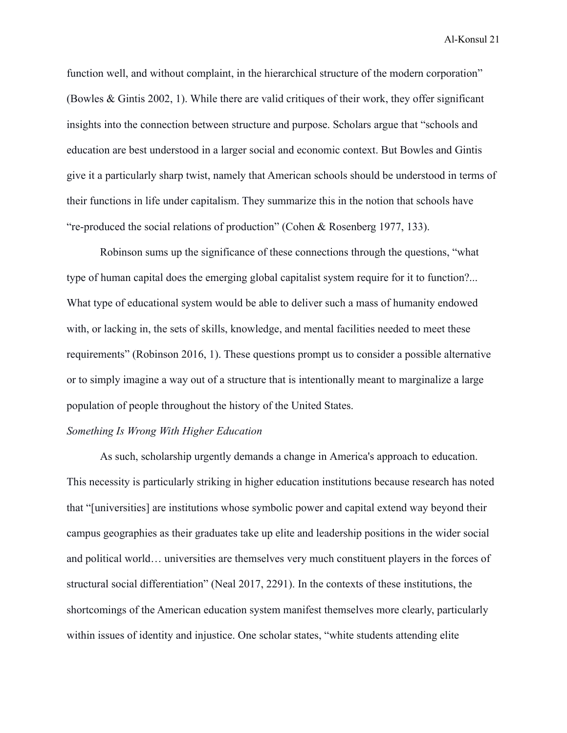function well, and without complaint, in the hierarchical structure of the modern corporation" (Bowles & Gintis 2002, 1). While there are valid critiques of their work, they offer significant insights into the connection between structure and purpose. Scholars argue that "schools and education are best understood in a larger social and economic context. But Bowles and Gintis give it a particularly sharp twist, namely that American schools should be understood in terms of their functions in life under capitalism. They summarize this in the notion that schools have "re-produced the social relations of production" (Cohen & Rosenberg 1977, 133).

Robinson sums up the significance of these connections through the questions, "what type of human capital does the emerging global capitalist system require for it to function?... What type of educational system would be able to deliver such a mass of humanity endowed with, or lacking in, the sets of skills, knowledge, and mental facilities needed to meet these requirements" (Robinson 2016, 1). These questions prompt us to consider a possible alternative or to simply imagine a way out of a structure that is intentionally meant to marginalize a large population of people throughout the history of the United States.

*Something Is Wrong With Higher Education*

As such, scholarship urgently demands a change in America's approach to education. This necessity is particularly striking in higher education institutions because research has noted that "[universities] are institutions whose symbolic power and capital extend way beyond their campus geographies as their graduates take up elite and leadership positions in the wider social and political world… universities are themselves very much constituent players in the forces of structural social differentiation" (Neal 2017, 2291). In the contexts of these institutions, the shortcomings of the American education system manifest themselves more clearly, particularly within issues of identity and injustice. One scholar states, "white students attending elite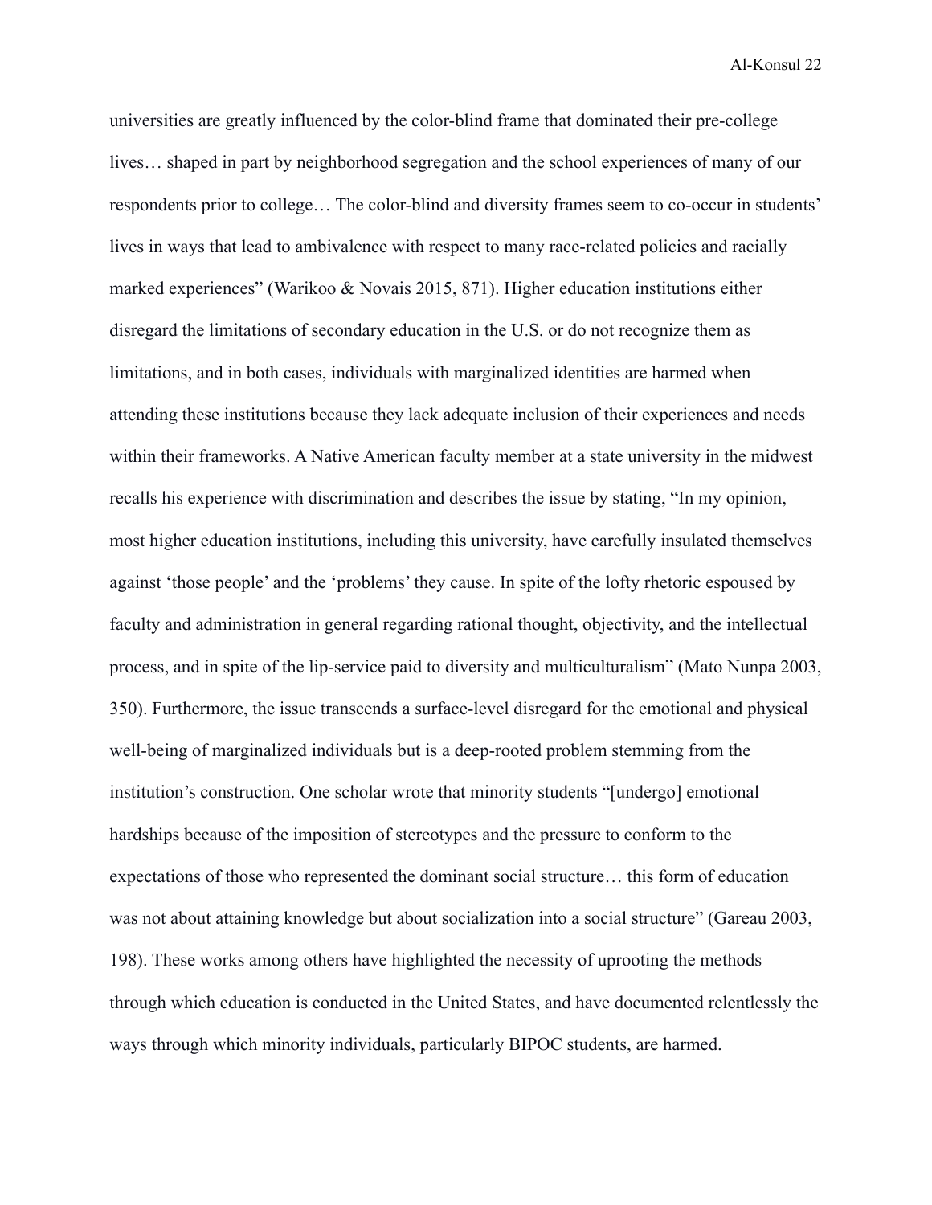universities are greatly influenced by the color-blind frame that dominated their pre-college lives… shaped in part by neighborhood segregation and the school experiences of many of our respondents prior to college… The color-blind and diversity frames seem to co-occur in students' lives in ways that lead to ambivalence with respect to many race-related policies and racially marked experiences" (Warikoo & Novais 2015, 871). Higher education institutions either disregard the limitations of secondary education in the U.S. or do not recognize them as limitations, and in both cases, individuals with marginalized identities are harmed when attending these institutions because they lack adequate inclusion of their experiences and needs within their frameworks. A Native American faculty member at a state university in the midwest recalls his experience with discrimination and describes the issue by stating, "In my opinion, most higher education institutions, including this university, have carefully insulated themselves against 'those people' and the 'problems' they cause. In spite of the lofty rhetoric espoused by faculty and administration in general regarding rational thought, objectivity, and the intellectual process, and in spite of the lip-service paid to diversity and multiculturalism" (Mato Nunpa 2003, 350). Furthermore, the issue transcends a surface-level disregard for the emotional and physical well-being of marginalized individuals but is a deep-rooted problem stemming from the institution's construction. One scholar wrote that minority students "[undergo] emotional hardships because of the imposition of stereotypes and the pressure to conform to the expectations of those who represented the dominant social structure… this form of education was not about attaining knowledge but about socialization into a social structure" (Gareau 2003, 198). These works among others have highlighted the necessity of uprooting the methods through which education is conducted in the United States, and have documented relentlessly the ways through which minority individuals, particularly BIPOC students, are harmed.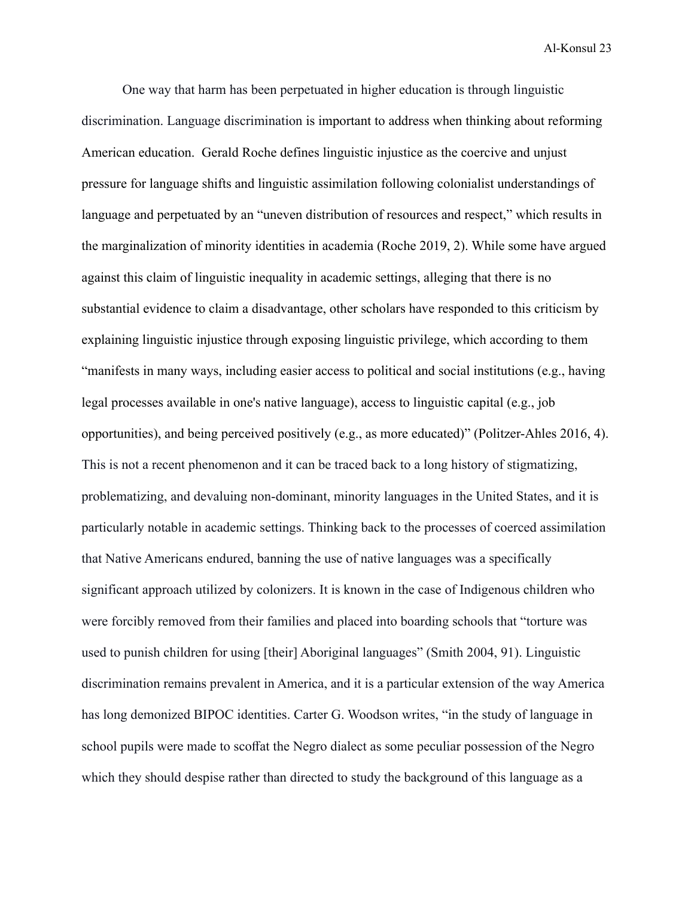One way that harm has been perpetuated in higher education is through linguistic discrimination. Language discrimination is important to address when thinking about reforming American education.  Gerald Roche defines linguistic injustice as the coercive and unjust pressure for language shifts and linguistic assimilation following colonialist understandings of language and perpetuated by an "uneven distribution of resources and respect," which results in the marginalization of minority identities in academia (Roche 2019, 2). While some have argued against this claim of linguistic inequality in academic settings, alleging that there is no substantial evidence to claim a disadvantage, other scholars have responded to this criticism by explaining linguistic injustice through exposing linguistic privilege, which according to them "manifests in many ways, including easier access to political and social institutions (e.g., having legal processes available in one's native language), access to linguistic capital (e.g., job opportunities), and being perceived positively (e.g., as more educated)" (Politzer-Ahles 2016, 4). This is not a recent phenomenon and it can be traced back to a long history of stigmatizing, problematizing, and devaluing non-dominant, minority languages in the United States, and it is particularly notable in academic settings. Thinking back to the processes of coerced assimilation that Native Americans endured, banning the use of native languages was a specifically significant approach utilized by colonizers. It is known in the case of Indigenous children who were forcibly removed from their families and placed into boarding schools that "torture was used to punish children for using [their] Aboriginal languages" (Smith 2004, 91). Linguistic discrimination remains prevalent in America, and it is a particular extension of the way America has long demonized BIPOC identities. Carter G. Woodson writes, "in the study of language in school pupils were made to scoffat the Negro dialect as some peculiar possession of the Negro which they should despise rather than directed to study the background of this language as a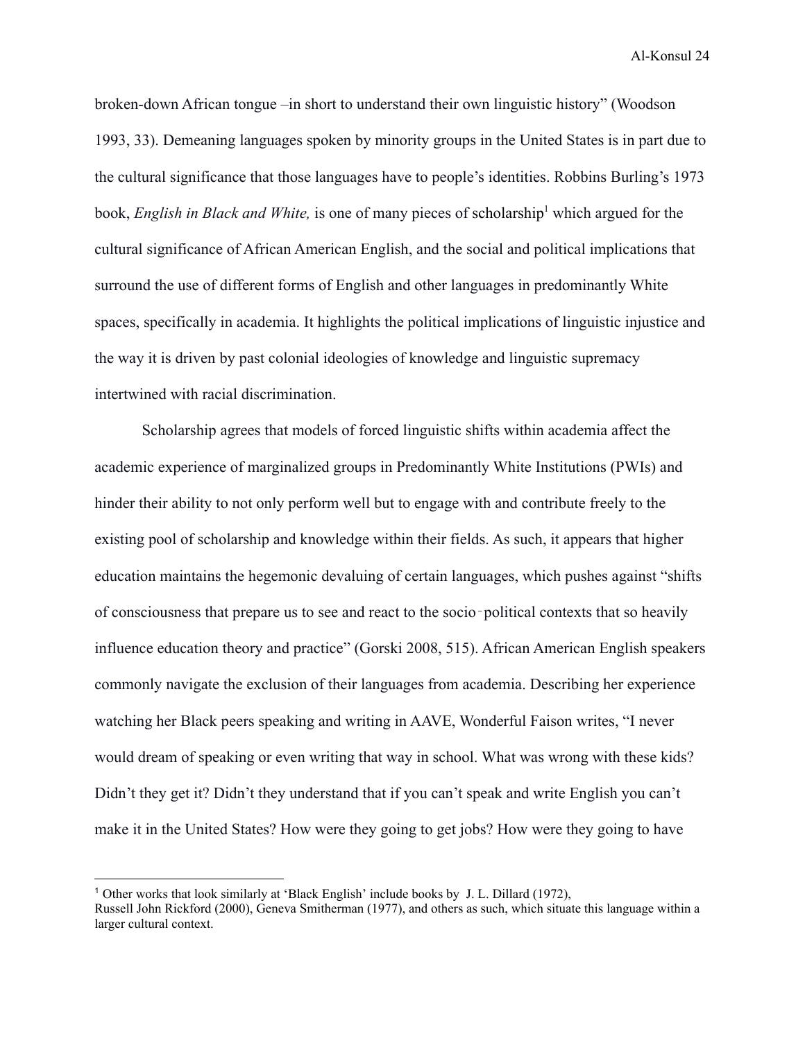broken-down African tongue –in short to understand their own linguistic history" (Woodson 1993, 33). Demeaning languages spoken by minority groups in the United States is in part due to the cultural significance that those languages have to people's identities. Robbins Burling's 1973 book, *English in Black and White,* is one of many pieces of scholarship[1] which argued for the cultural significance of African American English, and the social and political implications that surround the use of different forms of English and other languages in predominantly White spaces, specifically in academia. It highlights the political implications of linguistic injustice and the way it is driven by past colonial ideologies of knowledge and linguistic supremacy intertwined with racial discrimination.

Scholarship agrees that models of forced linguistic shifts within academia affect the academic experience of marginalized groups in Predominantly White Institutions (PWIs) and hinder their ability to not only perform well but to engage with and contribute freely to the existing pool of scholarship and knowledge within their fields. As such, it appears that higher education maintains the hegemonic devaluing of certain languages, which pushes against "shifts of consciousness that prepare us to see and react to the socio‑political contexts that so heavily influence education theory and practice" (Gorski 2008, 515). African American English speakers commonly navigate the exclusion of their languages from academia. Describing her experience watching her Black peers speaking and writing in AAVE, Wonderful Faison writes, "I never would dream of speaking or even writing that way in school. What was wrong with these kids? Didn't they get it? Didn't they understand that if you can't speak and write English you can't make it in the United States? How were they going to get jobs? How were they going to have

---

[1] Other works that look similarly at 'Black English' include books by J. L. Dillard (1972), Russell John Rickford (2000), Geneva Smitherman (1977), and others as such, which situate this language within a larger cultural context.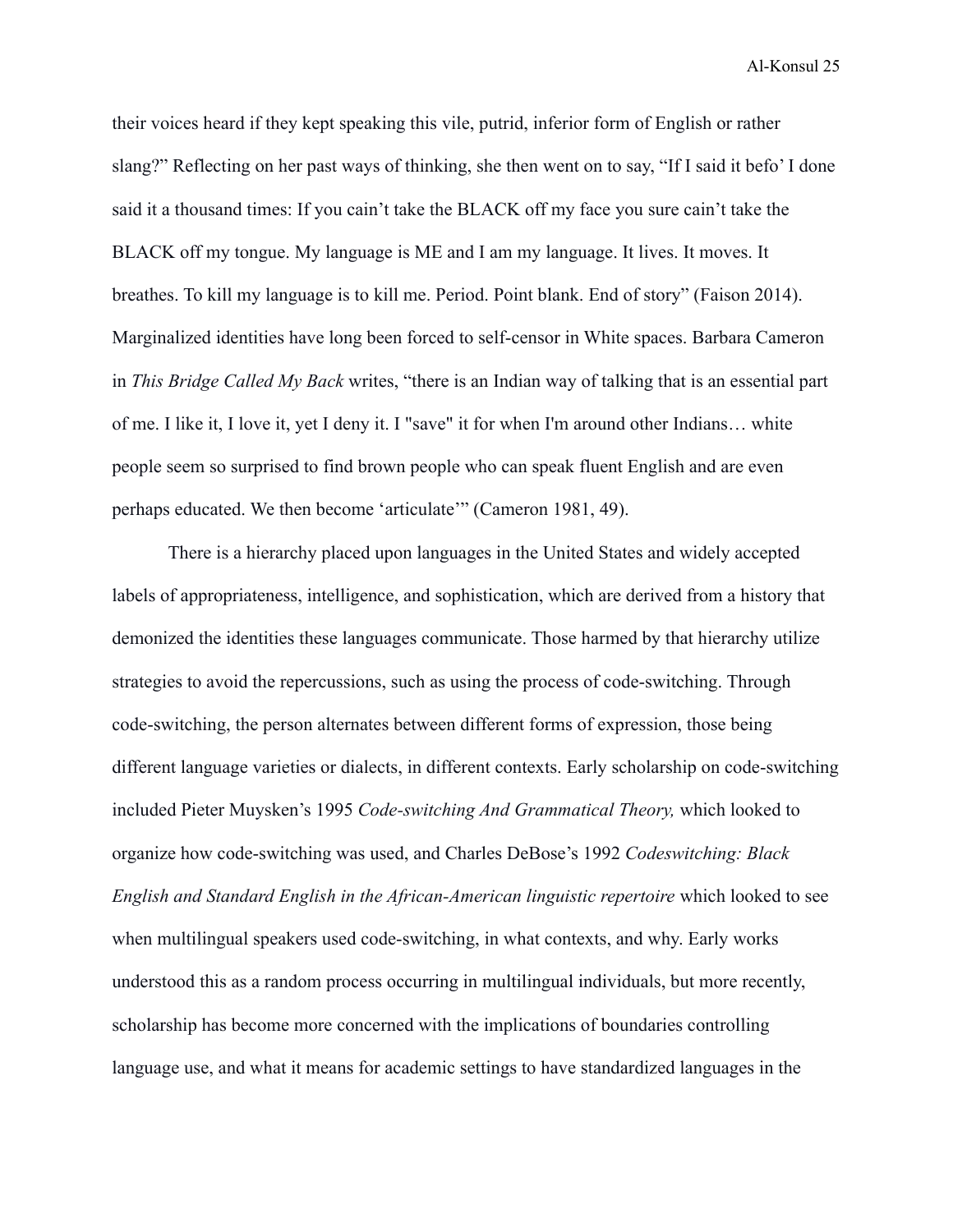their voices heard if they kept speaking this vile, putrid, inferior form of English or rather slang?" Reflecting on her past ways of thinking, she then went on to say, "If I said it befo' I done said it a thousand times: If you cain't take the BLACK off my face you sure cain't take the BLACK off my tongue. My language is ME and I am my language. It lives. It moves. It breathes. To kill my language is to kill me. Period. Point blank. End of story" (Faison 2014). Marginalized identities have long been forced to self-censor in White spaces. Barbara Cameron in *This Bridge Called My Back* writes, "there is an Indian way of talking that is an essential part of me. I like it, I love it, yet I deny it. I "save" it for when I'm around other Indians… white people seem so surprised to find brown people who can speak fluent English and are even perhaps educated. We then become 'articulate'" (Cameron 1981, 49).

There is a hierarchy placed upon languages in the United States and widely accepted labels of appropriateness, intelligence, and sophistication, which are derived from a history that demonized the identities these languages communicate. Those harmed by that hierarchy utilize strategies to avoid the repercussions, such as using the process of code-switching. Through code-switching, the person alternates between different forms of expression, those being different language varieties or dialects, in different contexts. Early scholarship on code-switching included Pieter Muysken's 1995 *Code-switching And Grammatical Theory,* which looked to organize how code-switching was used, and Charles DeBose's 1992 *Codeswitching: Black English and Standard English in the African-American linguistic repertoire* which looked to see when multilingual speakers used code-switching, in what contexts, and why. Early works understood this as a random process occurring in multilingual individuals, but more recently, scholarship has become more concerned with the implications of boundaries controlling language use, and what it means for academic settings to have standardized languages in the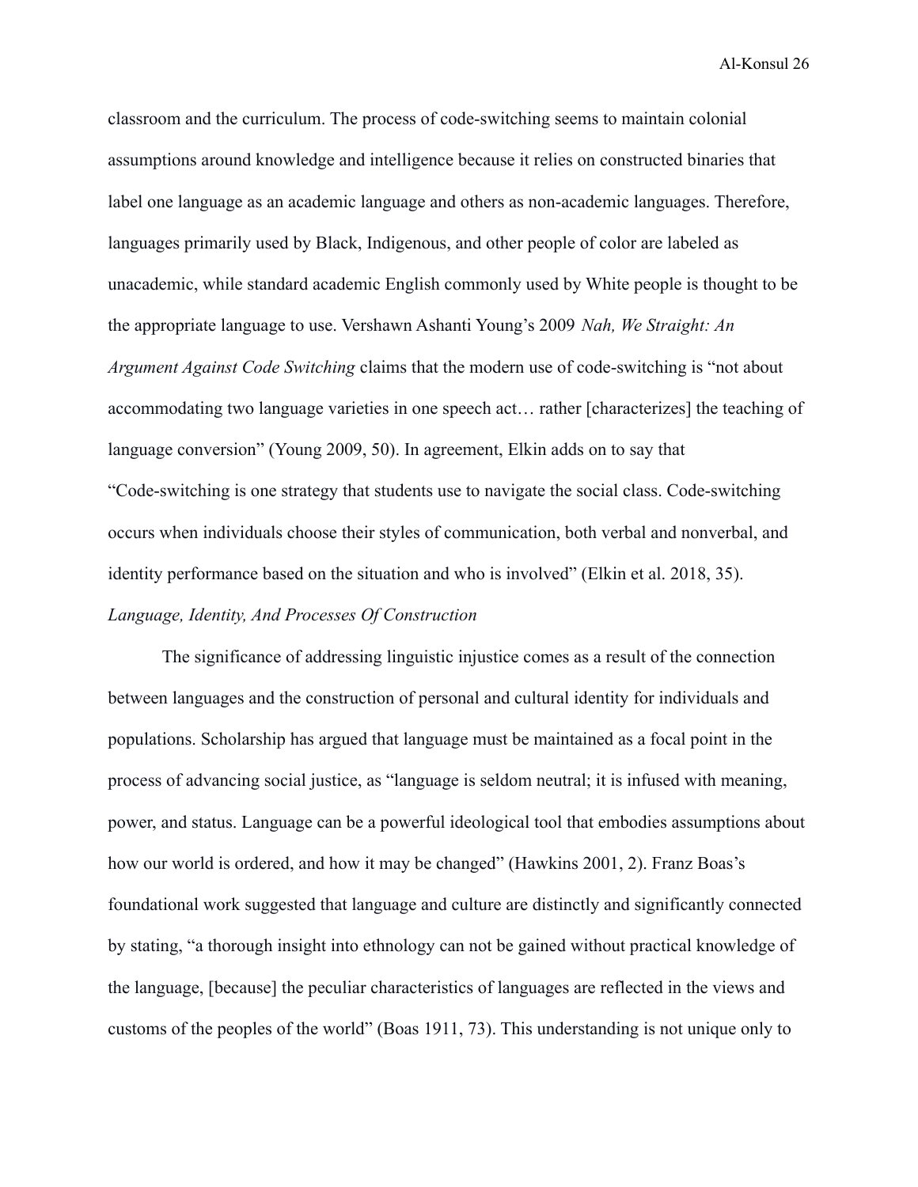classroom and the curriculum. The process of code-switching seems to maintain colonial assumptions around knowledge and intelligence because it relies on constructed binaries that label one language as an academic language and others as non-academic languages. Therefore, languages primarily used by Black, Indigenous, and other people of color are labeled as unacademic, while standard academic English commonly used by White people is thought to be the appropriate language to use. Vershawn Ashanti Young's 2009 *Nah, We Straight: An Argument Against Code Switching* claims that the modern use of code-switching is "not about accommodating two language varieties in one speech act… rather [characterizes] the teaching of language conversion" (Young 2009, 50). In agreement, Elkin adds on to say that "Code-switching is one strategy that students use to navigate the social class. Code-switching occurs when individuals choose their styles of communication, both verbal and nonverbal, and identity performance based on the situation and who is involved" (Elkin et al. 2018, 35).

*Language, Identity, And Processes Of Construction*

The significance of addressing linguistic injustice comes as a result of the connection between languages and the construction of personal and cultural identity for individuals and populations. Scholarship has argued that language must be maintained as a focal point in the process of advancing social justice, as "language is seldom neutral; it is infused with meaning, power, and status. Language can be a powerful ideological tool that embodies assumptions about how our world is ordered, and how it may be changed" (Hawkins 2001, 2). Franz Boas's foundational work suggested that language and culture are distinctly and significantly connected by stating, "a thorough insight into ethnology can not be gained without practical knowledge of the language, [because] the peculiar characteristics of languages are reflected in the views and customs of the peoples of the world" (Boas 1911, 73). This understanding is not unique only to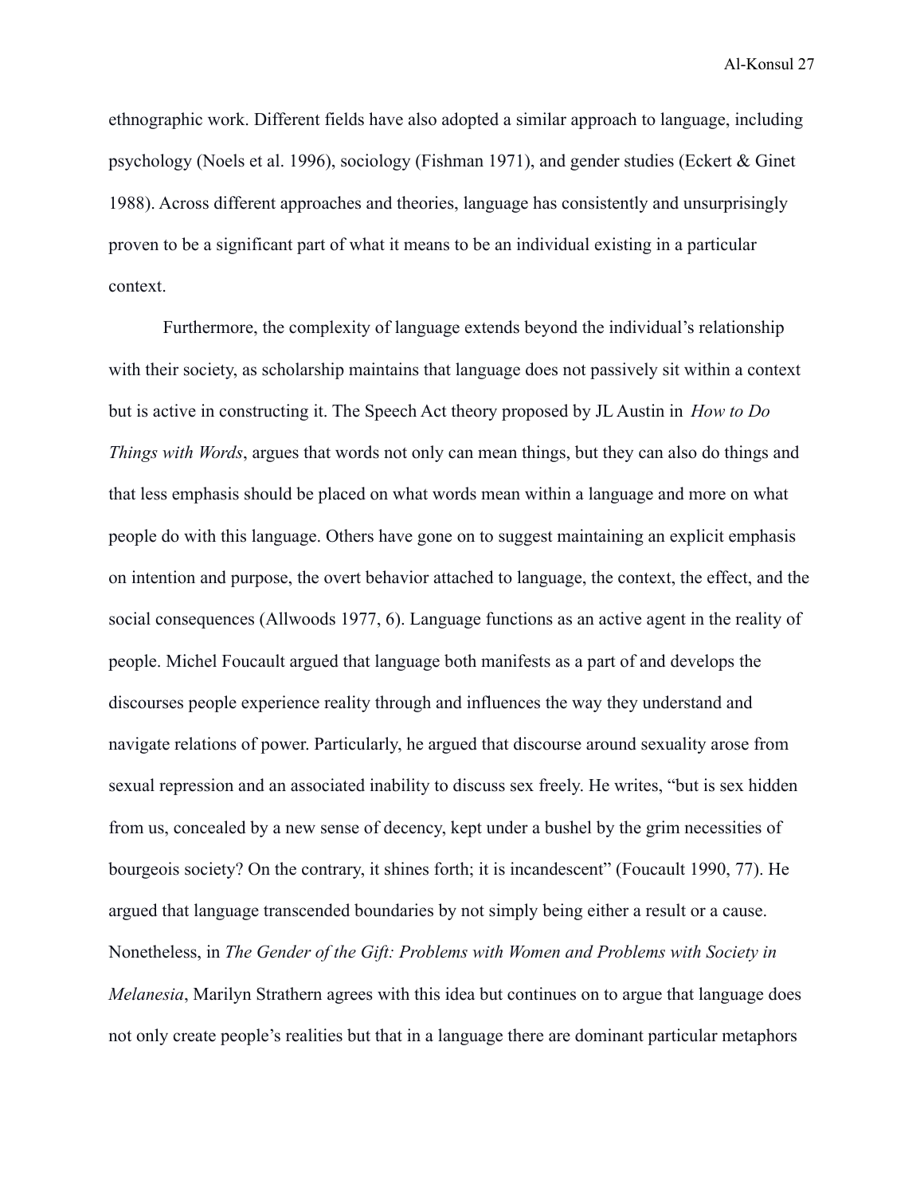ethnographic work. Different fields have also adopted a similar approach to language, including psychology (Noels et al. 1996), sociology (Fishman 1971), and gender studies (Eckert & Ginet 1988). Across different approaches and theories, language has consistently and unsurprisingly proven to be a significant part of what it means to be an individual existing in a particular context.

Furthermore, the complexity of language extends beyond the individual's relationship with their society, as scholarship maintains that language does not passively sit within a context but is active in constructing it. The Speech Act theory proposed by JL Austin in *How to Do Things with Words*, argues that words not only can mean things, but they can also do things and that less emphasis should be placed on what words mean within a language and more on what people do with this language. Others have gone on to suggest maintaining an explicit emphasis on intention and purpose, the overt behavior attached to language, the context, the effect, and the social consequences (Allwoods 1977, 6). Language functions as an active agent in the reality of people. Michel Foucault argued that language both manifests as a part of and develops the discourses people experience reality through and influences the way they understand and navigate relations of power. Particularly, he argued that discourse around sexuality arose from sexual repression and an associated inability to discuss sex freely. He writes, "but is sex hidden from us, concealed by a new sense of decency, kept under a bushel by the grim necessities of bourgeois society? On the contrary, it shines forth; it is incandescent" (Foucault 1990, 77). He argued that language transcended boundaries by not simply being either a result or a cause. Nonetheless, in *The Gender of the Gift: Problems with Women and Problems with Society in Melanesia*, Marilyn Strathern agrees with this idea but continues on to argue that language does not only create people's realities but that in a language there are dominant particular metaphors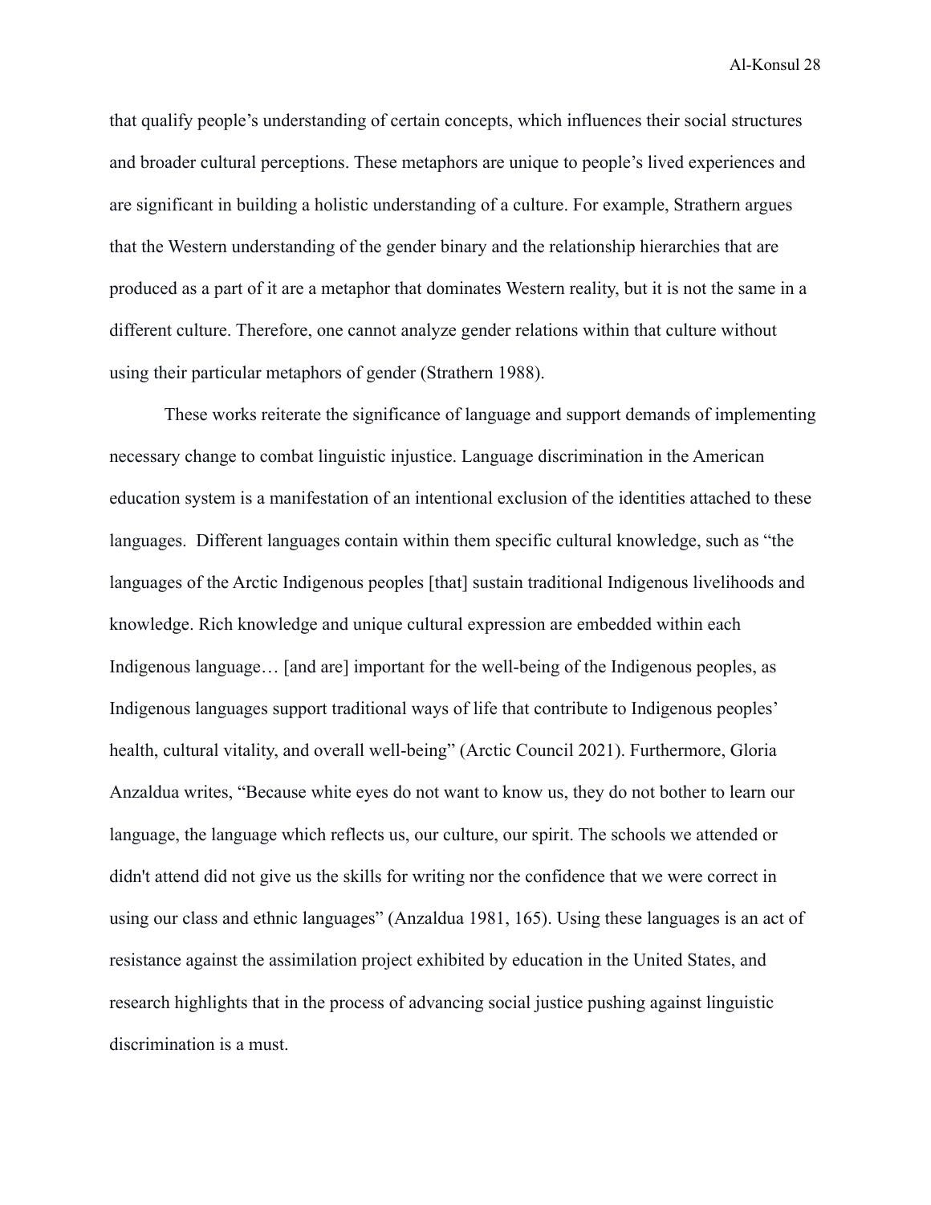that qualify people's understanding of certain concepts, which influences their social structures and broader cultural perceptions. These metaphors are unique to people's lived experiences and are significant in building a holistic understanding of a culture. For example, Strathern argues that the Western understanding of the gender binary and the relationship hierarchies that are produced as a part of it are a metaphor that dominates Western reality, but it is not the same in a different culture. Therefore, one cannot analyze gender relations within that culture without using their particular metaphors of gender (Strathern 1988).

These works reiterate the significance of language and support demands of implementing necessary change to combat linguistic injustice. Language discrimination in the American education system is a manifestation of an intentional exclusion of the identities attached to these languages. Different languages contain within them specific cultural knowledge, such as "the languages of the Arctic Indigenous peoples [that] sustain traditional Indigenous livelihoods and knowledge. Rich knowledge and unique cultural expression are embedded within each Indigenous language… [and are] important for the well-being of the Indigenous peoples, as Indigenous languages support traditional ways of life that contribute to Indigenous peoples' health, cultural vitality, and overall well-being" (Arctic Council 2021). Furthermore, Gloria Anzaldua writes, "Because white eyes do not want to know us, they do not bother to learn our language, the language which reflects us, our culture, our spirit. The schools we attended or didn't attend did not give us the skills for writing nor the confidence that we were correct in using our class and ethnic languages" (Anzaldua 1981, 165). Using these languages is an act of resistance against the assimilation project exhibited by education in the United States, and research highlights that in the process of advancing social justice pushing against linguistic discrimination is a must.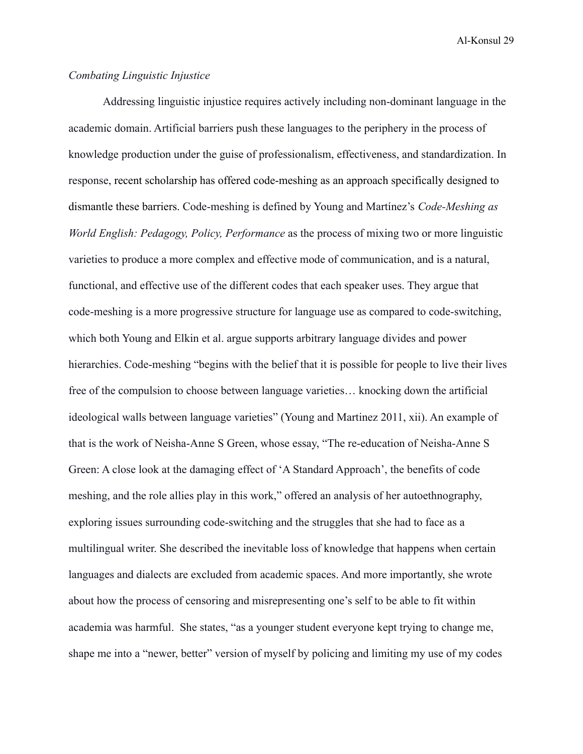*Combating Linguistic Injustice*

Addressing linguistic injustice requires actively including non-dominant language in the academic domain. Artificial barriers push these languages to the periphery in the process of knowledge production under the guise of professionalism, effectiveness, and standardization. In response, recent scholarship has offered code-meshing as an approach specifically designed to dismantle these barriers. Code-meshing is defined by Young and Martínez's *Code-Meshing as World English: Pedagogy, Policy, Performance* as the process of mixing two or more linguistic varieties to produce a more complex and effective mode of communication, and is a natural, functional, and effective use of the different codes that each speaker uses. They argue that code-meshing is a more progressive structure for language use as compared to code-switching, which both Young and Elkin et al. argue supports arbitrary language divides and power hierarchies. Code-meshing "begins with the belief that it is possible for people to live their lives free of the compulsion to choose between language varieties… knocking down the artificial ideological walls between language varieties" (Young and Martinez 2011, xii). An example of that is the work of Neisha-Anne S Green, whose essay, "The re-education of Neisha-Anne S Green: A close look at the damaging effect of 'A Standard Approach', the benefits of code meshing, and the role allies play in this work," offered an analysis of her autoethnography, exploring issues surrounding code-switching and the struggles that she had to face as a multilingual writer. She described the inevitable loss of knowledge that happens when certain languages and dialects are excluded from academic spaces. And more importantly, she wrote about how the process of censoring and misrepresenting one's self to be able to fit within academia was harmful. She states, "as a younger student everyone kept trying to change me, shape me into a "newer, better" version of myself by policing and limiting my use of my codes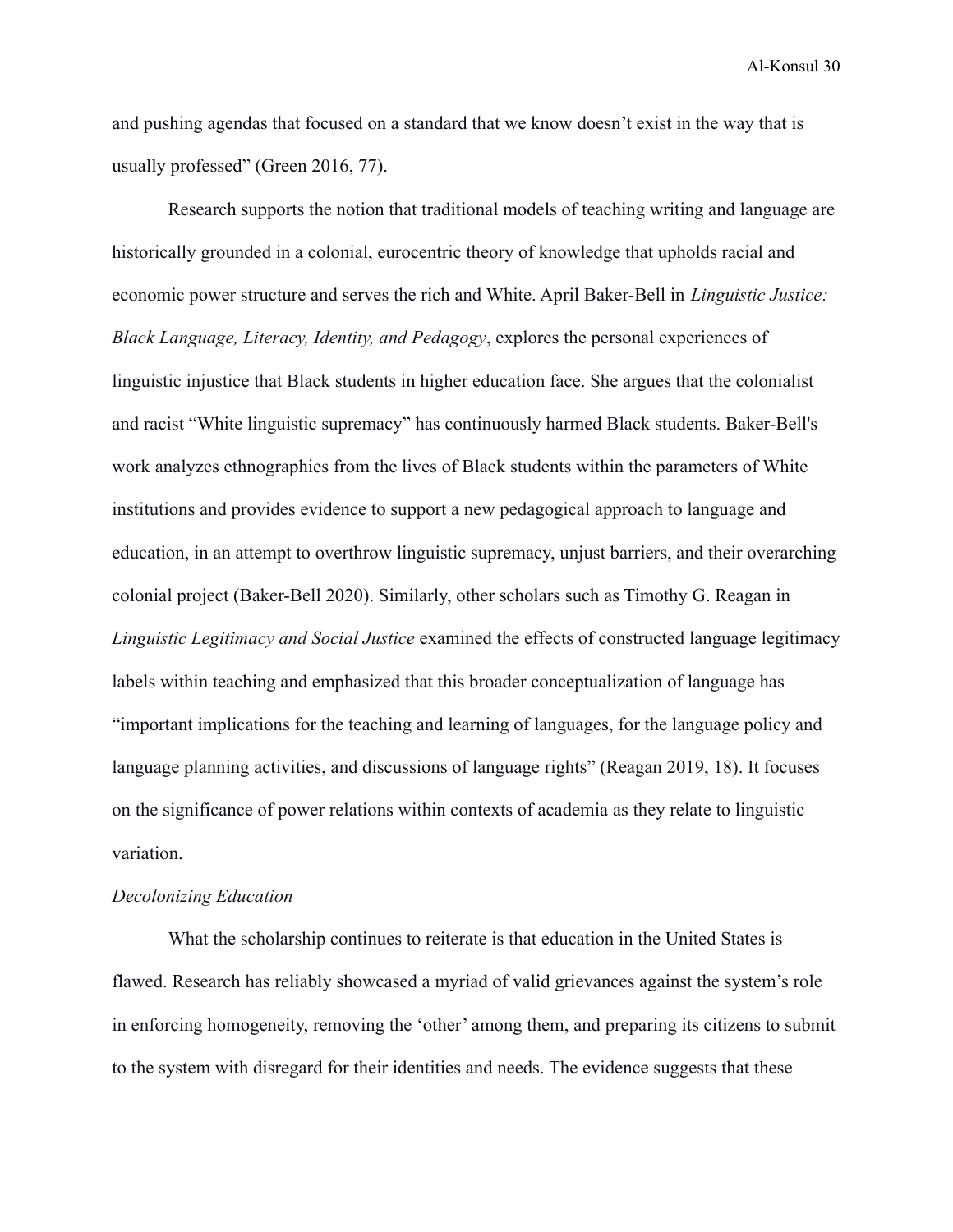and pushing agendas that focused on a standard that we know doesn't exist in the way that is usually professed" (Green 2016, 77).

Research supports the notion that traditional models of teaching writing and language are historically grounded in a colonial, eurocentric theory of knowledge that upholds racial and economic power structure and serves the rich and White. April Baker-Bell in *Linguistic Justice: Black Language, Literacy, Identity, and Pedagogy*, explores the personal experiences of linguistic injustice that Black students in higher education face. She argues that the colonialist and racist "White linguistic supremacy" has continuously harmed Black students. Baker-Bell's work analyzes ethnographies from the lives of Black students within the parameters of White institutions and provides evidence to support a new pedagogical approach to language and education, in an attempt to overthrow linguistic supremacy, unjust barriers, and their overarching colonial project (Baker-Bell 2020). Similarly, other scholars such as Timothy G. Reagan in *Linguistic Legitimacy and Social Justice* examined the effects of constructed language legitimacy labels within teaching and emphasized that this broader conceptualization of language has "important implications for the teaching and learning of languages, for the language policy and language planning activities, and discussions of language rights" (Reagan 2019, 18). It focuses on the significance of power relations within contexts of academia as they relate to linguistic variation.

*Decolonizing Education*

What the scholarship continues to reiterate is that education in the United States is flawed. Research has reliably showcased a myriad of valid grievances against the system's role in enforcing homogeneity, removing the 'other' among them, and preparing its citizens to submit to the system with disregard for their identities and needs. The evidence suggests that these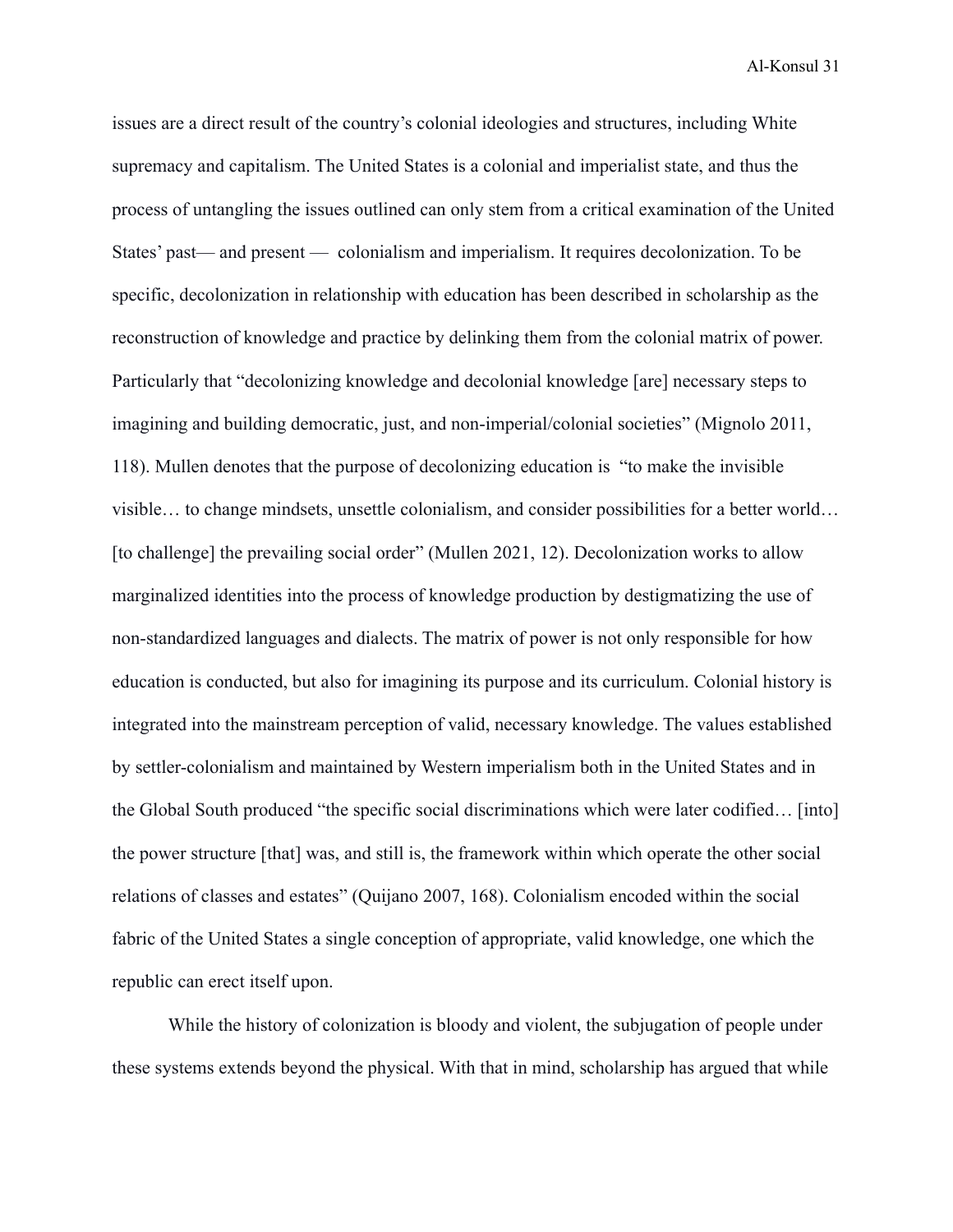issues are a direct result of the country's colonial ideologies and structures, including White supremacy and capitalism. The United States is a colonial and imperialist state, and thus the process of untangling the issues outlined can only stem from a critical examination of the United States' past— and present — colonialism and imperialism. It requires decolonization. To be specific, decolonization in relationship with education has been described in scholarship as the reconstruction of knowledge and practice by delinking them from the colonial matrix of power. Particularly that "decolonizing knowledge and decolonial knowledge [are] necessary steps to imagining and building democratic, just, and non-imperial/colonial societies" (Mignolo 2011, 118). Mullen denotes that the purpose of decolonizing education is "to make the invisible visible… to change mindsets, unsettle colonialism, and consider possibilities for a better world… [to challenge] the prevailing social order" (Mullen 2021, 12). Decolonization works to allow marginalized identities into the process of knowledge production by destigmatizing the use of non-standardized languages and dialects. The matrix of power is not only responsible for how education is conducted, but also for imagining its purpose and its curriculum. Colonial history is integrated into the mainstream perception of valid, necessary knowledge. The values established by settler-colonialism and maintained by Western imperialism both in the United States and in the Global South produced "the specific social discriminations which were later codified… [into] the power structure [that] was, and still is, the framework within which operate the other social relations of classes and estates" (Quijano 2007, 168). Colonialism encoded within the social fabric of the United States a single conception of appropriate, valid knowledge, one which the republic can erect itself upon.

While the history of colonization is bloody and violent, the subjugation of people under these systems extends beyond the physical. With that in mind, scholarship has argued that while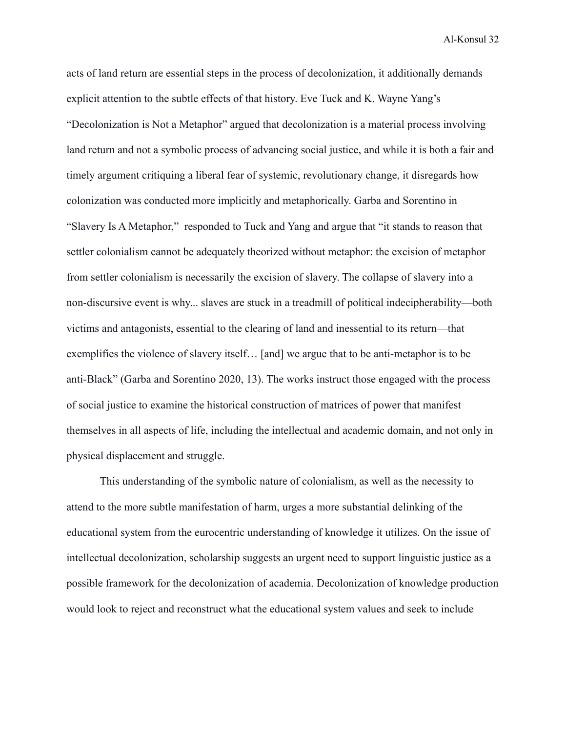acts of land return are essential steps in the process of decolonization, it additionally demands explicit attention to the subtle effects of that history. Eve Tuck and K. Wayne Yang's "Decolonization is Not a Metaphor" argued that decolonization is a material process involving land return and not a symbolic process of advancing social justice, and while it is both a fair and timely argument critiquing a liberal fear of systemic, revolutionary change, it disregards how colonization was conducted more implicitly and metaphorically. Garba and Sorentino in "Slavery Is A Metaphor," responded to Tuck and Yang and argue that "it stands to reason that settler colonialism cannot be adequately theorized without metaphor: the excision of metaphor from settler colonialism is necessarily the excision of slavery. The collapse of slavery into a non-discursive event is why... slaves are stuck in a treadmill of political indecipherability—both victims and antagonists, essential to the clearing of land and inessential to its return—that exemplifies the violence of slavery itself… [and] we argue that to be anti-metaphor is to be anti-Black" (Garba and Sorentino 2020, 13). The works instruct those engaged with the process of social justice to examine the historical construction of matrices of power that manifest themselves in all aspects of life, including the intellectual and academic domain, and not only in physical displacement and struggle.

This understanding of the symbolic nature of colonialism, as well as the necessity to attend to the more subtle manifestation of harm, urges a more substantial delinking of the educational system from the eurocentric understanding of knowledge it utilizes. On the issue of intellectual decolonization, scholarship suggests an urgent need to support linguistic justice as a possible framework for the decolonization of academia. Decolonization of knowledge production would look to reject and reconstruct what the educational system values and seek to include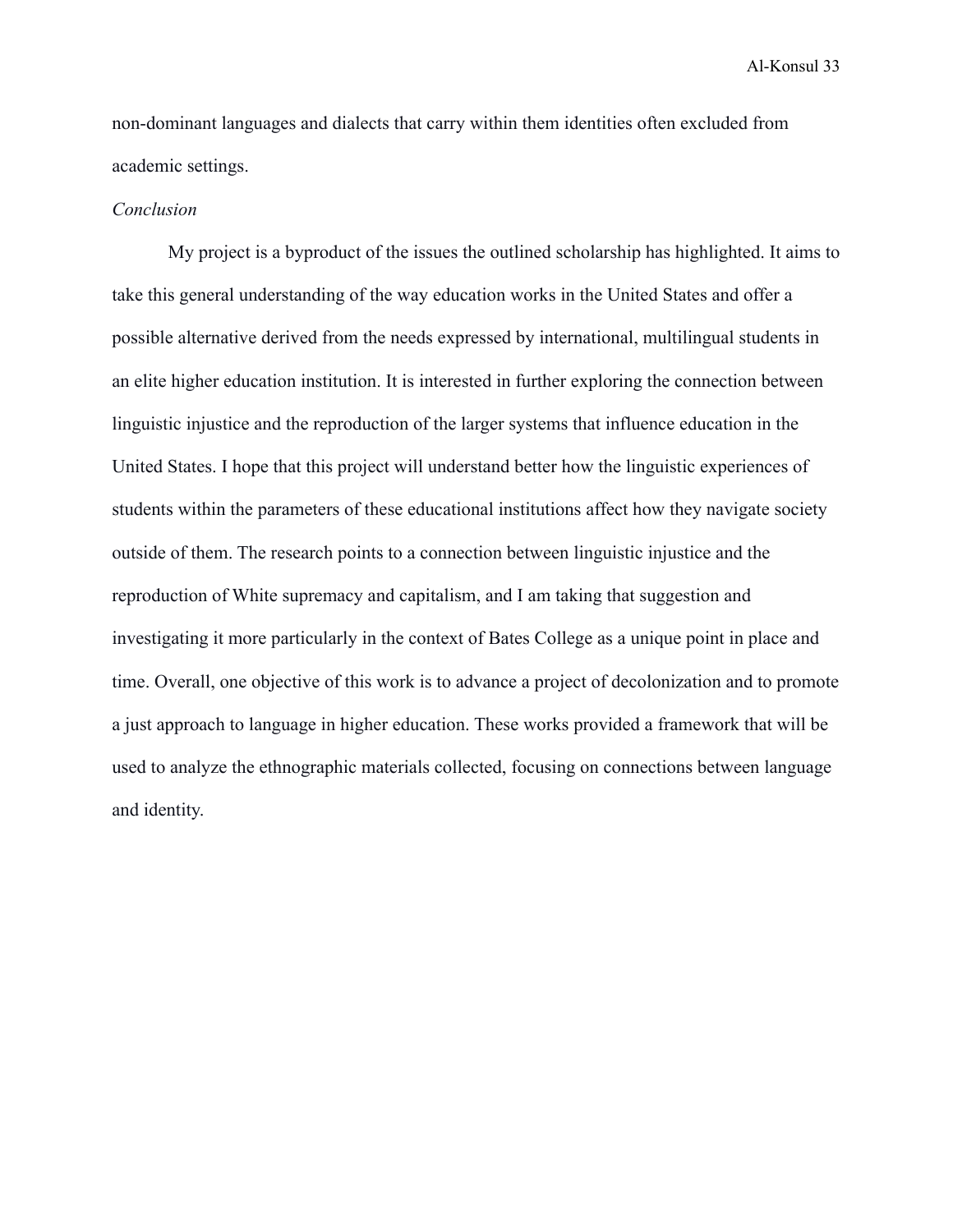non-dominant languages and dialects that carry within them identities often excluded from academic settings.

*Conclusion*

My project is a byproduct of the issues the outlined scholarship has highlighted. It aims to take this general understanding of the way education works in the United States and offer a possible alternative derived from the needs expressed by international, multilingual students in an elite higher education institution. It is interested in further exploring the connection between linguistic injustice and the reproduction of the larger systems that influence education in the United States. I hope that this project will understand better how the linguistic experiences of students within the parameters of these educational institutions affect how they navigate society outside of them. The research points to a connection between linguistic injustice and the reproduction of White supremacy and capitalism, and I am taking that suggestion and investigating it more particularly in the context of Bates College as a unique point in place and time. Overall, one objective of this work is to advance a project of decolonization and to promote a just approach to language in higher education. These works provided a framework that will be used to analyze the ethnographic materials collected, focusing on connections between language and identity.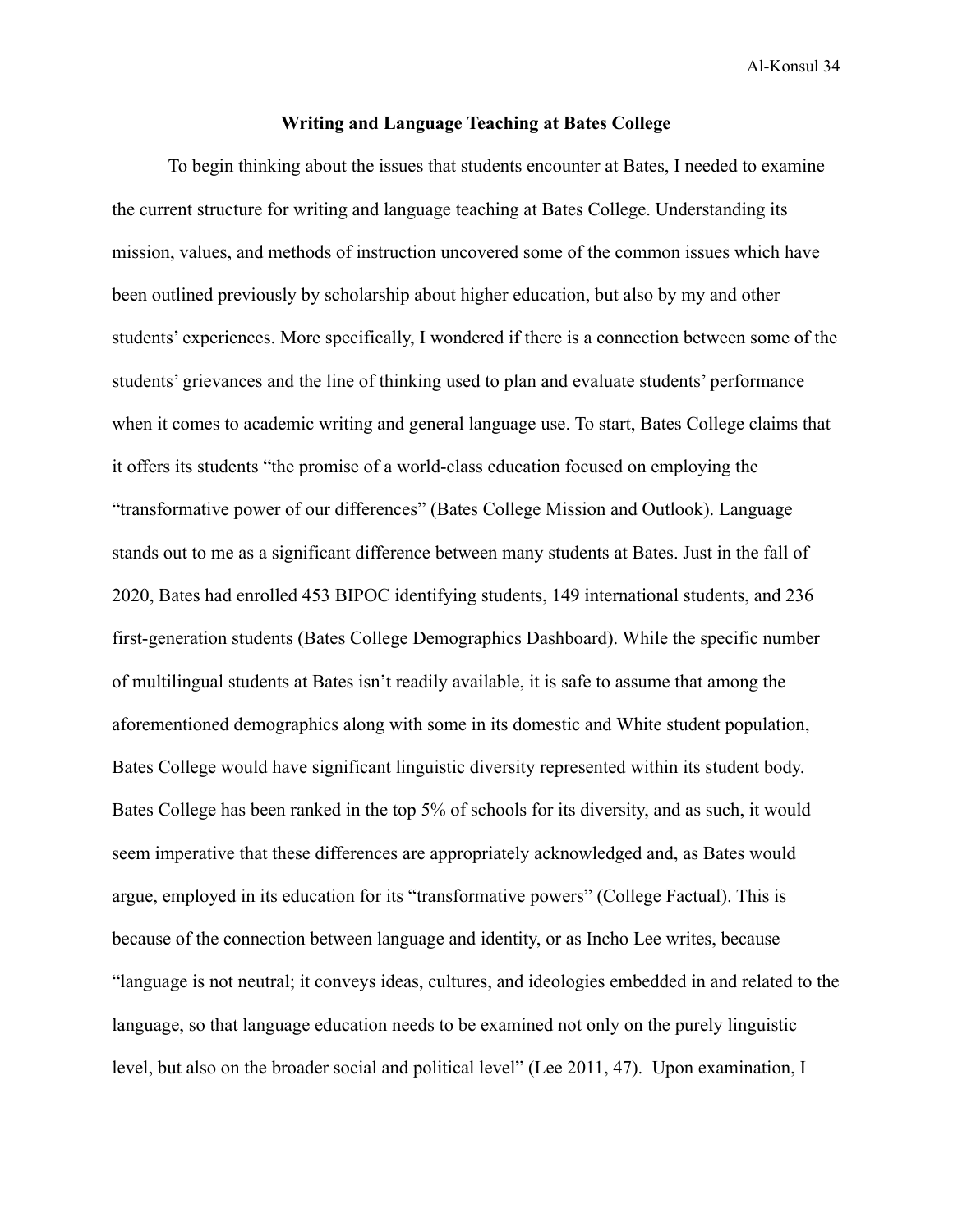**Writing and Language Teaching at Bates College**

To begin thinking about the issues that students encounter at Bates, I needed to examine the current structure for writing and language teaching at Bates College. Understanding its mission, values, and methods of instruction uncovered some of the common issues which have been outlined previously by scholarship about higher education, but also by my and other students' experiences. More specifically, I wondered if there is a connection between some of the students' grievances and the line of thinking used to plan and evaluate students' performance when it comes to academic writing and general language use. To start, Bates College claims that it offers its students "the promise of a world-class education focused on employing the "transformative power of our differences" (Bates College Mission and Outlook). Language stands out to me as a significant difference between many students at Bates. Just in the fall of 2020, Bates had enrolled 453 BIPOC identifying students, 149 international students, and 236 first-generation students (Bates College Demographics Dashboard). While the specific number of multilingual students at Bates isn't readily available, it is safe to assume that among the aforementioned demographics along with some in its domestic and White student population, Bates College would have significant linguistic diversity represented within its student body. Bates College has been ranked in the top 5% of schools for its diversity, and as such, it would seem imperative that these differences are appropriately acknowledged and, as Bates would argue, employed in its education for its "transformative powers" (College Factual). This is because of the connection between language and identity, or as Incho Lee writes, because "language is not neutral; it conveys ideas, cultures, and ideologies embedded in and related to the language, so that language education needs to be examined not only on the purely linguistic level, but also on the broader social and political level" (Lee 2011, 47). Upon examination, I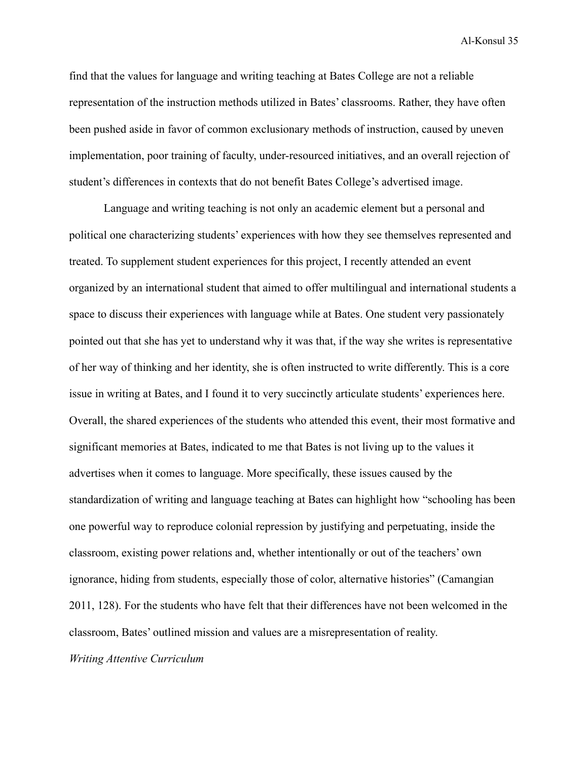find that the values for language and writing teaching at Bates College are not a reliable representation of the instruction methods utilized in Bates' classrooms. Rather, they have often been pushed aside in favor of common exclusionary methods of instruction, caused by uneven implementation, poor training of faculty, under-resourced initiatives, and an overall rejection of student's differences in contexts that do not benefit Bates College's advertised image.

Language and writing teaching is not only an academic element but a personal and political one characterizing students' experiences with how they see themselves represented and treated. To supplement student experiences for this project, I recently attended an event organized by an international student that aimed to offer multilingual and international students a space to discuss their experiences with language while at Bates. One student very passionately pointed out that she has yet to understand why it was that, if the way she writes is representative of her way of thinking and her identity, she is often instructed to write differently. This is a core issue in writing at Bates, and I found it to very succinctly articulate students' experiences here. Overall, the shared experiences of the students who attended this event, their most formative and significant memories at Bates, indicated to me that Bates is not living up to the values it advertises when it comes to language. More specifically, these issues caused by the standardization of writing and language teaching at Bates can highlight how "schooling has been one powerful way to reproduce colonial repression by justifying and perpetuating, inside the classroom, existing power relations and, whether intentionally or out of the teachers' own ignorance, hiding from students, especially those of color, alternative histories" (Camangian 2011, 128). For the students who have felt that their differences have not been welcomed in the classroom, Bates' outlined mission and values are a misrepresentation of reality.

### *Writing Attentive Curriculum*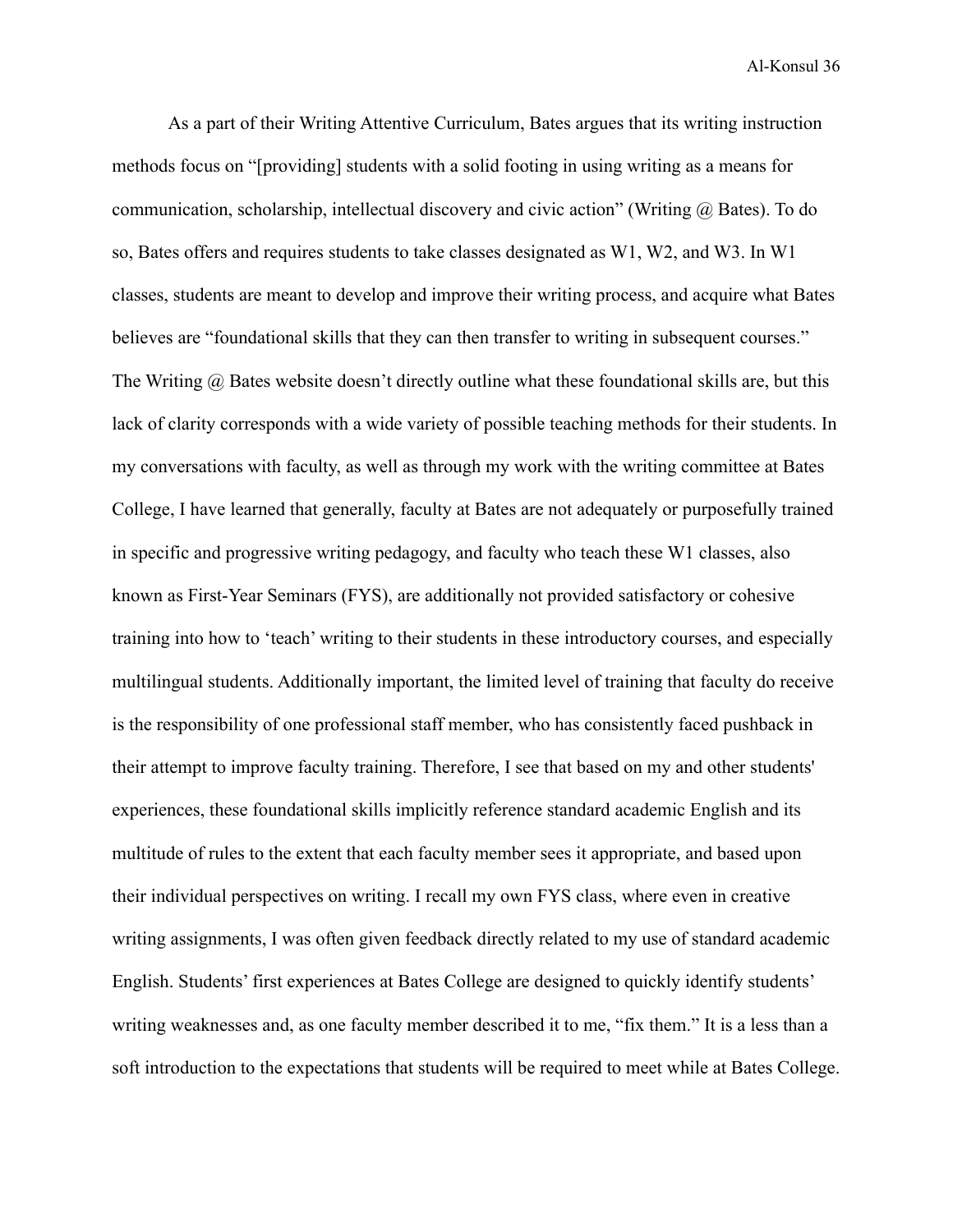As a part of their Writing Attentive Curriculum, Bates argues that its writing instruction methods focus on "[providing] students with a solid footing in using writing as a means for communication, scholarship, intellectual discovery and civic action" (Writing @ Bates). To do so, Bates offers and requires students to take classes designated as W1, W2, and W3. In W1 classes, students are meant to develop and improve their writing process, and acquire what Bates believes are "foundational skills that they can then transfer to writing in subsequent courses." The Writing @ Bates website doesn't directly outline what these foundational skills are, but this lack of clarity corresponds with a wide variety of possible teaching methods for their students. In my conversations with faculty, as well as through my work with the writing committee at Bates College, I have learned that generally, faculty at Bates are not adequately or purposefully trained in specific and progressive writing pedagogy, and faculty who teach these W1 classes, also known as First-Year Seminars (FYS), are additionally not provided satisfactory or cohesive training into how to 'teach' writing to their students in these introductory courses, and especially multilingual students. Additionally important, the limited level of training that faculty do receive is the responsibility of one professional staff member, who has consistently faced pushback in their attempt to improve faculty training. Therefore, I see that based on my and other students' experiences, these foundational skills implicitly reference standard academic English and its multitude of rules to the extent that each faculty member sees it appropriate, and based upon their individual perspectives on writing. I recall my own FYS class, where even in creative writing assignments, I was often given feedback directly related to my use of standard academic English. Students' first experiences at Bates College are designed to quickly identify students' writing weaknesses and, as one faculty member described it to me, "fix them." It is a less than a soft introduction to the expectations that students will be required to meet while at Bates College.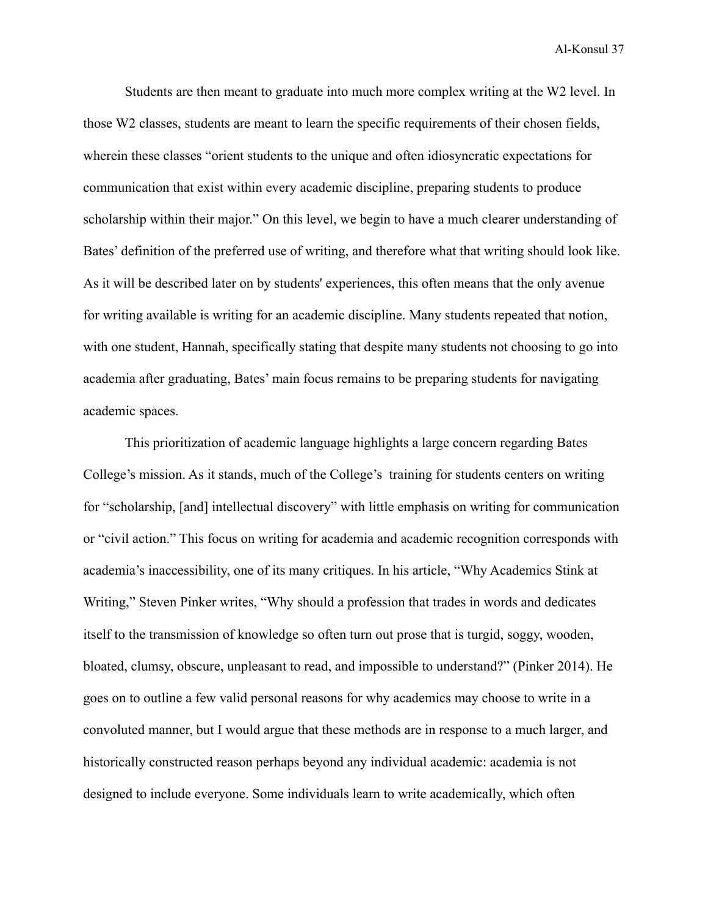Students are then meant to graduate into much more complex writing at the W2 level. In those W2 classes, students are meant to learn the specific requirements of their chosen fields, wherein these classes "orient students to the unique and often idiosyncratic expectations for communication that exist within every academic discipline, preparing students to produce scholarship within their major." On this level, we begin to have a much clearer understanding of Bates' definition of the preferred use of writing, and therefore what that writing should look like. As it will be described later on by students' experiences, this often means that the only avenue for writing available is writing for an academic discipline. Many students repeated that notion, with one student, Hannah, specifically stating that despite many students not choosing to go into academia after graduating, Bates' main focus remains to be preparing students for navigating academic spaces.

This prioritization of academic language highlights a large concern regarding Bates College's mission. As it stands, much of the College's training for students centers on writing for "scholarship, [and] intellectual discovery" with little emphasis on writing for communication or "civil action." This focus on writing for academia and academic recognition corresponds with academia's inaccessibility, one of its many critiques. In his article, "Why Academics Stink at Writing," Steven Pinker writes, "Why should a profession that trades in words and dedicates itself to the transmission of knowledge so often turn out prose that is turgid, soggy, wooden, bloated, clumsy, obscure, unpleasant to read, and impossible to understand?" (Pinker 2014). He goes on to outline a few valid personal reasons for why academics may choose to write in a convoluted manner, but I would argue that these methods are in response to a much larger, and historically constructed reason perhaps beyond any individual academic: academia is not designed to include everyone. Some individuals learn to write academically, which often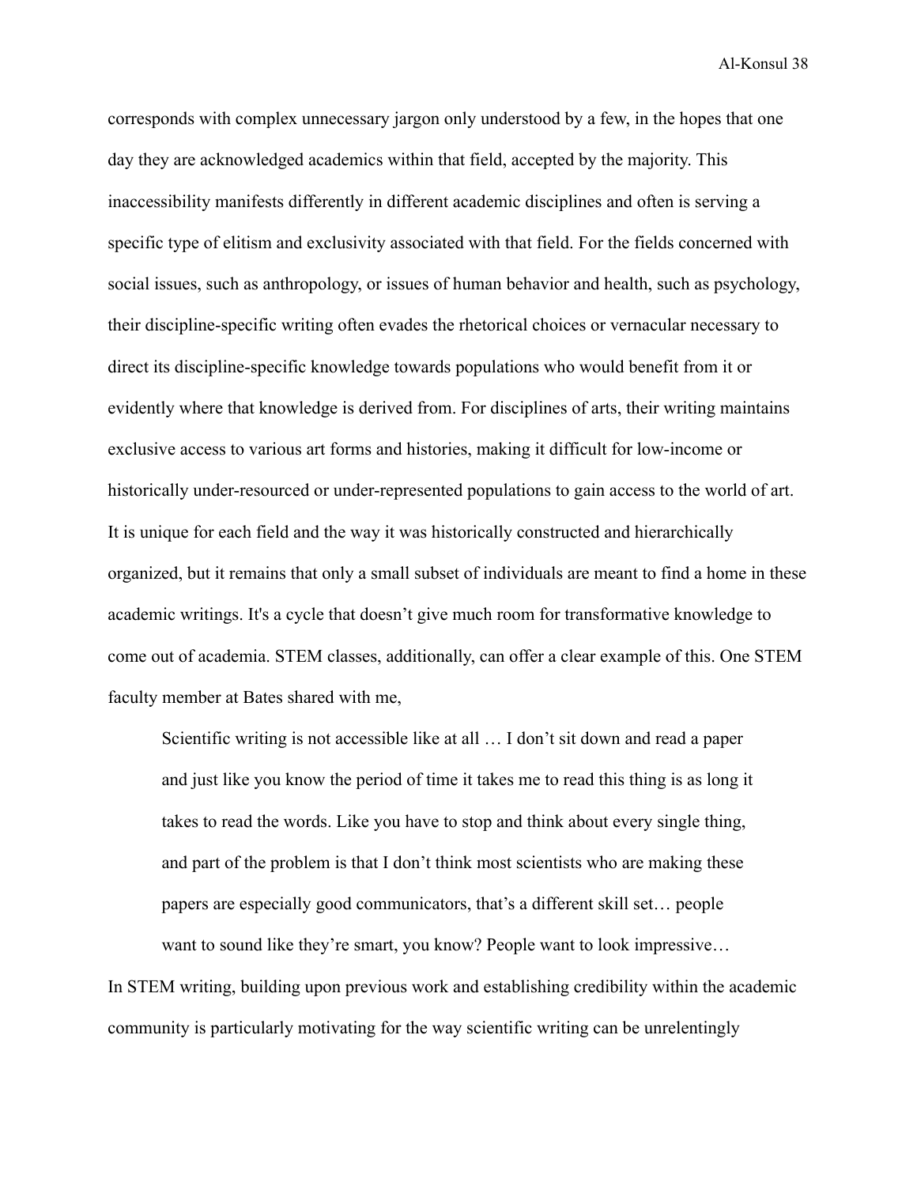corresponds with complex unnecessary jargon only understood by a few, in the hopes that one day they are acknowledged academics within that field, accepted by the majority. This inaccessibility manifests differently in different academic disciplines and often is serving a specific type of elitism and exclusivity associated with that field. For the fields concerned with social issues, such as anthropology, or issues of human behavior and health, such as psychology, their discipline-specific writing often evades the rhetorical choices or vernacular necessary to direct its discipline-specific knowledge towards populations who would benefit from it or evidently where that knowledge is derived from. For disciplines of arts, their writing maintains exclusive access to various art forms and histories, making it difficult for low-income or historically under-resourced or under-represented populations to gain access to the world of art. It is unique for each field and the way it was historically constructed and hierarchically organized, but it remains that only a small subset of individuals are meant to find a home in these academic writings. It's a cycle that doesn't give much room for transformative knowledge to come out of academia. STEM classes, additionally, can offer a clear example of this. One STEM faculty member at Bates shared with me,

> Scientific writing is not accessible like at all … I don't sit down and read a paper and just like you know the period of time it takes me to read this thing is as long it takes to read the words. Like you have to stop and think about every single thing, and part of the problem is that I don't think most scientists who are making these papers are especially good communicators, that's a different skill set… people want to sound like they're smart, you know? People want to look impressive…

In STEM writing, building upon previous work and establishing credibility within the academic community is particularly motivating for the way scientific writing can be unrelentingly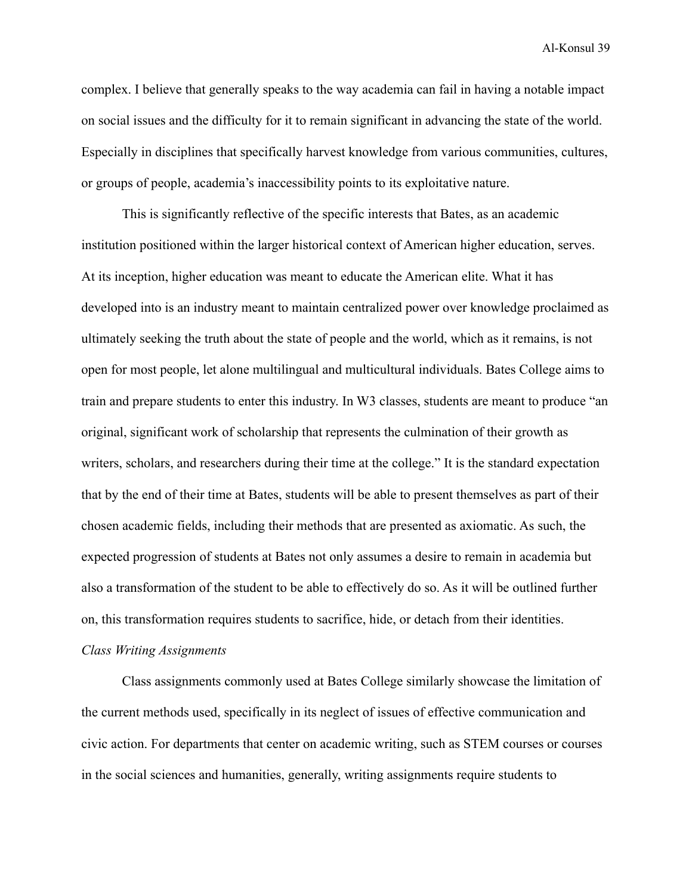complex. I believe that generally speaks to the way academia can fail in having a notable impact on social issues and the difficulty for it to remain significant in advancing the state of the world. Especially in disciplines that specifically harvest knowledge from various communities, cultures, or groups of people, academia's inaccessibility points to its exploitative nature.

This is significantly reflective of the specific interests that Bates, as an academic institution positioned within the larger historical context of American higher education, serves. At its inception, higher education was meant to educate the American elite. What it has developed into is an industry meant to maintain centralized power over knowledge proclaimed as ultimately seeking the truth about the state of people and the world, which as it remains, is not open for most people, let alone multilingual and multicultural individuals. Bates College aims to train and prepare students to enter this industry. In W3 classes, students are meant to produce "an original, significant work of scholarship that represents the culmination of their growth as writers, scholars, and researchers during their time at the college." It is the standard expectation that by the end of their time at Bates, students will be able to present themselves as part of their chosen academic fields, including their methods that are presented as axiomatic. As such, the expected progression of students at Bates not only assumes a desire to remain in academia but also a transformation of the student to be able to effectively do so. As it will be outlined further on, this transformation requires students to sacrifice, hide, or detach from their identities.

*Class Writing Assignments*

Class assignments commonly used at Bates College similarly showcase the limitation of the current methods used, specifically in its neglect of issues of effective communication and civic action. For departments that center on academic writing, such as STEM courses or courses in the social sciences and humanities, generally, writing assignments require students to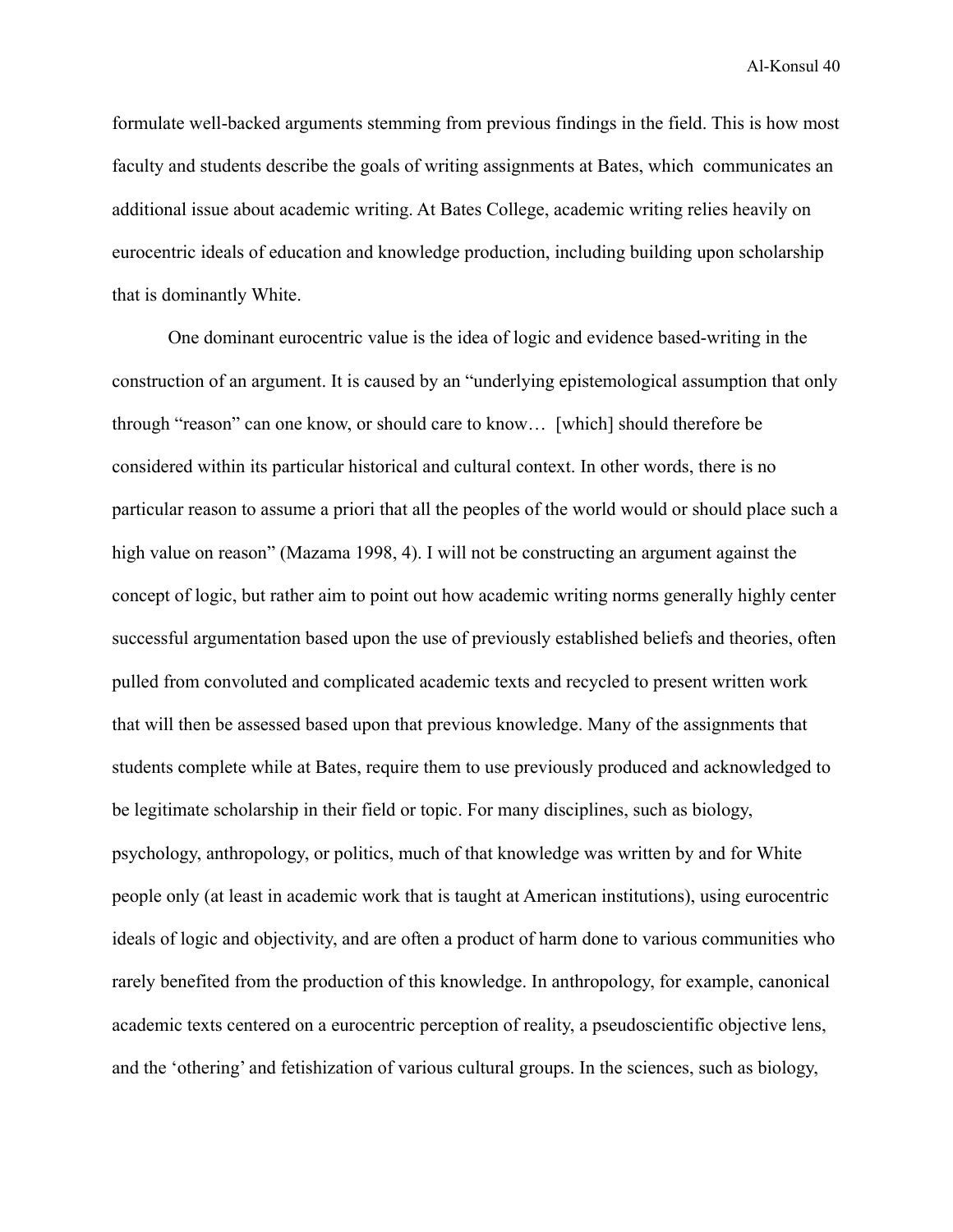formulate well-backed arguments stemming from previous findings in the field. This is how most faculty and students describe the goals of writing assignments at Bates, which communicates an additional issue about academic writing. At Bates College, academic writing relies heavily on eurocentric ideals of education and knowledge production, including building upon scholarship that is dominantly White.

One dominant eurocentric value is the idea of logic and evidence based-writing in the construction of an argument. It is caused by an "underlying epistemological assumption that only through "reason" can one know, or should care to know… [which] should therefore be considered within its particular historical and cultural context. In other words, there is no particular reason to assume a priori that all the peoples of the world would or should place such a high value on reason" (Mazama 1998, 4). I will not be constructing an argument against the concept of logic, but rather aim to point out how academic writing norms generally highly center successful argumentation based upon the use of previously established beliefs and theories, often pulled from convoluted and complicated academic texts and recycled to present written work that will then be assessed based upon that previous knowledge. Many of the assignments that students complete while at Bates, require them to use previously produced and acknowledged to be legitimate scholarship in their field or topic. For many disciplines, such as biology, psychology, anthropology, or politics, much of that knowledge was written by and for White people only (at least in academic work that is taught at American institutions), using eurocentric ideals of logic and objectivity, and are often a product of harm done to various communities who rarely benefited from the production of this knowledge. In anthropology, for example, canonical academic texts centered on a eurocentric perception of reality, a pseudoscientific objective lens, and the 'othering' and fetishization of various cultural groups. In the sciences, such as biology,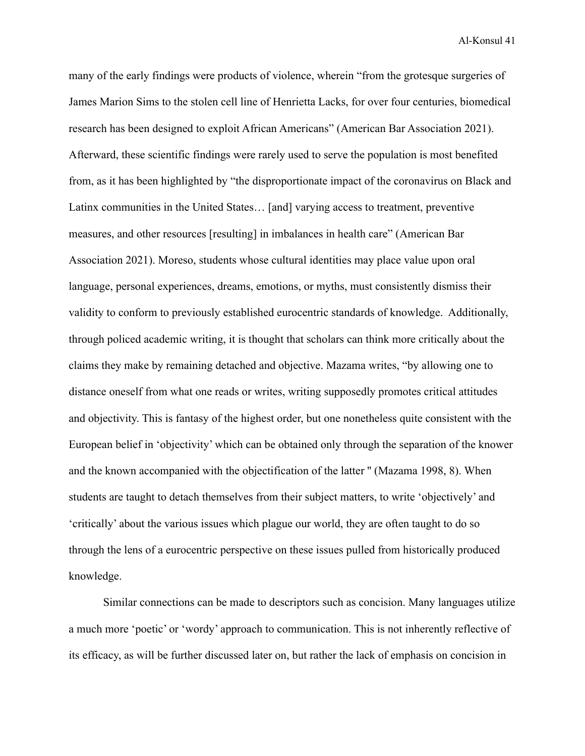many of the early findings were products of violence, wherein "from the grotesque surgeries of James Marion Sims to the stolen cell line of Henrietta Lacks, for over four centuries, biomedical research has been designed to exploit African Americans" (American Bar Association 2021). Afterward, these scientific findings were rarely used to serve the population is most benefited from, as it has been highlighted by "the disproportionate impact of the coronavirus on Black and Latinx communities in the United States… [and] varying access to treatment, preventive measures, and other resources [resulting] in imbalances in health care" (American Bar Association 2021). Moreso, students whose cultural identities may place value upon oral language, personal experiences, dreams, emotions, or myths, must consistently dismiss their validity to conform to previously established eurocentric standards of knowledge.  Additionally, through policed academic writing, it is thought that scholars can think more critically about the claims they make by remaining detached and objective. Mazama writes, "by allowing one to distance oneself from what one reads or writes, writing supposedly promotes critical attitudes and objectivity. This is fantasy of the highest order, but one nonetheless quite consistent with the European belief in 'objectivity' which can be obtained only through the separation of the knower and the known accompanied with the objectification of the latter " (Mazama 1998, 8). When students are taught to detach themselves from their subject matters, to write 'objectively' and 'critically' about the various issues which plague our world, they are often taught to do so through the lens of a eurocentric perspective on these issues pulled from historically produced knowledge.

Similar connections can be made to descriptors such as concision. Many languages utilize a much more 'poetic' or 'wordy' approach to communication. This is not inherently reflective of its efficacy, as will be further discussed later on, but rather the lack of emphasis on concision in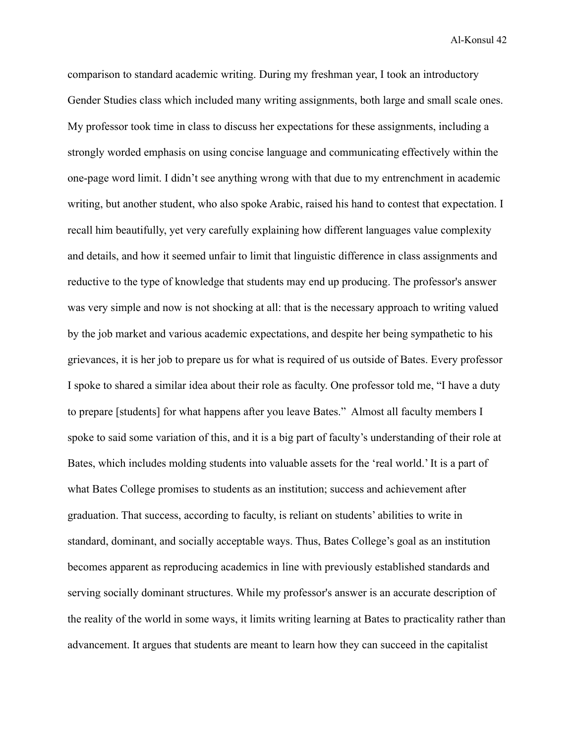comparison to standard academic writing. During my freshman year, I took an introductory Gender Studies class which included many writing assignments, both large and small scale ones. My professor took time in class to discuss her expectations for these assignments, including a strongly worded emphasis on using concise language and communicating effectively within the one-page word limit. I didn't see anything wrong with that due to my entrenchment in academic writing, but another student, who also spoke Arabic, raised his hand to contest that expectation. I recall him beautifully, yet very carefully explaining how different languages value complexity and details, and how it seemed unfair to limit that linguistic difference in class assignments and reductive to the type of knowledge that students may end up producing. The professor's answer was very simple and now is not shocking at all: that is the necessary approach to writing valued by the job market and various academic expectations, and despite her being sympathetic to his grievances, it is her job to prepare us for what is required of us outside of Bates. Every professor I spoke to shared a similar idea about their role as faculty. One professor told me, "I have a duty to prepare [students] for what happens after you leave Bates." Almost all faculty members I spoke to said some variation of this, and it is a big part of faculty's understanding of their role at Bates, which includes molding students into valuable assets for the 'real world.' It is a part of what Bates College promises to students as an institution; success and achievement after graduation. That success, according to faculty, is reliant on students' abilities to write in standard, dominant, and socially acceptable ways. Thus, Bates College's goal as an institution becomes apparent as reproducing academics in line with previously established standards and serving socially dominant structures. While my professor's answer is an accurate description of the reality of the world in some ways, it limits writing learning at Bates to practicality rather than advancement. It argues that students are meant to learn how they can succeed in the capitalist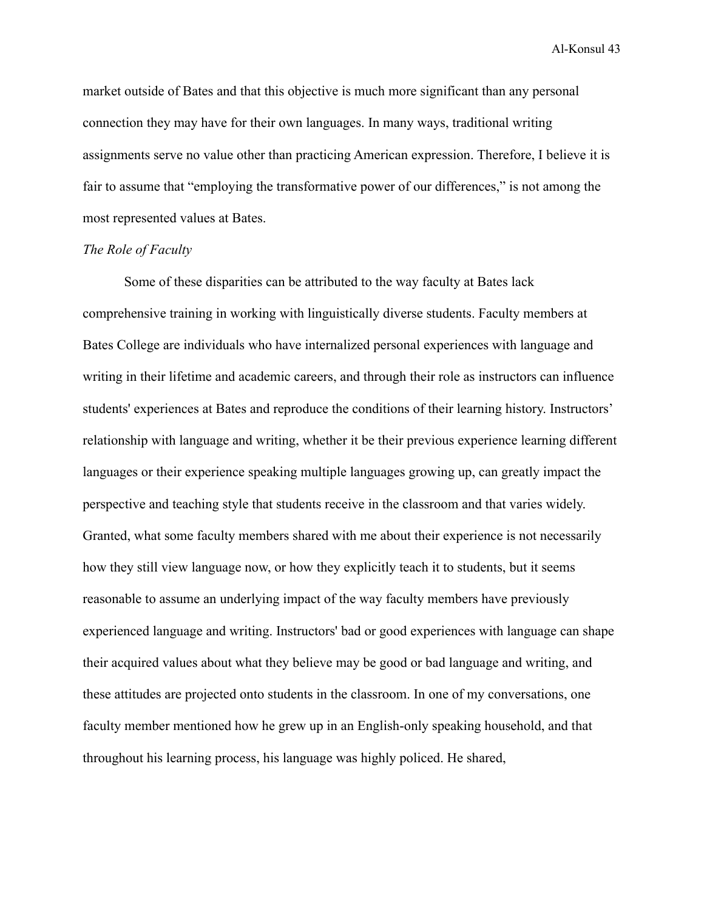market outside of Bates and that this objective is much more significant than any personal connection they may have for their own languages. In many ways, traditional writing assignments serve no value other than practicing American expression. Therefore, I believe it is fair to assume that "employing the transformative power of our differences," is not among the most represented values at Bates.

*The Role of Faculty*

Some of these disparities can be attributed to the way faculty at Bates lack comprehensive training in working with linguistically diverse students. Faculty members at Bates College are individuals who have internalized personal experiences with language and writing in their lifetime and academic careers, and through their role as instructors can influence students' experiences at Bates and reproduce the conditions of their learning history. Instructors' relationship with language and writing, whether it be their previous experience learning different languages or their experience speaking multiple languages growing up, can greatly impact the perspective and teaching style that students receive in the classroom and that varies widely. Granted, what some faculty members shared with me about their experience is not necessarily how they still view language now, or how they explicitly teach it to students, but it seems reasonable to assume an underlying impact of the way faculty members have previously experienced language and writing. Instructors' bad or good experiences with language can shape their acquired values about what they believe may be good or bad language and writing, and these attitudes are projected onto students in the classroom. In one of my conversations, one faculty member mentioned how he grew up in an English-only speaking household, and that throughout his learning process, his language was highly policed. He shared,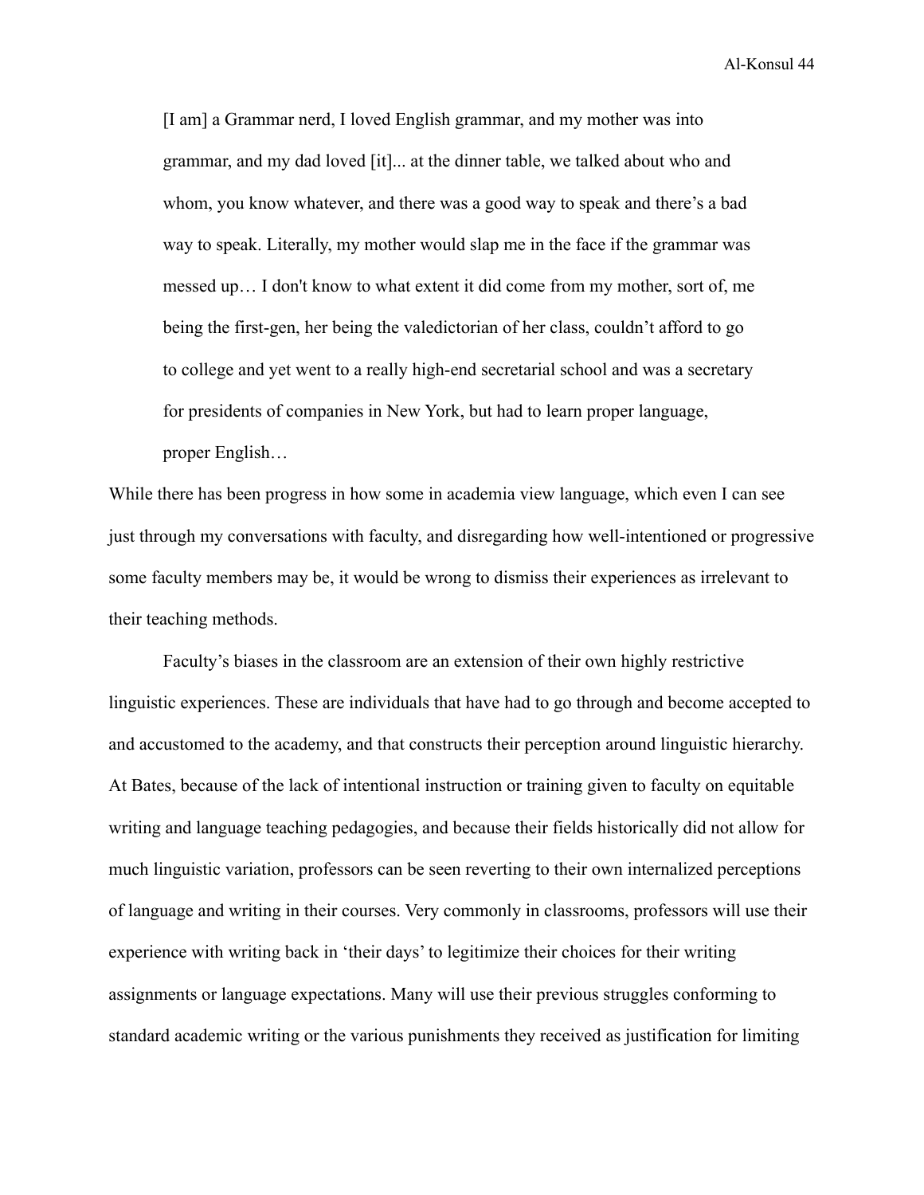> [I am] a Grammar nerd, I loved English grammar, and my mother was into grammar, and my dad loved [it]... at the dinner table, we talked about who and whom, you know whatever, and there was a good way to speak and there's a bad way to speak. Literally, my mother would slap me in the face if the grammar was messed up… I don't know to what extent it did come from my mother, sort of, me being the first-gen, her being the valedictorian of her class, couldn't afford to go to college and yet went to a really high-end secretarial school and was a secretary for presidents of companies in New York, but had to learn proper language, proper English…

While there has been progress in how some in academia view language, which even I can see just through my conversations with faculty, and disregarding how well-intentioned or progressive some faculty members may be, it would be wrong to dismiss their experiences as irrelevant to their teaching methods.

Faculty's biases in the classroom are an extension of their own highly restrictive linguistic experiences. These are individuals that have had to go through and become accepted to and accustomed to the academy, and that constructs their perception around linguistic hierarchy. At Bates, because of the lack of intentional instruction or training given to faculty on equitable writing and language teaching pedagogies, and because their fields historically did not allow for much linguistic variation, professors can be seen reverting to their own internalized perceptions of language and writing in their courses. Very commonly in classrooms, professors will use their experience with writing back in 'their days' to legitimize their choices for their writing assignments or language expectations. Many will use their previous struggles conforming to standard academic writing or the various punishments they received as justification for limiting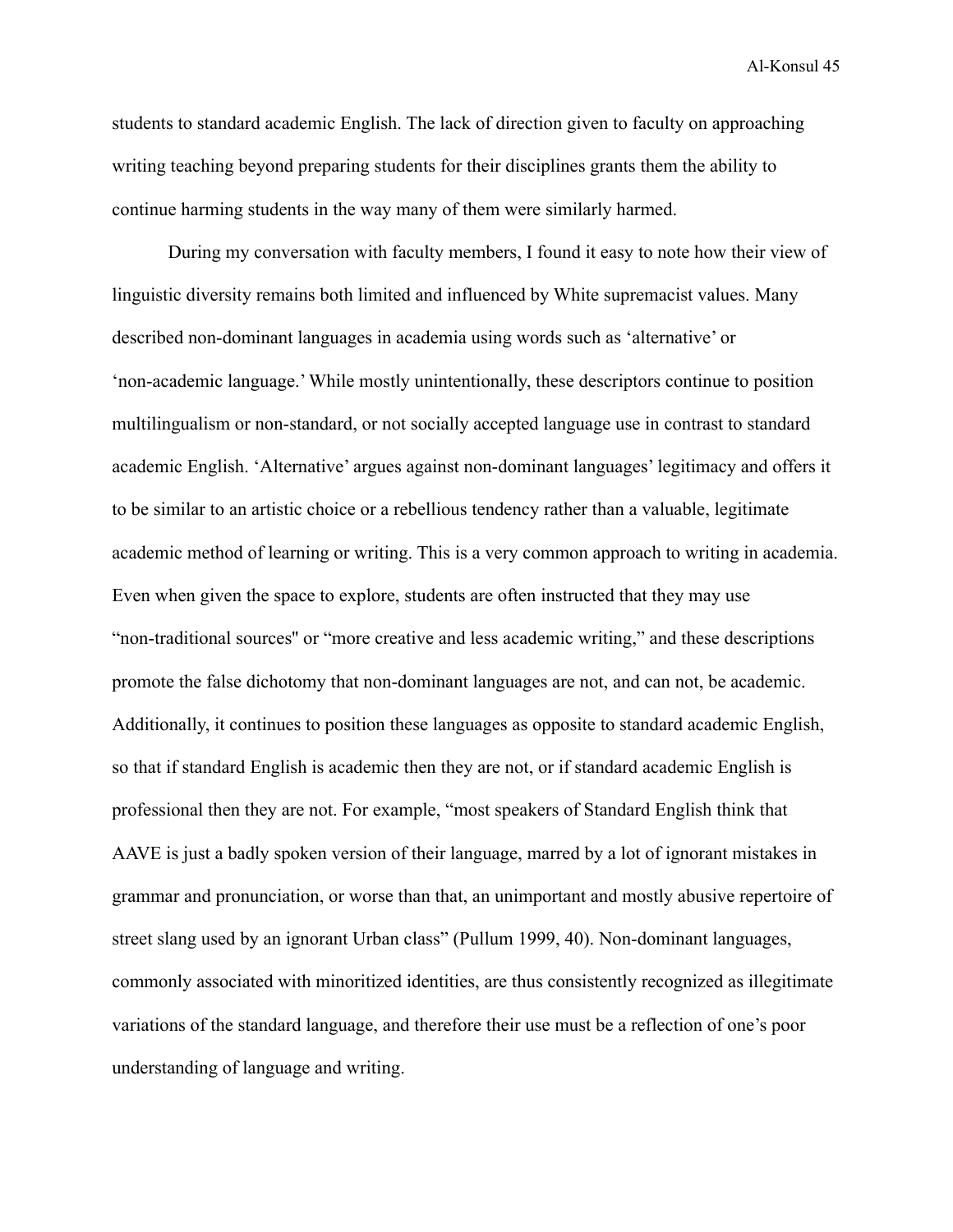students to standard academic English. The lack of direction given to faculty on approaching writing teaching beyond preparing students for their disciplines grants them the ability to continue harming students in the way many of them were similarly harmed.

During my conversation with faculty members, I found it easy to note how their view of linguistic diversity remains both limited and influenced by White supremacist values. Many described non-dominant languages in academia using words such as 'alternative' or 'non-academic language.' While mostly unintentionally, these descriptors continue to position multilingualism or non-standard, or not socially accepted language use in contrast to standard academic English. 'Alternative' argues against non-dominant languages' legitimacy and offers it to be similar to an artistic choice or a rebellious tendency rather than a valuable, legitimate academic method of learning or writing. This is a very common approach to writing in academia. Even when given the space to explore, students are often instructed that they may use "non-traditional sources" or "more creative and less academic writing," and these descriptions promote the false dichotomy that non-dominant languages are not, and can not, be academic. Additionally, it continues to position these languages as opposite to standard academic English, so that if standard English is academic then they are not, or if standard academic English is professional then they are not. For example, "most speakers of Standard English think that AAVE is just a badly spoken version of their language, marred by a lot of ignorant mistakes in grammar and pronunciation, or worse than that, an unimportant and mostly abusive repertoire of street slang used by an ignorant Urban class" (Pullum 1999, 40). Non-dominant languages, commonly associated with minoritized identities, are thus consistently recognized as illegitimate variations of the standard language, and therefore their use must be a reflection of one's poor understanding of language and writing.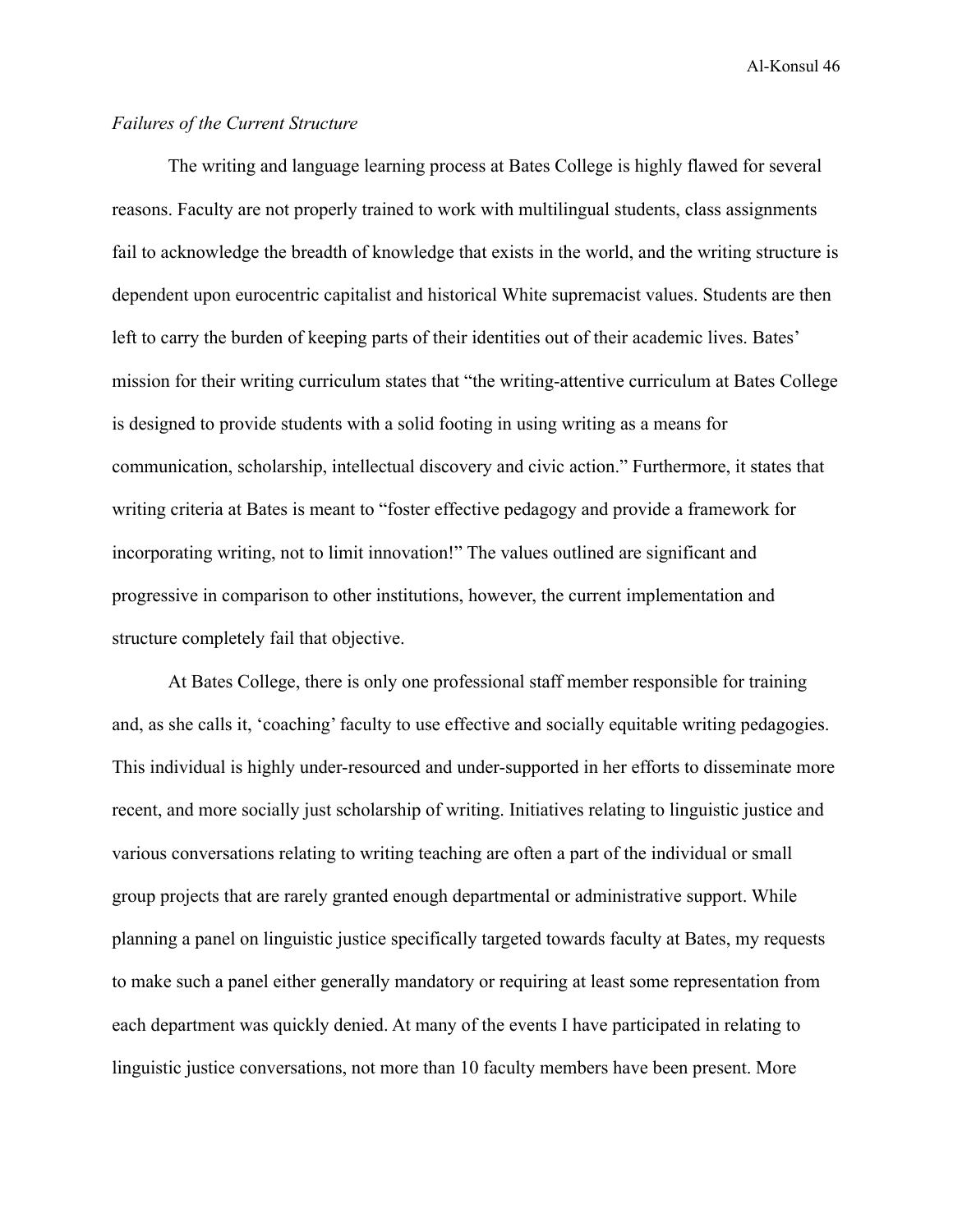*Failures of the Current Structure*

The writing and language learning process at Bates College is highly flawed for several reasons. Faculty are not properly trained to work with multilingual students, class assignments fail to acknowledge the breadth of knowledge that exists in the world, and the writing structure is dependent upon eurocentric capitalist and historical White supremacist values. Students are then left to carry the burden of keeping parts of their identities out of their academic lives. Bates' mission for their writing curriculum states that "the writing-attentive curriculum at Bates College is designed to provide students with a solid footing in using writing as a means for communication, scholarship, intellectual discovery and civic action." Furthermore, it states that writing criteria at Bates is meant to "foster effective pedagogy and provide a framework for incorporating writing, not to limit innovation!" The values outlined are significant and progressive in comparison to other institutions, however, the current implementation and structure completely fail that objective.

At Bates College, there is only one professional staff member responsible for training and, as she calls it, 'coaching' faculty to use effective and socially equitable writing pedagogies. This individual is highly under-resourced and under-supported in her efforts to disseminate more recent, and more socially just scholarship of writing. Initiatives relating to linguistic justice and various conversations relating to writing teaching are often a part of the individual or small group projects that are rarely granted enough departmental or administrative support. While planning a panel on linguistic justice specifically targeted towards faculty at Bates, my requests to make such a panel either generally mandatory or requiring at least some representation from each department was quickly denied. At many of the events I have participated in relating to linguistic justice conversations, not more than 10 faculty members have been present. More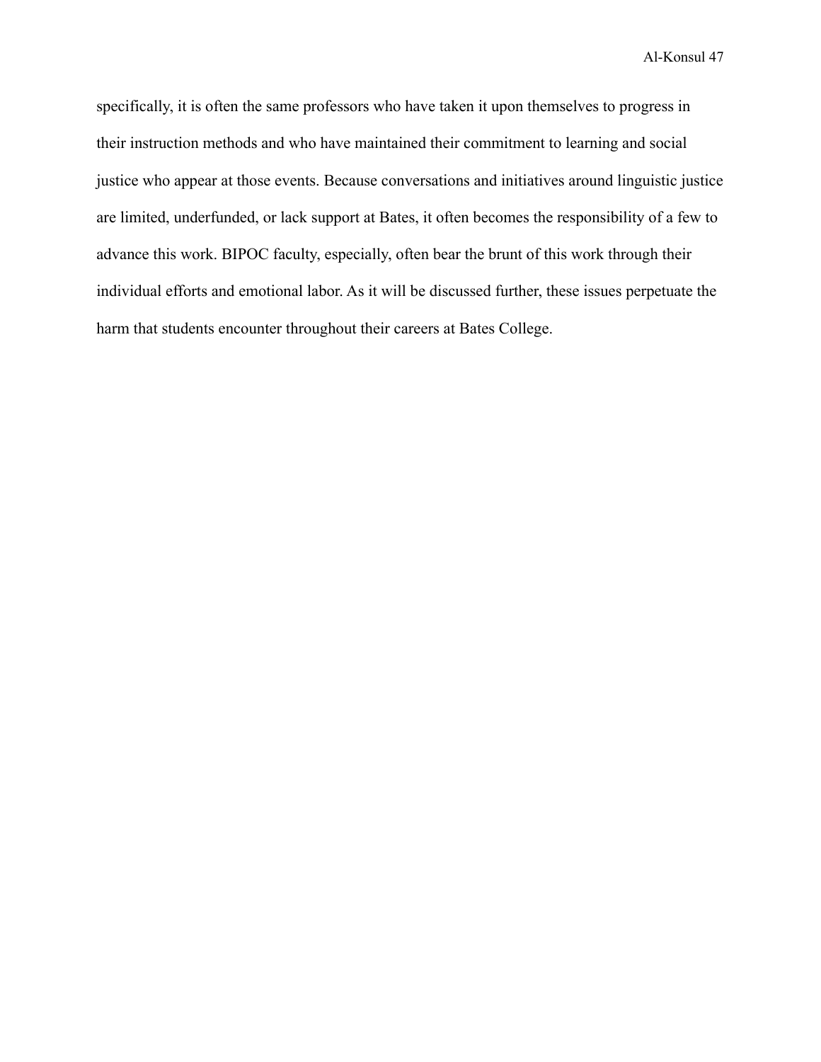specifically, it is often the same professors who have taken it upon themselves to progress in their instruction methods and who have maintained their commitment to learning and social justice who appear at those events. Because conversations and initiatives around linguistic justice are limited, underfunded, or lack support at Bates, it often becomes the responsibility of a few to advance this work. BIPOC faculty, especially, often bear the brunt of this work through their individual efforts and emotional labor. As it will be discussed further, these issues perpetuate the harm that students encounter throughout their careers at Bates College.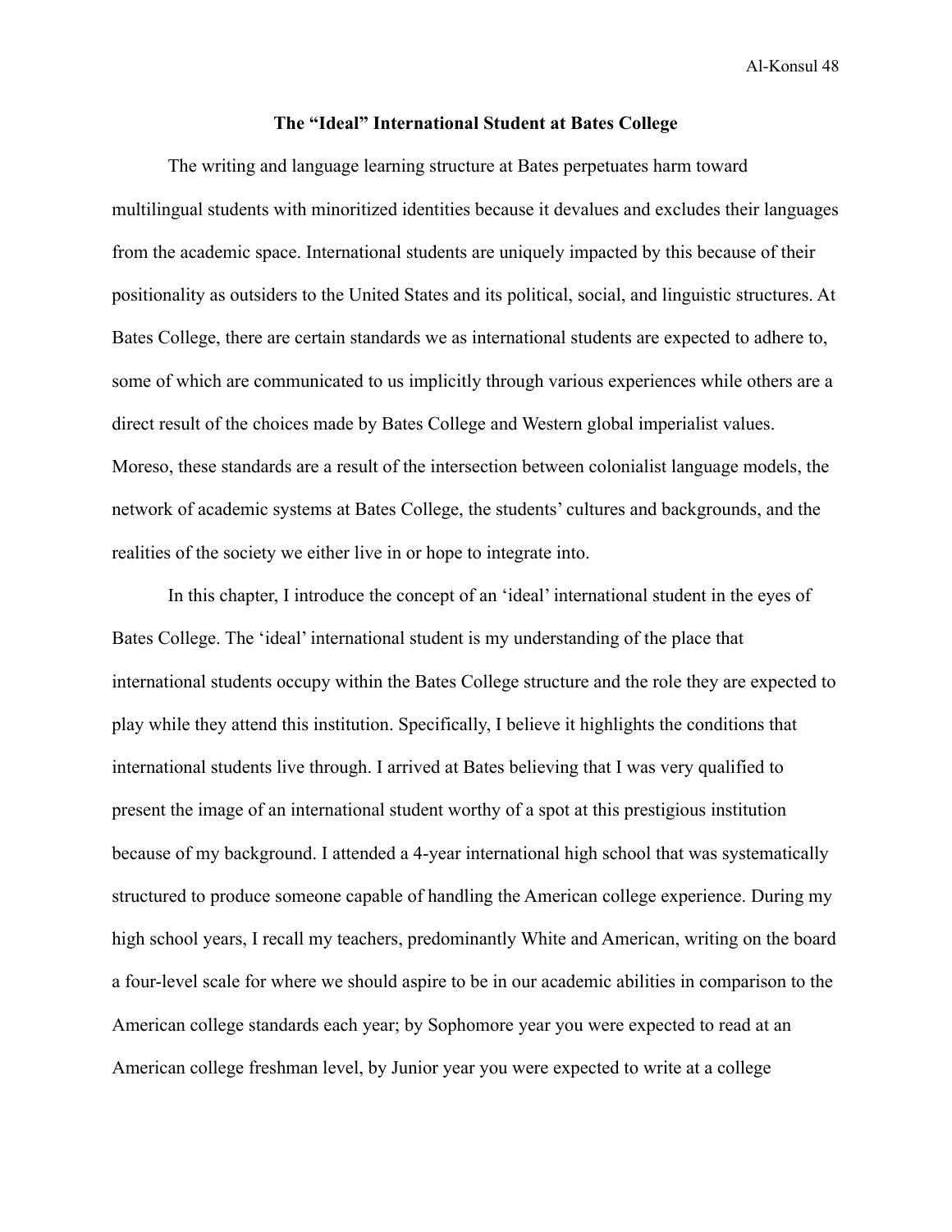## The "Ideal" International Student at Bates College

The writing and language learning structure at Bates perpetuates harm toward multilingual students with minoritized identities because it devalues and excludes their languages from the academic space. International students are uniquely impacted by this because of their positionality as outsiders to the United States and its political, social, and linguistic structures. At Bates College, there are certain standards we as international students are expected to adhere to, some of which are communicated to us implicitly through various experiences while others are a direct result of the choices made by Bates College and Western global imperialist values. Moreso, these standards are a result of the intersection between colonialist language models, the network of academic systems at Bates College, the students' cultures and backgrounds, and the realities of the society we either live in or hope to integrate into.

In this chapter, I introduce the concept of an 'ideal' international student in the eyes of Bates College. The 'ideal' international student is my understanding of the place that international students occupy within the Bates College structure and the role they are expected to play while they attend this institution. Specifically, I believe it highlights the conditions that international students live through. I arrived at Bates believing that I was very qualified to present the image of an international student worthy of a spot at this prestigious institution because of my background. I attended a 4-year international high school that was systematically structured to produce someone capable of handling the American college experience. During my high school years, I recall my teachers, predominantly White and American, writing on the board a four-level scale for where we should aspire to be in our academic abilities in comparison to the American college standards each year; by Sophomore year you were expected to read at an American college freshman level, by Junior year you were expected to write at a college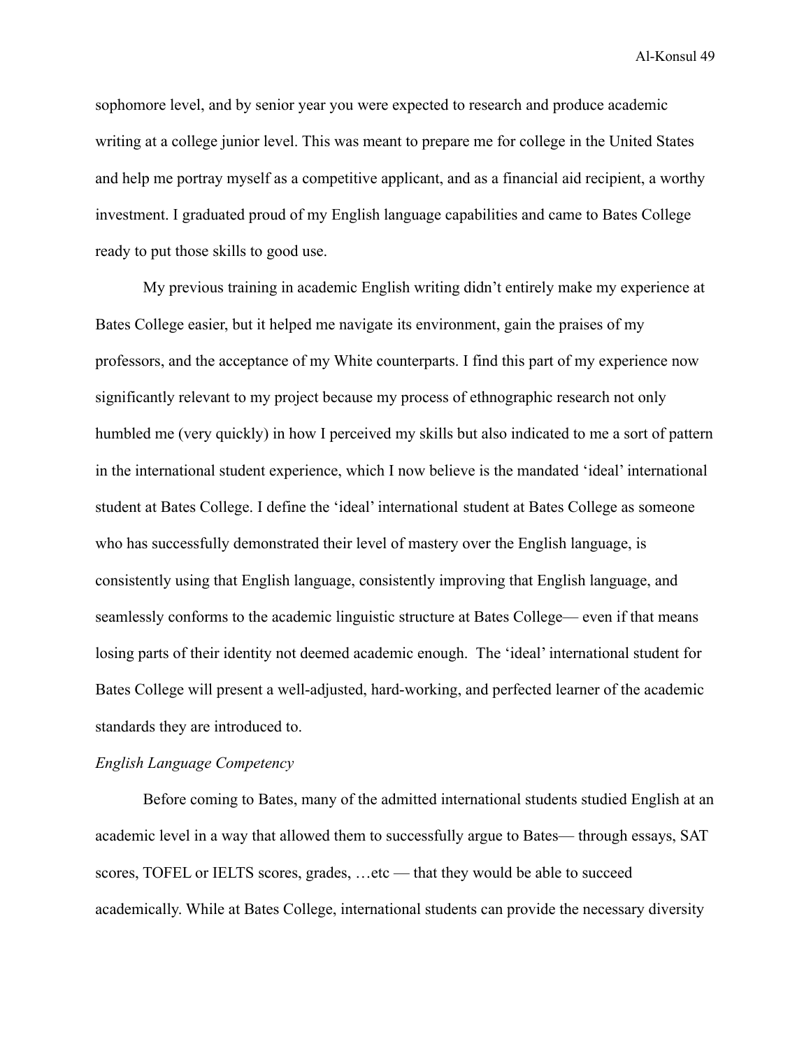sophomore level, and by senior year you were expected to research and produce academic writing at a college junior level. This was meant to prepare me for college in the United States and help me portray myself as a competitive applicant, and as a financial aid recipient, a worthy investment. I graduated proud of my English language capabilities and came to Bates College ready to put those skills to good use.

My previous training in academic English writing didn't entirely make my experience at Bates College easier, but it helped me navigate its environment, gain the praises of my professors, and the acceptance of my White counterparts. I find this part of my experience now significantly relevant to my project because my process of ethnographic research not only humbled me (very quickly) in how I perceived my skills but also indicated to me a sort of pattern in the international student experience, which I now believe is the mandated 'ideal' international student at Bates College. I define the 'ideal' international student at Bates College as someone who has successfully demonstrated their level of mastery over the English language, is consistently using that English language, consistently improving that English language, and seamlessly conforms to the academic linguistic structure at Bates College— even if that means losing parts of their identity not deemed academic enough. The 'ideal' international student for Bates College will present a well-adjusted, hard-working, and perfected learner of the academic standards they are introduced to.

*English Language Competency*

Before coming to Bates, many of the admitted international students studied English at an academic level in a way that allowed them to successfully argue to Bates— through essays, SAT scores, TOFEL or IELTS scores, grades, …etc — that they would be able to succeed academically. While at Bates College, international students can provide the necessary diversity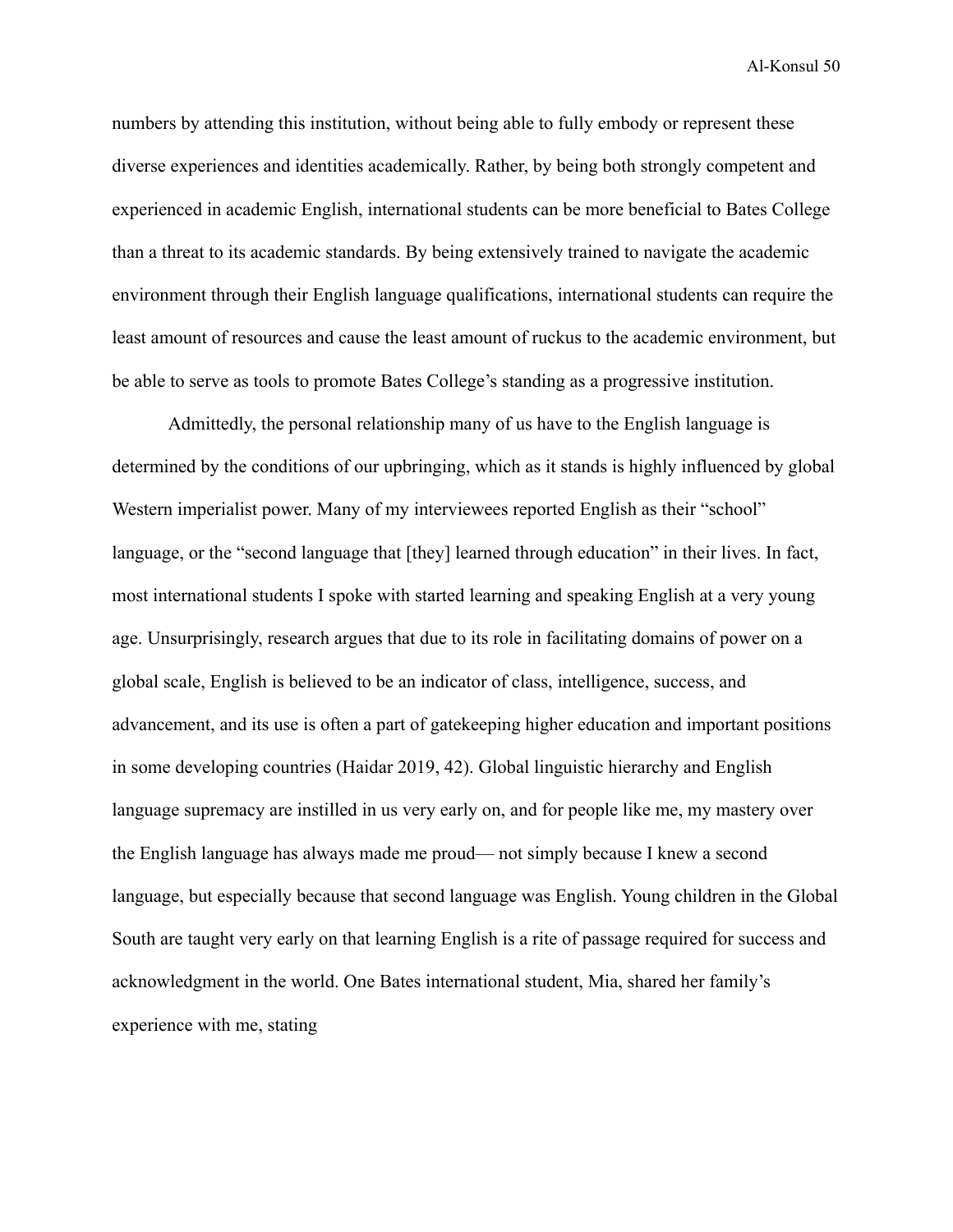numbers by attending this institution, without being able to fully embody or represent these diverse experiences and identities academically. Rather, by being both strongly competent and experienced in academic English, international students can be more beneficial to Bates College than a threat to its academic standards. By being extensively trained to navigate the academic environment through their English language qualifications, international students can require the least amount of resources and cause the least amount of ruckus to the academic environment, but be able to serve as tools to promote Bates College's standing as a progressive institution.

Admittedly, the personal relationship many of us have to the English language is determined by the conditions of our upbringing, which as it stands is highly influenced by global Western imperialist power. Many of my interviewees reported English as their "school" language, or the "second language that [they] learned through education" in their lives. In fact, most international students I spoke with started learning and speaking English at a very young age. Unsurprisingly, research argues that due to its role in facilitating domains of power on a global scale, English is believed to be an indicator of class, intelligence, success, and advancement, and its use is often a part of gatekeeping higher education and important positions in some developing countries (Haidar 2019, 42). Global linguistic hierarchy and English language supremacy are instilled in us very early on, and for people like me, my mastery over the English language has always made me proud— not simply because I knew a second language, but especially because that second language was English. Young children in the Global South are taught very early on that learning English is a rite of passage required for success and acknowledgment in the world. One Bates international student, Mia, shared her family's experience with me, stating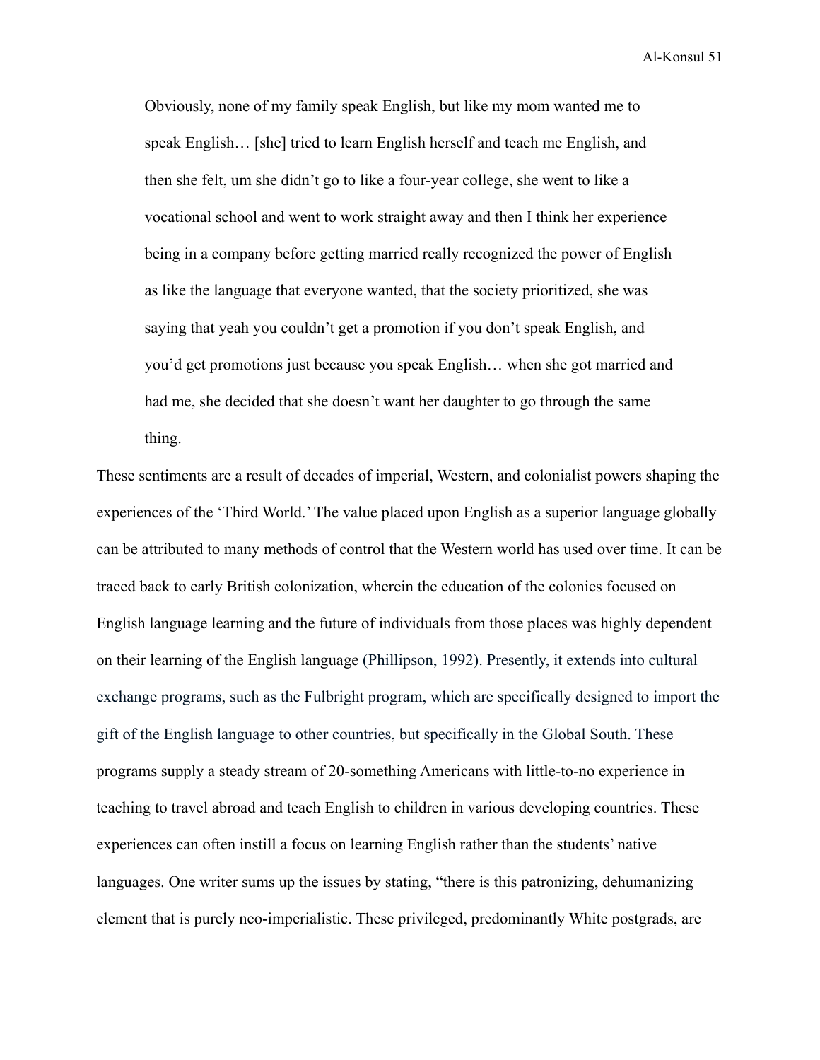> Obviously, none of my family speak English, but like my mom wanted me to speak English… [she] tried to learn English herself and teach me English, and then she felt, um she didn't go to like a four-year college, she went to like a vocational school and went to work straight away and then I think her experience being in a company before getting married really recognized the power of English as like the language that everyone wanted, that the society prioritized, she was saying that yeah you couldn't get a promotion if you don't speak English, and you'd get promotions just because you speak English… when she got married and had me, she decided that she doesn't want her daughter to go through the same thing.

These sentiments are a result of decades of imperial, Western, and colonialist powers shaping the experiences of the 'Third World.' The value placed upon English as a superior language globally can be attributed to many methods of control that the Western world has used over time. It can be traced back to early British colonization, wherein the education of the colonies focused on English language learning and the future of individuals from those places was highly dependent on their learning of the English language (Phillipson, 1992). Presently, it extends into cultural exchange programs, such as the Fulbright program, which are specifically designed to import the gift of the English language to other countries, but specifically in the Global South. These programs supply a steady stream of 20-something Americans with little-to-no experience in teaching to travel abroad and teach English to children in various developing countries. These experiences can often instill a focus on learning English rather than the students' native languages. One writer sums up the issues by stating, "there is this patronizing, dehumanizing element that is purely neo-imperialistic. These privileged, predominantly White postgrads, are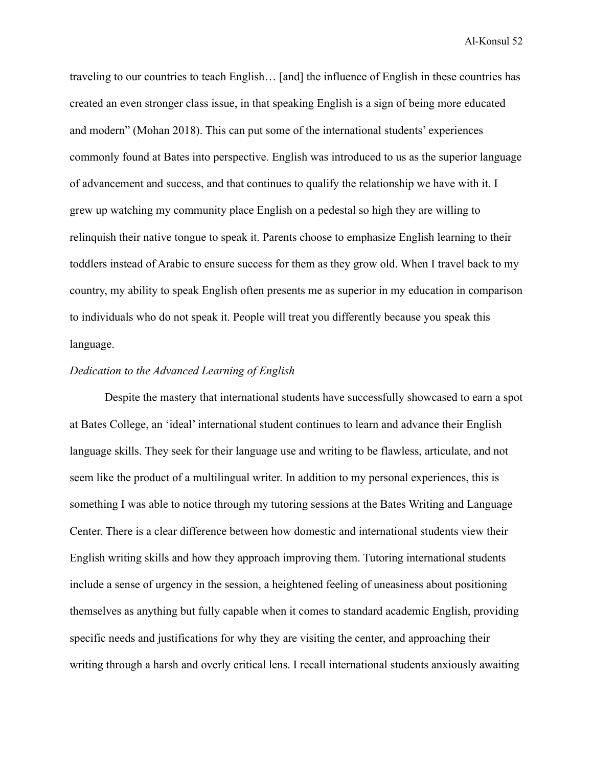traveling to our countries to teach English… [and] the influence of English in these countries has created an even stronger class issue, in that speaking English is a sign of being more educated and modern" (Mohan 2018). This can put some of the international students' experiences commonly found at Bates into perspective. English was introduced to us as the superior language of advancement and success, and that continues to qualify the relationship we have with it. I grew up watching my community place English on a pedestal so high they are willing to relinquish their native tongue to speak it. Parents choose to emphasize English learning to their toddlers instead of Arabic to ensure success for them as they grow old. When I travel back to my country, my ability to speak English often presents me as superior in my education in comparison to individuals who do not speak it. People will treat you differently because you speak this language.

*Dedication to the Advanced Learning of English*

Despite the mastery that international students have successfully showcased to earn a spot at Bates College, an 'ideal' international student continues to learn and advance their English language skills. They seek for their language use and writing to be flawless, articulate, and not seem like the product of a multilingual writer. In addition to my personal experiences, this is something I was able to notice through my tutoring sessions at the Bates Writing and Language Center. There is a clear difference between how domestic and international students view their English writing skills and how they approach improving them. Tutoring international students include a sense of urgency in the session, a heightened feeling of uneasiness about positioning themselves as anything but fully capable when it comes to standard academic English, providing specific needs and justifications for why they are visiting the center, and approaching their writing through a harsh and overly critical lens. I recall international students anxiously awaiting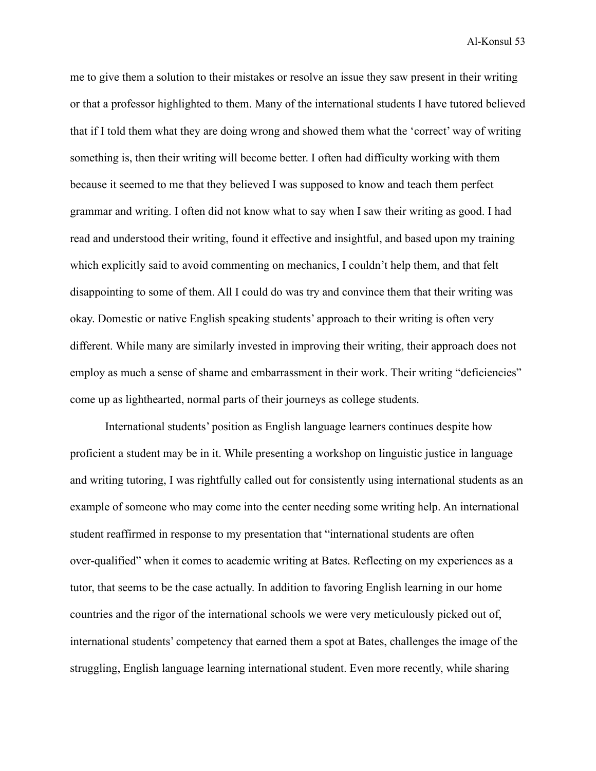me to give them a solution to their mistakes or resolve an issue they saw present in their writing or that a professor highlighted to them. Many of the international students I have tutored believed that if I told them what they are doing wrong and showed them what the 'correct' way of writing something is, then their writing will become better. I often had difficulty working with them because it seemed to me that they believed I was supposed to know and teach them perfect grammar and writing. I often did not know what to say when I saw their writing as good. I had read and understood their writing, found it effective and insightful, and based upon my training which explicitly said to avoid commenting on mechanics, I couldn't help them, and that felt disappointing to some of them. All I could do was try and convince them that their writing was okay. Domestic or native English speaking students' approach to their writing is often very different. While many are similarly invested in improving their writing, their approach does not employ as much a sense of shame and embarrassment in their work. Their writing "deficiencies" come up as lighthearted, normal parts of their journeys as college students.

International students' position as English language learners continues despite how proficient a student may be in it. While presenting a workshop on linguistic justice in language and writing tutoring, I was rightfully called out for consistently using international students as an example of someone who may come into the center needing some writing help. An international student reaffirmed in response to my presentation that "international students are often over-qualified" when it comes to academic writing at Bates. Reflecting on my experiences as a tutor, that seems to be the case actually. In addition to favoring English learning in our home countries and the rigor of the international schools we were very meticulously picked out of, international students' competency that earned them a spot at Bates, challenges the image of the struggling, English language learning international student. Even more recently, while sharing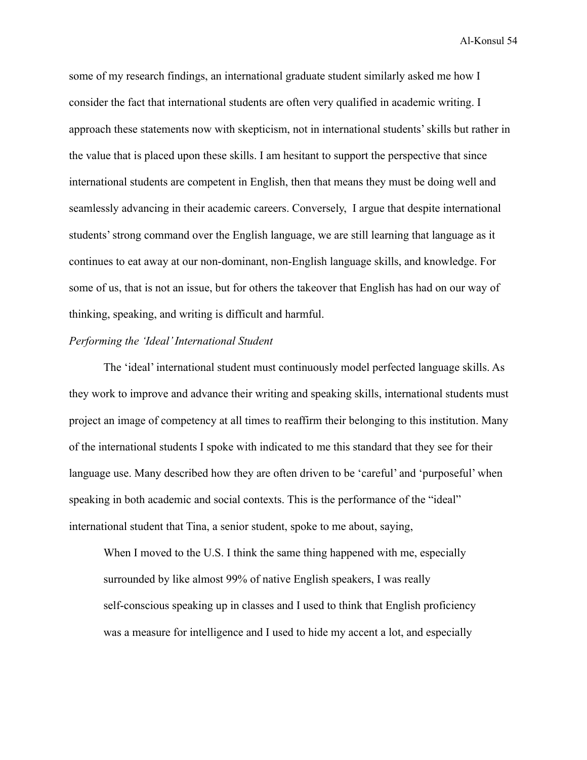some of my research findings, an international graduate student similarly asked me how I consider the fact that international students are often very qualified in academic writing. I approach these statements now with skepticism, not in international students' skills but rather in the value that is placed upon these skills. I am hesitant to support the perspective that since international students are competent in English, then that means they must be doing well and seamlessly advancing in their academic careers. Conversely, I argue that despite international students' strong command over the English language, we are still learning that language as it continues to eat away at our non-dominant, non-English language skills, and knowledge. For some of us, that is not an issue, but for others the takeover that English has had on our way of thinking, speaking, and writing is difficult and harmful.

*Performing the 'Ideal' International Student*

The 'ideal' international student must continuously model perfected language skills. As they work to improve and advance their writing and speaking skills, international students must project an image of competency at all times to reaffirm their belonging to this institution. Many of the international students I spoke with indicated to me this standard that they see for their language use. Many described how they are often driven to be 'careful' and 'purposeful' when speaking in both academic and social contexts. This is the performance of the "ideal" international student that Tina, a senior student, spoke to me about, saying,

> When I moved to the U.S. I think the same thing happened with me, especially surrounded by like almost 99% of native English speakers, I was really self-conscious speaking up in classes and I used to think that English proficiency was a measure for intelligence and I used to hide my accent a lot, and especially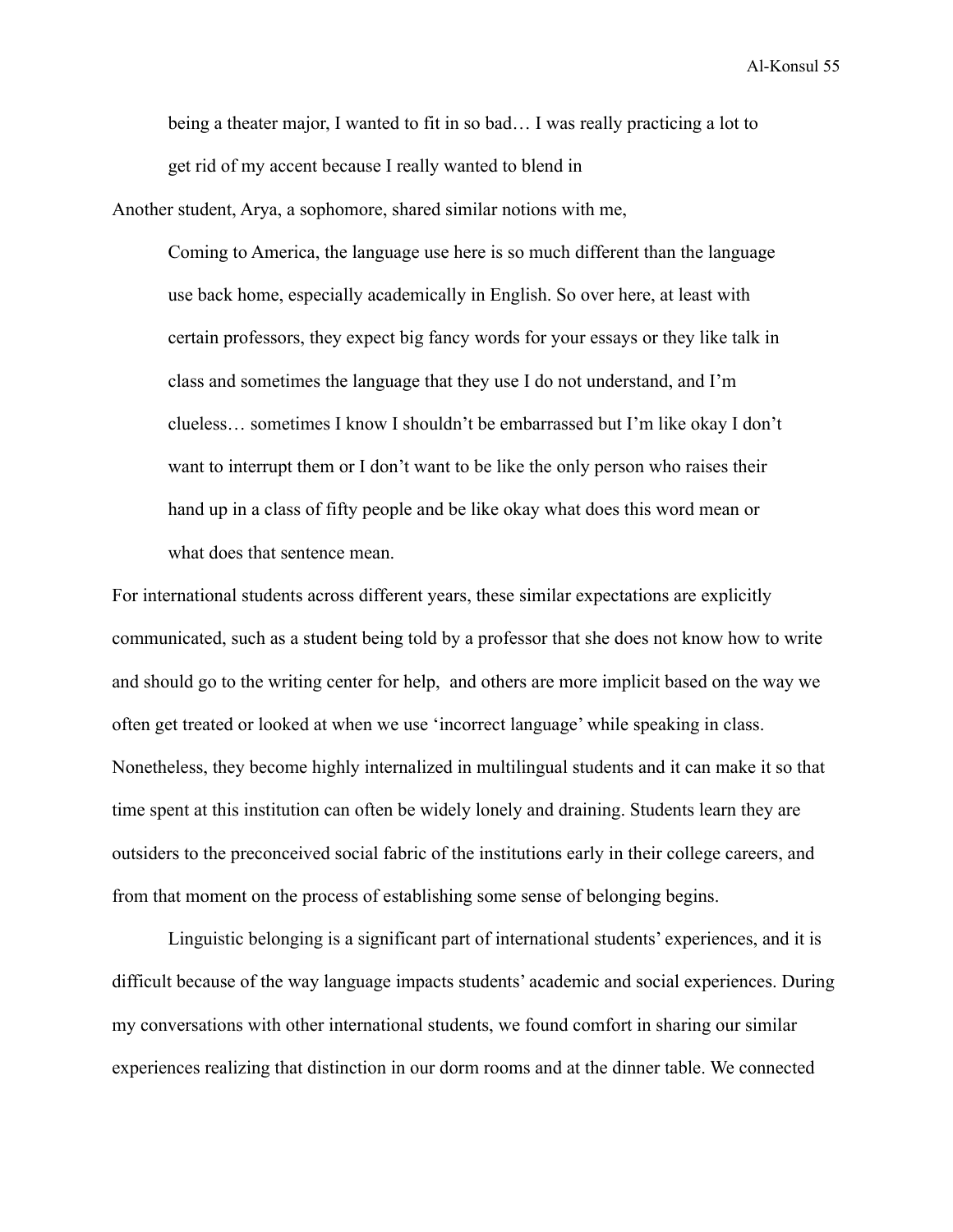> being a theater major, I wanted to fit in so bad… I was really practicing a lot to get rid of my accent because I really wanted to blend in

Another student, Arya, a sophomore, shared similar notions with me,

> Coming to America, the language use here is so much different than the language use back home, especially academically in English. So over here, at least with certain professors, they expect big fancy words for your essays or they like talk in class and sometimes the language that they use I do not understand, and I'm clueless… sometimes I know I shouldn't be embarrassed but I'm like okay I don't want to interrupt them or I don't want to be like the only person who raises their hand up in a class of fifty people and be like okay what does this word mean or what does that sentence mean.

For international students across different years, these similar expectations are explicitly communicated, such as a student being told by a professor that she does not know how to write and should go to the writing center for help,  and others are more implicit based on the way we often get treated or looked at when we use 'incorrect language' while speaking in class. Nonetheless, they become highly internalized in multilingual students and it can make it so that time spent at this institution can often be widely lonely and draining. Students learn they are outsiders to the preconceived social fabric of the institutions early in their college careers, and from that moment on the process of establishing some sense of belonging begins.

Linguistic belonging is a significant part of international students' experiences, and it is difficult because of the way language impacts students' academic and social experiences. During my conversations with other international students, we found comfort in sharing our similar experiences realizing that distinction in our dorm rooms and at the dinner table. We connected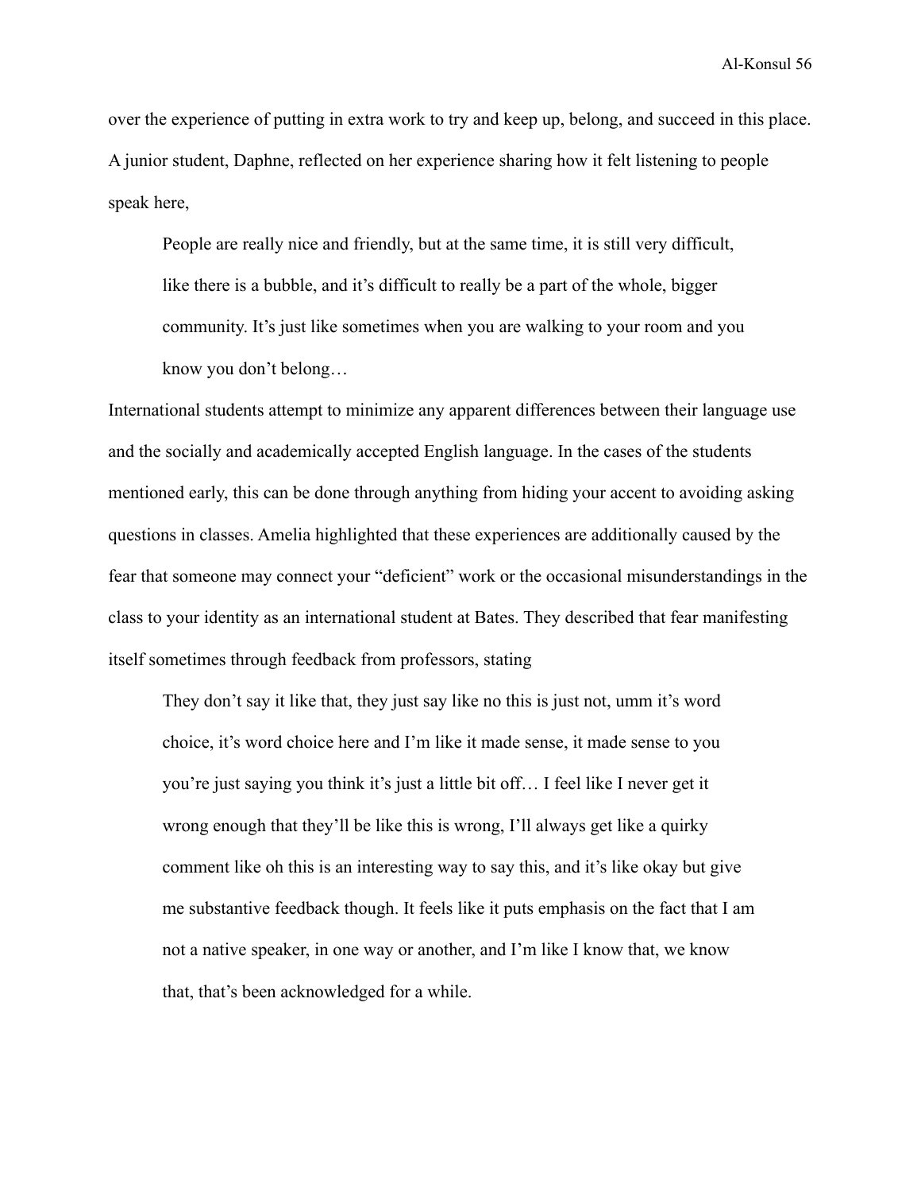over the experience of putting in extra work to try and keep up, belong, and succeed in this place. A junior student, Daphne, reflected on her experience sharing how it felt listening to people speak here,

> People are really nice and friendly, but at the same time, it is still very difficult, like there is a bubble, and it's difficult to really be a part of the whole, bigger community. It's just like sometimes when you are walking to your room and you know you don't belong…

International students attempt to minimize any apparent differences between their language use and the socially and academically accepted English language. In the cases of the students mentioned early, this can be done through anything from hiding your accent to avoiding asking questions in classes. Amelia highlighted that these experiences are additionally caused by the fear that someone may connect your "deficient" work or the occasional misunderstandings in the class to your identity as an international student at Bates. They described that fear manifesting itself sometimes through feedback from professors, stating

> They don't say it like that, they just say like no this is just not, umm it's word choice, it's word choice here and I'm like it made sense, it made sense to you you're just saying you think it's just a little bit off… I feel like I never get it wrong enough that they'll be like this is wrong, I'll always get like a quirky comment like oh this is an interesting way to say this, and it's like okay but give me substantive feedback though. It feels like it puts emphasis on the fact that I am not a native speaker, in one way or another, and I'm like I know that, we know that, that's been acknowledged for a while.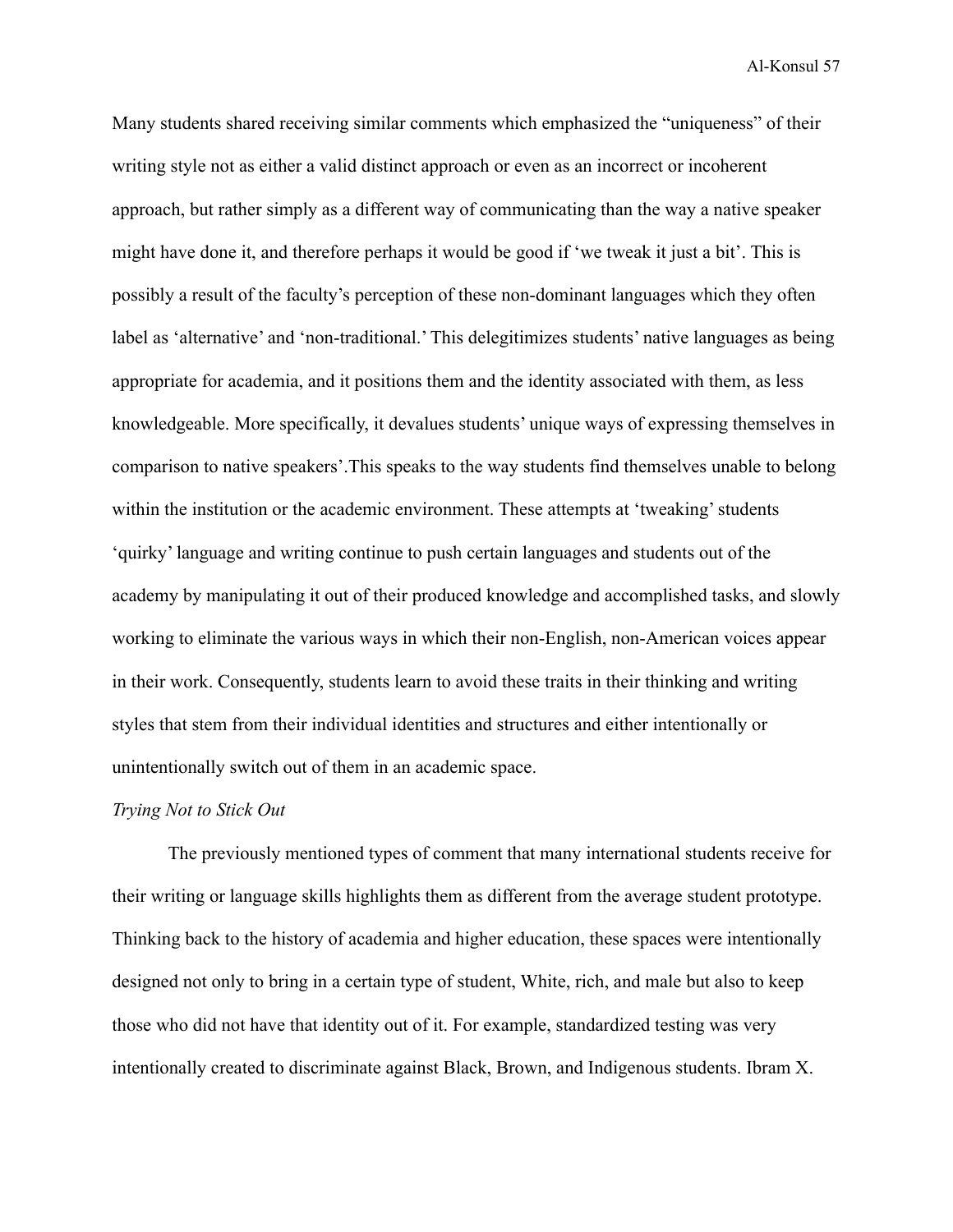Many students shared receiving similar comments which emphasized the "uniqueness" of their writing style not as either a valid distinct approach or even as an incorrect or incoherent approach, but rather simply as a different way of communicating than the way a native speaker might have done it, and therefore perhaps it would be good if 'we tweak it just a bit'. This is possibly a result of the faculty's perception of these non-dominant languages which they often label as 'alternative' and 'non-traditional.' This delegitimizes students' native languages as being appropriate for academia, and it positions them and the identity associated with them, as less knowledgeable. More specifically, it devalues students' unique ways of expressing themselves in comparison to native speakers'.This speaks to the way students find themselves unable to belong within the institution or the academic environment. These attempts at 'tweaking' students 'quirky' language and writing continue to push certain languages and students out of the academy by manipulating it out of their produced knowledge and accomplished tasks, and slowly working to eliminate the various ways in which their non-English, non-American voices appear in their work. Consequently, students learn to avoid these traits in their thinking and writing styles that stem from their individual identities and structures and either intentionally or unintentionally switch out of them in an academic space.

*Trying Not to Stick Out*

The previously mentioned types of comment that many international students receive for their writing or language skills highlights them as different from the average student prototype. Thinking back to the history of academia and higher education, these spaces were intentionally designed not only to bring in a certain type of student, White, rich, and male but also to keep those who did not have that identity out of it. For example, standardized testing was very intentionally created to discriminate against Black, Brown, and Indigenous students. Ibram X.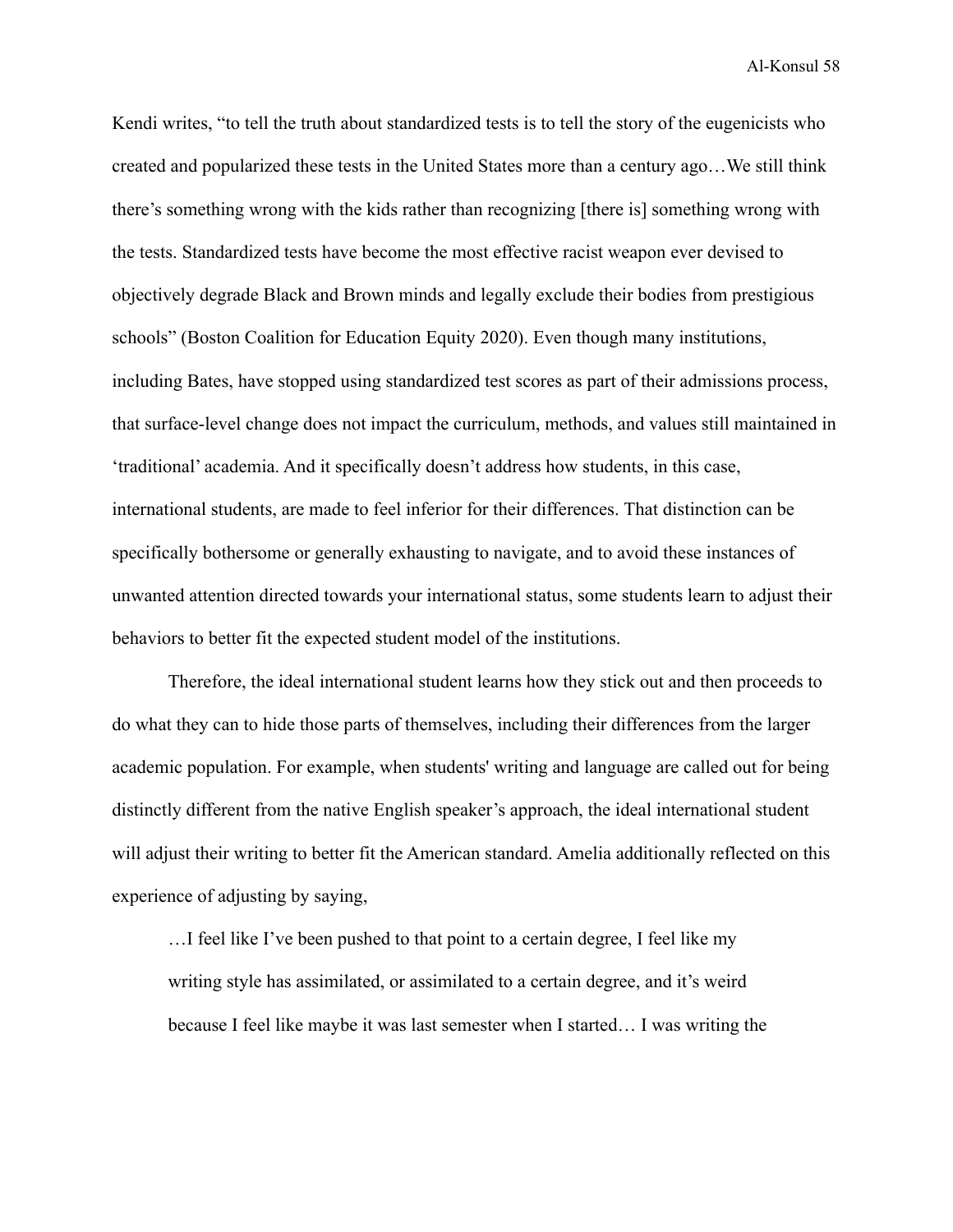Kendi writes, "to tell the truth about standardized tests is to tell the story of the eugenicists who created and popularized these tests in the United States more than a century ago…We still think there's something wrong with the kids rather than recognizing [there is] something wrong with the tests. Standardized tests have become the most effective racist weapon ever devised to objectively degrade Black and Brown minds and legally exclude their bodies from prestigious schools" (Boston Coalition for Education Equity 2020). Even though many institutions, including Bates, have stopped using standardized test scores as part of their admissions process, that surface-level change does not impact the curriculum, methods, and values still maintained in 'traditional' academia. And it specifically doesn't address how students, in this case, international students, are made to feel inferior for their differences. That distinction can be specifically bothersome or generally exhausting to navigate, and to avoid these instances of unwanted attention directed towards your international status, some students learn to adjust their behaviors to better fit the expected student model of the institutions.

Therefore, the ideal international student learns how they stick out and then proceeds to do what they can to hide those parts of themselves, including their differences from the larger academic population. For example, when students' writing and language are called out for being distinctly different from the native English speaker's approach, the ideal international student will adjust their writing to better fit the American standard. Amelia additionally reflected on this experience of adjusting by saying,

> …I feel like I've been pushed to that point to a certain degree, I feel like my writing style has assimilated, or assimilated to a certain degree, and it's weird because I feel like maybe it was last semester when I started… I was writing the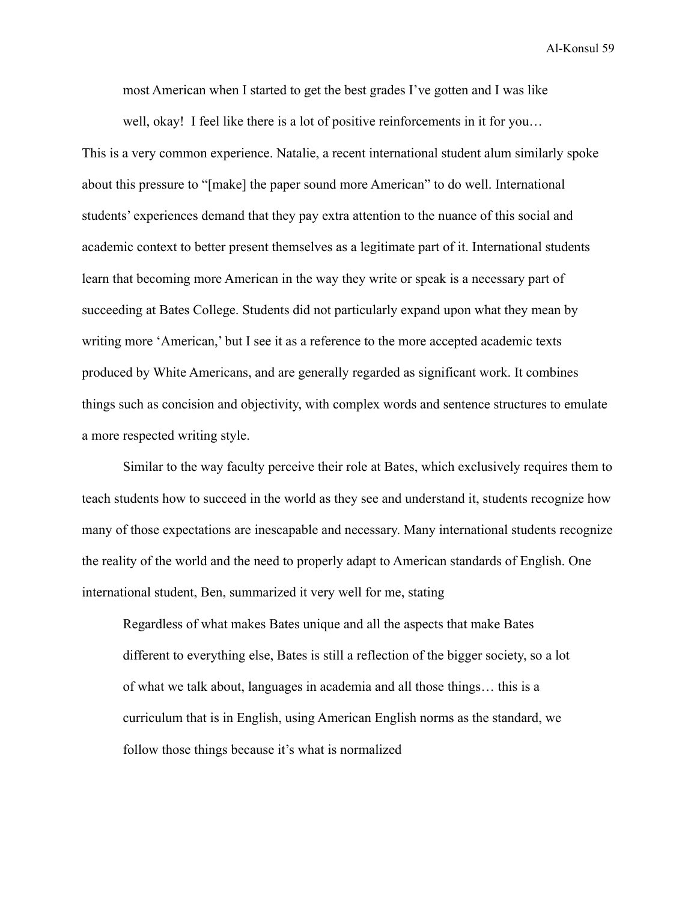> most American when I started to get the best grades I've gotten and I was like well, okay! I feel like there is a lot of positive reinforcements in it for you…

This is a very common experience. Natalie, a recent international student alum similarly spoke about this pressure to "[make] the paper sound more American" to do well. International students' experiences demand that they pay extra attention to the nuance of this social and academic context to better present themselves as a legitimate part of it. International students learn that becoming more American in the way they write or speak is a necessary part of succeeding at Bates College. Students did not particularly expand upon what they mean by writing more 'American,' but I see it as a reference to the more accepted academic texts produced by White Americans, and are generally regarded as significant work. It combines things such as concision and objectivity, with complex words and sentence structures to emulate a more respected writing style.

Similar to the way faculty perceive their role at Bates, which exclusively requires them to teach students how to succeed in the world as they see and understand it, students recognize how many of those expectations are inescapable and necessary. Many international students recognize the reality of the world and the need to properly adapt to American standards of English. One international student, Ben, summarized it very well for me, stating

> Regardless of what makes Bates unique and all the aspects that make Bates different to everything else, Bates is still a reflection of the bigger society, so a lot of what we talk about, languages in academia and all those things… this is a curriculum that is in English, using American English norms as the standard, we follow those things because it's what is normalized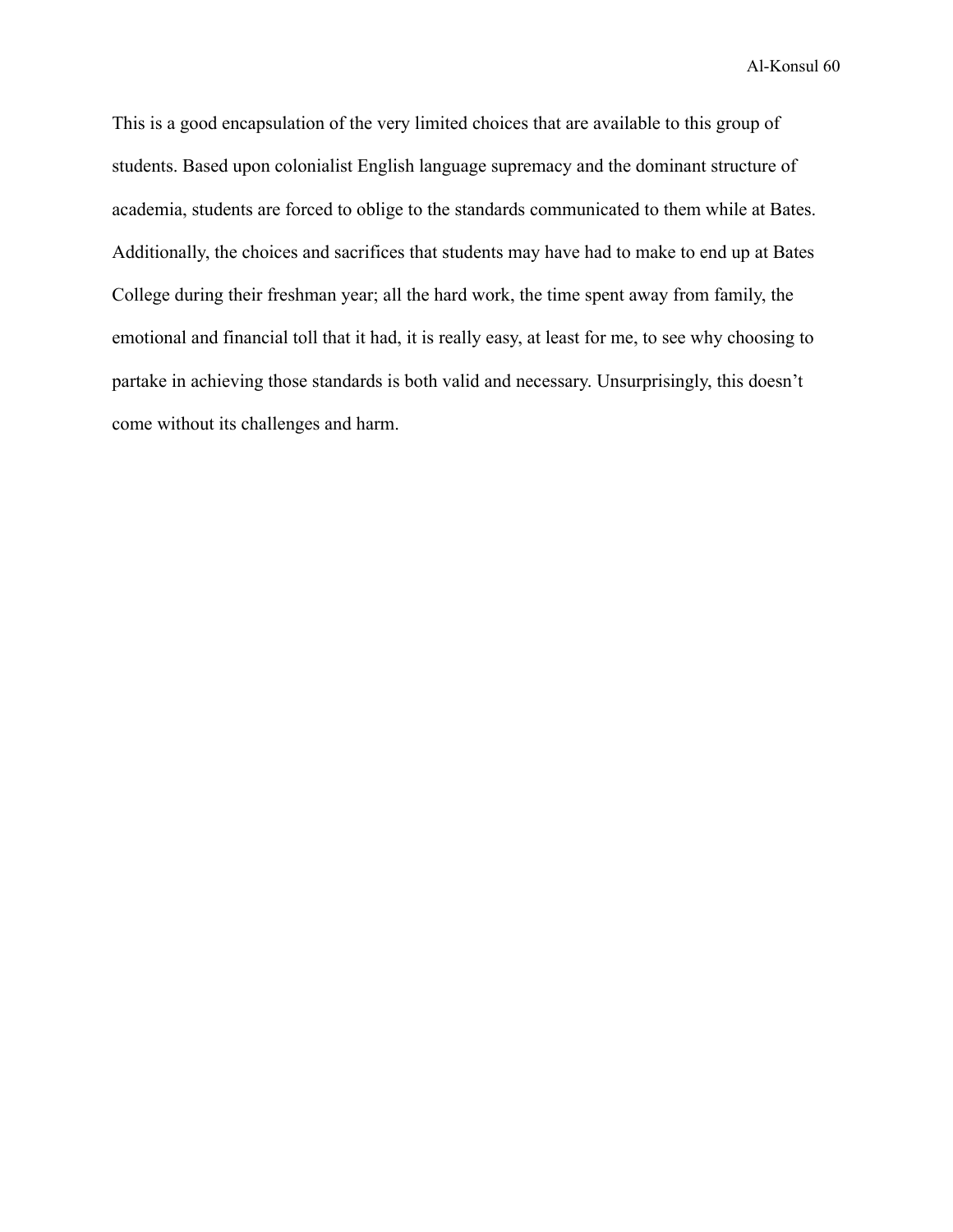This is a good encapsulation of the very limited choices that are available to this group of students. Based upon colonialist English language supremacy and the dominant structure of academia, students are forced to oblige to the standards communicated to them while at Bates. Additionally, the choices and sacrifices that students may have had to make to end up at Bates College during their freshman year; all the hard work, the time spent away from family, the emotional and financial toll that it had, it is really easy, at least for me, to see why choosing to partake in achieving those standards is both valid and necessary. Unsurprisingly, this doesn't come without its challenges and harm.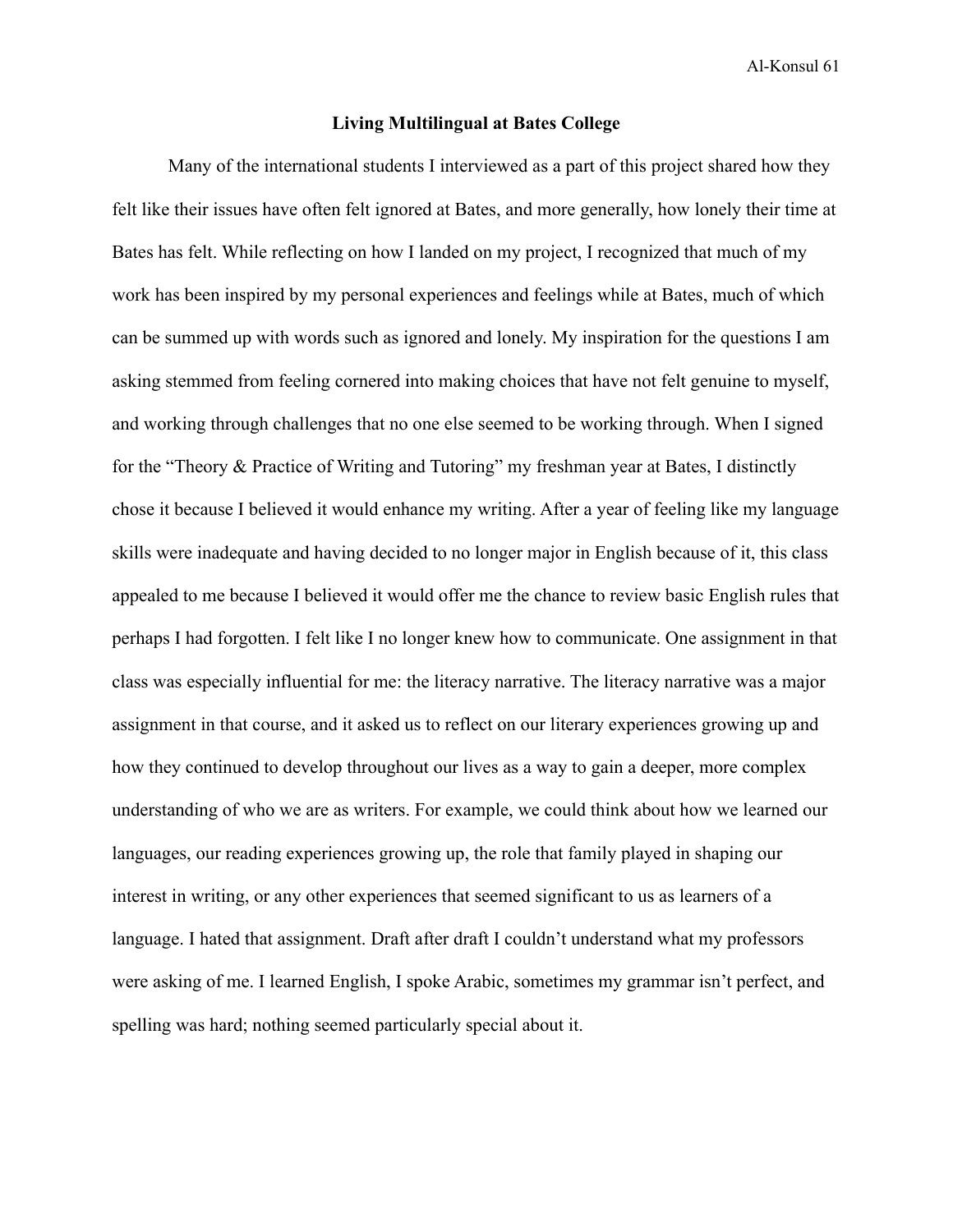## Living Multilingual at Bates College

Many of the international students I interviewed as a part of this project shared how they felt like their issues have often felt ignored at Bates, and more generally, how lonely their time at Bates has felt. While reflecting on how I landed on my project, I recognized that much of my work has been inspired by my personal experiences and feelings while at Bates, much of which can be summed up with words such as ignored and lonely. My inspiration for the questions I am asking stemmed from feeling cornered into making choices that have not felt genuine to myself, and working through challenges that no one else seemed to be working through. When I signed for the "Theory & Practice of Writing and Tutoring" my freshman year at Bates, I distinctly chose it because I believed it would enhance my writing. After a year of feeling like my language skills were inadequate and having decided to no longer major in English because of it, this class appealed to me because I believed it would offer me the chance to review basic English rules that perhaps I had forgotten. I felt like I no longer knew how to communicate. One assignment in that class was especially influential for me: the literacy narrative. The literacy narrative was a major assignment in that course, and it asked us to reflect on our literary experiences growing up and how they continued to develop throughout our lives as a way to gain a deeper, more complex understanding of who we are as writers. For example, we could think about how we learned our languages, our reading experiences growing up, the role that family played in shaping our interest in writing, or any other experiences that seemed significant to us as learners of a language. I hated that assignment. Draft after draft I couldn't understand what my professors were asking of me. I learned English, I spoke Arabic, sometimes my grammar isn't perfect, and spelling was hard; nothing seemed particularly special about it.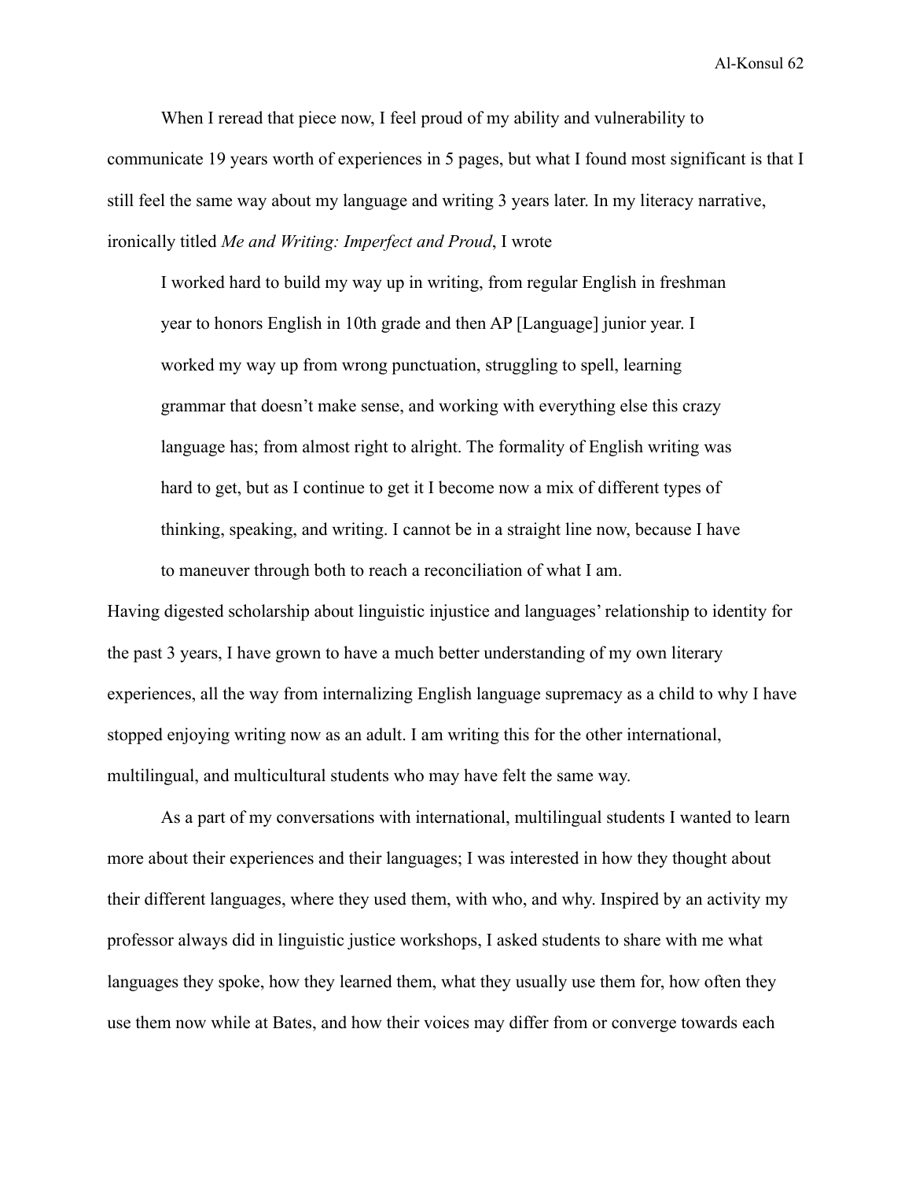When I reread that piece now, I feel proud of my ability and vulnerability to communicate 19 years worth of experiences in 5 pages, but what I found most significant is that I still feel the same way about my language and writing 3 years later. In my literacy narrative, ironically titled *Me and Writing: Imperfect and Proud*, I wrote

> I worked hard to build my way up in writing, from regular English in freshman year to honors English in 10th grade and then AP [Language] junior year. I worked my way up from wrong punctuation, struggling to spell, learning grammar that doesn't make sense, and working with everything else this crazy language has; from almost right to alright. The formality of English writing was hard to get, but as I continue to get it I become now a mix of different types of thinking, speaking, and writing. I cannot be in a straight line now, because I have to maneuver through both to reach a reconciliation of what I am.

Having digested scholarship about linguistic injustice and languages' relationship to identity for the past 3 years, I have grown to have a much better understanding of my own literary experiences, all the way from internalizing English language supremacy as a child to why I have stopped enjoying writing now as an adult. I am writing this for the other international, multilingual, and multicultural students who may have felt the same way.

As a part of my conversations with international, multilingual students I wanted to learn more about their experiences and their languages; I was interested in how they thought about their different languages, where they used them, with who, and why. Inspired by an activity my professor always did in linguistic justice workshops, I asked students to share with me what languages they spoke, how they learned them, what they usually use them for, how often they use them now while at Bates, and how their voices may differ from or converge towards each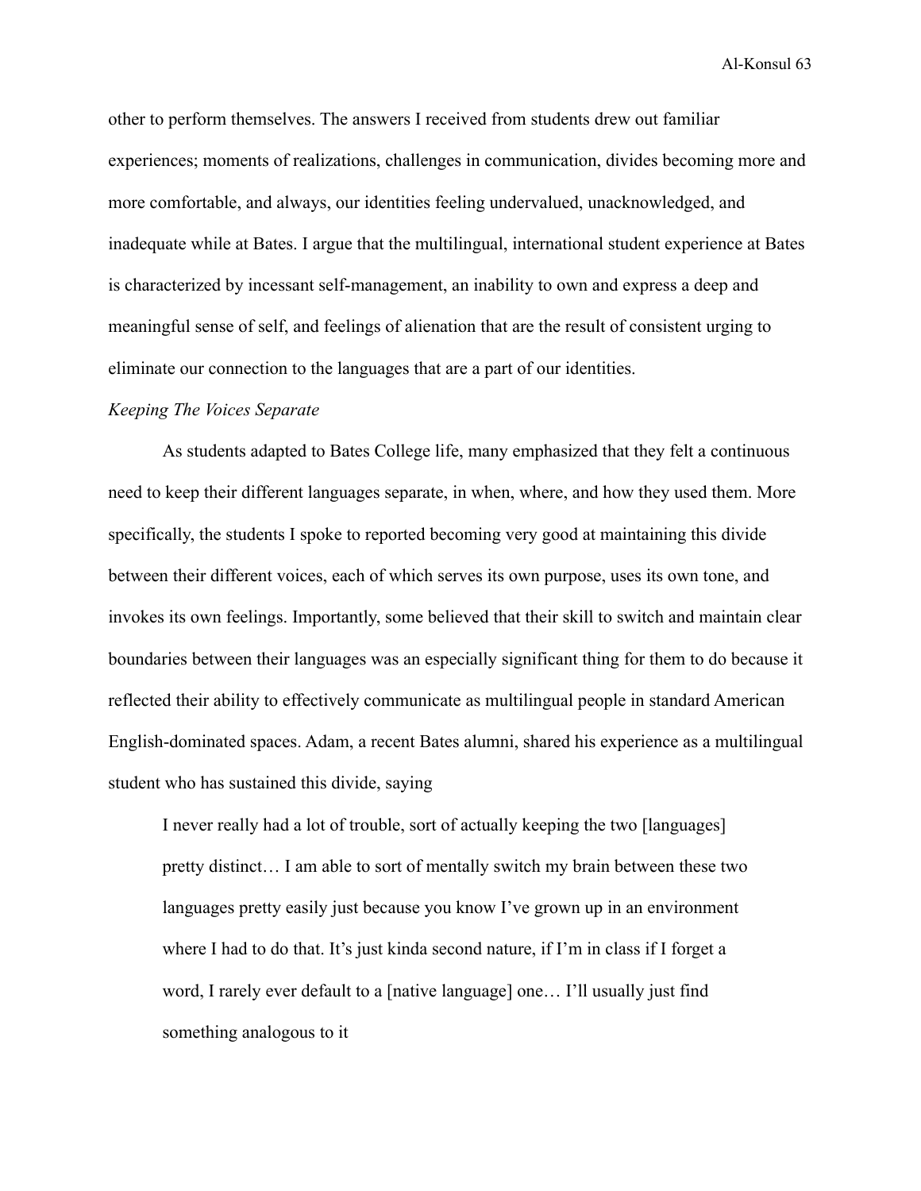other to perform themselves. The answers I received from students drew out familiar experiences; moments of realizations, challenges in communication, divides becoming more and more comfortable, and always, our identities feeling undervalued, unacknowledged, and inadequate while at Bates. I argue that the multilingual, international student experience at Bates is characterized by incessant self-management, an inability to own and express a deep and meaningful sense of self, and feelings of alienation that are the result of consistent urging to eliminate our connection to the languages that are a part of our identities.

*Keeping The Voices Separate*

As students adapted to Bates College life, many emphasized that they felt a continuous need to keep their different languages separate, in when, where, and how they used them. More specifically, the students I spoke to reported becoming very good at maintaining this divide between their different voices, each of which serves its own purpose, uses its own tone, and invokes its own feelings. Importantly, some believed that their skill to switch and maintain clear boundaries between their languages was an especially significant thing for them to do because it reflected their ability to effectively communicate as multilingual people in standard American English-dominated spaces. Adam, a recent Bates alumni, shared his experience as a multilingual student who has sustained this divide, saying

> I never really had a lot of trouble, sort of actually keeping the two [languages] pretty distinct… I am able to sort of mentally switch my brain between these two languages pretty easily just because you know I've grown up in an environment where I had to do that. It's just kinda second nature, if I'm in class if I forget a word, I rarely ever default to a [native language] one… I'll usually just find something analogous to it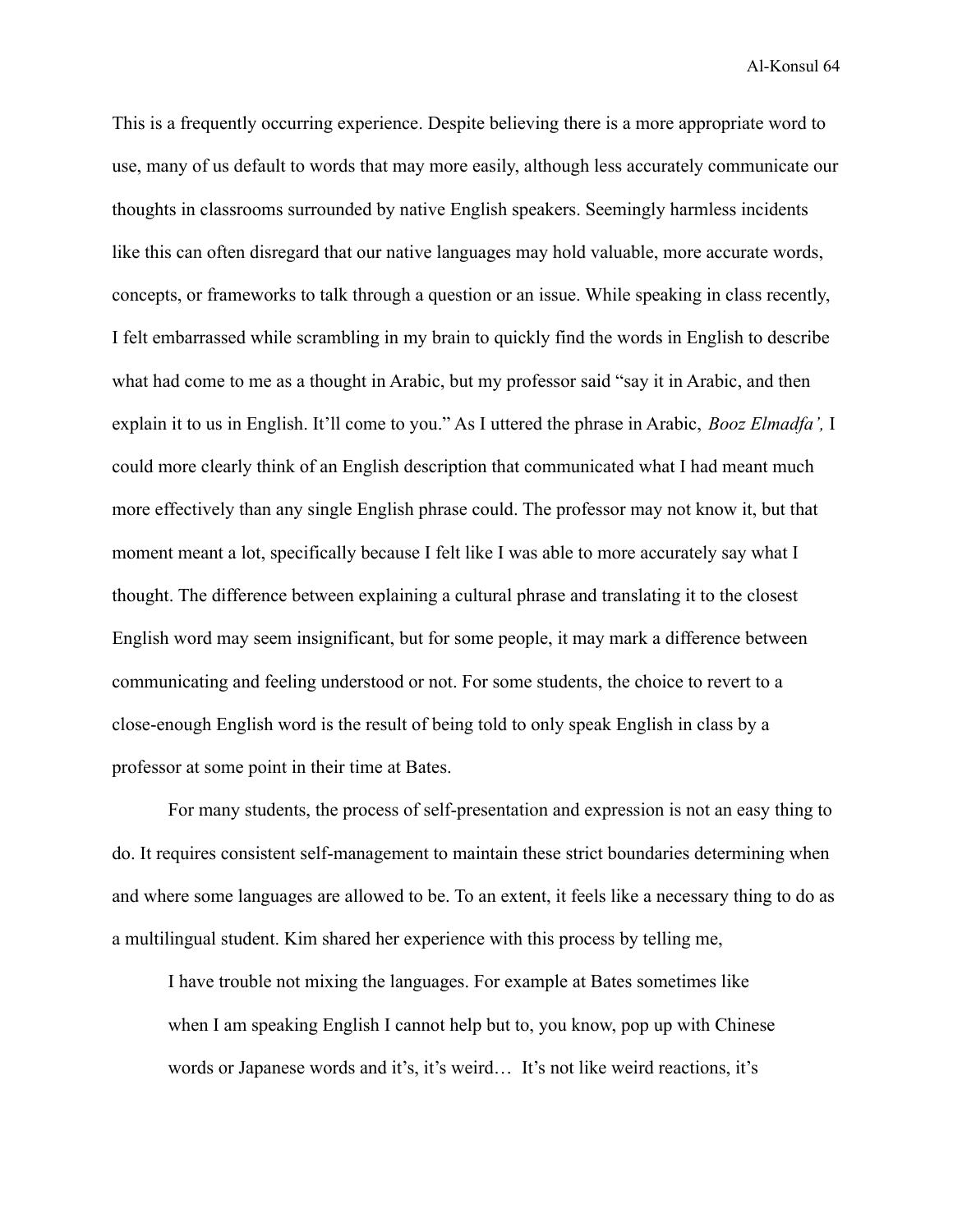This is a frequently occurring experience. Despite believing there is a more appropriate word to use, many of us default to words that may more easily, although less accurately communicate our thoughts in classrooms surrounded by native English speakers. Seemingly harmless incidents like this can often disregard that our native languages may hold valuable, more accurate words, concepts, or frameworks to talk through a question or an issue. While speaking in class recently, I felt embarrassed while scrambling in my brain to quickly find the words in English to describe what had come to me as a thought in Arabic, but my professor said "say it in Arabic, and then explain it to us in English. It'll come to you." As I uttered the phrase in Arabic, *Booz Elmadfa',* I could more clearly think of an English description that communicated what I had meant much more effectively than any single English phrase could. The professor may not know it, but that moment meant a lot, specifically because I felt like I was able to more accurately say what I thought. The difference between explaining a cultural phrase and translating it to the closest English word may seem insignificant, but for some people, it may mark a difference between communicating and feeling understood or not. For some students, the choice to revert to a close-enough English word is the result of being told to only speak English in class by a professor at some point in their time at Bates.

For many students, the process of self-presentation and expression is not an easy thing to do. It requires consistent self-management to maintain these strict boundaries determining when and where some languages are allowed to be. To an extent, it feels like a necessary thing to do as a multilingual student. Kim shared her experience with this process by telling me,

> I have trouble not mixing the languages. For example at Bates sometimes like when I am speaking English I cannot help but to, you know, pop up with Chinese words or Japanese words and it's, it's weird… It's not like weird reactions, it's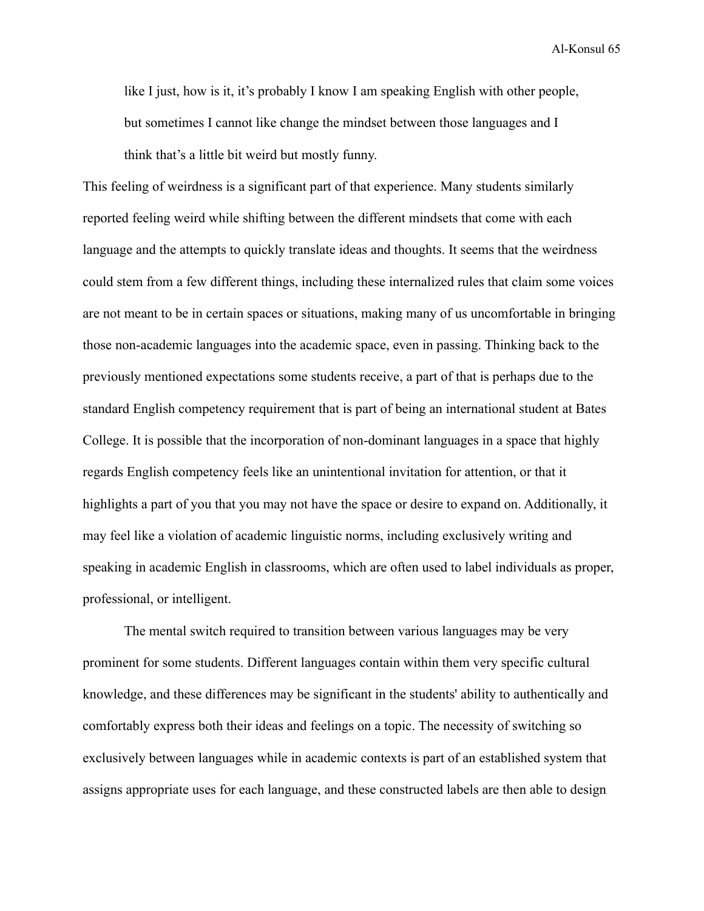> like I just, how is it, it's probably I know I am speaking English with other people, but sometimes I cannot like change the mindset between those languages and I think that's a little bit weird but mostly funny.

This feeling of weirdness is a significant part of that experience. Many students similarly reported feeling weird while shifting between the different mindsets that come with each language and the attempts to quickly translate ideas and thoughts. It seems that the weirdness could stem from a few different things, including these internalized rules that claim some voices are not meant to be in certain spaces or situations, making many of us uncomfortable in bringing those non-academic languages into the academic space, even in passing. Thinking back to the previously mentioned expectations some students receive, a part of that is perhaps due to the standard English competency requirement that is part of being an international student at Bates College. It is possible that the incorporation of non-dominant languages in a space that highly regards English competency feels like an unintentional invitation for attention, or that it highlights a part of you that you may not have the space or desire to expand on. Additionally, it may feel like a violation of academic linguistic norms, including exclusively writing and speaking in academic English in classrooms, which are often used to label individuals as proper, professional, or intelligent.

The mental switch required to transition between various languages may be very prominent for some students. Different languages contain within them very specific cultural knowledge, and these differences may be significant in the students' ability to authentically and comfortably express both their ideas and feelings on a topic. The necessity of switching so exclusively between languages while in academic contexts is part of an established system that assigns appropriate uses for each language, and these constructed labels are then able to design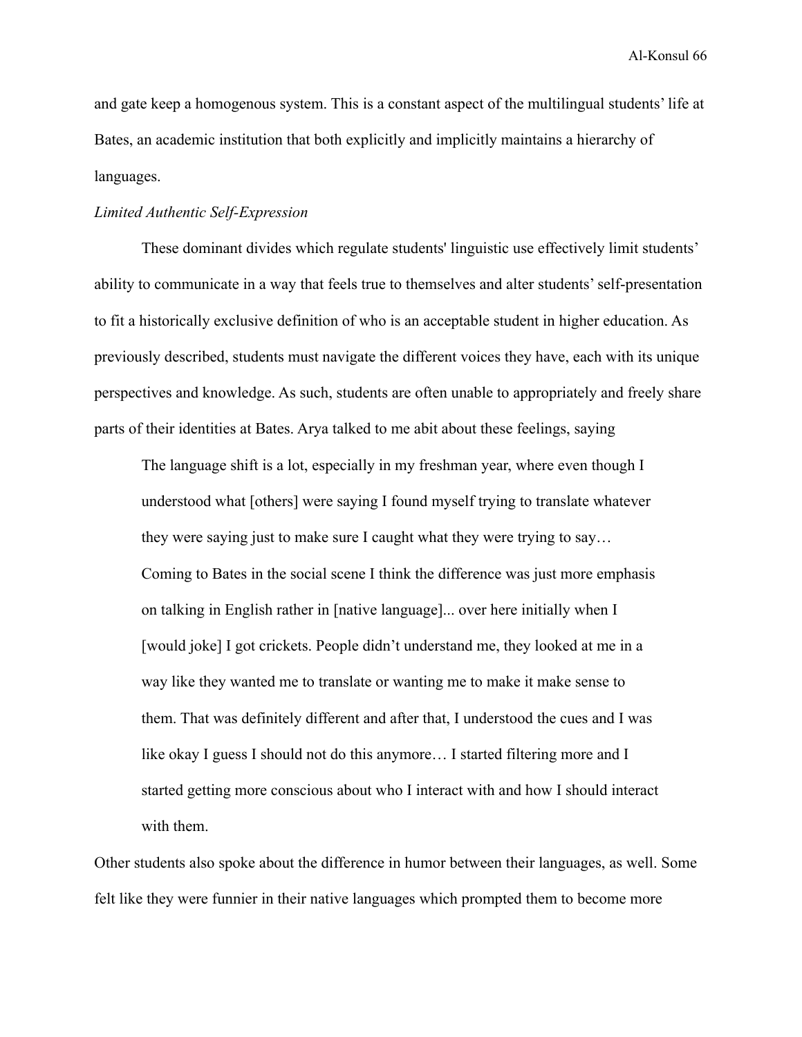and gate keep a homogenous system. This is a constant aspect of the multilingual students' life at Bates, an academic institution that both explicitly and implicitly maintains a hierarchy of languages.

*Limited Authentic Self-Expression*

These dominant divides which regulate students' linguistic use effectively limit students' ability to communicate in a way that feels true to themselves and alter students' self-presentation to fit a historically exclusive definition of who is an acceptable student in higher education. As previously described, students must navigate the different voices they have, each with its unique perspectives and knowledge. As such, students are often unable to appropriately and freely share parts of their identities at Bates. Arya talked to me abit about these feelings, saying

> The language shift is a lot, especially in my freshman year, where even though I understood what [others] were saying I found myself trying to translate whatever they were saying just to make sure I caught what they were trying to say… Coming to Bates in the social scene I think the difference was just more emphasis on talking in English rather in [native language]... over here initially when I [would joke] I got crickets. People didn't understand me, they looked at me in a way like they wanted me to translate or wanting me to make it make sense to them. That was definitely different and after that, I understood the cues and I was like okay I guess I should not do this anymore… I started filtering more and I started getting more conscious about who I interact with and how I should interact with them.

Other students also spoke about the difference in humor between their languages, as well. Some felt like they were funnier in their native languages which prompted them to become more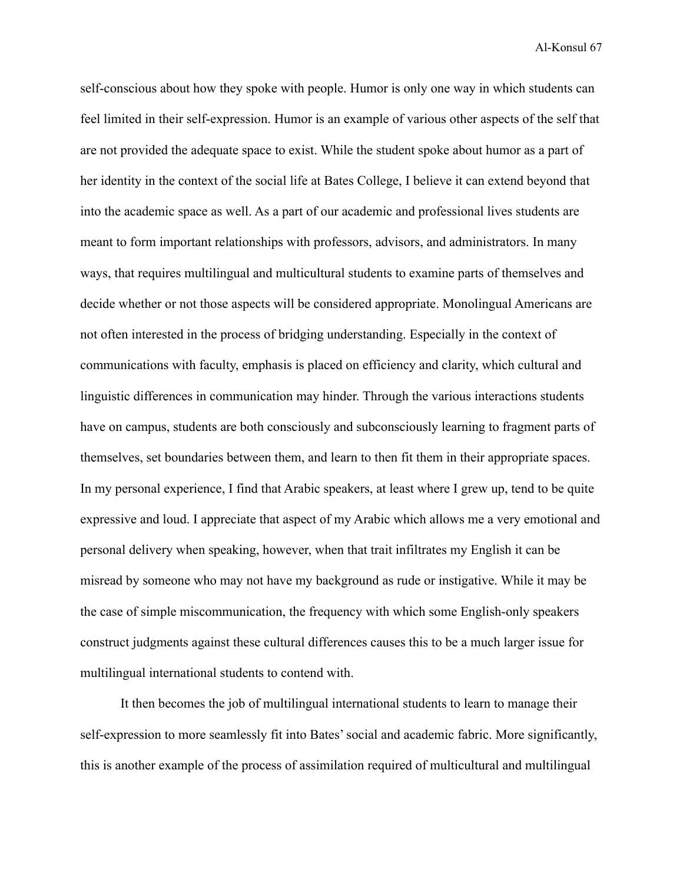self-conscious about how they spoke with people. Humor is only one way in which students can feel limited in their self-expression. Humor is an example of various other aspects of the self that are not provided the adequate space to exist. While the student spoke about humor as a part of her identity in the context of the social life at Bates College, I believe it can extend beyond that into the academic space as well. As a part of our academic and professional lives students are meant to form important relationships with professors, advisors, and administrators. In many ways, that requires multilingual and multicultural students to examine parts of themselves and decide whether or not those aspects will be considered appropriate. Monolingual Americans are not often interested in the process of bridging understanding. Especially in the context of communications with faculty, emphasis is placed on efficiency and clarity, which cultural and linguistic differences in communication may hinder. Through the various interactions students have on campus, students are both consciously and subconsciously learning to fragment parts of themselves, set boundaries between them, and learn to then fit them in their appropriate spaces. In my personal experience, I find that Arabic speakers, at least where I grew up, tend to be quite expressive and loud. I appreciate that aspect of my Arabic which allows me a very emotional and personal delivery when speaking, however, when that trait infiltrates my English it can be misread by someone who may not have my background as rude or instigative. While it may be the case of simple miscommunication, the frequency with which some English-only speakers construct judgments against these cultural differences causes this to be a much larger issue for multilingual international students to contend with.

It then becomes the job of multilingual international students to learn to manage their self-expression to more seamlessly fit into Bates' social and academic fabric. More significantly, this is another example of the process of assimilation required of multicultural and multilingual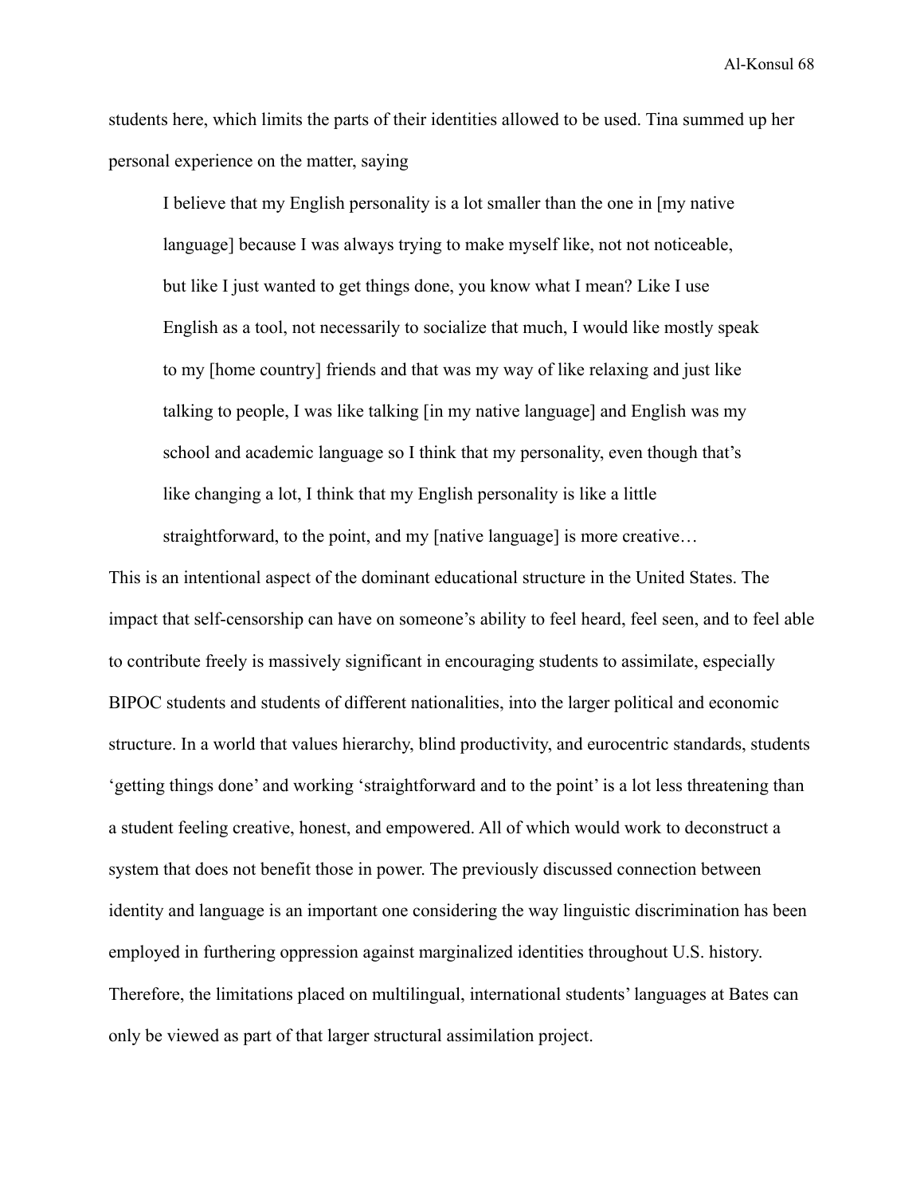students here, which limits the parts of their identities allowed to be used. Tina summed up her personal experience on the matter, saying

> I believe that my English personality is a lot smaller than the one in [my native language] because I was always trying to make myself like, not not noticeable, but like I just wanted to get things done, you know what I mean? Like I use English as a tool, not necessarily to socialize that much, I would like mostly speak to my [home country] friends and that was my way of like relaxing and just like talking to people, I was like talking [in my native language] and English was my school and academic language so I think that my personality, even though that's like changing a lot, I think that my English personality is like a little straightforward, to the point, and my [native language] is more creative…

This is an intentional aspect of the dominant educational structure in the United States. The impact that self-censorship can have on someone's ability to feel heard, feel seen, and to feel able to contribute freely is massively significant in encouraging students to assimilate, especially BIPOC students and students of different nationalities, into the larger political and economic structure. In a world that values hierarchy, blind productivity, and eurocentric standards, students 'getting things done' and working 'straightforward and to the point' is a lot less threatening than a student feeling creative, honest, and empowered. All of which would work to deconstruct a system that does not benefit those in power. The previously discussed connection between identity and language is an important one considering the way linguistic discrimination has been employed in furthering oppression against marginalized identities throughout U.S. history. Therefore, the limitations placed on multilingual, international students' languages at Bates can only be viewed as part of that larger structural assimilation project.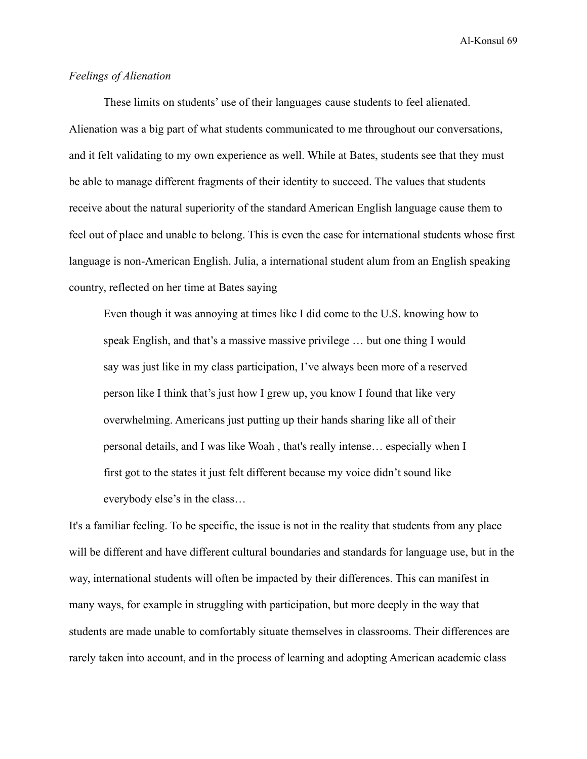*Feelings of Alienation*

These limits on students' use of their languages cause students to feel alienated. Alienation was a big part of what students communicated to me throughout our conversations, and it felt validating to my own experience as well. While at Bates, students see that they must be able to manage different fragments of their identity to succeed. The values that students receive about the natural superiority of the standard American English language cause them to feel out of place and unable to belong. This is even the case for international students whose first language is non-American English. Julia, a international student alum from an English speaking country, reflected on her time at Bates saying

> Even though it was annoying at times like I did come to the U.S. knowing how to speak English, and that's a massive massive privilege … but one thing I would say was just like in my class participation, I've always been more of a reserved person like I think that's just how I grew up, you know I found that like very overwhelming. Americans just putting up their hands sharing like all of their personal details, and I was like Woah , that's really intense… especially when I first got to the states it just felt different because my voice didn't sound like everybody else's in the class…

It's a familiar feeling. To be specific, the issue is not in the reality that students from any place will be different and have different cultural boundaries and standards for language use, but in the way, international students will often be impacted by their differences. This can manifest in many ways, for example in struggling with participation, but more deeply in the way that students are made unable to comfortably situate themselves in classrooms. Their differences are rarely taken into account, and in the process of learning and adopting American academic class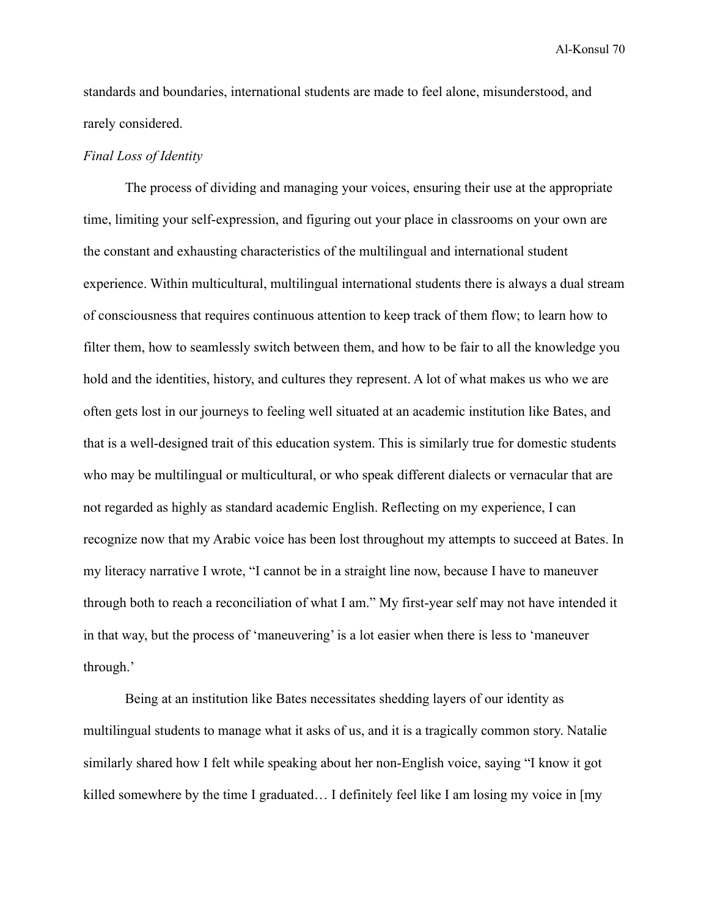standards and boundaries, international students are made to feel alone, misunderstood, and rarely considered.

*Final Loss of Identity*

The process of dividing and managing your voices, ensuring their use at the appropriate time, limiting your self-expression, and figuring out your place in classrooms on your own are the constant and exhausting characteristics of the multilingual and international student experience. Within multicultural, multilingual international students there is always a dual stream of consciousness that requires continuous attention to keep track of them flow; to learn how to filter them, how to seamlessly switch between them, and how to be fair to all the knowledge you hold and the identities, history, and cultures they represent. A lot of what makes us who we are often gets lost in our journeys to feeling well situated at an academic institution like Bates, and that is a well-designed trait of this education system. This is similarly true for domestic students who may be multilingual or multicultural, or who speak different dialects or vernacular that are not regarded as highly as standard academic English. Reflecting on my experience, I can recognize now that my Arabic voice has been lost throughout my attempts to succeed at Bates. In my literacy narrative I wrote, "I cannot be in a straight line now, because I have to maneuver through both to reach a reconciliation of what I am." My first-year self may not have intended it in that way, but the process of 'maneuvering' is a lot easier when there is less to 'maneuver through.'

Being at an institution like Bates necessitates shedding layers of our identity as multilingual students to manage what it asks of us, and it is a tragically common story. Natalie similarly shared how I felt while speaking about her non-English voice, saying "I know it got killed somewhere by the time I graduated… I definitely feel like I am losing my voice in [my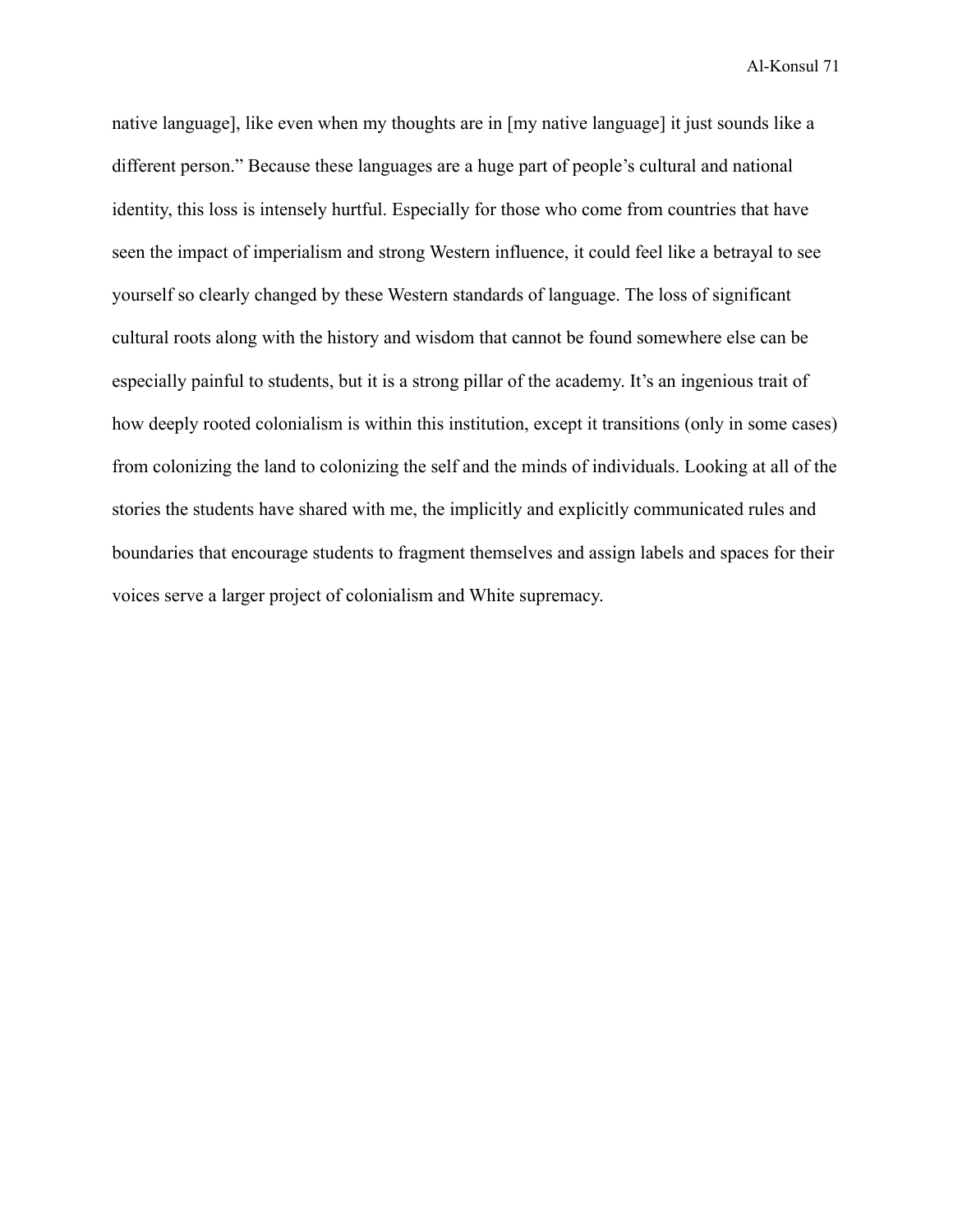native language], like even when my thoughts are in [my native language] it just sounds like a different person." Because these languages are a huge part of people's cultural and national identity, this loss is intensely hurtful. Especially for those who come from countries that have seen the impact of imperialism and strong Western influence, it could feel like a betrayal to see yourself so clearly changed by these Western standards of language. The loss of significant cultural roots along with the history and wisdom that cannot be found somewhere else can be especially painful to students, but it is a strong pillar of the academy. It's an ingenious trait of how deeply rooted colonialism is within this institution, except it transitions (only in some cases) from colonizing the land to colonizing the self and the minds of individuals. Looking at all of the stories the students have shared with me, the implicitly and explicitly communicated rules and boundaries that encourage students to fragment themselves and assign labels and spaces for their voices serve a larger project of colonialism and White supremacy.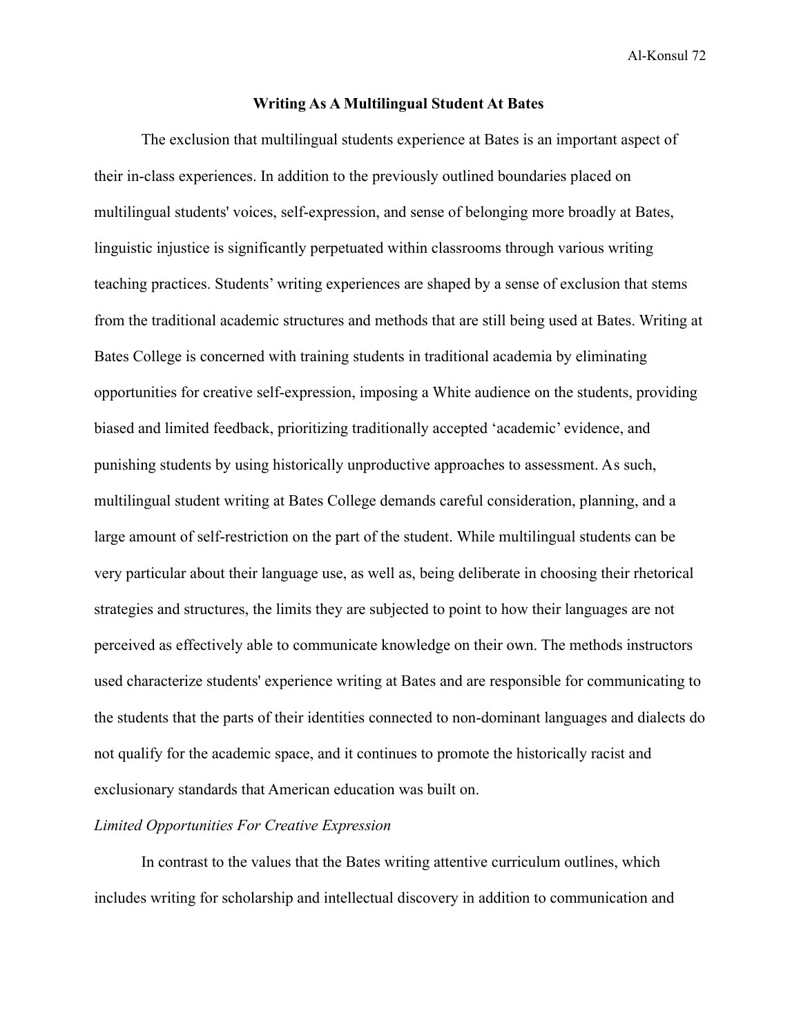## Writing As A Multilingual Student At Bates

The exclusion that multilingual students experience at Bates is an important aspect of their in-class experiences. In addition to the previously outlined boundaries placed on multilingual students' voices, self-expression, and sense of belonging more broadly at Bates, linguistic injustice is significantly perpetuated within classrooms through various writing teaching practices. Students' writing experiences are shaped by a sense of exclusion that stems from the traditional academic structures and methods that are still being used at Bates. Writing at Bates College is concerned with training students in traditional academia by eliminating opportunities for creative self-expression, imposing a White audience on the students, providing biased and limited feedback, prioritizing traditionally accepted 'academic' evidence, and punishing students by using historically unproductive approaches to assessment. As such, multilingual student writing at Bates College demands careful consideration, planning, and a large amount of self-restriction on the part of the student. While multilingual students can be very particular about their language use, as well as, being deliberate in choosing their rhetorical strategies and structures, the limits they are subjected to point to how their languages are not perceived as effectively able to communicate knowledge on their own. The methods instructors used characterize students' experience writing at Bates and are responsible for communicating to the students that the parts of their identities connected to non-dominant languages and dialects do not qualify for the academic space, and it continues to promote the historically racist and exclusionary standards that American education was built on.

### *Limited Opportunities For Creative Expression*

In contrast to the values that the Bates writing attentive curriculum outlines, which includes writing for scholarship and intellectual discovery in addition to communication and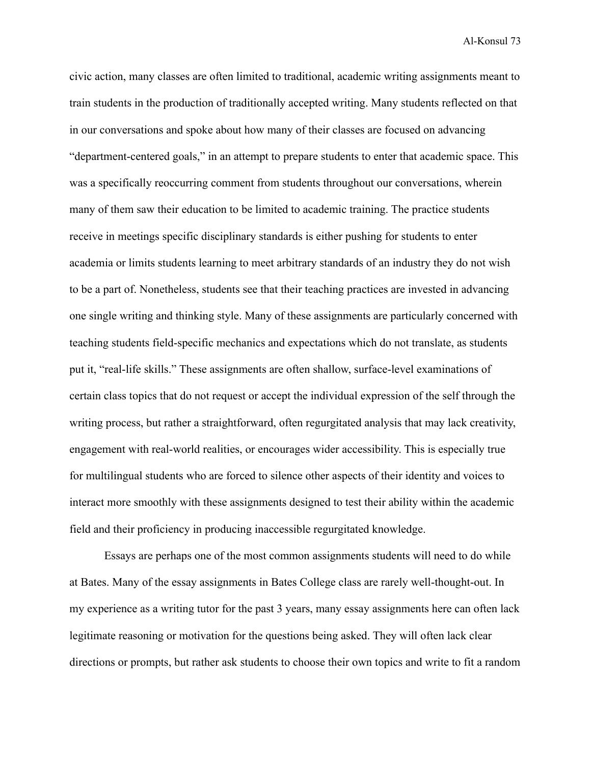civic action, many classes are often limited to traditional, academic writing assignments meant to train students in the production of traditionally accepted writing. Many students reflected on that in our conversations and spoke about how many of their classes are focused on advancing "department-centered goals," in an attempt to prepare students to enter that academic space. This was a specifically reoccurring comment from students throughout our conversations, wherein many of them saw their education to be limited to academic training. The practice students receive in meetings specific disciplinary standards is either pushing for students to enter academia or limits students learning to meet arbitrary standards of an industry they do not wish to be a part of. Nonetheless, students see that their teaching practices are invested in advancing one single writing and thinking style. Many of these assignments are particularly concerned with teaching students field-specific mechanics and expectations which do not translate, as students put it, "real-life skills." These assignments are often shallow, surface-level examinations of certain class topics that do not request or accept the individual expression of the self through the writing process, but rather a straightforward, often regurgitated analysis that may lack creativity, engagement with real-world realities, or encourages wider accessibility. This is especially true for multilingual students who are forced to silence other aspects of their identity and voices to interact more smoothly with these assignments designed to test their ability within the academic field and their proficiency in producing inaccessible regurgitated knowledge.

Essays are perhaps one of the most common assignments students will need to do while at Bates. Many of the essay assignments in Bates College class are rarely well-thought-out. In my experience as a writing tutor for the past 3 years, many essay assignments here can often lack legitimate reasoning or motivation for the questions being asked. They will often lack clear directions or prompts, but rather ask students to choose their own topics and write to fit a random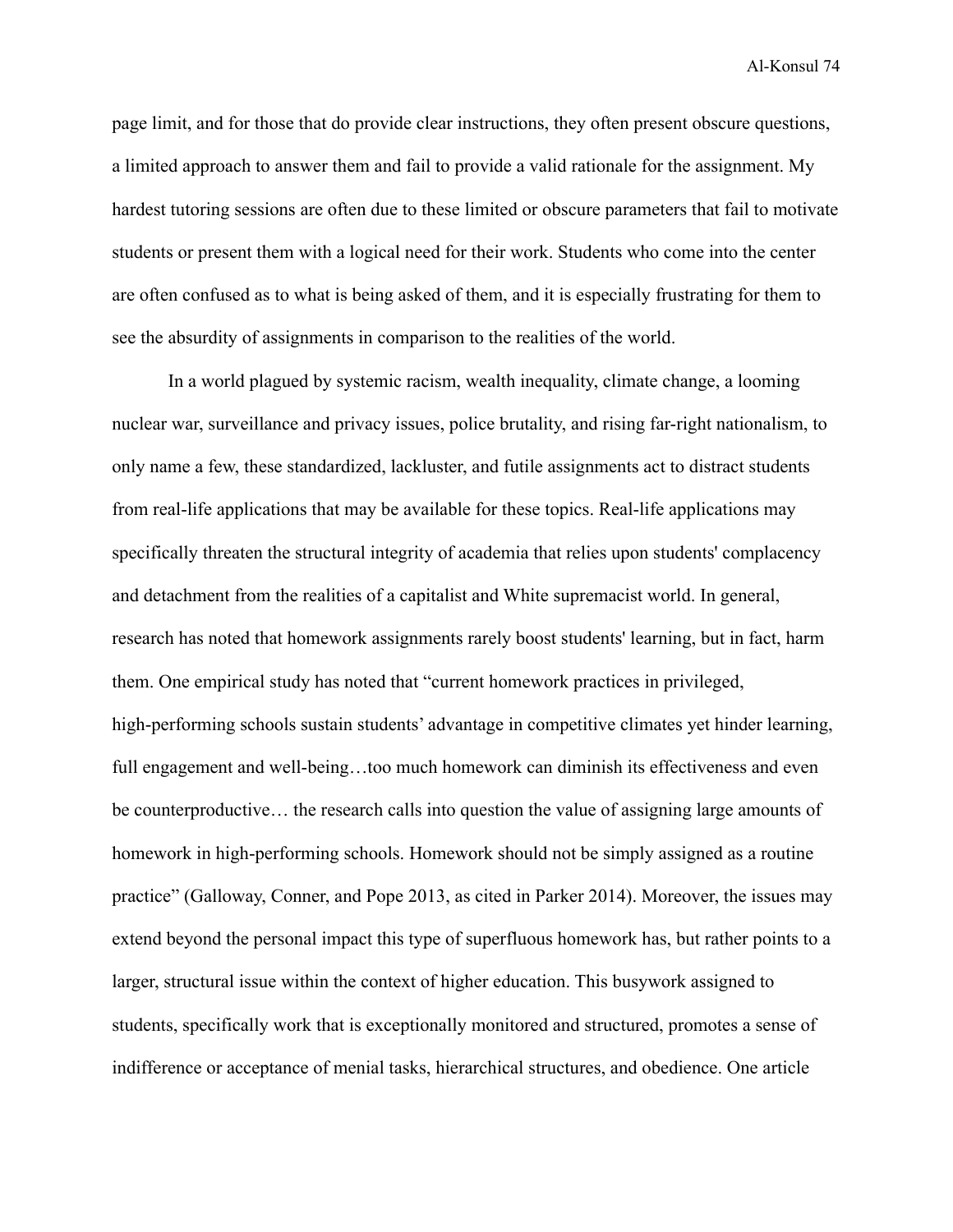page limit, and for those that do provide clear instructions, they often present obscure questions, a limited approach to answer them and fail to provide a valid rationale for the assignment. My hardest tutoring sessions are often due to these limited or obscure parameters that fail to motivate students or present them with a logical need for their work. Students who come into the center are often confused as to what is being asked of them, and it is especially frustrating for them to see the absurdity of assignments in comparison to the realities of the world.

In a world plagued by systemic racism, wealth inequality, climate change, a looming nuclear war, surveillance and privacy issues, police brutality, and rising far-right nationalism, to only name a few, these standardized, lackluster, and futile assignments act to distract students from real-life applications that may be available for these topics. Real-life applications may specifically threaten the structural integrity of academia that relies upon students' complacency and detachment from the realities of a capitalist and White supremacist world. In general, research has noted that homework assignments rarely boost students' learning, but in fact, harm them. One empirical study has noted that "current homework practices in privileged, high-performing schools sustain students' advantage in competitive climates yet hinder learning, full engagement and well-being…too much homework can diminish its effectiveness and even be counterproductive… the research calls into question the value of assigning large amounts of homework in high-performing schools. Homework should not be simply assigned as a routine practice" (Galloway, Conner, and Pope 2013, as cited in Parker 2014). Moreover, the issues may extend beyond the personal impact this type of superfluous homework has, but rather points to a larger, structural issue within the context of higher education. This busywork assigned to students, specifically work that is exceptionally monitored and structured, promotes a sense of indifference or acceptance of menial tasks, hierarchical structures, and obedience. One article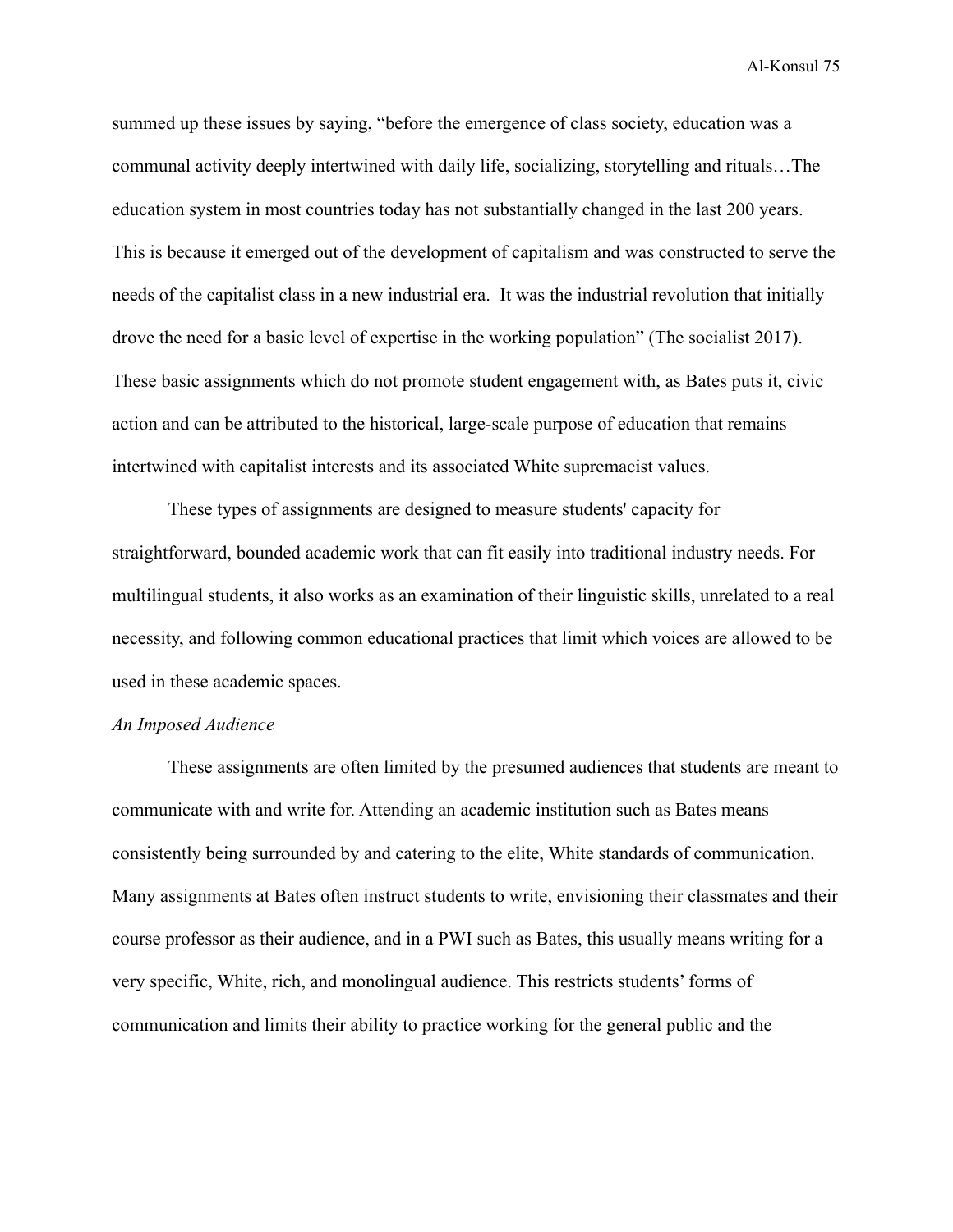summed up these issues by saying, "before the emergence of class society, education was a communal activity deeply intertwined with daily life, socializing, storytelling and rituals…The education system in most countries today has not substantially changed in the last 200 years. This is because it emerged out of the development of capitalism and was constructed to serve the needs of the capitalist class in a new industrial era. It was the industrial revolution that initially drove the need for a basic level of expertise in the working population" (The socialist 2017). These basic assignments which do not promote student engagement with, as Bates puts it, civic action and can be attributed to the historical, large-scale purpose of education that remains intertwined with capitalist interests and its associated White supremacist values.

These types of assignments are designed to measure students' capacity for straightforward, bounded academic work that can fit easily into traditional industry needs. For multilingual students, it also works as an examination of their linguistic skills, unrelated to a real necessity, and following common educational practices that limit which voices are allowed to be used in these academic spaces.

*An Imposed Audience*

These assignments are often limited by the presumed audiences that students are meant to communicate with and write for. Attending an academic institution such as Bates means consistently being surrounded by and catering to the elite, White standards of communication. Many assignments at Bates often instruct students to write, envisioning their classmates and their course professor as their audience, and in a PWI such as Bates, this usually means writing for a very specific, White, rich, and monolingual audience. This restricts students' forms of communication and limits their ability to practice working for the general public and the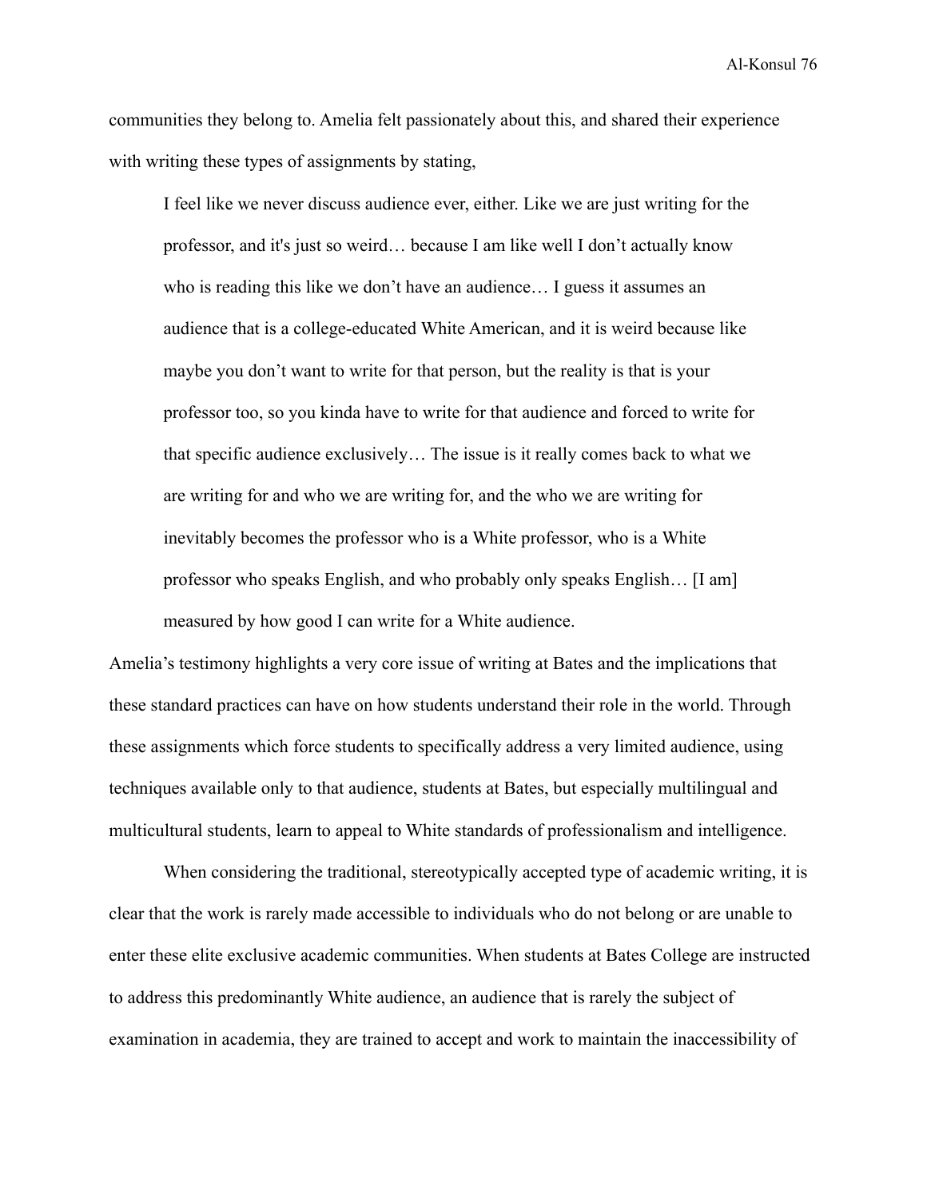communities they belong to. Amelia felt passionately about this, and shared their experience with writing these types of assignments by stating,

> I feel like we never discuss audience ever, either. Like we are just writing for the professor, and it's just so weird… because I am like well I don't actually know who is reading this like we don't have an audience… I guess it assumes an audience that is a college-educated White American, and it is weird because like maybe you don't want to write for that person, but the reality is that is your professor too, so you kinda have to write for that audience and forced to write for that specific audience exclusively… The issue is it really comes back to what we are writing for and who we are writing for, and the who we are writing for inevitably becomes the professor who is a White professor, who is a White professor who speaks English, and who probably only speaks English… [I am] measured by how good I can write for a White audience.

Amelia's testimony highlights a very core issue of writing at Bates and the implications that these standard practices can have on how students understand their role in the world. Through these assignments which force students to specifically address a very limited audience, using techniques available only to that audience, students at Bates, but especially multilingual and multicultural students, learn to appeal to White standards of professionalism and intelligence.

When considering the traditional, stereotypically accepted type of academic writing, it is clear that the work is rarely made accessible to individuals who do not belong or are unable to enter these elite exclusive academic communities. When students at Bates College are instructed to address this predominantly White audience, an audience that is rarely the subject of examination in academia, they are trained to accept and work to maintain the inaccessibility of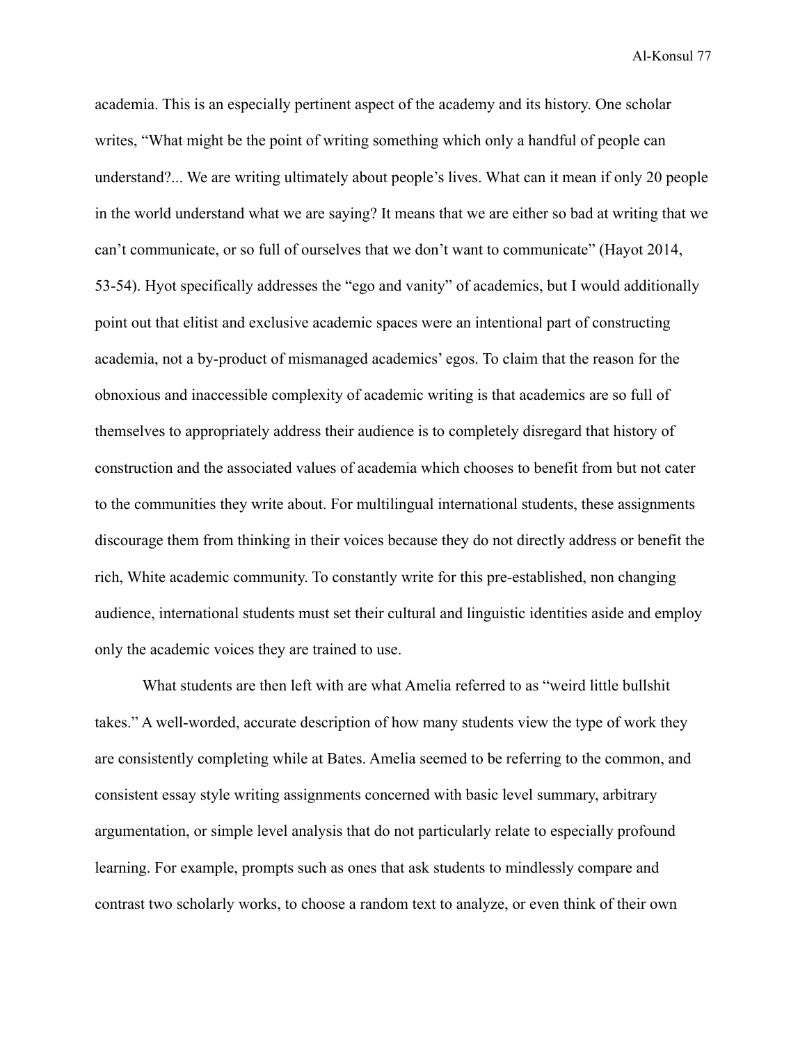academia. This is an especially pertinent aspect of the academy and its history. One scholar writes, "What might be the point of writing something which only a handful of people can understand?... We are writing ultimately about people's lives. What can it mean if only 20 people in the world understand what we are saying? It means that we are either so bad at writing that we can't communicate, or so full of ourselves that we don't want to communicate" (Hayot 2014, 53-54). Hyot specifically addresses the "ego and vanity" of academics, but I would additionally point out that elitist and exclusive academic spaces were an intentional part of constructing academia, not a by-product of mismanaged academics' egos. To claim that the reason for the obnoxious and inaccessible complexity of academic writing is that academics are so full of themselves to appropriately address their audience is to completely disregard that history of construction and the associated values of academia which chooses to benefit from but not cater to the communities they write about. For multilingual international students, these assignments discourage them from thinking in their voices because they do not directly address or benefit the rich, White academic community. To constantly write for this pre-established, non changing audience, international students must set their cultural and linguistic identities aside and employ only the academic voices they are trained to use.

What students are then left with are what Amelia referred to as "weird little bullshit takes." A well-worded, accurate description of how many students view the type of work they are consistently completing while at Bates. Amelia seemed to be referring to the common, and consistent essay style writing assignments concerned with basic level summary, arbitrary argumentation, or simple level analysis that do not particularly relate to especially profound learning. For example, prompts such as ones that ask students to mindlessly compare and contrast two scholarly works, to choose a random text to analyze, or even think of their own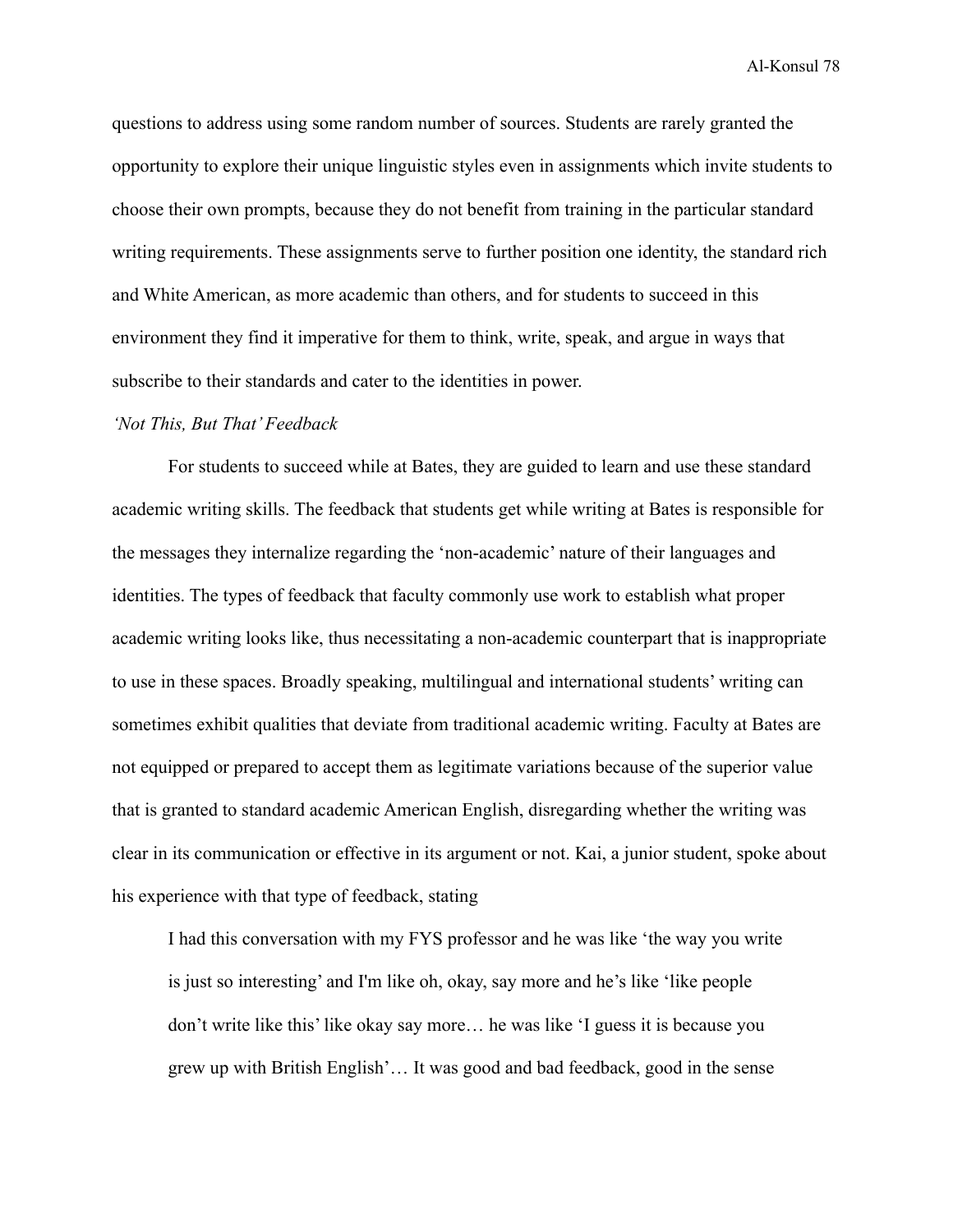questions to address using some random number of sources. Students are rarely granted the opportunity to explore their unique linguistic styles even in assignments which invite students to choose their own prompts, because they do not benefit from training in the particular standard writing requirements. These assignments serve to further position one identity, the standard rich and White American, as more academic than others, and for students to succeed in this environment they find it imperative for them to think, write, speak, and argue in ways that subscribe to their standards and cater to the identities in power.

*'Not This, But That' Feedback*

For students to succeed while at Bates, they are guided to learn and use these standard academic writing skills. The feedback that students get while writing at Bates is responsible for the messages they internalize regarding the 'non-academic' nature of their languages and identities. The types of feedback that faculty commonly use work to establish what proper academic writing looks like, thus necessitating a non-academic counterpart that is inappropriate to use in these spaces. Broadly speaking, multilingual and international students' writing can sometimes exhibit qualities that deviate from traditional academic writing. Faculty at Bates are not equipped or prepared to accept them as legitimate variations because of the superior value that is granted to standard academic American English, disregarding whether the writing was clear in its communication or effective in its argument or not. Kai, a junior student, spoke about his experience with that type of feedback, stating

> I had this conversation with my FYS professor and he was like 'the way you write is just so interesting' and I'm like oh, okay, say more and he's like 'like people don't write like this' like okay say more… he was like 'I guess it is because you grew up with British English'… It was good and bad feedback, good in the sense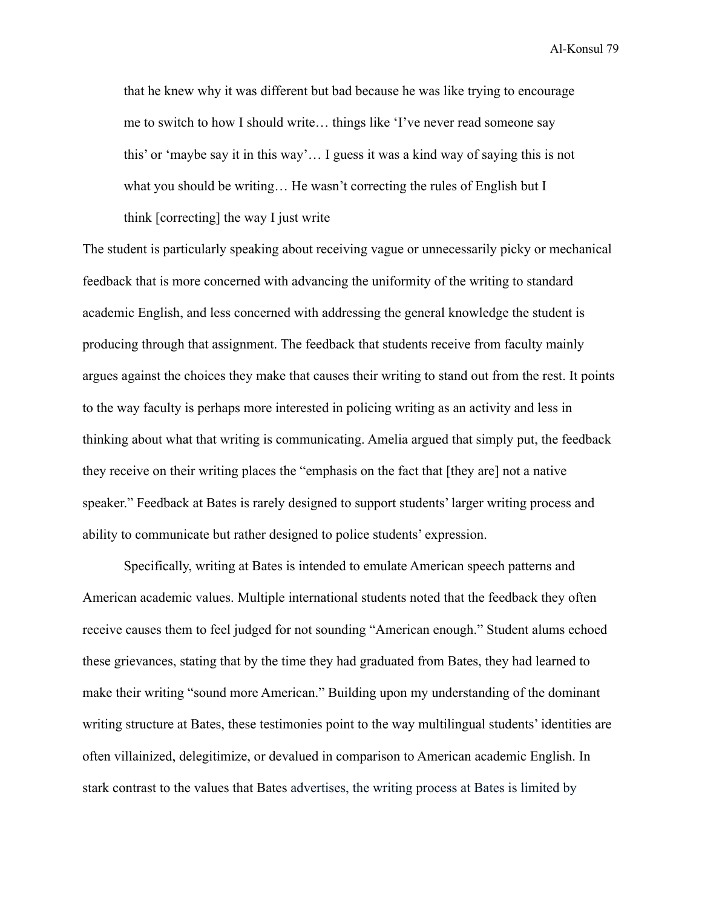> that he knew why it was different but bad because he was like trying to encourage me to switch to how I should write… things like 'I've never read someone say this' or 'maybe say it in this way'… I guess it was a kind way of saying this is not what you should be writing… He wasn't correcting the rules of English but I think [correcting] the way I just write

The student is particularly speaking about receiving vague or unnecessarily picky or mechanical feedback that is more concerned with advancing the uniformity of the writing to standard academic English, and less concerned with addressing the general knowledge the student is producing through that assignment. The feedback that students receive from faculty mainly argues against the choices they make that causes their writing to stand out from the rest. It points to the way faculty is perhaps more interested in policing writing as an activity and less in thinking about what that writing is communicating. Amelia argued that simply put, the feedback they receive on their writing places the "emphasis on the fact that [they are] not a native speaker." Feedback at Bates is rarely designed to support students' larger writing process and ability to communicate but rather designed to police students' expression.

Specifically, writing at Bates is intended to emulate American speech patterns and American academic values. Multiple international students noted that the feedback they often receive causes them to feel judged for not sounding "American enough." Student alums echoed these grievances, stating that by the time they had graduated from Bates, they had learned to make their writing "sound more American." Building upon my understanding of the dominant writing structure at Bates, these testimonies point to the way multilingual students' identities are often villainized, delegitimize, or devalued in comparison to American academic English. In stark contrast to the values that Bates advertises, the writing process at Bates is limited by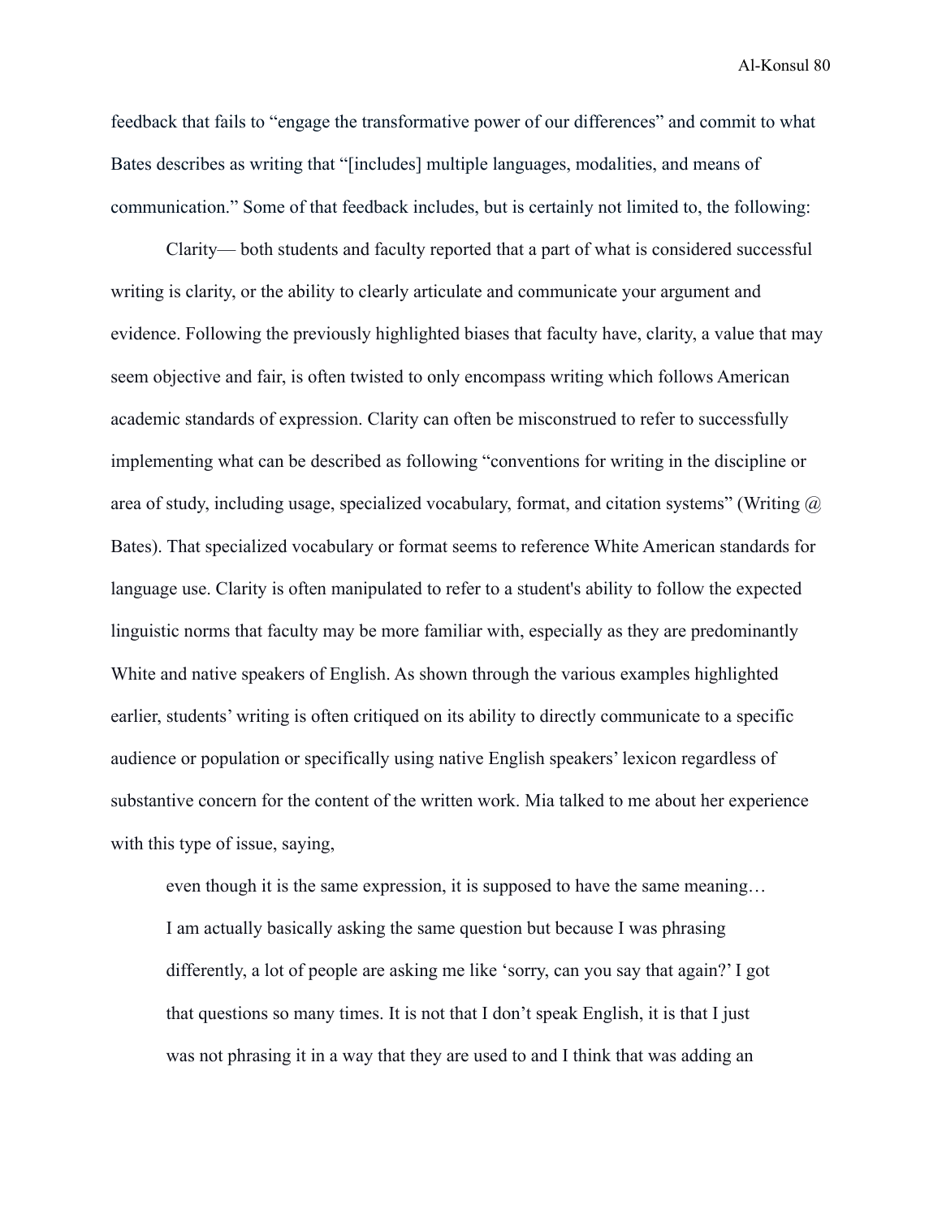feedback that fails to "engage the transformative power of our differences" and commit to what Bates describes as writing that "[includes] multiple languages, modalities, and means of communication." Some of that feedback includes, but is certainly not limited to, the following:

Clarity— both students and faculty reported that a part of what is considered successful writing is clarity, or the ability to clearly articulate and communicate your argument and evidence. Following the previously highlighted biases that faculty have, clarity, a value that may seem objective and fair, is often twisted to only encompass writing which follows American academic standards of expression. Clarity can often be misconstrued to refer to successfully implementing what can be described as following "conventions for writing in the discipline or area of study, including usage, specialized vocabulary, format, and citation systems" (Writing @ Bates). That specialized vocabulary or format seems to reference White American standards for language use. Clarity is often manipulated to refer to a student's ability to follow the expected linguistic norms that faculty may be more familiar with, especially as they are predominantly White and native speakers of English. As shown through the various examples highlighted earlier, students' writing is often critiqued on its ability to directly communicate to a specific audience or population or specifically using native English speakers' lexicon regardless of substantive concern for the content of the written work. Mia talked to me about her experience with this type of issue, saying,

> even though it is the same expression, it is supposed to have the same meaning… I am actually basically asking the same question but because I was phrasing differently, a lot of people are asking me like 'sorry, can you say that again?' I got that questions so many times. It is not that I don't speak English, it is that I just was not phrasing it in a way that they are used to and I think that was adding an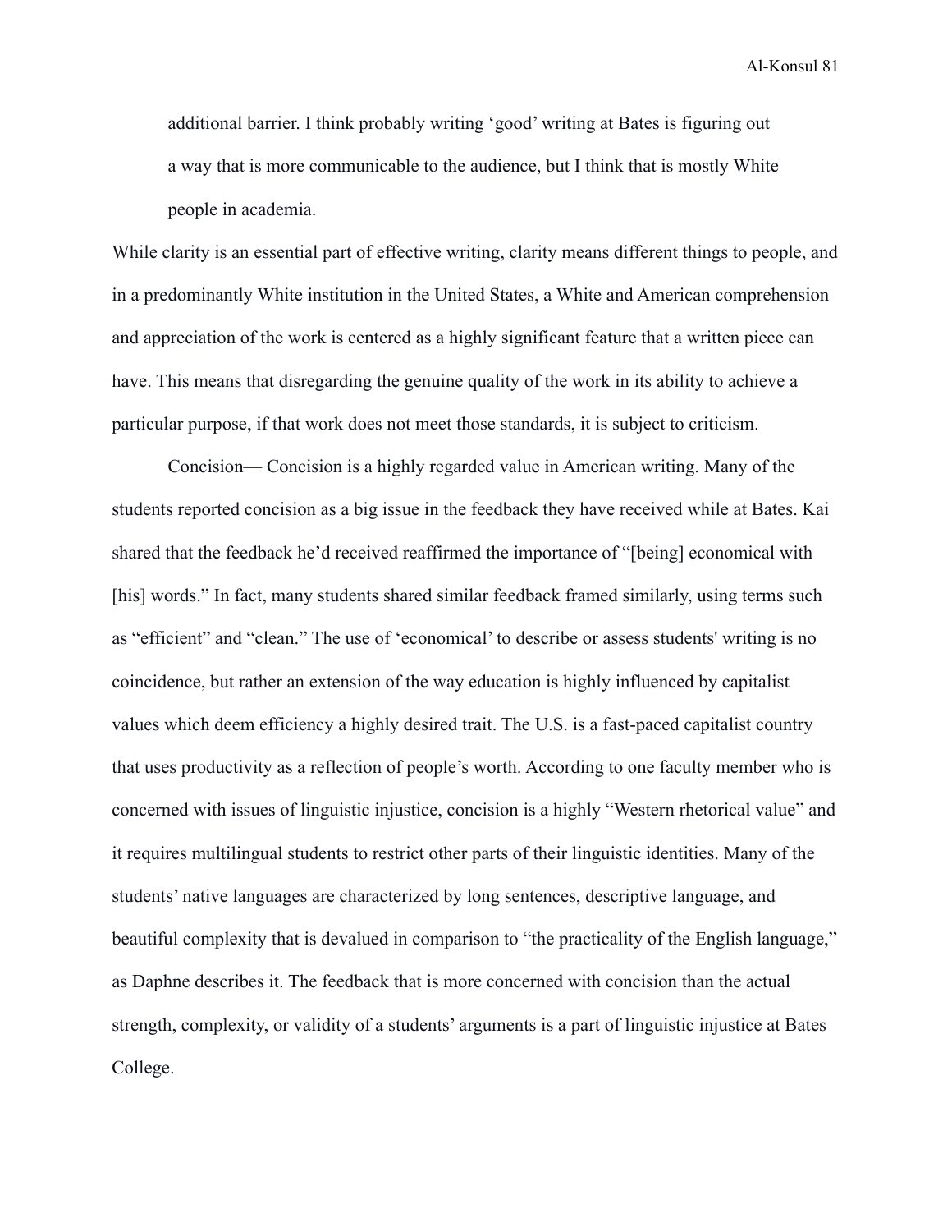> additional barrier. I think probably writing 'good' writing at Bates is figuring out a way that is more communicable to the audience, but I think that is mostly White people in academia.

While clarity is an essential part of effective writing, clarity means different things to people, and in a predominantly White institution in the United States, a White and American comprehension and appreciation of the work is centered as a highly significant feature that a written piece can have. This means that disregarding the genuine quality of the work in its ability to achieve a particular purpose, if that work does not meet those standards, it is subject to criticism.

Concision— Concision is a highly regarded value in American writing. Many of the students reported concision as a big issue in the feedback they have received while at Bates. Kai shared that the feedback he'd received reaffirmed the importance of "[being] economical with [his] words." In fact, many students shared similar feedback framed similarly, using terms such as "efficient" and "clean." The use of 'economical' to describe or assess students' writing is no coincidence, but rather an extension of the way education is highly influenced by capitalist values which deem efficiency a highly desired trait. The U.S. is a fast-paced capitalist country that uses productivity as a reflection of people's worth. According to one faculty member who is concerned with issues of linguistic injustice, concision is a highly "Western rhetorical value" and it requires multilingual students to restrict other parts of their linguistic identities. Many of the students' native languages are characterized by long sentences, descriptive language, and beautiful complexity that is devalued in comparison to "the practicality of the English language," as Daphne describes it. The feedback that is more concerned with concision than the actual strength, complexity, or validity of a students' arguments is a part of linguistic injustice at Bates College.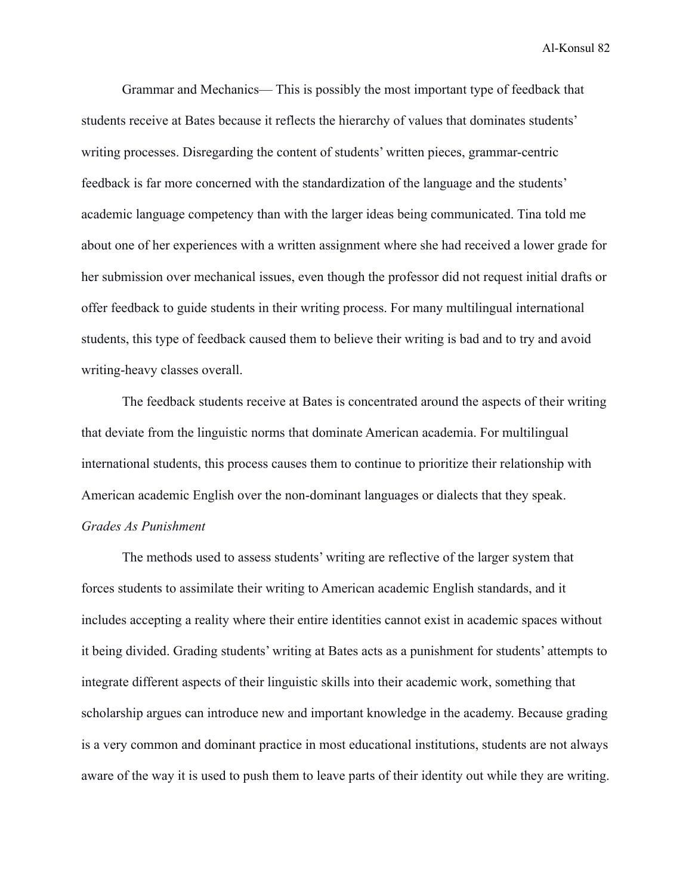Grammar and Mechanics— This is possibly the most important type of feedback that students receive at Bates because it reflects the hierarchy of values that dominates students' writing processes. Disregarding the content of students' written pieces, grammar-centric feedback is far more concerned with the standardization of the language and the students' academic language competency than with the larger ideas being communicated. Tina told me about one of her experiences with a written assignment where she had received a lower grade for her submission over mechanical issues, even though the professor did not request initial drafts or offer feedback to guide students in their writing process. For many multilingual international students, this type of feedback caused them to believe their writing is bad and to try and avoid writing-heavy classes overall.

The feedback students receive at Bates is concentrated around the aspects of their writing that deviate from the linguistic norms that dominate American academia. For multilingual international students, this process causes them to continue to prioritize their relationship with American academic English over the non-dominant languages or dialects that they speak.

*Grades As Punishment*

The methods used to assess students' writing are reflective of the larger system that forces students to assimilate their writing to American academic English standards, and it includes accepting a reality where their entire identities cannot exist in academic spaces without it being divided. Grading students' writing at Bates acts as a punishment for students' attempts to integrate different aspects of their linguistic skills into their academic work, something that scholarship argues can introduce new and important knowledge in the academy. Because grading is a very common and dominant practice in most educational institutions, students are not always aware of the way it is used to push them to leave parts of their identity out while they are writing.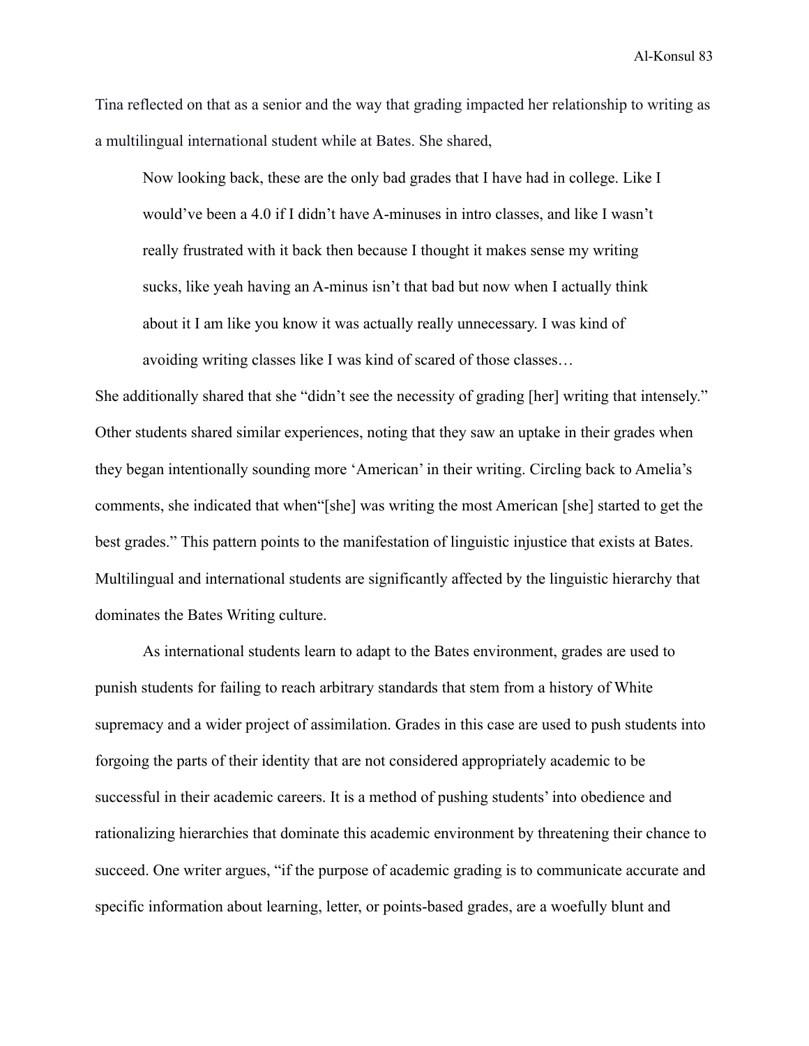Tina reflected on that as a senior and the way that grading impacted her relationship to writing as a multilingual international student while at Bates. She shared,

> Now looking back, these are the only bad grades that I have had in college. Like I would've been a 4.0 if I didn't have A-minuses in intro classes, and like I wasn't really frustrated with it back then because I thought it makes sense my writing sucks, like yeah having an A-minus isn't that bad but now when I actually think about it I am like you know it was actually really unnecessary. I was kind of avoiding writing classes like I was kind of scared of those classes…

She additionally shared that she "didn't see the necessity of grading [her] writing that intensely." Other students shared similar experiences, noting that they saw an uptake in their grades when they began intentionally sounding more 'American' in their writing. Circling back to Amelia's comments, she indicated that when"[she] was writing the most American [she] started to get the best grades." This pattern points to the manifestation of linguistic injustice that exists at Bates. Multilingual and international students are significantly affected by the linguistic hierarchy that dominates the Bates Writing culture.

As international students learn to adapt to the Bates environment, grades are used to punish students for failing to reach arbitrary standards that stem from a history of White supremacy and a wider project of assimilation. Grades in this case are used to push students into forgoing the parts of their identity that are not considered appropriately academic to be successful in their academic careers. It is a method of pushing students' into obedience and rationalizing hierarchies that dominate this academic environment by threatening their chance to succeed. One writer argues, "if the purpose of academic grading is to communicate accurate and specific information about learning, letter, or points-based grades, are a woefully blunt and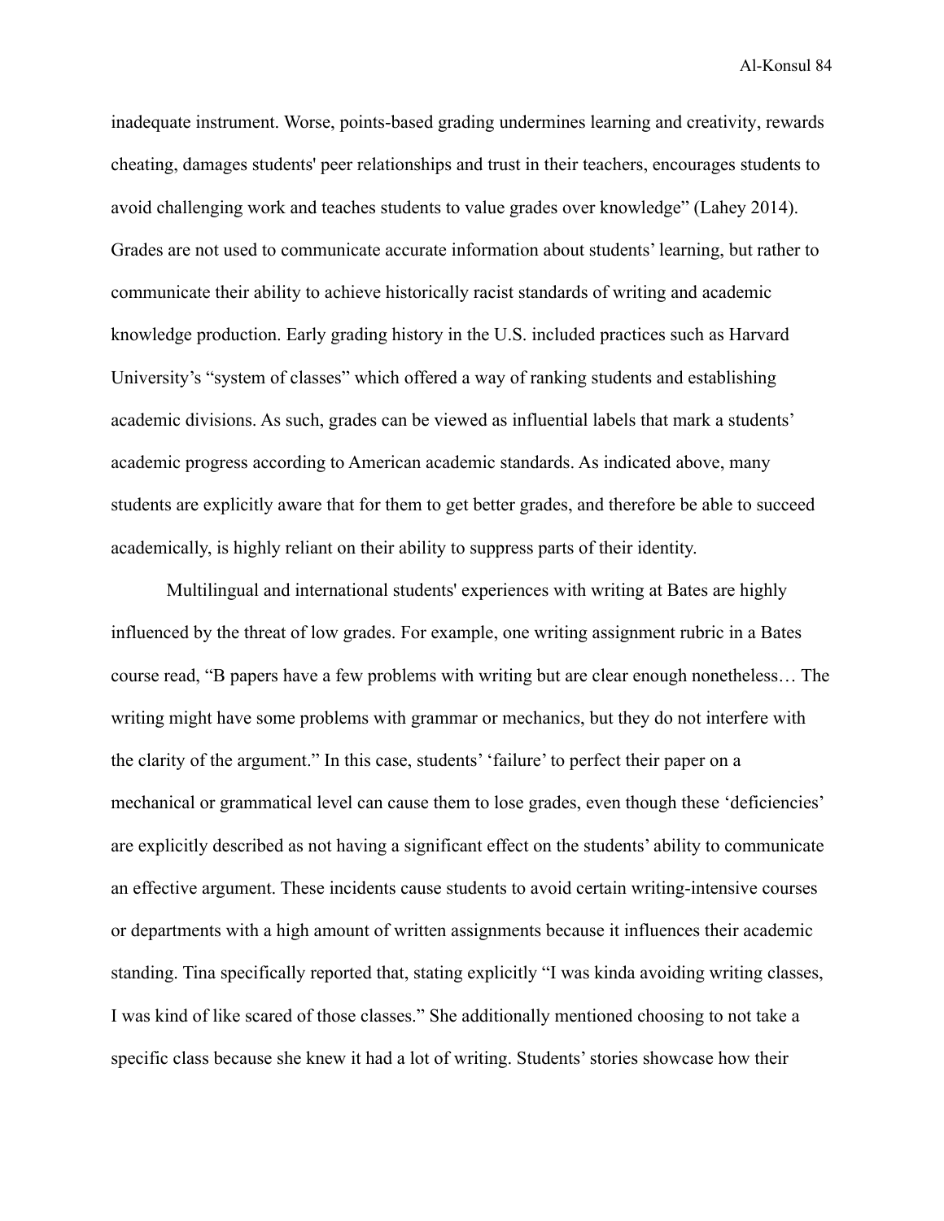inadequate instrument. Worse, points-based grading undermines learning and creativity, rewards cheating, damages students' peer relationships and trust in their teachers, encourages students to avoid challenging work and teaches students to value grades over knowledge" (Lahey 2014). Grades are not used to communicate accurate information about students' learning, but rather to communicate their ability to achieve historically racist standards of writing and academic knowledge production. Early grading history in the U.S. included practices such as Harvard University's "system of classes" which offered a way of ranking students and establishing academic divisions. As such, grades can be viewed as influential labels that mark a students' academic progress according to American academic standards. As indicated above, many students are explicitly aware that for them to get better grades, and therefore be able to succeed academically, is highly reliant on their ability to suppress parts of their identity.

Multilingual and international students' experiences with writing at Bates are highly influenced by the threat of low grades. For example, one writing assignment rubric in a Bates course read, "B papers have a few problems with writing but are clear enough nonetheless… The writing might have some problems with grammar or mechanics, but they do not interfere with the clarity of the argument." In this case, students' 'failure' to perfect their paper on a mechanical or grammatical level can cause them to lose grades, even though these 'deficiencies' are explicitly described as not having a significant effect on the students' ability to communicate an effective argument. These incidents cause students to avoid certain writing-intensive courses or departments with a high amount of written assignments because it influences their academic standing. Tina specifically reported that, stating explicitly "I was kinda avoiding writing classes, I was kind of like scared of those classes." She additionally mentioned choosing to not take a specific class because she knew it had a lot of writing. Students' stories showcase how their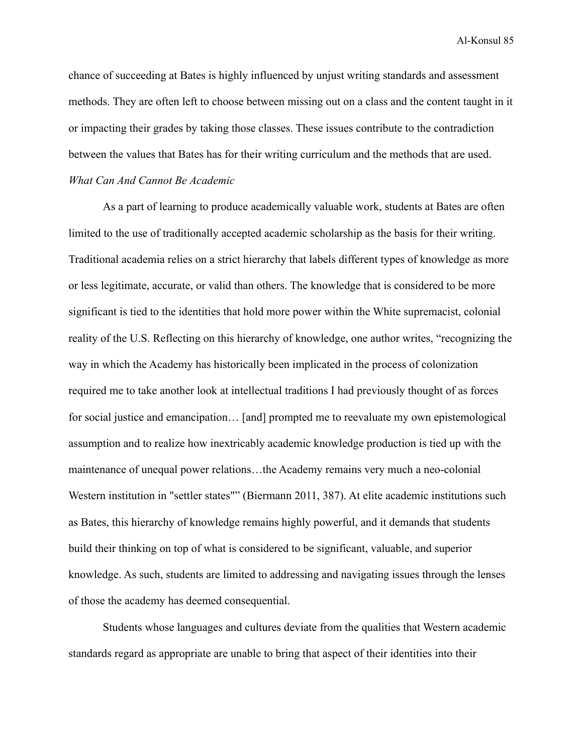chance of succeeding at Bates is highly influenced by unjust writing standards and assessment methods. They are often left to choose between missing out on a class and the content taught in it or impacting their grades by taking those classes. These issues contribute to the contradiction between the values that Bates has for their writing curriculum and the methods that are used.

*What Can And Cannot Be Academic*

As a part of learning to produce academically valuable work, students at Bates are often limited to the use of traditionally accepted academic scholarship as the basis for their writing. Traditional academia relies on a strict hierarchy that labels different types of knowledge as more or less legitimate, accurate, or valid than others. The knowledge that is considered to be more significant is tied to the identities that hold more power within the White supremacist, colonial reality of the U.S. Reflecting on this hierarchy of knowledge, one author writes, "recognizing the way in which the Academy has historically been implicated in the process of colonization required me to take another look at intellectual traditions I had previously thought of as forces for social justice and emancipation… [and] prompted me to reevaluate my own epistemological assumption and to realize how inextricably academic knowledge production is tied up with the maintenance of unequal power relations…the Academy remains very much a neo-colonial Western institution in "settler states"" (Biermann 2011, 387). At elite academic institutions such as Bates, this hierarchy of knowledge remains highly powerful, and it demands that students build their thinking on top of what is considered to be significant, valuable, and superior knowledge. As such, students are limited to addressing and navigating issues through the lenses of those the academy has deemed consequential.

Students whose languages and cultures deviate from the qualities that Western academic standards regard as appropriate are unable to bring that aspect of their identities into their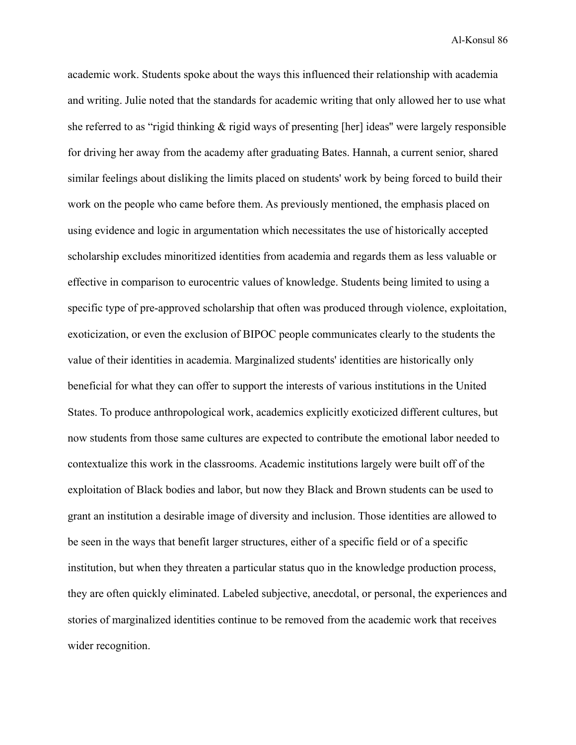academic work. Students spoke about the ways this influenced their relationship with academia and writing. Julie noted that the standards for academic writing that only allowed her to use what she referred to as "rigid thinking & rigid ways of presenting [her] ideas" were largely responsible for driving her away from the academy after graduating Bates. Hannah, a current senior, shared similar feelings about disliking the limits placed on students' work by being forced to build their work on the people who came before them. As previously mentioned, the emphasis placed on using evidence and logic in argumentation which necessitates the use of historically accepted scholarship excludes minoritized identities from academia and regards them as less valuable or effective in comparison to eurocentric values of knowledge. Students being limited to using a specific type of pre-approved scholarship that often was produced through violence, exploitation, exoticization, or even the exclusion of BIPOC people communicates clearly to the students the value of their identities in academia. Marginalized students' identities are historically only beneficial for what they can offer to support the interests of various institutions in the United States. To produce anthropological work, academics explicitly exoticized different cultures, but now students from those same cultures are expected to contribute the emotional labor needed to contextualize this work in the classrooms. Academic institutions largely were built off of the exploitation of Black bodies and labor, but now they Black and Brown students can be used to grant an institution a desirable image of diversity and inclusion. Those identities are allowed to be seen in the ways that benefit larger structures, either of a specific field or of a specific institution, but when they threaten a particular status quo in the knowledge production process, they are often quickly eliminated. Labeled subjective, anecdotal, or personal, the experiences and stories of marginalized identities continue to be removed from the academic work that receives wider recognition.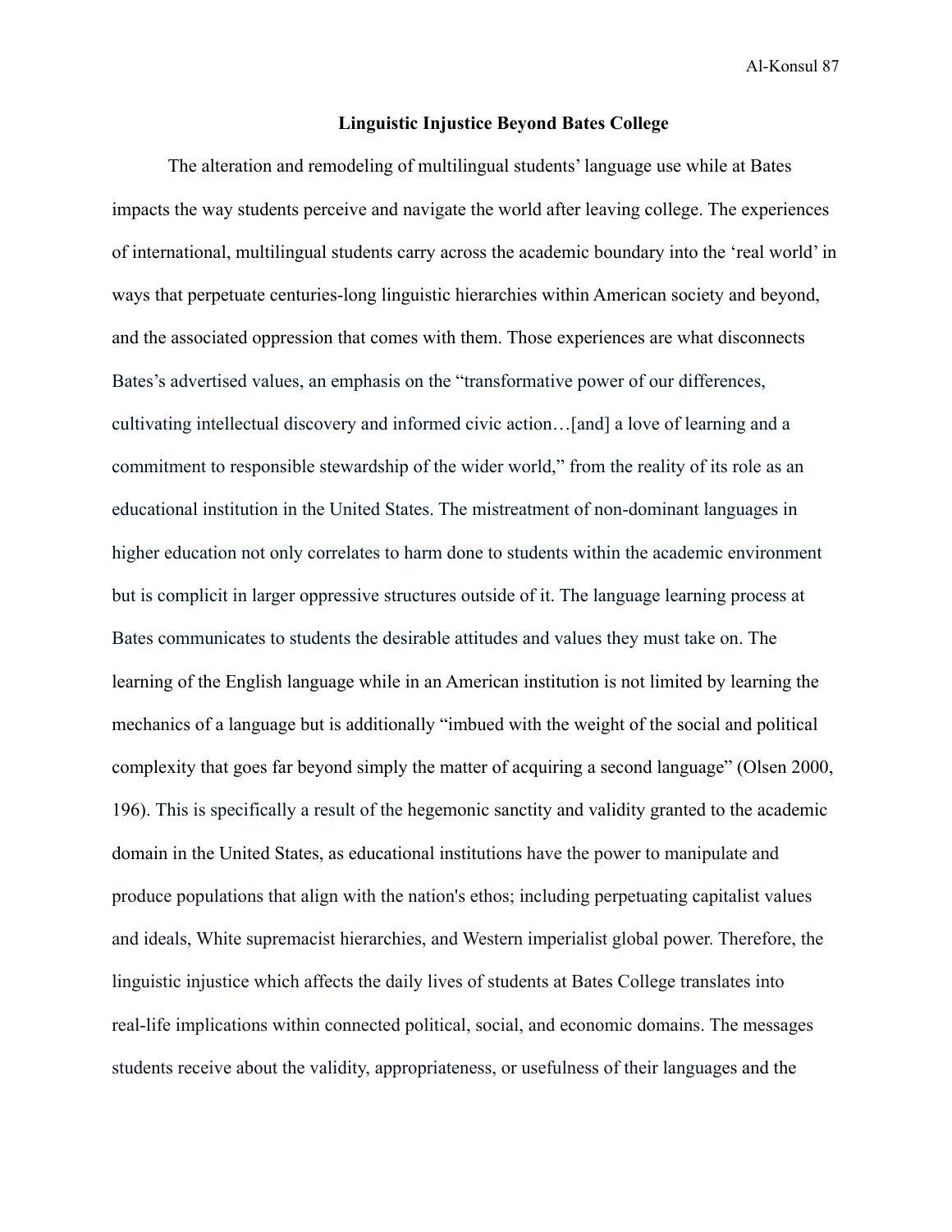## Linguistic Injustice Beyond Bates College

The alteration and remodeling of multilingual students' language use while at Bates impacts the way students perceive and navigate the world after leaving college. The experiences of international, multilingual students carry across the academic boundary into the 'real world' in ways that perpetuate centuries-long linguistic hierarchies within American society and beyond, and the associated oppression that comes with them. Those experiences are what disconnects Bates's advertised values, an emphasis on the "transformative power of our differences, cultivating intellectual discovery and informed civic action…[and] a love of learning and a commitment to responsible stewardship of the wider world," from the reality of its role as an educational institution in the United States. The mistreatment of non-dominant languages in higher education not only correlates to harm done to students within the academic environment but is complicit in larger oppressive structures outside of it. The language learning process at Bates communicates to students the desirable attitudes and values they must take on. The learning of the English language while in an American institution is not limited by learning the mechanics of a language but is additionally "imbued with the weight of the social and political complexity that goes far beyond simply the matter of acquiring a second language" (Olsen 2000, 196). This is specifically a result of the hegemonic sanctity and validity granted to the academic domain in the United States, as educational institutions have the power to manipulate and produce populations that align with the nation's ethos; including perpetuating capitalist values and ideals, White supremacist hierarchies, and Western imperialist global power. Therefore, the linguistic injustice which affects the daily lives of students at Bates College translates into real-life implications within connected political, social, and economic domains. The messages students receive about the validity, appropriateness, or usefulness of their languages and the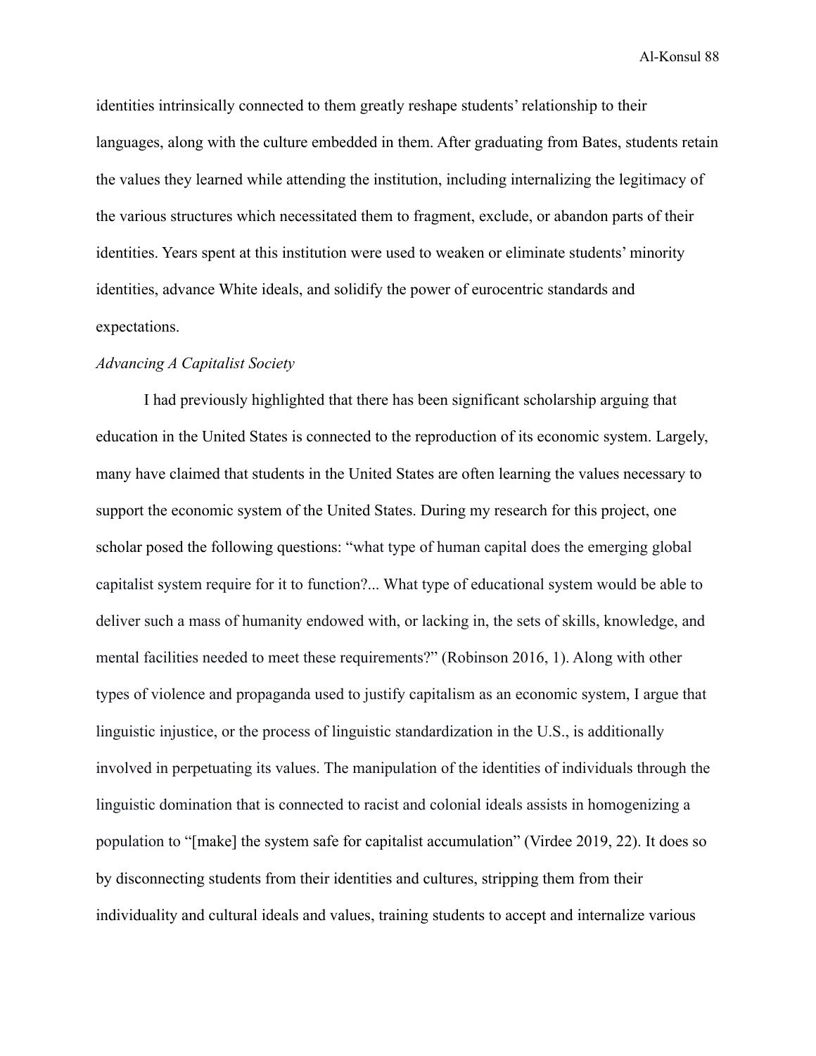identities intrinsically connected to them greatly reshape students' relationship to their languages, along with the culture embedded in them. After graduating from Bates, students retain the values they learned while attending the institution, including internalizing the legitimacy of the various structures which necessitated them to fragment, exclude, or abandon parts of their identities. Years spent at this institution were used to weaken or eliminate students' minority identities, advance White ideals, and solidify the power of eurocentric standards and expectations.

*Advancing A Capitalist Society*

I had previously highlighted that there has been significant scholarship arguing that education in the United States is connected to the reproduction of its economic system. Largely, many have claimed that students in the United States are often learning the values necessary to support the economic system of the United States. During my research for this project, one scholar posed the following questions: "what type of human capital does the emerging global capitalist system require for it to function?... What type of educational system would be able to deliver such a mass of humanity endowed with, or lacking in, the sets of skills, knowledge, and mental facilities needed to meet these requirements?" (Robinson 2016, 1). Along with other types of violence and propaganda used to justify capitalism as an economic system, I argue that linguistic injustice, or the process of linguistic standardization in the U.S., is additionally involved in perpetuating its values. The manipulation of the identities of individuals through the linguistic domination that is connected to racist and colonial ideals assists in homogenizing a population to "[make] the system safe for capitalist accumulation" (Virdee 2019, 22). It does so by disconnecting students from their identities and cultures, stripping them from their individuality and cultural ideals and values, training students to accept and internalize various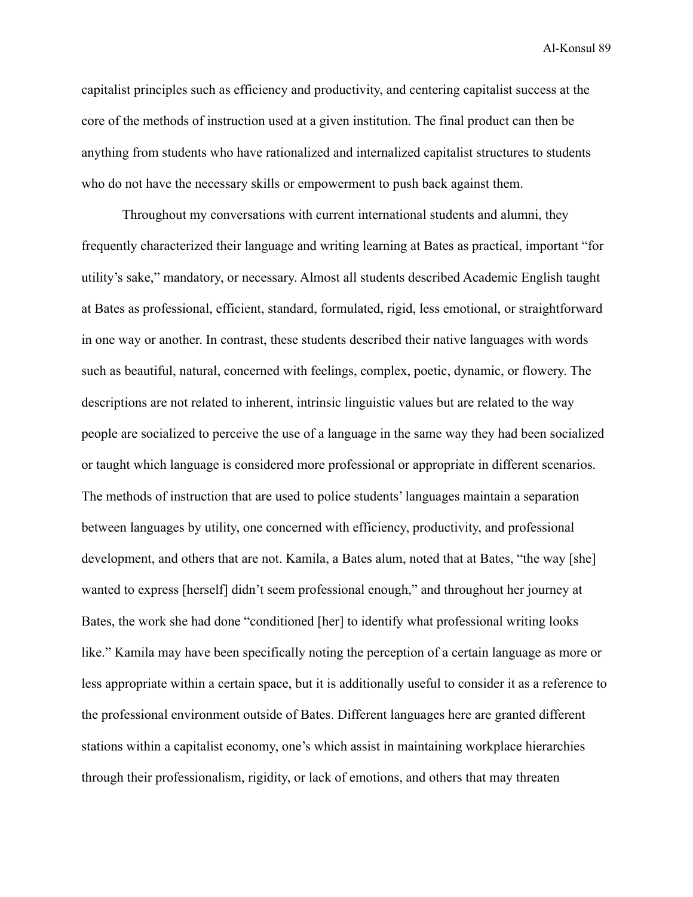capitalist principles such as efficiency and productivity, and centering capitalist success at the core of the methods of instruction used at a given institution. The final product can then be anything from students who have rationalized and internalized capitalist structures to students who do not have the necessary skills or empowerment to push back against them.

Throughout my conversations with current international students and alumni, they frequently characterized their language and writing learning at Bates as practical, important "for utility's sake," mandatory, or necessary. Almost all students described Academic English taught at Bates as professional, efficient, standard, formulated, rigid, less emotional, or straightforward in one way or another. In contrast, these students described their native languages with words such as beautiful, natural, concerned with feelings, complex, poetic, dynamic, or flowery. The descriptions are not related to inherent, intrinsic linguistic values but are related to the way people are socialized to perceive the use of a language in the same way they had been socialized or taught which language is considered more professional or appropriate in different scenarios. The methods of instruction that are used to police students' languages maintain a separation between languages by utility, one concerned with efficiency, productivity, and professional development, and others that are not. Kamila, a Bates alum, noted that at Bates, "the way [she] wanted to express [herself] didn't seem professional enough," and throughout her journey at Bates, the work she had done "conditioned [her] to identify what professional writing looks like." Kamila may have been specifically noting the perception of a certain language as more or less appropriate within a certain space, but it is additionally useful to consider it as a reference to the professional environment outside of Bates. Different languages here are granted different stations within a capitalist economy, one's which assist in maintaining workplace hierarchies through their professionalism, rigidity, or lack of emotions, and others that may threaten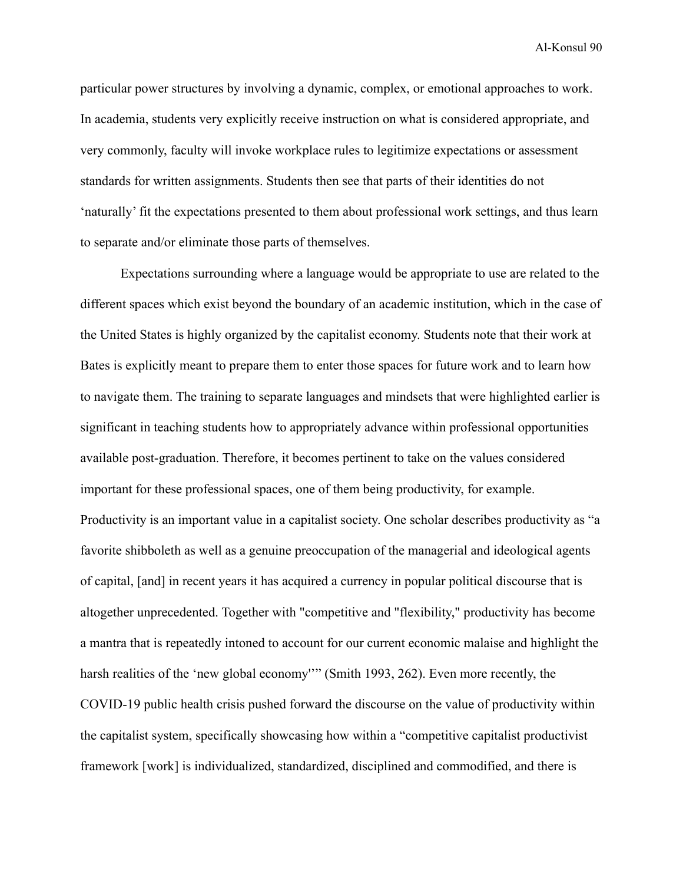particular power structures by involving a dynamic, complex, or emotional approaches to work. In academia, students very explicitly receive instruction on what is considered appropriate, and very commonly, faculty will invoke workplace rules to legitimize expectations or assessment standards for written assignments. Students then see that parts of their identities do not 'naturally' fit the expectations presented to them about professional work settings, and thus learn to separate and/or eliminate those parts of themselves.

Expectations surrounding where a language would be appropriate to use are related to the different spaces which exist beyond the boundary of an academic institution, which in the case of the United States is highly organized by the capitalist economy. Students note that their work at Bates is explicitly meant to prepare them to enter those spaces for future work and to learn how to navigate them. The training to separate languages and mindsets that were highlighted earlier is significant in teaching students how to appropriately advance within professional opportunities available post-graduation. Therefore, it becomes pertinent to take on the values considered important for these professional spaces, one of them being productivity, for example. Productivity is an important value in a capitalist society. One scholar describes productivity as "a favorite shibboleth as well as a genuine preoccupation of the managerial and ideological agents of capital, [and] in recent years it has acquired a currency in popular political discourse that is altogether unprecedented. Together with "competitive and "flexibility," productivity has become a mantra that is repeatedly intoned to account for our current economic malaise and highlight the harsh realities of the 'new global economy''" (Smith 1993, 262). Even more recently, the COVID-19 public health crisis pushed forward the discourse on the value of productivity within the capitalist system, specifically showcasing how within a "competitive capitalist productivist framework [work] is individualized, standardized, disciplined and commodified, and there is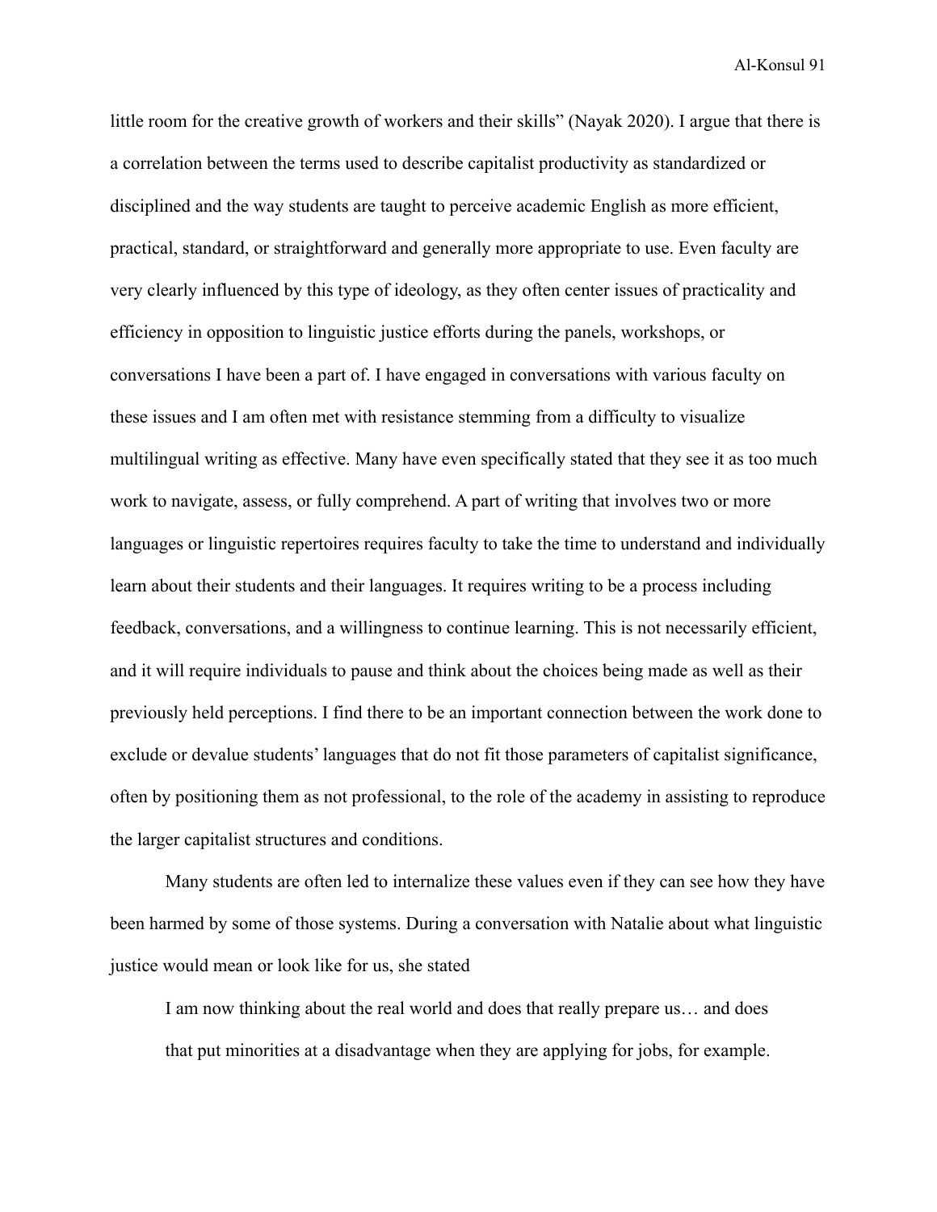little room for the creative growth of workers and their skills" (Nayak 2020). I argue that there is a correlation between the terms used to describe capitalist productivity as standardized or disciplined and the way students are taught to perceive academic English as more efficient, practical, standard, or straightforward and generally more appropriate to use. Even faculty are very clearly influenced by this type of ideology, as they often center issues of practicality and efficiency in opposition to linguistic justice efforts during the panels, workshops, or conversations I have been a part of. I have engaged in conversations with various faculty on these issues and I am often met with resistance stemming from a difficulty to visualize multilingual writing as effective. Many have even specifically stated that they see it as too much work to navigate, assess, or fully comprehend. A part of writing that involves two or more languages or linguistic repertoires requires faculty to take the time to understand and individually learn about their students and their languages. It requires writing to be a process including feedback, conversations, and a willingness to continue learning. This is not necessarily efficient, and it will require individuals to pause and think about the choices being made as well as their previously held perceptions. I find there to be an important connection between the work done to exclude or devalue students' languages that do not fit those parameters of capitalist significance, often by positioning them as not professional, to the role of the academy in assisting to reproduce the larger capitalist structures and conditions.

Many students are often led to internalize these values even if they can see how they have been harmed by some of those systems. During a conversation with Natalie about what linguistic justice would mean or look like for us, she stated

> I am now thinking about the real world and does that really prepare us… and does that put minorities at a disadvantage when they are applying for jobs, for example.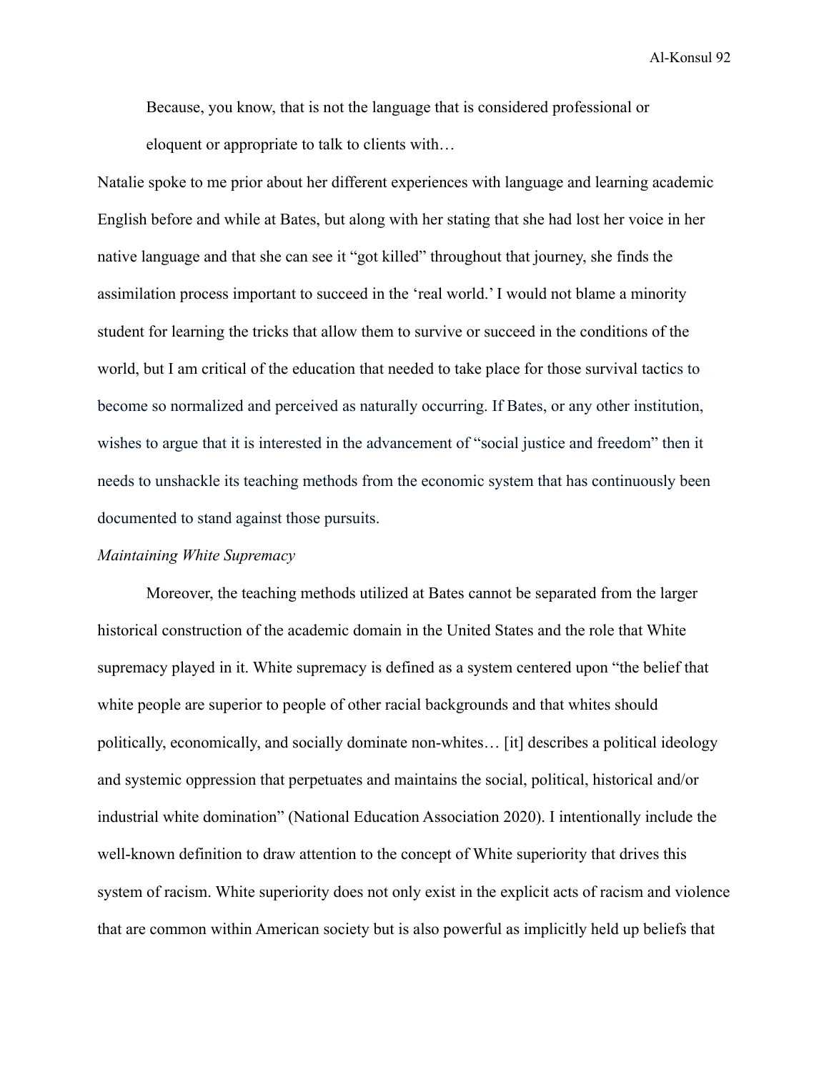> Because, you know, that is not the language that is considered professional or eloquent or appropriate to talk to clients with…

Natalie spoke to me prior about her different experiences with language and learning academic English before and while at Bates, but along with her stating that she had lost her voice in her native language and that she can see it "got killed" throughout that journey, she finds the assimilation process important to succeed in the 'real world.' I would not blame a minority student for learning the tricks that allow them to survive or succeed in the conditions of the world, but I am critical of the education that needed to take place for those survival tactics to become so normalized and perceived as naturally occurring. If Bates, or any other institution, wishes to argue that it is interested in the advancement of "social justice and freedom" then it needs to unshackle its teaching methods from the economic system that has continuously been documented to stand against those pursuits.

*Maintaining White Supremacy*

Moreover, the teaching methods utilized at Bates cannot be separated from the larger historical construction of the academic domain in the United States and the role that White supremacy played in it. White supremacy is defined as a system centered upon "the belief that white people are superior to people of other racial backgrounds and that whites should politically, economically, and socially dominate non-whites… [it] describes a political ideology and systemic oppression that perpetuates and maintains the social, political, historical and/or industrial white domination" (National Education Association 2020). I intentionally include the well-known definition to draw attention to the concept of White superiority that drives this system of racism. White superiority does not only exist in the explicit acts of racism and violence that are common within American society but is also powerful as implicitly held up beliefs that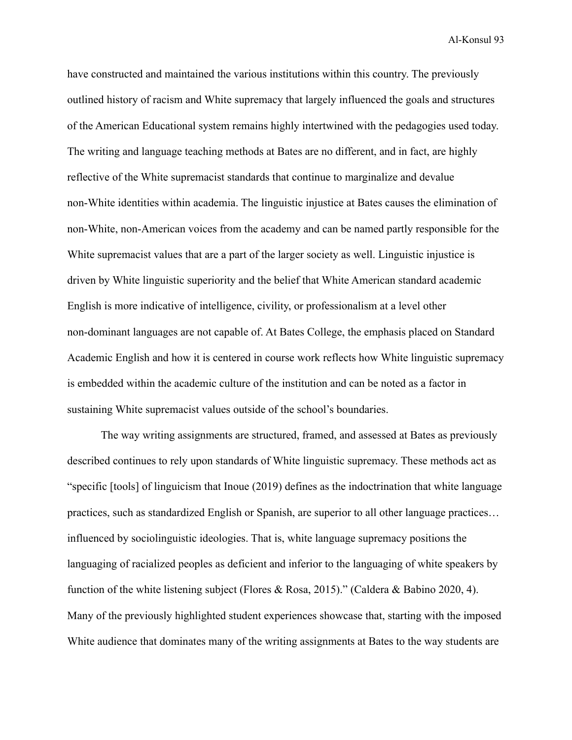have constructed and maintained the various institutions within this country. The previously outlined history of racism and White supremacy that largely influenced the goals and structures of the American Educational system remains highly intertwined with the pedagogies used today. The writing and language teaching methods at Bates are no different, and in fact, are highly reflective of the White supremacist standards that continue to marginalize and devalue non-White identities within academia. The linguistic injustice at Bates causes the elimination of non-White, non-American voices from the academy and can be named partly responsible for the White supremacist values that are a part of the larger society as well. Linguistic injustice is driven by White linguistic superiority and the belief that White American standard academic English is more indicative of intelligence, civility, or professionalism at a level other non-dominant languages are not capable of. At Bates College, the emphasis placed on Standard Academic English and how it is centered in course work reflects how White linguistic supremacy is embedded within the academic culture of the institution and can be noted as a factor in sustaining White supremacist values outside of the school's boundaries.

The way writing assignments are structured, framed, and assessed at Bates as previously described continues to rely upon standards of White linguistic supremacy. These methods act as "specific [tools] of linguicism that Inoue (2019) defines as the indoctrination that white language practices, such as standardized English or Spanish, are superior to all other language practices… influenced by sociolinguistic ideologies. That is, white language supremacy positions the languaging of racialized peoples as deficient and inferior to the languaging of white speakers by function of the white listening subject (Flores & Rosa, 2015)." (Caldera & Babino 2020, 4). Many of the previously highlighted student experiences showcase that, starting with the imposed White audience that dominates many of the writing assignments at Bates to the way students are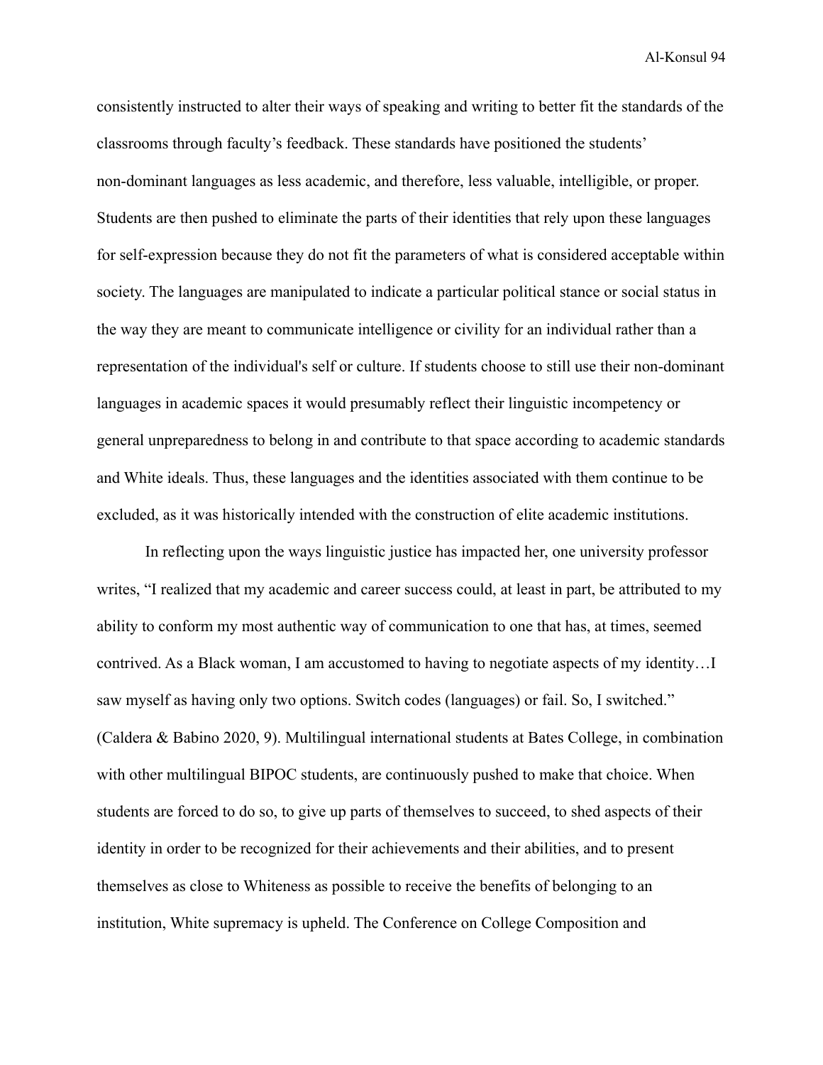consistently instructed to alter their ways of speaking and writing to better fit the standards of the classrooms through faculty's feedback. These standards have positioned the students' non-dominant languages as less academic, and therefore, less valuable, intelligible, or proper. Students are then pushed to eliminate the parts of their identities that rely upon these languages for self-expression because they do not fit the parameters of what is considered acceptable within society. The languages are manipulated to indicate a particular political stance or social status in the way they are meant to communicate intelligence or civility for an individual rather than a representation of the individual's self or culture. If students choose to still use their non-dominant languages in academic spaces it would presumably reflect their linguistic incompetency or general unpreparedness to belong in and contribute to that space according to academic standards and White ideals. Thus, these languages and the identities associated with them continue to be excluded, as it was historically intended with the construction of elite academic institutions.

In reflecting upon the ways linguistic justice has impacted her, one university professor writes, "I realized that my academic and career success could, at least in part, be attributed to my ability to conform my most authentic way of communication to one that has, at times, seemed contrived. As a Black woman, I am accustomed to having to negotiate aspects of my identity…I saw myself as having only two options. Switch codes (languages) or fail. So, I switched." (Caldera & Babino 2020, 9). Multilingual international students at Bates College, in combination with other multilingual BIPOC students, are continuously pushed to make that choice. When students are forced to do so, to give up parts of themselves to succeed, to shed aspects of their identity in order to be recognized for their achievements and their abilities, and to present themselves as close to Whiteness as possible to receive the benefits of belonging to an institution, White supremacy is upheld. The Conference on College Composition and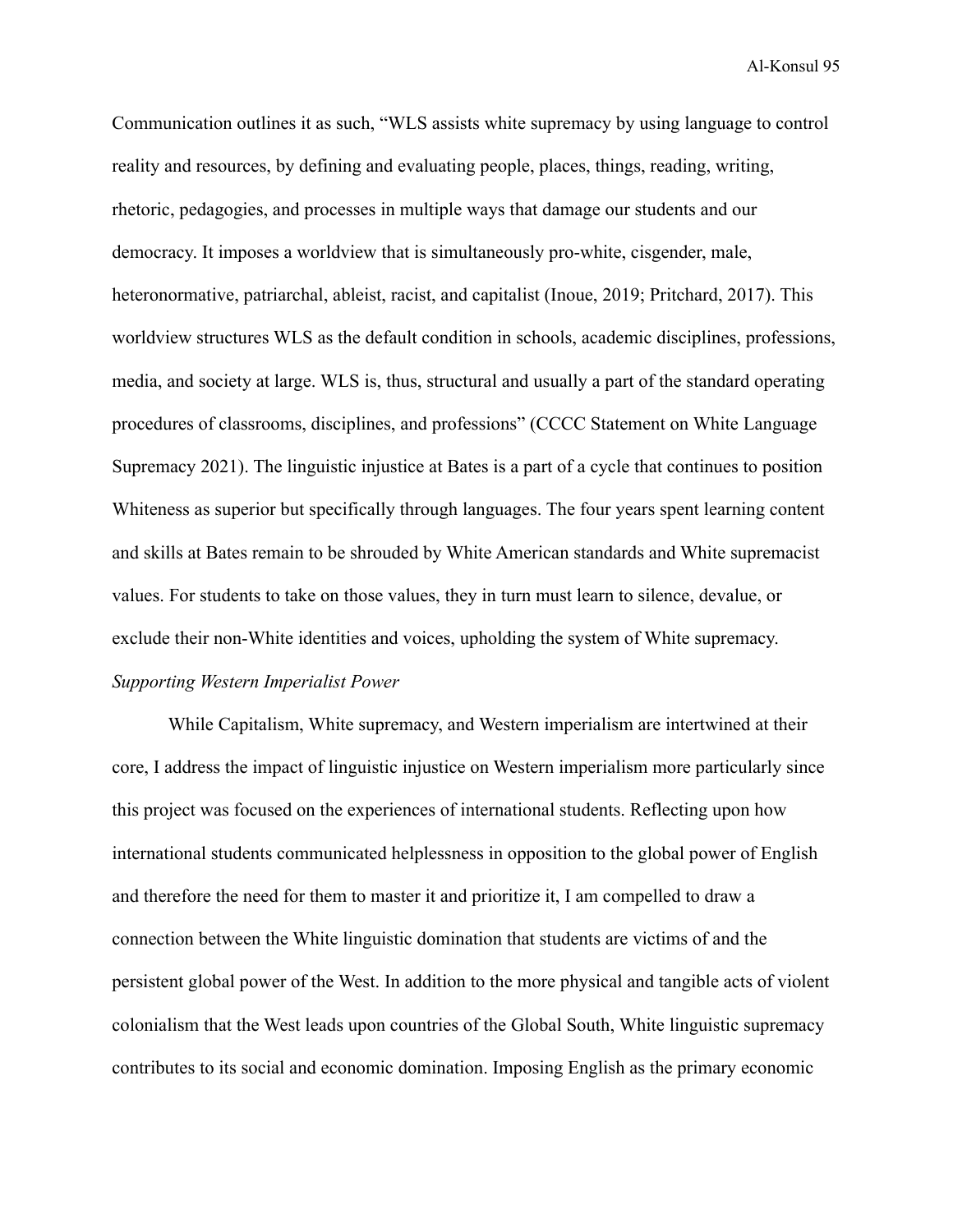Communication outlines it as such, "WLS assists white supremacy by using language to control reality and resources, by defining and evaluating people, places, things, reading, writing, rhetoric, pedagogies, and processes in multiple ways that damage our students and our democracy. It imposes a worldview that is simultaneously pro-white, cisgender, male, heteronormative, patriarchal, ableist, racist, and capitalist (Inoue, 2019; Pritchard, 2017). This worldview structures WLS as the default condition in schools, academic disciplines, professions, media, and society at large. WLS is, thus, structural and usually a part of the standard operating procedures of classrooms, disciplines, and professions" (CCCC Statement on White Language Supremacy 2021). The linguistic injustice at Bates is a part of a cycle that continues to position Whiteness as superior but specifically through languages. The four years spent learning content and skills at Bates remain to be shrouded by White American standards and White supremacist values. For students to take on those values, they in turn must learn to silence, devalue, or exclude their non-White identities and voices, upholding the system of White supremacy.

*Supporting Western Imperialist Power*

While Capitalism, White supremacy, and Western imperialism are intertwined at their core, I address the impact of linguistic injustice on Western imperialism more particularly since this project was focused on the experiences of international students. Reflecting upon how international students communicated helplessness in opposition to the global power of English and therefore the need for them to master it and prioritize it, I am compelled to draw a connection between the White linguistic domination that students are victims of and the persistent global power of the West. In addition to the more physical and tangible acts of violent colonialism that the West leads upon countries of the Global South, White linguistic supremacy contributes to its social and economic domination. Imposing English as the primary economic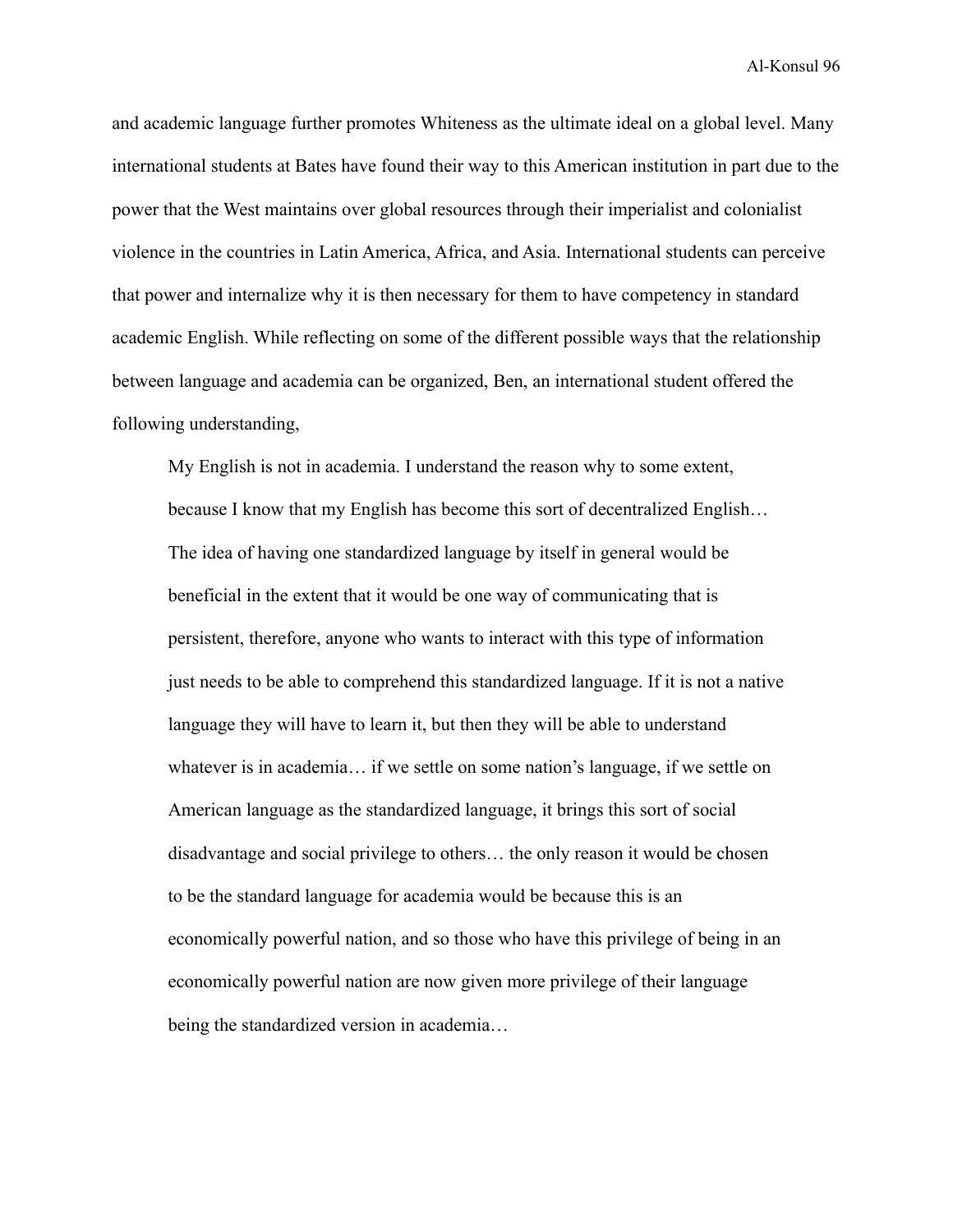and academic language further promotes Whiteness as the ultimate ideal on a global level. Many international students at Bates have found their way to this American institution in part due to the power that the West maintains over global resources through their imperialist and colonialist violence in the countries in Latin America, Africa, and Asia. International students can perceive that power and internalize why it is then necessary for them to have competency in standard academic English. While reflecting on some of the different possible ways that the relationship between language and academia can be organized, Ben, an international student offered the following understanding,

> My English is not in academia. I understand the reason why to some extent, because I know that my English has become this sort of decentralized English… The idea of having one standardized language by itself in general would be beneficial in the extent that it would be one way of communicating that is persistent, therefore, anyone who wants to interact with this type of information just needs to be able to comprehend this standardized language. If it is not a native language they will have to learn it, but then they will be able to understand whatever is in academia… if we settle on some nation's language, if we settle on American language as the standardized language, it brings this sort of social disadvantage and social privilege to others… the only reason it would be chosen to be the standard language for academia would be because this is an economically powerful nation, and so those who have this privilege of being in an economically powerful nation are now given more privilege of their language being the standardized version in academia…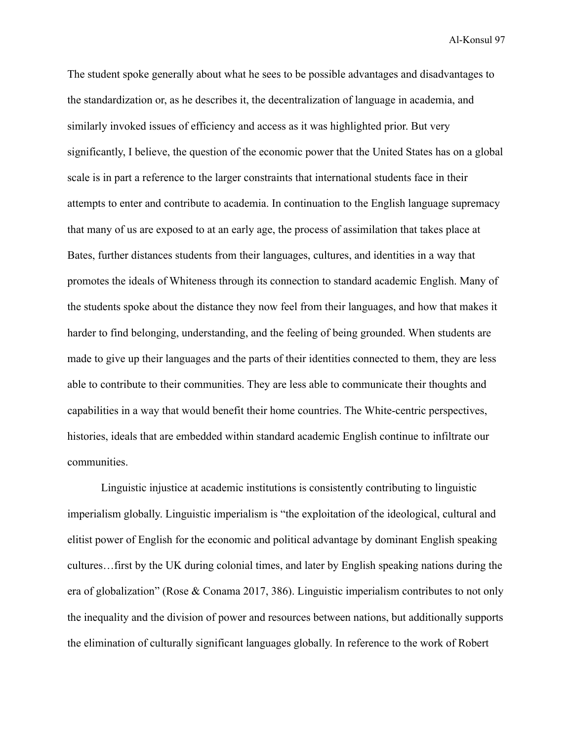The student spoke generally about what he sees to be possible advantages and disadvantages to the standardization or, as he describes it, the decentralization of language in academia, and similarly invoked issues of efficiency and access as it was highlighted prior. But very significantly, I believe, the question of the economic power that the United States has on a global scale is in part a reference to the larger constraints that international students face in their attempts to enter and contribute to academia. In continuation to the English language supremacy that many of us are exposed to at an early age, the process of assimilation that takes place at Bates, further distances students from their languages, cultures, and identities in a way that promotes the ideals of Whiteness through its connection to standard academic English. Many of the students spoke about the distance they now feel from their languages, and how that makes it harder to find belonging, understanding, and the feeling of being grounded. When students are made to give up their languages and the parts of their identities connected to them, they are less able to contribute to their communities. They are less able to communicate their thoughts and capabilities in a way that would benefit their home countries. The White-centric perspectives, histories, ideals that are embedded within standard academic English continue to infiltrate our communities.

Linguistic injustice at academic institutions is consistently contributing to linguistic imperialism globally. Linguistic imperialism is "the exploitation of the ideological, cultural and elitist power of English for the economic and political advantage by dominant English speaking cultures…first by the UK during colonial times, and later by English speaking nations during the era of globalization" (Rose & Conama 2017, 386). Linguistic imperialism contributes to not only the inequality and the division of power and resources between nations, but additionally supports the elimination of culturally significant languages globally. In reference to the work of Robert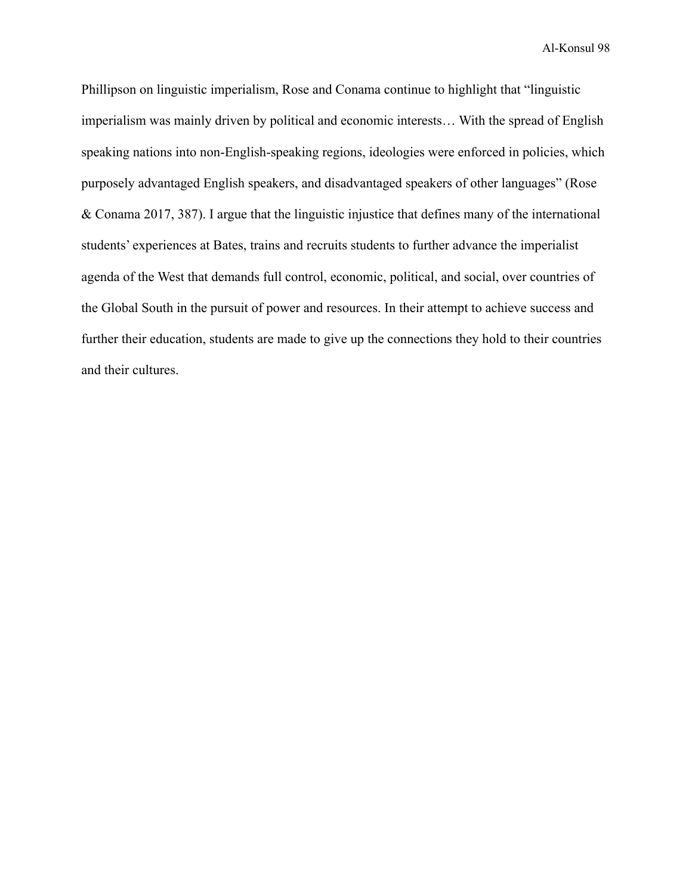Phillipson on linguistic imperialism, Rose and Conama continue to highlight that "linguistic imperialism was mainly driven by political and economic interests… With the spread of English speaking nations into non-English-speaking regions, ideologies were enforced in policies, which purposely advantaged English speakers, and disadvantaged speakers of other languages" (Rose & Conama 2017, 387). I argue that the linguistic injustice that defines many of the international students' experiences at Bates, trains and recruits students to further advance the imperialist agenda of the West that demands full control, economic, political, and social, over countries of the Global South in the pursuit of power and resources. In their attempt to achieve success and further their education, students are made to give up the connections they hold to their countries and their cultures.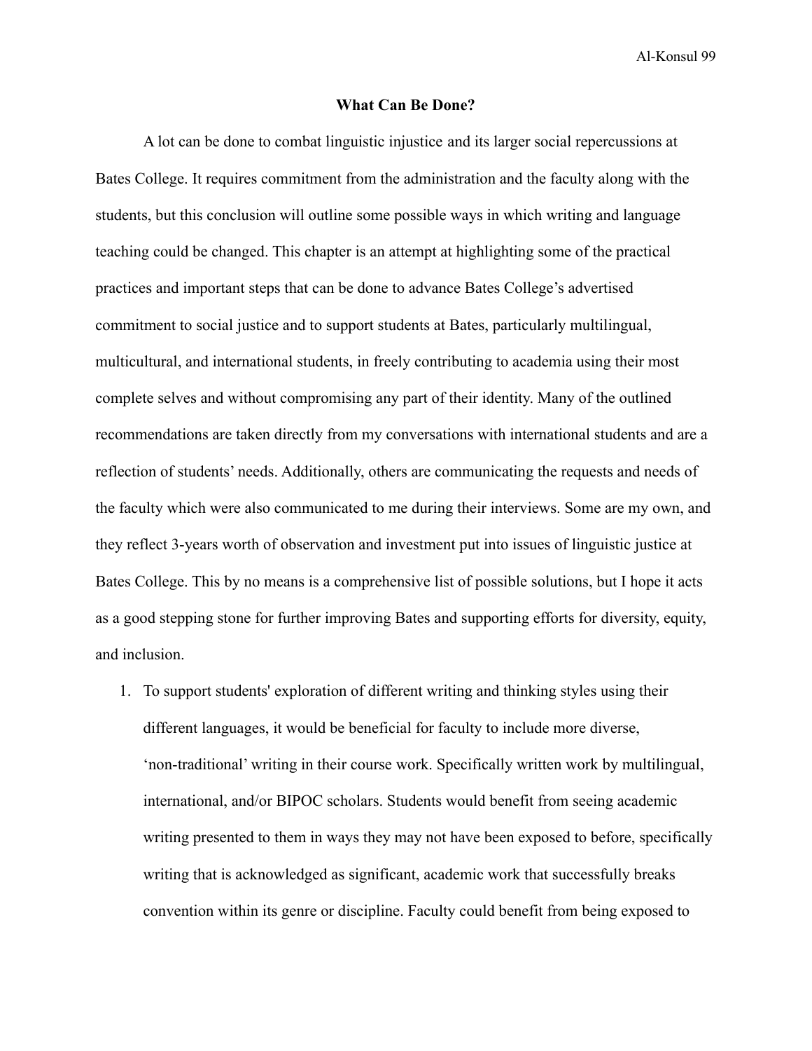## What Can Be Done?

A lot can be done to combat linguistic injustice and its larger social repercussions at Bates College. It requires commitment from the administration and the faculty along with the students, but this conclusion will outline some possible ways in which writing and language teaching could be changed. This chapter is an attempt at highlighting some of the practical practices and important steps that can be done to advance Bates College's advertised commitment to social justice and to support students at Bates, particularly multilingual, multicultural, and international students, in freely contributing to academia using their most complete selves and without compromising any part of their identity. Many of the outlined recommendations are taken directly from my conversations with international students and are a reflection of students' needs. Additionally, others are communicating the requests and needs of the faculty which were also communicated to me during their interviews. Some are my own, and they reflect 3-years worth of observation and investment put into issues of linguistic justice at Bates College. This by no means is a comprehensive list of possible solutions, but I hope it acts as a good stepping stone for further improving Bates and supporting efforts for diversity, equity, and inclusion.

1. To support students' exploration of different writing and thinking styles using their different languages, it would be beneficial for faculty to include more diverse, 'non-traditional' writing in their course work. Specifically written work by multilingual, international, and/or BIPOC scholars. Students would benefit from seeing academic writing presented to them in ways they may not have been exposed to before, specifically writing that is acknowledged as significant, academic work that successfully breaks convention within its genre or discipline. Faculty could benefit from being exposed to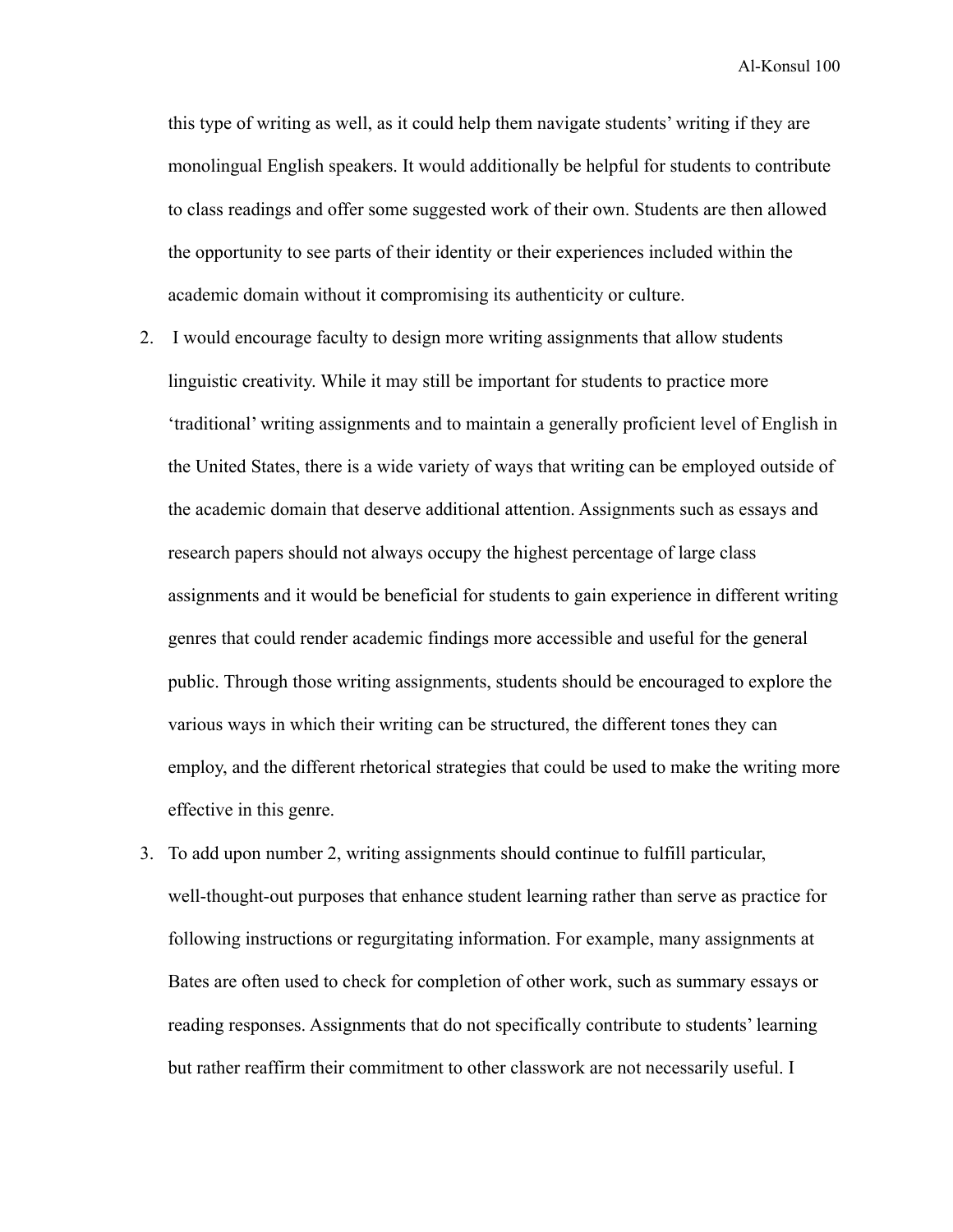this type of writing as well, as it could help them navigate students' writing if they are monolingual English speakers. It would additionally be helpful for students to contribute to class readings and offer some suggested work of their own. Students are then allowed the opportunity to see parts of their identity or their experiences included within the academic domain without it compromising its authenticity or culture.

2. I would encourage faculty to design more writing assignments that allow students linguistic creativity. While it may still be important for students to practice more 'traditional' writing assignments and to maintain a generally proficient level of English in the United States, there is a wide variety of ways that writing can be employed outside of the academic domain that deserve additional attention. Assignments such as essays and research papers should not always occupy the highest percentage of large class assignments and it would be beneficial for students to gain experience in different writing genres that could render academic findings more accessible and useful for the general public. Through those writing assignments, students should be encouraged to explore the various ways in which their writing can be structured, the different tones they can employ, and the different rhetorical strategies that could be used to make the writing more effective in this genre.
3. To add upon number 2, writing assignments should continue to fulfill particular, well-thought-out purposes that enhance student learning rather than serve as practice for following instructions or regurgitating information. For example, many assignments at Bates are often used to check for completion of other work, such as summary essays or reading responses. Assignments that do not specifically contribute to students' learning but rather reaffirm their commitment to other classwork are not necessarily useful. I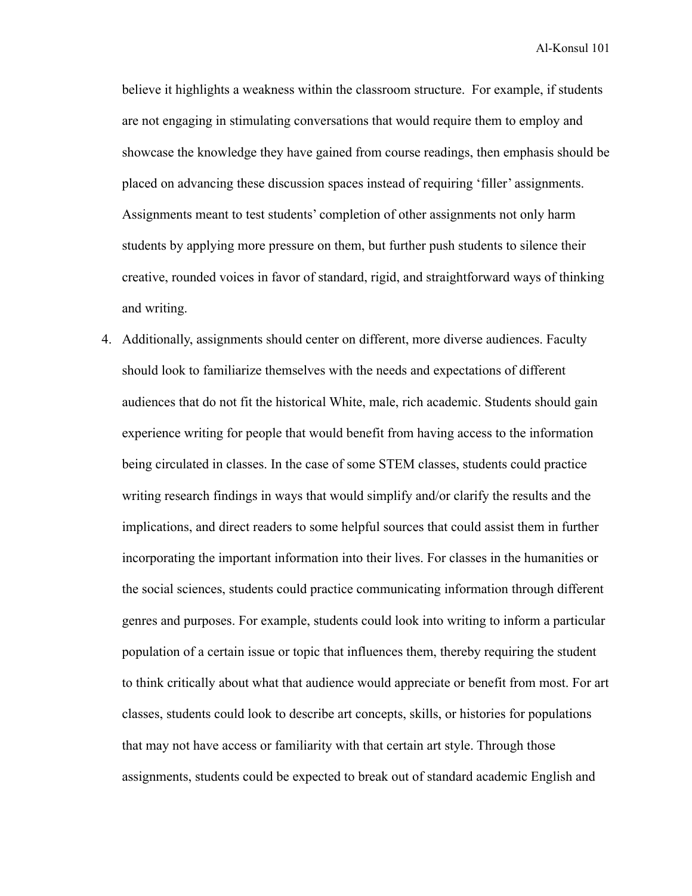believe it highlights a weakness within the classroom structure. For example, if students are not engaging in stimulating conversations that would require them to employ and showcase the knowledge they have gained from course readings, then emphasis should be placed on advancing these discussion spaces instead of requiring 'filler' assignments. Assignments meant to test students' completion of other assignments not only harm students by applying more pressure on them, but further push students to silence their creative, rounded voices in favor of standard, rigid, and straightforward ways of thinking and writing.

4. Additionally, assignments should center on different, more diverse audiences. Faculty should look to familiarize themselves with the needs and expectations of different audiences that do not fit the historical White, male, rich academic. Students should gain experience writing for people that would benefit from having access to the information being circulated in classes. In the case of some STEM classes, students could practice writing research findings in ways that would simplify and/or clarify the results and the implications, and direct readers to some helpful sources that could assist them in further incorporating the important information into their lives. For classes in the humanities or the social sciences, students could practice communicating information through different genres and purposes. For example, students could look into writing to inform a particular population of a certain issue or topic that influences them, thereby requiring the student to think critically about what that audience would appreciate or benefit from most. For art classes, students could look to describe art concepts, skills, or histories for populations that may not have access or familiarity with that certain art style. Through those assignments, students could be expected to break out of standard academic English and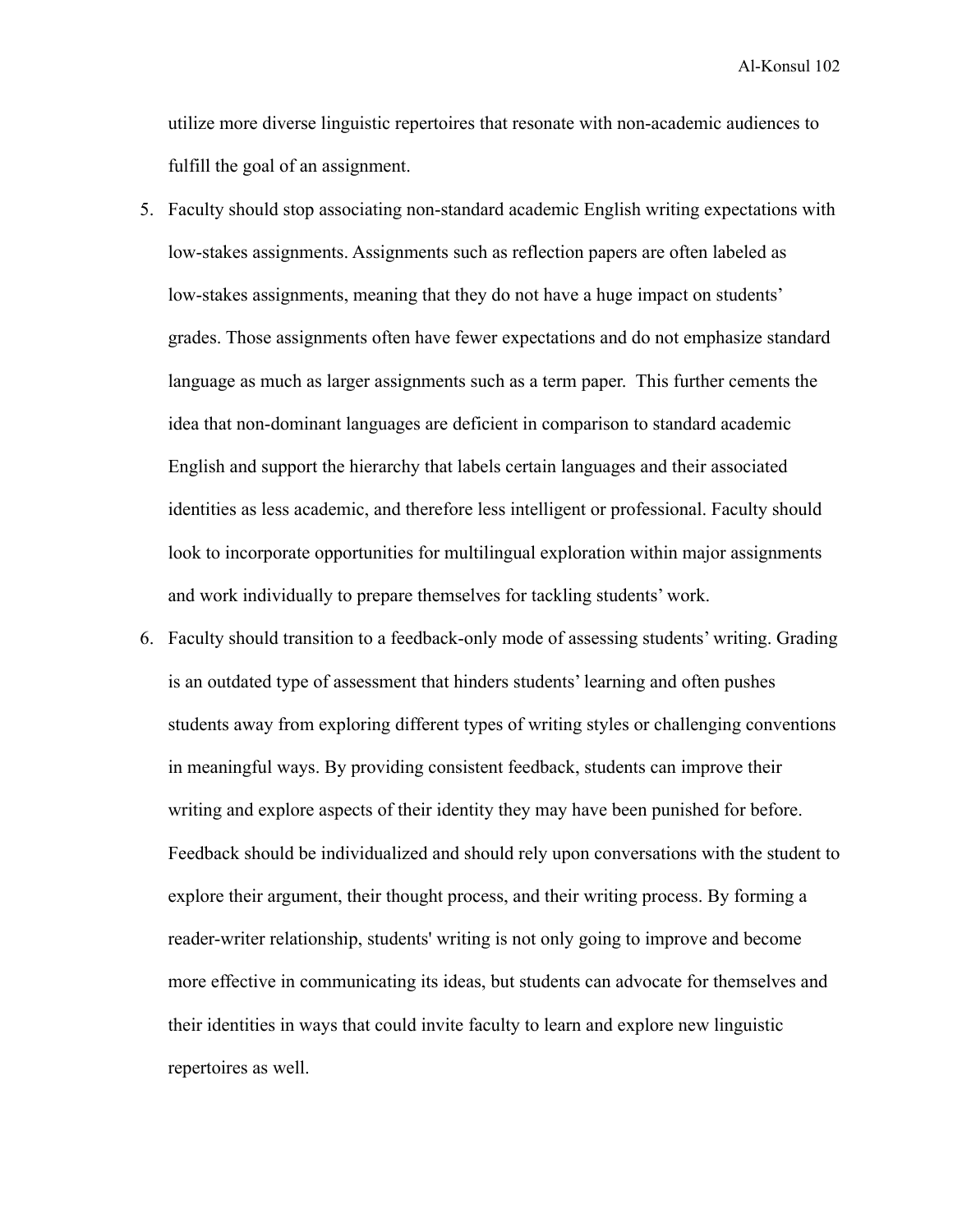utilize more diverse linguistic repertoires that resonate with non-academic audiences to fulfill the goal of an assignment.

5. Faculty should stop associating non-standard academic English writing expectations with low-stakes assignments. Assignments such as reflection papers are often labeled as low-stakes assignments, meaning that they do not have a huge impact on students' grades. Those assignments often have fewer expectations and do not emphasize standard language as much as larger assignments such as a term paper. This further cements the idea that non-dominant languages are deficient in comparison to standard academic English and support the hierarchy that labels certain languages and their associated identities as less academic, and therefore less intelligent or professional. Faculty should look to incorporate opportunities for multilingual exploration within major assignments and work individually to prepare themselves for tackling students' work.
6. Faculty should transition to a feedback-only mode of assessing students' writing. Grading is an outdated type of assessment that hinders students' learning and often pushes students away from exploring different types of writing styles or challenging conventions in meaningful ways. By providing consistent feedback, students can improve their writing and explore aspects of their identity they may have been punished for before. Feedback should be individualized and should rely upon conversations with the student to explore their argument, their thought process, and their writing process. By forming a reader-writer relationship, students' writing is not only going to improve and become more effective in communicating its ideas, but students can advocate for themselves and their identities in ways that could invite faculty to learn and explore new linguistic repertoires as well.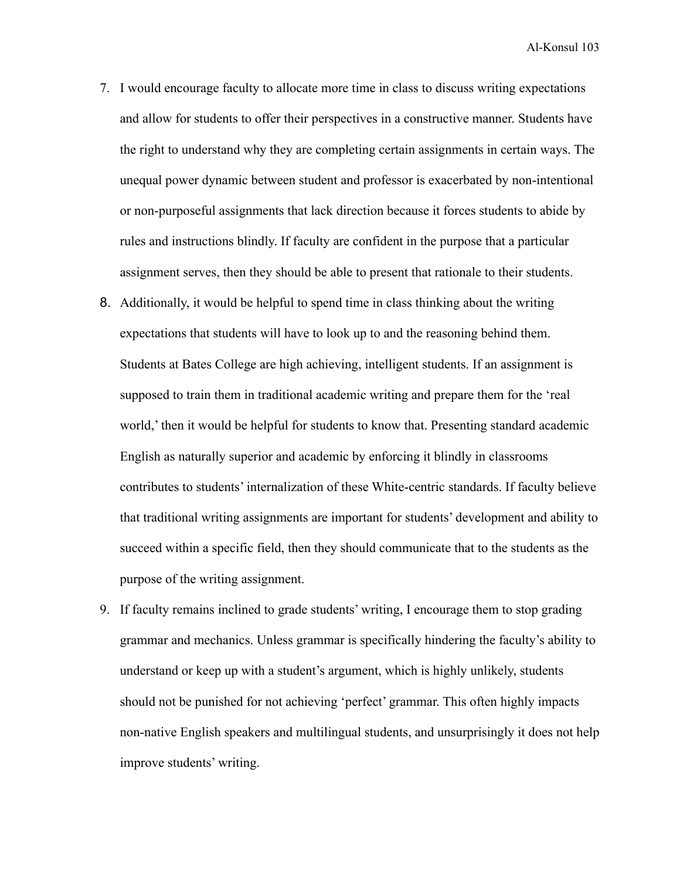7. I would encourage faculty to allocate more time in class to discuss writing expectations and allow for students to offer their perspectives in a constructive manner. Students have the right to understand why they are completing certain assignments in certain ways. The unequal power dynamic between student and professor is exacerbated by non-intentional or non-purposeful assignments that lack direction because it forces students to abide by rules and instructions blindly. If faculty are confident in the purpose that a particular assignment serves, then they should be able to present that rationale to their students.
8. Additionally, it would be helpful to spend time in class thinking about the writing expectations that students will have to look up to and the reasoning behind them. Students at Bates College are high achieving, intelligent students. If an assignment is supposed to train them in traditional academic writing and prepare them for the 'real world,' then it would be helpful for students to know that. Presenting standard academic English as naturally superior and academic by enforcing it blindly in classrooms contributes to students' internalization of these White-centric standards. If faculty believe that traditional writing assignments are important for students' development and ability to succeed within a specific field, then they should communicate that to the students as the purpose of the writing assignment.
9. If faculty remains inclined to grade students' writing, I encourage them to stop grading grammar and mechanics. Unless grammar is specifically hindering the faculty's ability to understand or keep up with a student's argument, which is highly unlikely, students should not be punished for not achieving 'perfect' grammar. This often highly impacts non-native English speakers and multilingual students, and unsurprisingly it does not help improve students' writing.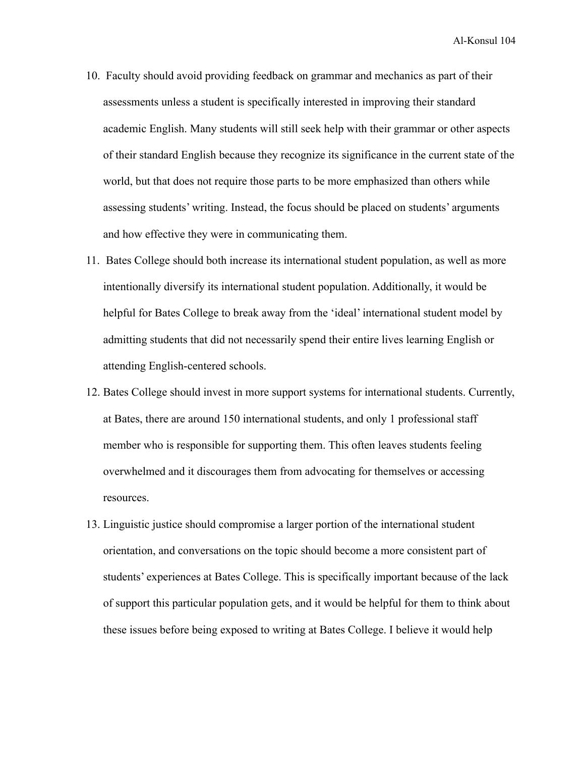10. Faculty should avoid providing feedback on grammar and mechanics as part of their assessments unless a student is specifically interested in improving their standard academic English. Many students will still seek help with their grammar or other aspects of their standard English because they recognize its significance in the current state of the world, but that does not require those parts to be more emphasized than others while assessing students' writing. Instead, the focus should be placed on students' arguments and how effective they were in communicating them.
11. Bates College should both increase its international student population, as well as more intentionally diversify its international student population. Additionally, it would be helpful for Bates College to break away from the 'ideal' international student model by admitting students that did not necessarily spend their entire lives learning English or attending English-centered schools.
12. Bates College should invest in more support systems for international students. Currently, at Bates, there are around 150 international students, and only 1 professional staff member who is responsible for supporting them. This often leaves students feeling overwhelmed and it discourages them from advocating for themselves or accessing resources.
13. Linguistic justice should compromise a larger portion of the international student orientation, and conversations on the topic should become a more consistent part of students' experiences at Bates College. This is specifically important because of the lack of support this particular population gets, and it would be helpful for them to think about these issues before being exposed to writing at Bates College. I believe it would help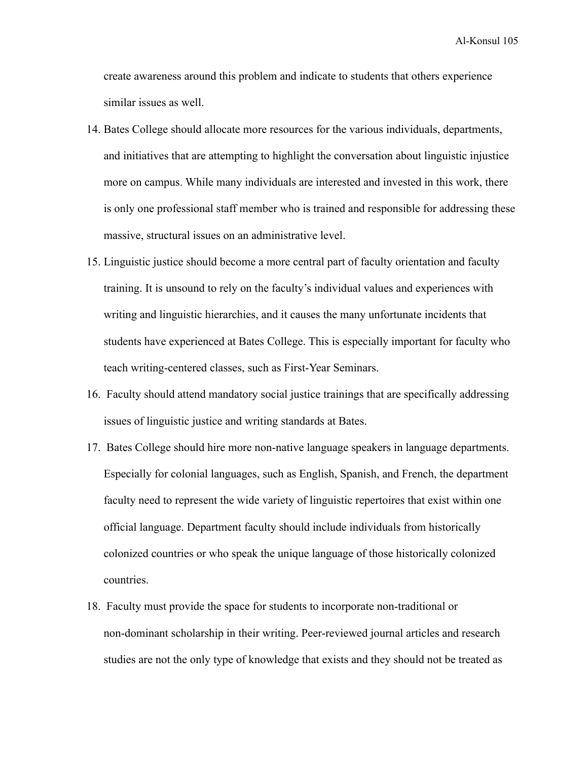create awareness around this problem and indicate to students that others experience similar issues as well.

14. Bates College should allocate more resources for the various individuals, departments, and initiatives that are attempting to highlight the conversation about linguistic injustice more on campus. While many individuals are interested and invested in this work, there is only one professional staff member who is trained and responsible for addressing these massive, structural issues on an administrative level.
15. Linguistic justice should become a more central part of faculty orientation and faculty training. It is unsound to rely on the faculty's individual values and experiences with writing and linguistic hierarchies, and it causes the many unfortunate incidents that students have experienced at Bates College. This is especially important for faculty who teach writing-centered classes, such as First-Year Seminars.
16. Faculty should attend mandatory social justice trainings that are specifically addressing issues of linguistic justice and writing standards at Bates.
17. Bates College should hire more non-native language speakers in language departments. Especially for colonial languages, such as English, Spanish, and French, the department faculty need to represent the wide variety of linguistic repertoires that exist within one official language. Department faculty should include individuals from historically colonized countries or who speak the unique language of those historically colonized countries.
18. Faculty must provide the space for students to incorporate non-traditional or non-dominant scholarship in their writing. Peer-reviewed journal articles and research studies are not the only type of knowledge that exists and they should not be treated as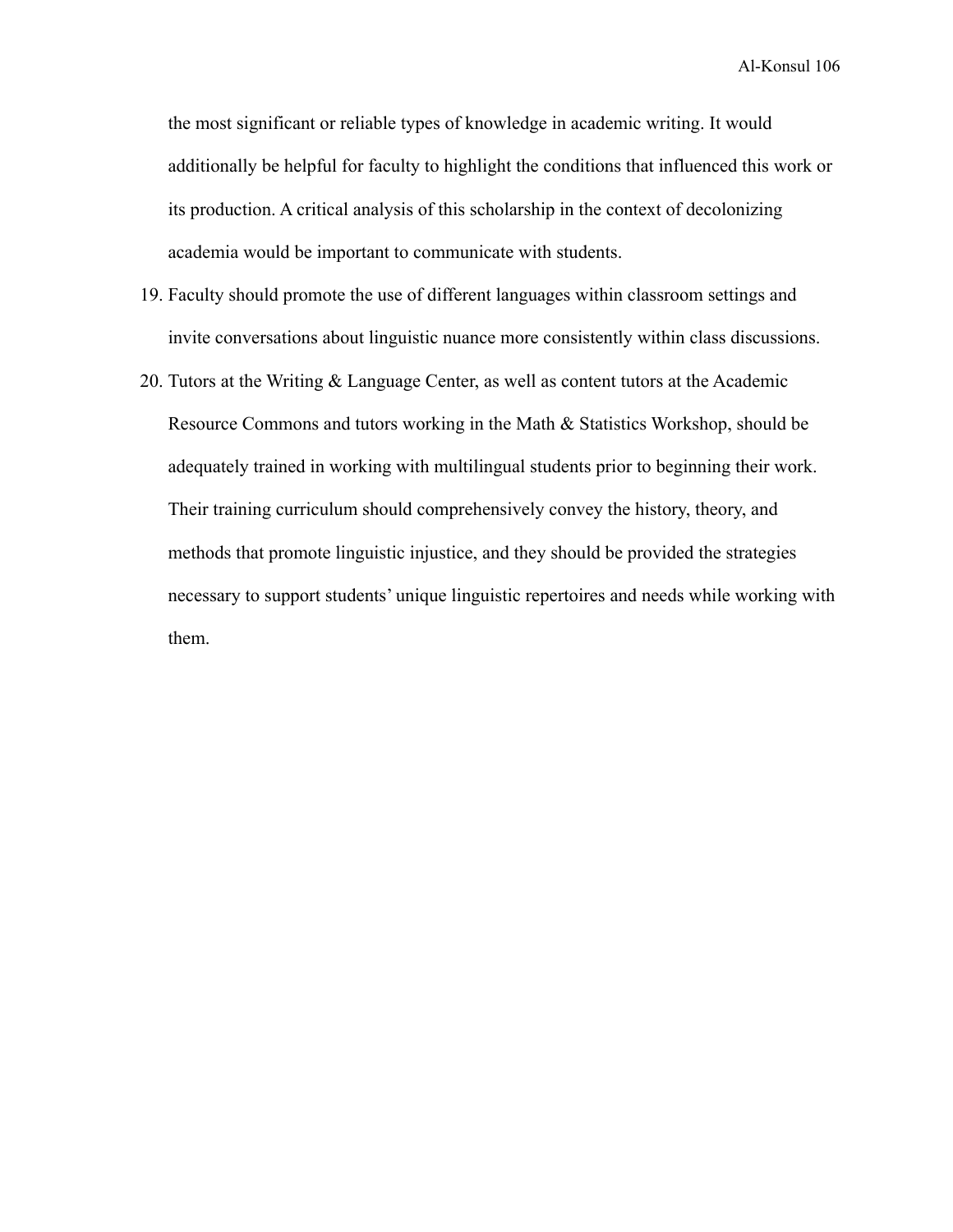the most significant or reliable types of knowledge in academic writing. It would additionally be helpful for faculty to highlight the conditions that influenced this work or its production. A critical analysis of this scholarship in the context of decolonizing academia would be important to communicate with students.

19. Faculty should promote the use of different languages within classroom settings and invite conversations about linguistic nuance more consistently within class discussions.
20. Tutors at the Writing & Language Center, as well as content tutors at the Academic Resource Commons and tutors working in the Math & Statistics Workshop, should be adequately trained in working with multilingual students prior to beginning their work. Their training curriculum should comprehensively convey the history, theory, and methods that promote linguistic injustice, and they should be provided the strategies necessary to support students' unique linguistic repertoires and needs while working with them.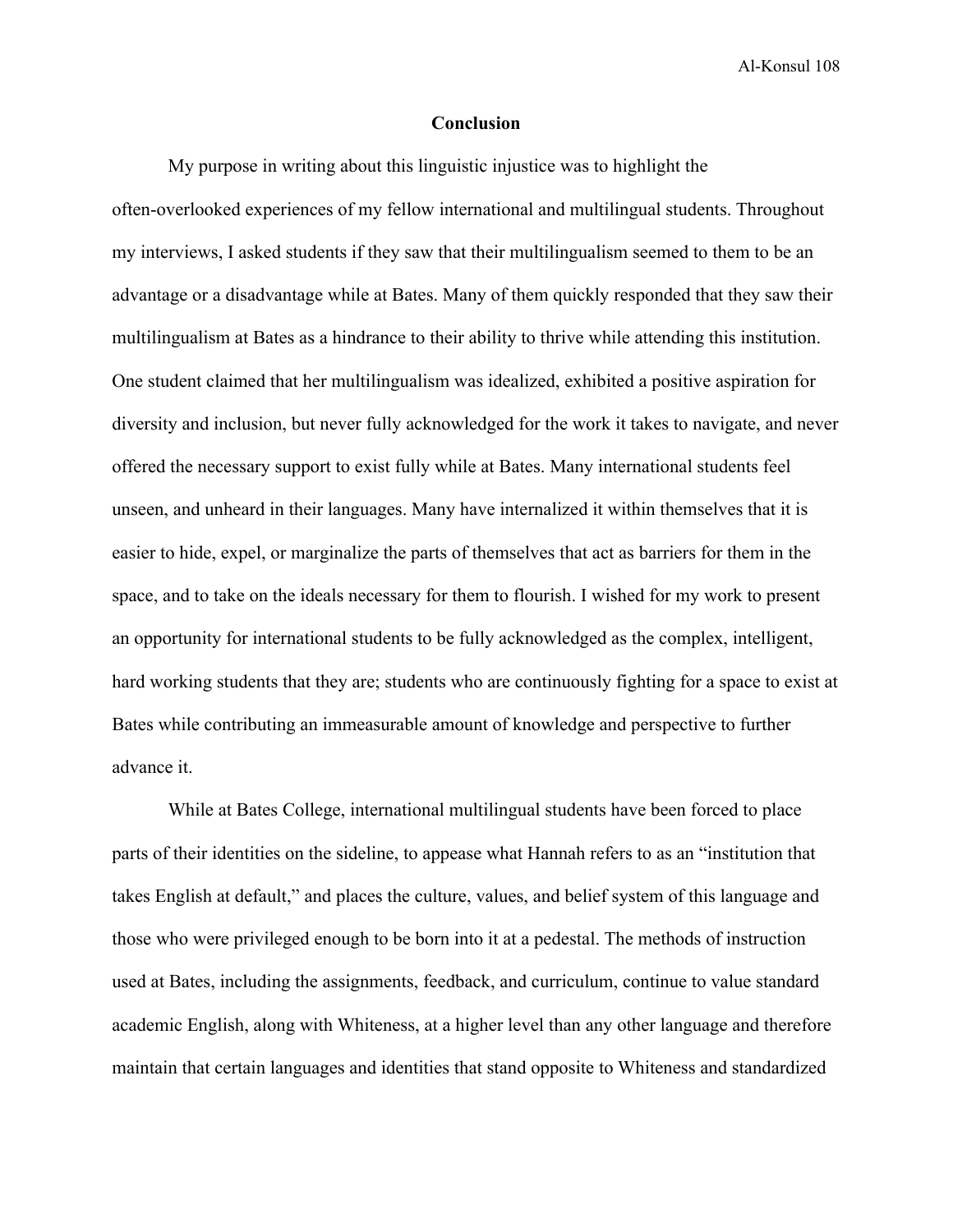# Conclusion

My purpose in writing about this linguistic injustice was to highlight the often-overlooked experiences of my fellow international and multilingual students. Throughout my interviews, I asked students if they saw that their multilingualism seemed to them to be an advantage or a disadvantage while at Bates. Many of them quickly responded that they saw their multilingualism at Bates as a hindrance to their ability to thrive while attending this institution. One student claimed that her multilingualism was idealized, exhibited a positive aspiration for diversity and inclusion, but never fully acknowledged for the work it takes to navigate, and never offered the necessary support to exist fully while at Bates. Many international students feel unseen, and unheard in their languages. Many have internalized it within themselves that it is easier to hide, expel, or marginalize the parts of themselves that act as barriers for them in the space, and to take on the ideals necessary for them to flourish. I wished for my work to present an opportunity for international students to be fully acknowledged as the complex, intelligent, hard working students that they are; students who are continuously fighting for a space to exist at Bates while contributing an immeasurable amount of knowledge and perspective to further advance it.

While at Bates College, international multilingual students have been forced to place parts of their identities on the sideline, to appease what Hannah refers to as an "institution that takes English at default," and places the culture, values, and belief system of this language and those who were privileged enough to be born into it at a pedestal. The methods of instruction used at Bates, including the assignments, feedback, and curriculum, continue to value standard academic English, along with Whiteness, at a higher level than any other language and therefore maintain that certain languages and identities that stand opposite to Whiteness and standardized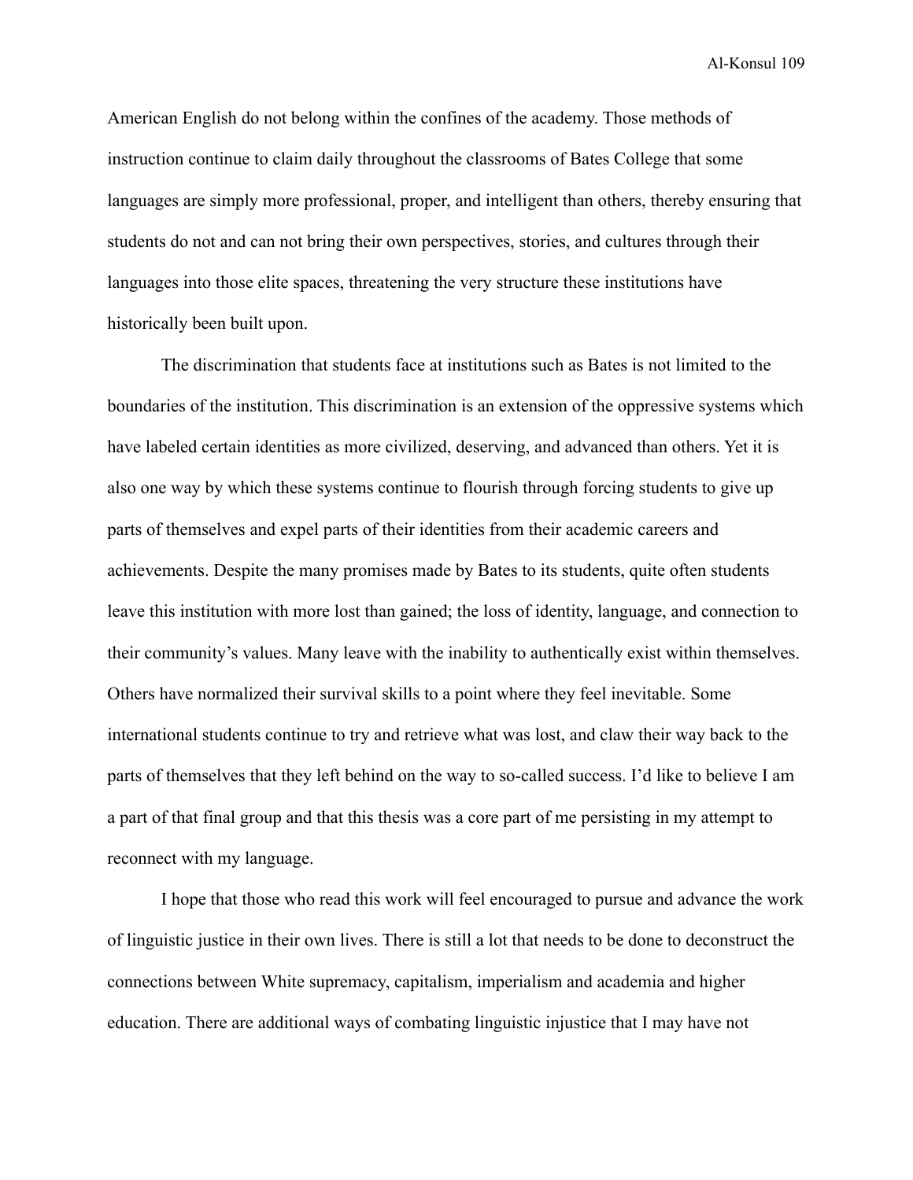American English do not belong within the confines of the academy. Those methods of instruction continue to claim daily throughout the classrooms of Bates College that some languages are simply more professional, proper, and intelligent than others, thereby ensuring that students do not and can not bring their own perspectives, stories, and cultures through their languages into those elite spaces, threatening the very structure these institutions have historically been built upon.

The discrimination that students face at institutions such as Bates is not limited to the boundaries of the institution. This discrimination is an extension of the oppressive systems which have labeled certain identities as more civilized, deserving, and advanced than others. Yet it is also one way by which these systems continue to flourish through forcing students to give up parts of themselves and expel parts of their identities from their academic careers and achievements. Despite the many promises made by Bates to its students, quite often students leave this institution with more lost than gained; the loss of identity, language, and connection to their community's values. Many leave with the inability to authentically exist within themselves. Others have normalized their survival skills to a point where they feel inevitable. Some international students continue to try and retrieve what was lost, and claw their way back to the parts of themselves that they left behind on the way to so-called success. I'd like to believe I am a part of that final group and that this thesis was a core part of me persisting in my attempt to reconnect with my language.

I hope that those who read this work will feel encouraged to pursue and advance the work of linguistic justice in their own lives. There is still a lot that needs to be done to deconstruct the connections between White supremacy, capitalism, imperialism and academia and higher education. There are additional ways of combating linguistic injustice that I may have not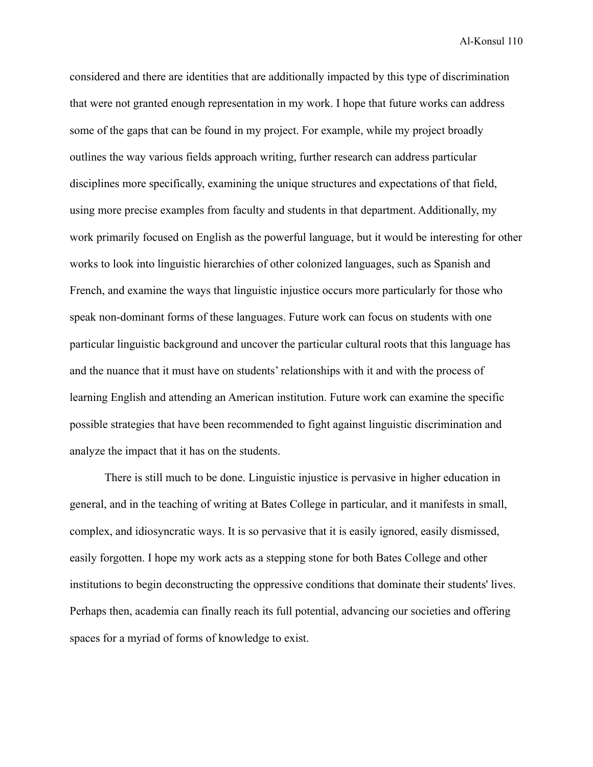considered and there are identities that are additionally impacted by this type of discrimination that were not granted enough representation in my work. I hope that future works can address some of the gaps that can be found in my project. For example, while my project broadly outlines the way various fields approach writing, further research can address particular disciplines more specifically, examining the unique structures and expectations of that field, using more precise examples from faculty and students in that department. Additionally, my work primarily focused on English as the powerful language, but it would be interesting for other works to look into linguistic hierarchies of other colonized languages, such as Spanish and French, and examine the ways that linguistic injustice occurs more particularly for those who speak non-dominant forms of these languages. Future work can focus on students with one particular linguistic background and uncover the particular cultural roots that this language has and the nuance that it must have on students' relationships with it and with the process of learning English and attending an American institution. Future work can examine the specific possible strategies that have been recommended to fight against linguistic discrimination and analyze the impact that it has on the students.

There is still much to be done. Linguistic injustice is pervasive in higher education in general, and in the teaching of writing at Bates College in particular, and it manifests in small, complex, and idiosyncratic ways. It is so pervasive that it is easily ignored, easily dismissed, easily forgotten. I hope my work acts as a stepping stone for both Bates College and other institutions to begin deconstructing the oppressive conditions that dominate their students' lives. Perhaps then, academia can finally reach its full potential, advancing our societies and offering spaces for a myriad of forms of knowledge to exist.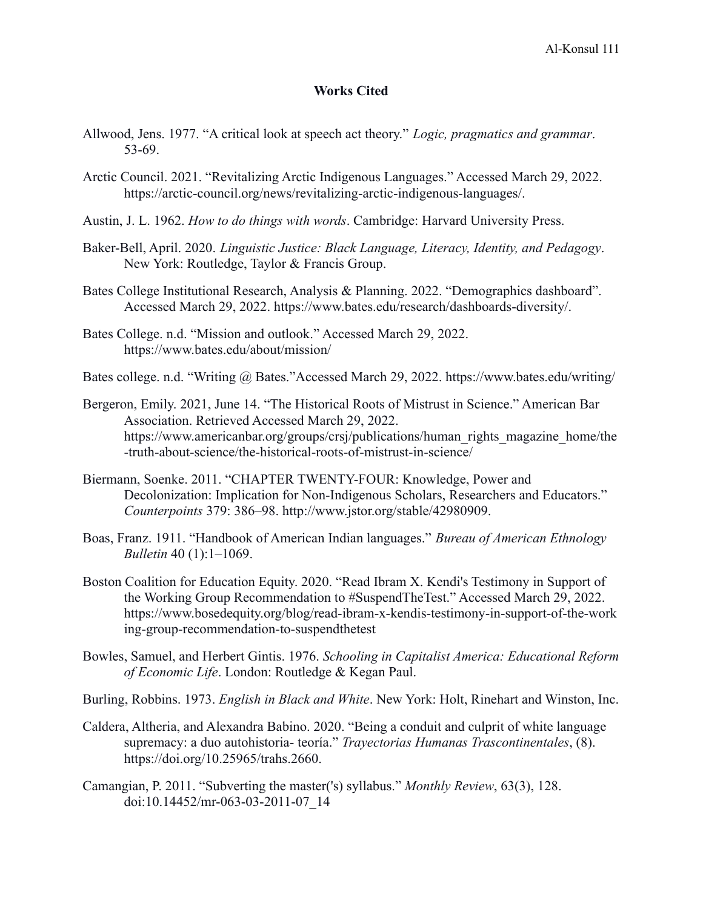**Works Cited**

Allwood, Jens. 1977. "A critical look at speech act theory." *Logic, pragmatics and grammar*. 53-69.

Arctic Council. 2021. "Revitalizing Arctic Indigenous Languages." Accessed March 29, 2022. https://arctic-council.org/news/revitalizing-arctic-indigenous-languages/.

Austin, J. L. 1962. *How to do things with words*. Cambridge: Harvard University Press.

Baker-Bell, April. 2020. *Linguistic Justice: Black Language, Literacy, Identity, and Pedagogy*. New York: Routledge, Taylor & Francis Group.

Bates College Institutional Research, Analysis & Planning. 2022. "Demographics dashboard". Accessed March 29, 2022. https://www.bates.edu/research/dashboards-diversity/.

Bates College. n.d. "Mission and outlook." Accessed March 29, 2022. https://www.bates.edu/about/mission/

Bates college. n.d. "Writing @ Bates."Accessed March 29, 2022. https://www.bates.edu/writing/

Bergeron, Emily. 2021, June 14. "The Historical Roots of Mistrust in Science." American Bar Association. Retrieved Accessed March 29, 2022. https://www.americanbar.org/groups/crsj/publications/human_rights_magazine_home/the-truth-about-science/the-historical-roots-of-mistrust-in-science/

Biermann, Soenke. 2011. "CHAPTER TWENTY-FOUR: Knowledge, Power and Decolonization: Implication for Non-Indigenous Scholars, Researchers and Educators." *Counterpoints* 379: 386–98. http://www.jstor.org/stable/42980909.

Boas, Franz. 1911. "Handbook of American Indian languages." *Bureau of American Ethnology Bulletin* 40 (1):1–1069.

Boston Coalition for Education Equity. 2020. "Read Ibram X. Kendi's Testimony in Support of the Working Group Recommendation to #SuspendTheTest." Accessed March 29, 2022. https://www.bosedequity.org/blog/read-ibram-x-kendis-testimony-in-support-of-the-working-group-recommendation-to-suspendthetest

Bowles, Samuel, and Herbert Gintis. 1976. *Schooling in Capitalist America: Educational Reform of Economic Life*. London: Routledge & Kegan Paul.

Burling, Robbins. 1973. *English in Black and White*. New York: Holt, Rinehart and Winston, Inc.

Caldera, Altheria, and Alexandra Babino. 2020. "Being a conduit and culprit of white language supremacy: a duo autohistoria- teoría." *Trayectorias Humanas Trascontinentales*, (8). https://doi.org/10.25965/trahs.2660.

Camangian, P. 2011. "Subverting the master('s) syllabus." *Monthly Review*, 63(3), 128. doi:10.14452/mr-063-03-2011-07_14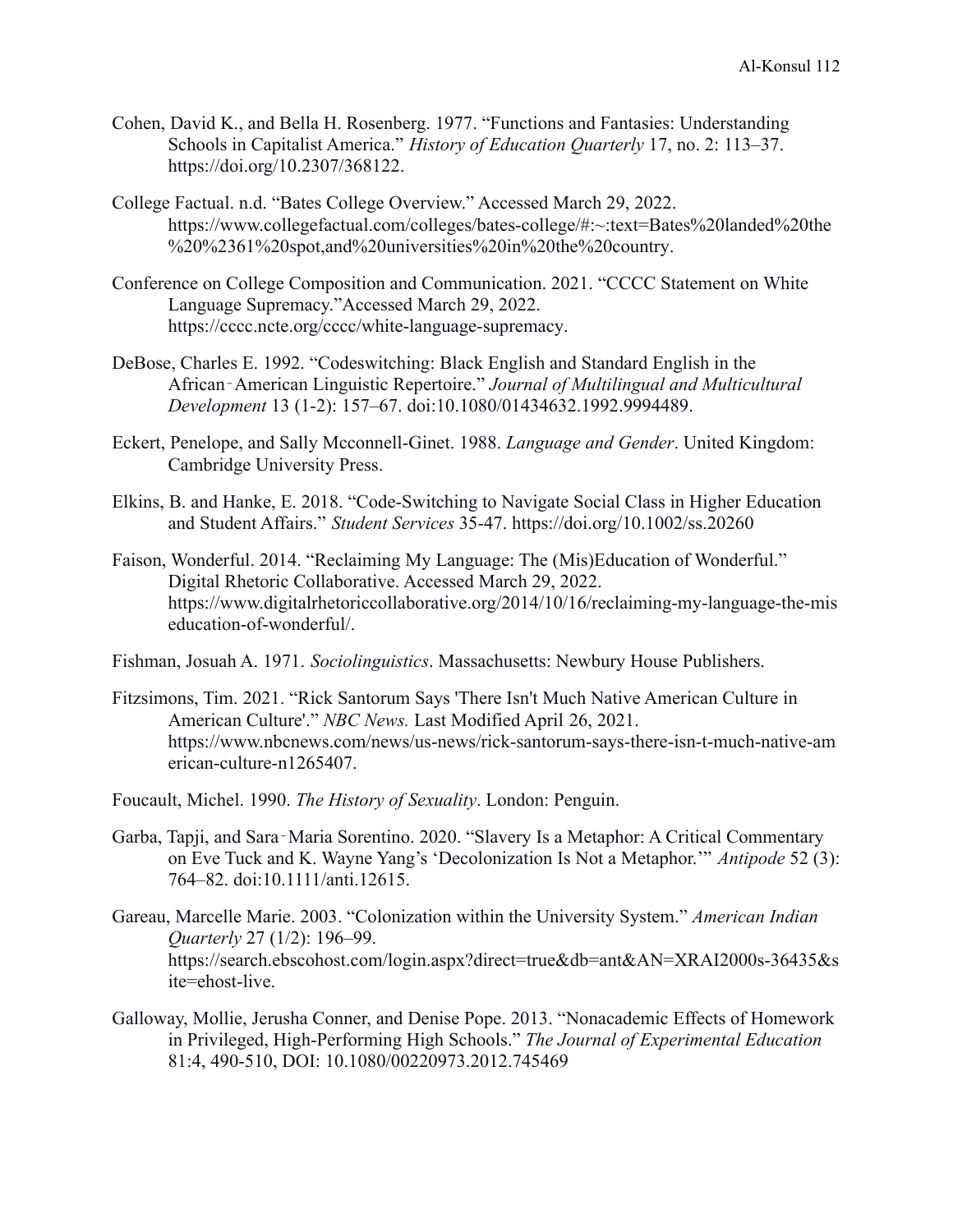Cohen, David K., and Bella H. Rosenberg. 1977. “Functions and Fantasies: Understanding Schools in Capitalist America.” *History of Education Quarterly* 17, no. 2: 113–37. https://doi.org/10.2307/368122.

College Factual. n.d. “Bates College Overview.” Accessed March 29, 2022. https://www.collegefactual.com/colleges/bates-college/#:~:text=Bates%20landed%20the%20%2361%20spot,and%20universities%20in%20the%20country.

Conference on College Composition and Communication. 2021. “CCCC Statement on White Language Supremacy.”Accessed March 29, 2022. https://cccc.ncte.org/cccc/white-language-supremacy.

DeBose, Charles E. 1992. “Codeswitching: Black English and Standard English in the African‐American Linguistic Repertoire.” *Journal of Multilingual and Multicultural Development* 13 (1-2): 157–67. doi:10.1080/01434632.1992.9994489.

Eckert, Penelope, and Sally Mcconnell-Ginet. 1988. *Language and Gender*. United Kingdom: Cambridge University Press.

Elkins, B. and Hanke, E. 2018. “Code-Switching to Navigate Social Class in Higher Education and Student Affairs.” *Student Services* 35-47. https://doi.org/10.1002/ss.20260

Faison, Wonderful. 2014. “Reclaiming My Language: The (Mis)Education of Wonderful.” Digital Rhetoric Collaborative. Accessed March 29, 2022. https://www.digitalrhetoriccollaborative.org/2014/10/16/reclaiming-my-language-the-miseducation-of-wonderful/.

Fishman, Josuah A. 1971. *Sociolinguistics*. Massachusetts: Newbury House Publishers.

Fitzsimons, Tim. 2021. “Rick Santorum Says 'There Isn't Much Native American Culture in American Culture'.” *NBC News.* Last Modified April 26, 2021. https://www.nbcnews.com/news/us-news/rick-santorum-says-there-isn-t-much-native-american-culture-n1265407.

Foucault, Michel. 1990. *The History of Sexuality*. London: Penguin.

Garba, Tapji, and Sara‐Maria Sorentino. 2020. “Slavery Is a Metaphor: A Critical Commentary on Eve Tuck and K. Wayne Yang’s ‘Decolonization Is Not a Metaphor.’” *Antipode* 52 (3): 764–82. doi:10.1111/anti.12615.

Gareau, Marcelle Marie. 2003. “Colonization within the University System.” *American Indian Quarterly* 27 (1/2): 196–99. https://search.ebscohost.com/login.aspx?direct=true&db=ant&AN=XRAI2000s-36435&site=ehost-live.

Galloway, Mollie, Jerusha Conner, and Denise Pope. 2013. “Nonacademic Effects of Homework in Privileged, High-Performing High Schools.” *The Journal of Experimental Education* 81:4, 490-510, DOI: 10.1080/00220973.2012.745469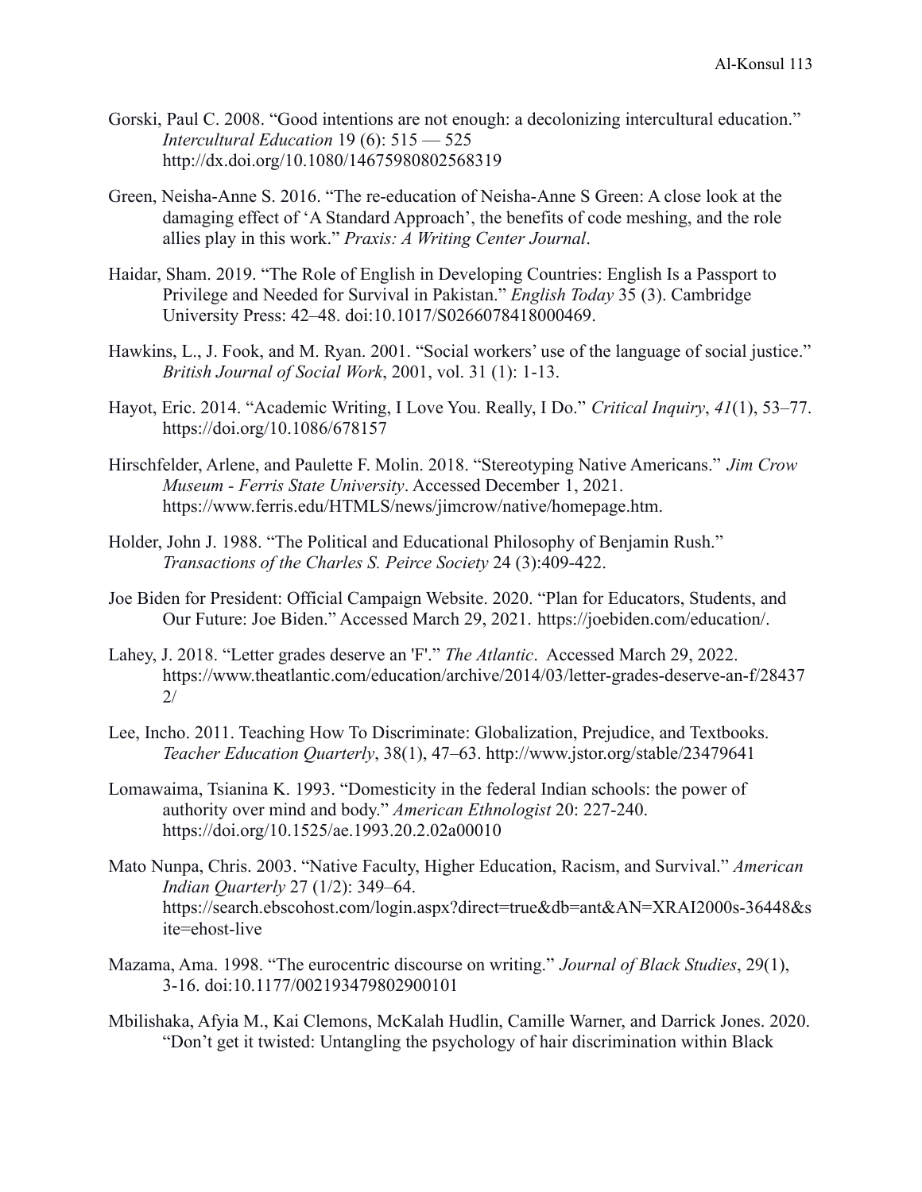Gorski, Paul C. 2008. "Good intentions are not enough: a decolonizing intercultural education." *Intercultural Education* 19 (6): 515 — 525 http://dx.doi.org/10.1080/14675980802568319

Green, Neisha-Anne S. 2016. "The re-education of Neisha-Anne S Green: A close look at the damaging effect of 'A Standard Approach', the benefits of code meshing, and the role allies play in this work." *Praxis: A Writing Center Journal*.

Haidar, Sham. 2019. "The Role of English in Developing Countries: English Is a Passport to Privilege and Needed for Survival in Pakistan." *English Today* 35 (3). Cambridge University Press: 42–48. doi:10.1017/S0266078418000469.

Hawkins, L., J. Fook, and M. Ryan. 2001. "Social workers' use of the language of social justice." *British Journal of Social Work*, 2001, vol. 31 (1): 1-13.

Hayot, Eric. 2014. "Academic Writing, I Love You. Really, I Do." *Critical Inquiry*, *41*(1), 53–77. https://doi.org/10.1086/678157

Hirschfelder, Arlene, and Paulette F. Molin. 2018. "Stereotyping Native Americans." *Jim Crow Museum - Ferris State University*. Accessed December 1, 2021. https://www.ferris.edu/HTMLS/news/jimcrow/native/homepage.htm.

Holder, John J. 1988. "The Political and Educational Philosophy of Benjamin Rush." *Transactions of the Charles S. Peirce Society* 24 (3):409-422.

Joe Biden for President: Official Campaign Website. 2020. "Plan for Educators, Students, and Our Future: Joe Biden." Accessed March 29, 2021. https://joebiden.com/education/.

Lahey, J. 2018. "Letter grades deserve an 'F'." *The Atlantic*. Accessed March 29, 2022. https://www.theatlantic.com/education/archive/2014/03/letter-grades-deserve-an-f/284372/

Lee, Incho. 2011. Teaching How To Discriminate: Globalization, Prejudice, and Textbooks. *Teacher Education Quarterly*, 38(1), 47–63. http://www.jstor.org/stable/23479641

Lomawaima, Tsianina K. 1993. "Domesticity in the federal Indian schools: the power of authority over mind and body." *American Ethnologist* 20: 227-240. https://doi.org/10.1525/ae.1993.20.2.02a00010

Mato Nunpa, Chris. 2003. "Native Faculty, Higher Education, Racism, and Survival." *American Indian Quarterly* 27 (1/2): 349–64. https://search.ebscohost.com/login.aspx?direct=true&db=ant&AN=XRAI2000s-36448&site=ehost-live

Mazama, Ama. 1998. "The eurocentric discourse on writing." *Journal of Black Studies*, 29(1), 3-16. doi:10.1177/002193479802900101

Mbilishaka, Afiya M., Kai Clemons, McKalah Hudlin, Camille Warner, and Darrick Jones. 2020. "Don't get it twisted: Untangling the psychology of hair discrimination within Black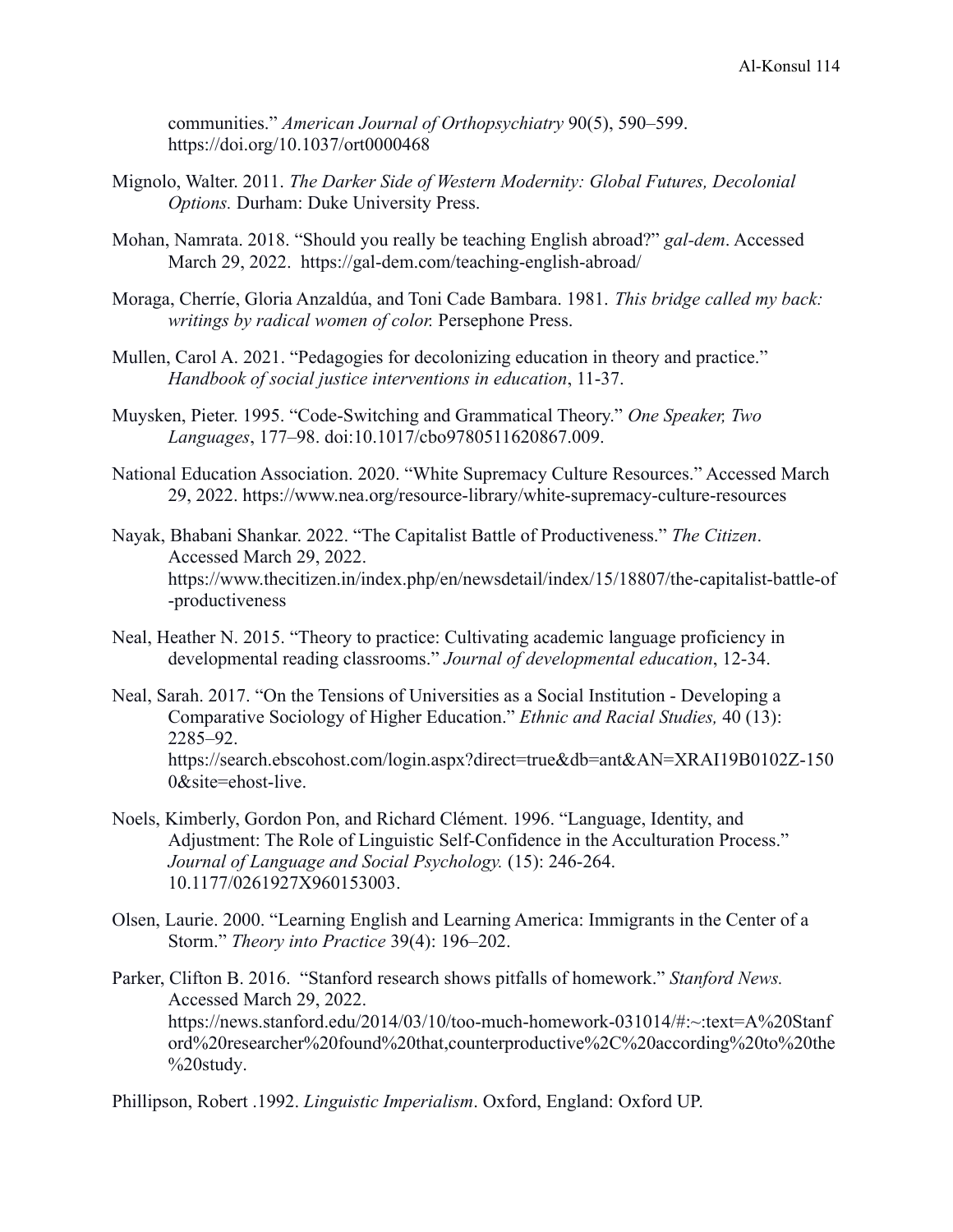communities." *American Journal of Orthopsychiatry* 90(5), 590–599. https://doi.org/10.1037/ort0000468

Mignolo, Walter. 2011. *The Darker Side of Western Modernity: Global Futures, Decolonial Options.* Durham: Duke University Press.

Mohan, Namrata. 2018. "Should you really be teaching English abroad?" *gal-dem*. Accessed March 29, 2022. https://gal-dem.com/teaching-english-abroad/

Moraga, Cherríe, Gloria Anzaldúa, and Toni Cade Bambara. 1981. *This bridge called my back: writings by radical women of color.* Persephone Press.

Mullen, Carol A. 2021. "Pedagogies for decolonizing education in theory and practice." *Handbook of social justice interventions in education*, 11-37.

Muysken, Pieter. 1995. "Code-Switching and Grammatical Theory." *One Speaker, Two Languages*, 177–98. doi:10.1017/cbo9780511620867.009.

National Education Association. 2020. "White Supremacy Culture Resources." Accessed March 29, 2022. https://www.nea.org/resource-library/white-supremacy-culture-resources

Nayak, Bhabani Shankar. 2022. "The Capitalist Battle of Productiveness." *The Citizen*. Accessed March 29, 2022. https://www.thecitizen.in/index.php/en/newsdetail/index/15/18807/the-capitalist-battle-of-productiveness

Neal, Heather N. 2015. "Theory to practice: Cultivating academic language proficiency in developmental reading classrooms." *Journal of developmental education*, 12-34.

Neal, Sarah. 2017. "On the Tensions of Universities as a Social Institution - Developing a Comparative Sociology of Higher Education." *Ethnic and Racial Studies,* 40 (13): 2285–92. https://search.ebscohost.com/login.aspx?direct=true&db=ant&AN=XRAI19B0102Z-1500&site=ehost-live.

Noels, Kimberly, Gordon Pon, and Richard Clément. 1996. "Language, Identity, and Adjustment: The Role of Linguistic Self-Confidence in the Acculturation Process." *Journal of Language and Social Psychology.* (15): 246-264. 10.1177/0261927X960153003.

Olsen, Laurie. 2000. "Learning English and Learning America: Immigrants in the Center of a Storm." *Theory into Practice* 39(4): 196–202.

Parker, Clifton B. 2016. "Stanford research shows pitfalls of homework." *Stanford News.* Accessed March 29, 2022. https://news.stanford.edu/2014/03/10/too-much-homework-031014/#:~:text=A%20Stanford%20researcher%20found%20that,counterproductive%2C%20according%20to%20the%20study.

Phillipson, Robert .1992. *Linguistic Imperialism*. Oxford, England: Oxford UP.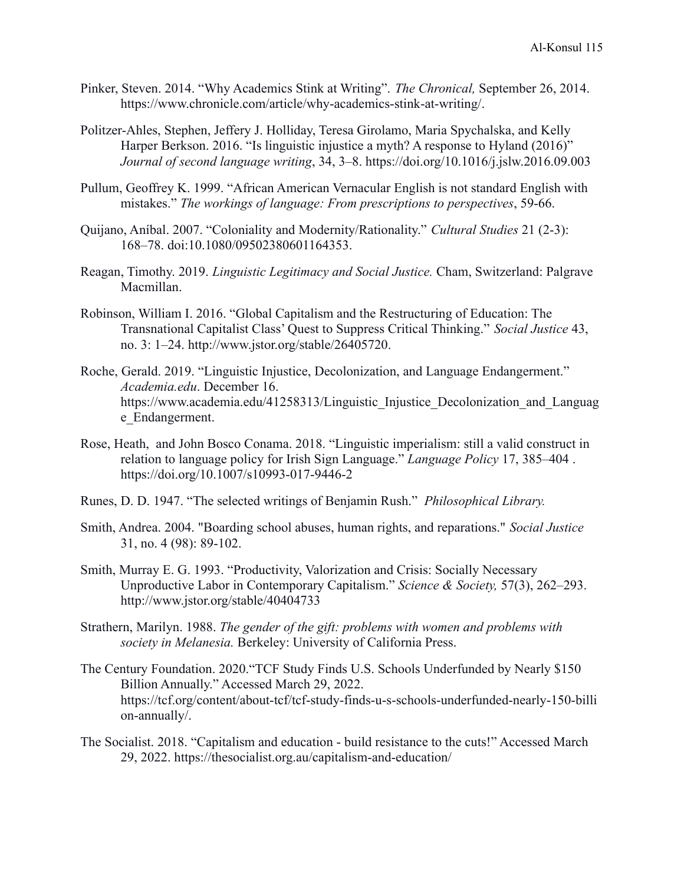Pinker, Steven. 2014. "Why Academics Stink at Writing". *The Chronical,* September 26, 2014. https://www.chronicle.com/article/why-academics-stink-at-writing/.

Politzer-Ahles, Stephen, Jeffery J. Holliday, Teresa Girolamo, Maria Spychalska, and Kelly Harper Berkson. 2016. "Is linguistic injustice a myth? A response to Hyland (2016)" *Journal of second language writing*, 34, 3–8. https://doi.org/10.1016/j.jslw.2016.09.003

Pullum, Geoffrey K. 1999. "African American Vernacular English is not standard English with mistakes." *The workings of language: From prescriptions to perspectives*, 59-66.

Quijano, Aníbal. 2007. "Coloniality and Modernity/Rationality." *Cultural Studies* 21 (2-3): 168–78. doi:10.1080/09502380601164353.

Reagan, Timothy. 2019. *Linguistic Legitimacy and Social Justice.* Cham, Switzerland: Palgrave Macmillan.

Robinson, William I. 2016. "Global Capitalism and the Restructuring of Education: The Transnational Capitalist Class' Quest to Suppress Critical Thinking." *Social Justice* 43, no. 3: 1–24. http://www.jstor.org/stable/26405720.

Roche, Gerald. 2019. "Linguistic Injustice, Decolonization, and Language Endangerment." *Academia.edu*. December 16. https://www.academia.edu/41258313/Linguistic_Injustice_Decolonization_and_Language_Endangerment.

Rose, Heath, and John Bosco Conama. 2018. "Linguistic imperialism: still a valid construct in relation to language policy for Irish Sign Language." *Language Policy* 17, 385–404 . https://doi.org/10.1007/s10993-017-9446-2

Runes, D. D. 1947. "The selected writings of Benjamin Rush." *Philosophical Library.*

Smith, Andrea. 2004. "Boarding school abuses, human rights, and reparations." *Social Justice* 31, no. 4 (98): 89-102.

Smith, Murray E. G. 1993. "Productivity, Valorization and Crisis: Socially Necessary Unproductive Labor in Contemporary Capitalism." *Science & Society,* 57(3), 262–293. http://www.jstor.org/stable/40404733

Strathern, Marilyn. 1988. *The gender of the gift: problems with women and problems with society in Melanesia.* Berkeley: University of California Press.

The Century Foundation. 2020."TCF Study Finds U.S. Schools Underfunded by Nearly $150 Billion Annually." Accessed March 29, 2022. https://tcf.org/content/about-tcf/tcf-study-finds-u-s-schools-underfunded-nearly-150-billion-annually/.

The Socialist. 2018. "Capitalism and education - build resistance to the cuts!" Accessed March 29, 2022. https://thesocialist.org.au/capitalism-and-education/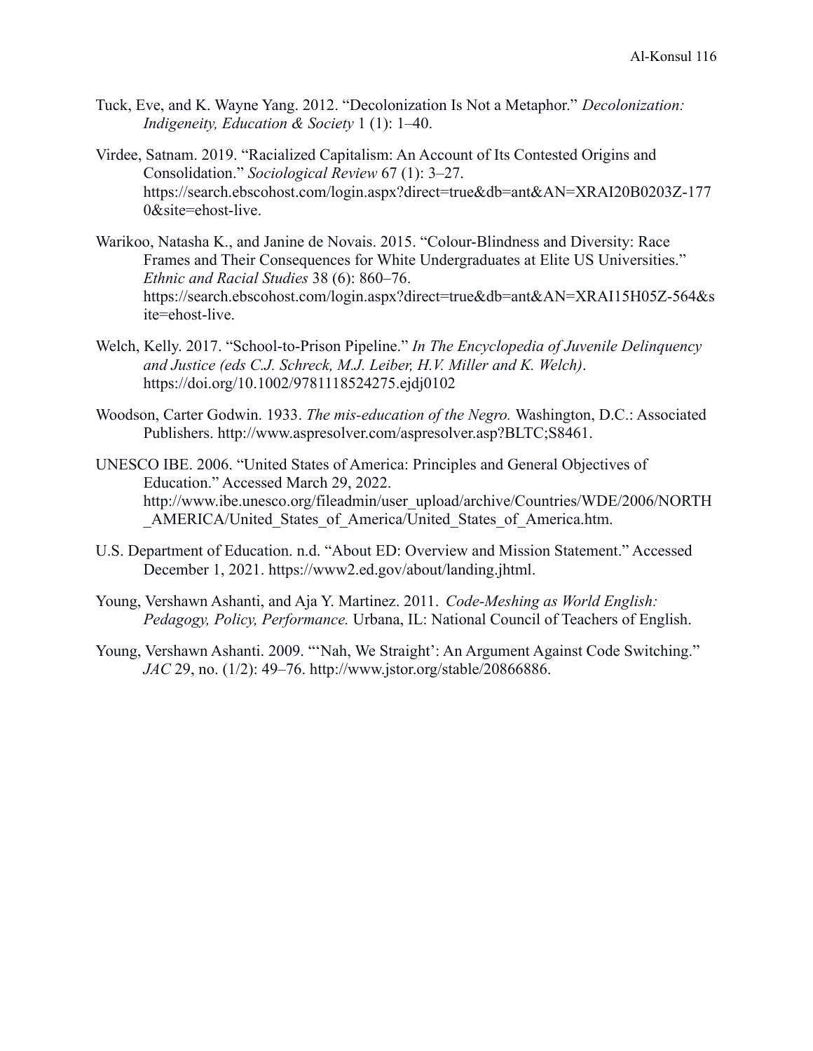Tuck, Eve, and K. Wayne Yang. 2012. "Decolonization Is Not a Metaphor." *Decolonization: Indigeneity, Education & Society* 1 (1): 1–40.

Virdee, Satnam. 2019. "Racialized Capitalism: An Account of Its Contested Origins and Consolidation." *Sociological Review* 67 (1): 3–27. https://search.ebscohost.com/login.aspx?direct=true&db=ant&AN=XRAI20B0203Z-1770&site=ehost-live.

Warikoo, Natasha K., and Janine de Novais. 2015. "Colour-Blindness and Diversity: Race Frames and Their Consequences for White Undergraduates at Elite US Universities." *Ethnic and Racial Studies* 38 (6): 860–76. https://search.ebscohost.com/login.aspx?direct=true&db=ant&AN=XRAI15H05Z-564&site=ehost-live.

Welch, Kelly. 2017. "School-to-Prison Pipeline." *In The Encyclopedia of Juvenile Delinquency and Justice (eds C.J. Schreck, M.J. Leiber, H.V. Miller and K. Welch)*. https://doi.org/10.1002/9781118524275.ejdj0102

Woodson, Carter Godwin. 1933. *The mis-education of the Negro.* Washington, D.C.: Associated Publishers. http://www.aspresolver.com/aspresolver.asp?BLTC;S8461.

UNESCO IBE. 2006. "United States of America: Principles and General Objectives of Education." Accessed March 29, 2022. http://www.ibe.unesco.org/fileadmin/user_upload/archive/Countries/WDE/2006/NORTH_AMERICA/United_States_of_America/United_States_of_America.htm.

U.S. Department of Education. n.d. "About ED: Overview and Mission Statement." Accessed December 1, 2021. https://www2.ed.gov/about/landing.jhtml.

Young, Vershawn Ashanti, and Aja Y. Martinez. 2011. *Code-Meshing as World English: Pedagogy, Policy, Performance.* Urbana, IL: National Council of Teachers of English.

Young, Vershawn Ashanti. 2009. "'Nah, We Straight': An Argument Against Code Switching." *JAC* 29, no. (1/2): 49–76. http://www.jstor.org/stable/20866886.